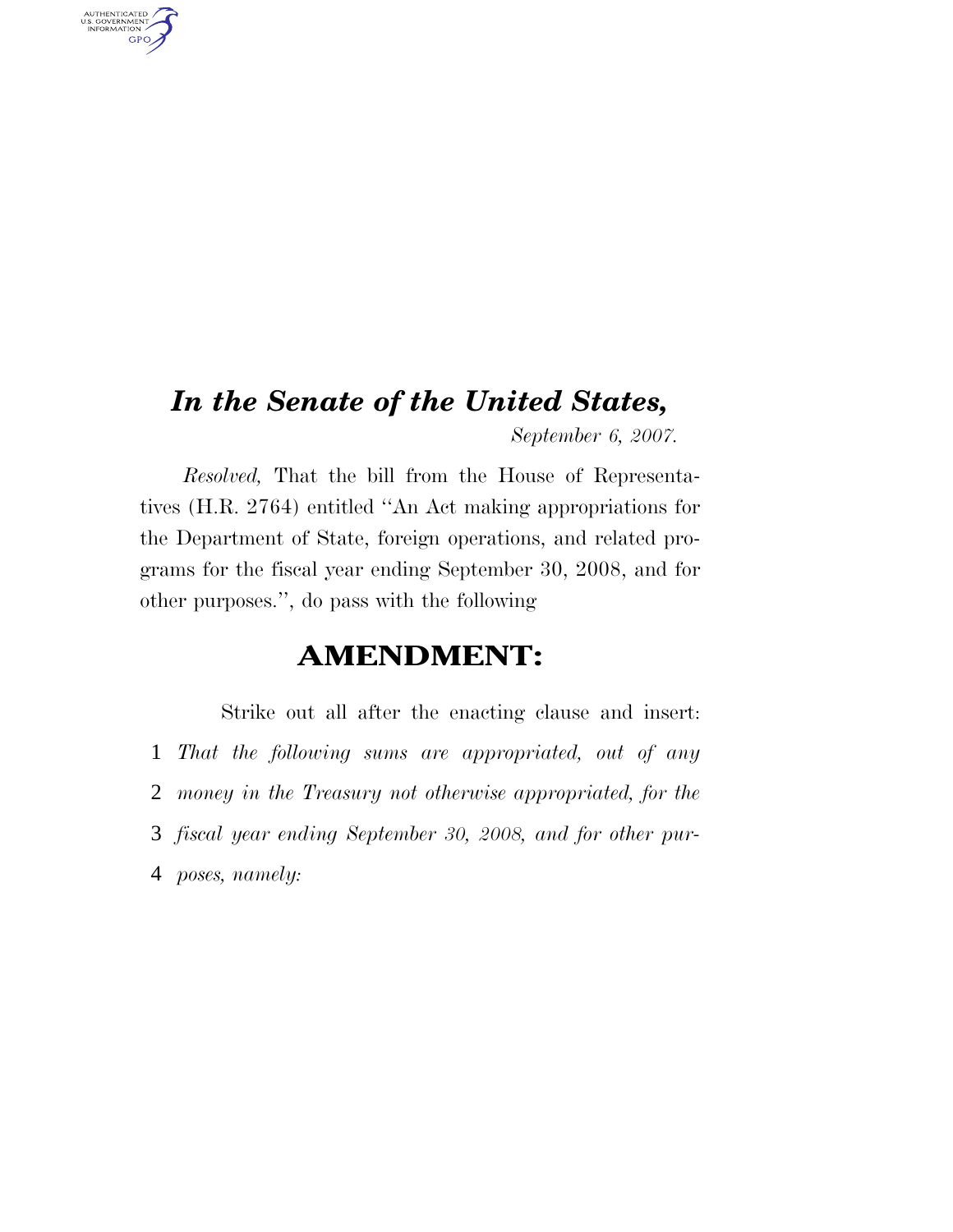# *In the Senate of the United States,*

*September 6, 2007.*

*Resolved,* That the bill from the House of Representatives (H.R. 2764) entitled "An Act making appropriations for the Department of State, foreign operations, and related programs for the fiscal year ending September 30, 2008, and for other purposes.", do pass with the following

## AMENDMENT:

Strike out all after the enacting clause and insert:

*That the following sums are appropriated, out of any money in the Treasury not otherwise appropriated, for the fiscal year ending September 30, 2008, and for other purposes, namely:*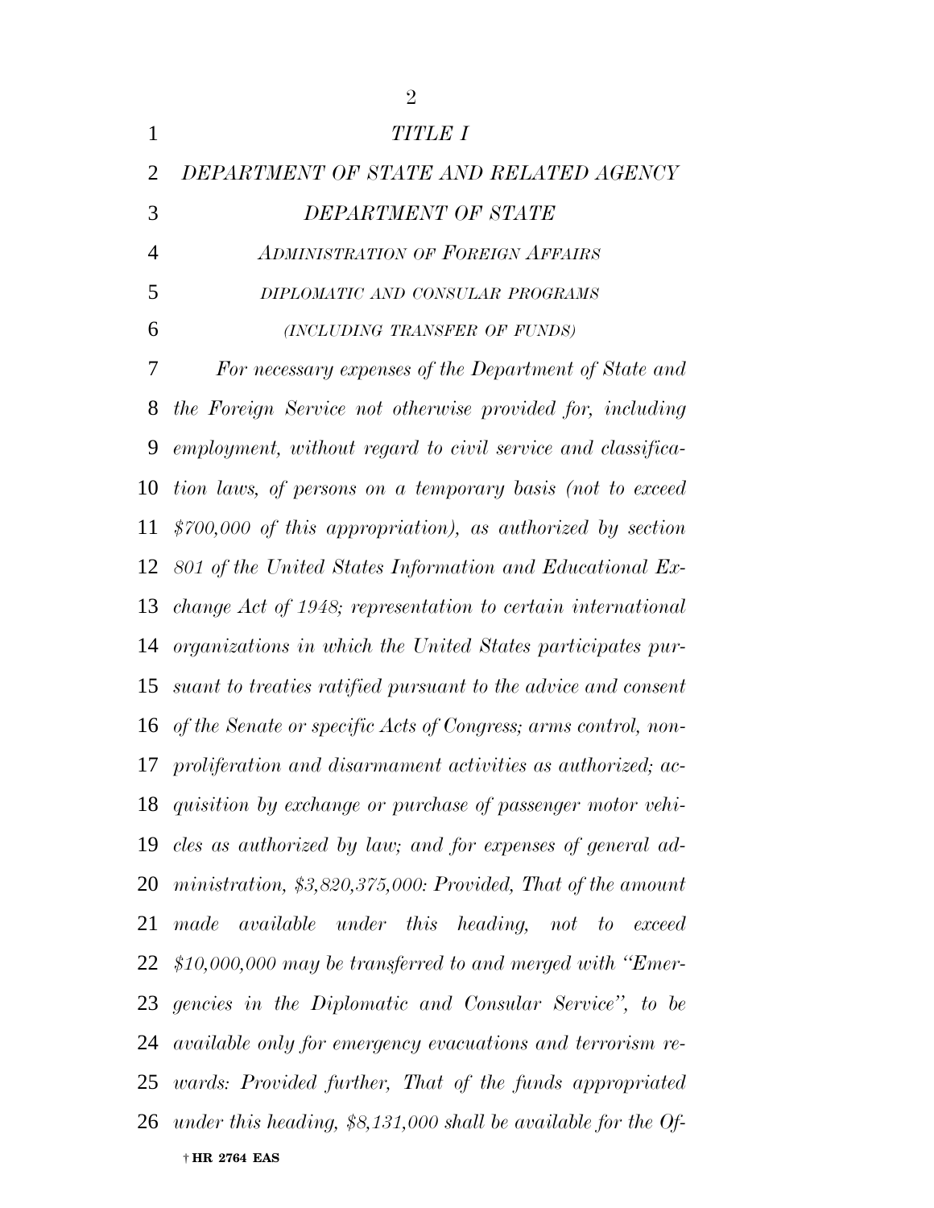*TITLE I*

*DEPARTMENT OF STATE AND RELATED AGENCY*

*DEPARTMENT OF STATE*

*ADMINISTRATION OF FOREIGN AFFAIRS*

*DIPLOMATIC AND CONSULAR PROGRAMS*

*(INCLUDING TRANSFER OF FUNDS)*

*For necessary expenses of the Department of State and the Foreign Service not otherwise provided for, including employment, without regard to civil service and classification laws, of persons on a temporary basis (not to exceed $700,000 of this appropriation), as authorized by section 801 of the United States Information and Educational Exchange Act of 1948; representation to certain international organizations in which the United States participates pursuant to treaties ratified pursuant to the advice and consent of the Senate or specific Acts of Congress; arms control, nonproliferation and disarmament activities as authorized; acquisition by exchange or purchase of passenger motor vehicles as authorized by law; and for expenses of general administration, $3,820,375,000: Provided, That of the amount made available under this heading, not to exceed $10,000,000 may be transferred to and merged with "Emergencies in the Diplomatic and Consular Service", to be available only for emergency evacuations and terrorism rewards: Provided further, That of the funds appropriated under this heading, $8,131,000 shall be available for the Of-*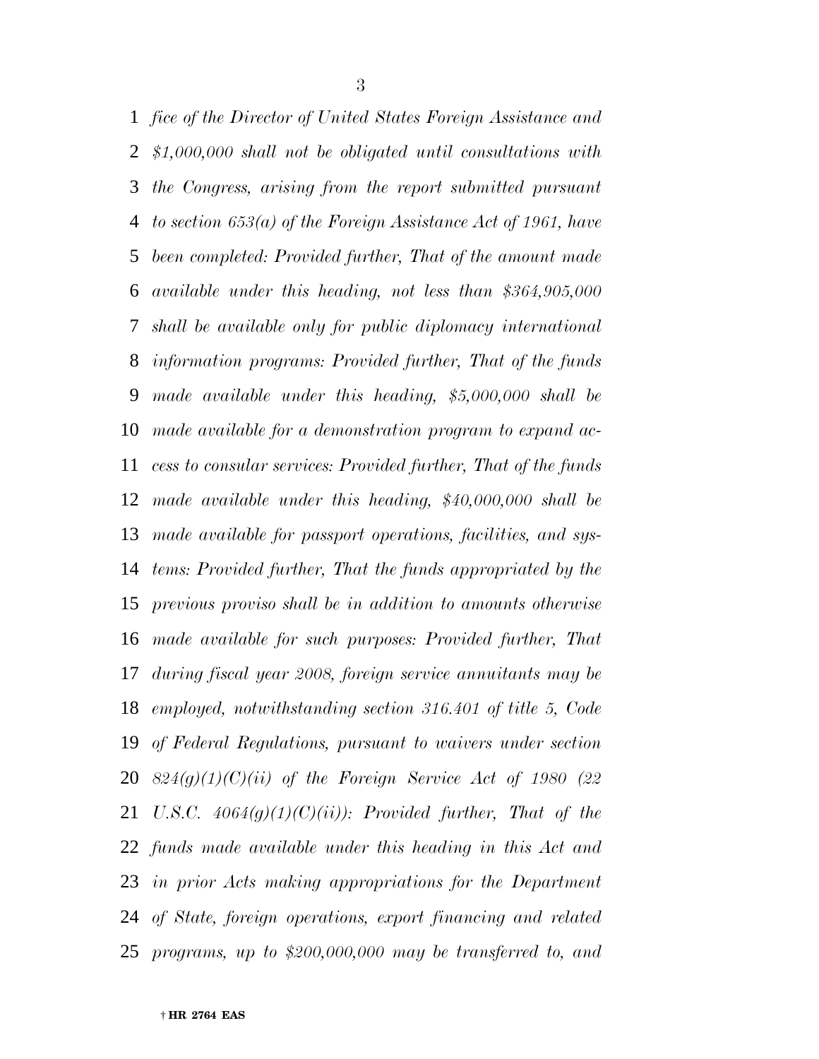*fice of the Director of United States Foreign Assistance and $1,000,000 shall not be obligated until consultations with the Congress, arising from the report submitted pursuant to section 653(a) of the Foreign Assistance Act of 1961, have been completed: Provided further, That of the amount made available under this heading, not less than $364,905,000 shall be available only for public diplomacy international information programs: Provided further, That of the funds made available under this heading, $5,000,000 shall be made available for a demonstration program to expand access to consular services: Provided further, That of the funds made available under this heading, $40,000,000 shall be made available for passport operations, facilities, and systems: Provided further, That the funds appropriated by the previous proviso shall be in addition to amounts otherwise made available for such purposes: Provided further, That during fiscal year 2008, foreign service annuitants may be employed, notwithstanding section 316.401 of title 5, Code of Federal Regulations, pursuant to waivers under section 824(g)(1)(C)(ii) of the Foreign Service Act of 1980 (22 U.S.C. 4064(g)(1)(C)(ii)): Provided further, That of the funds made available under this heading in this Act and in prior Acts making appropriations for the Department of State, foreign operations, export financing and related programs, up to $200,000,000 may be transferred to, and*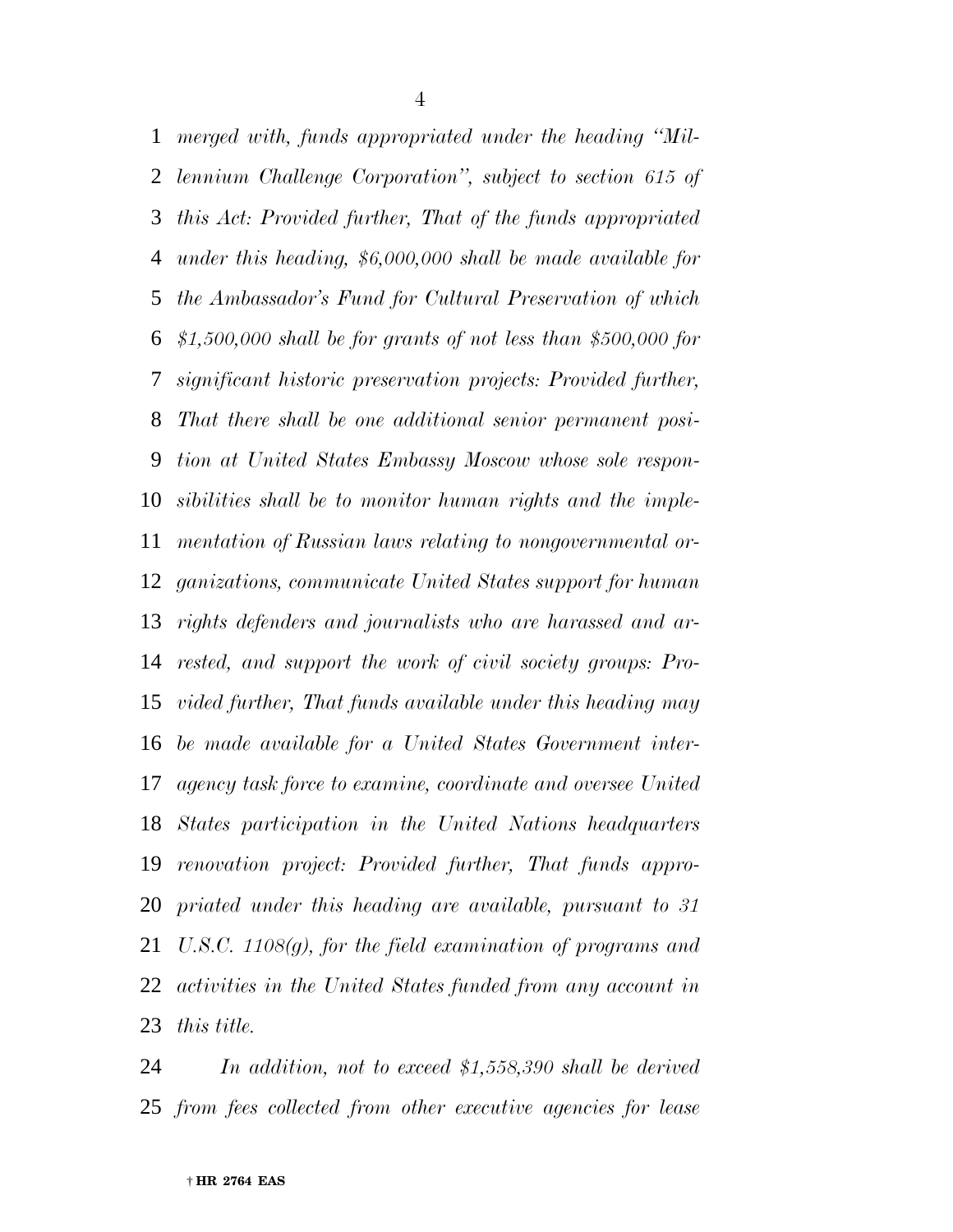*merged with, funds appropriated under the heading "Millennium Challenge Corporation", subject to section 615 of this Act: Provided further, That of the funds appropriated under this heading, $6,000,000 shall be made available for the Ambassador's Fund for Cultural Preservation of which $1,500,000 shall be for grants of not less than $500,000 for significant historic preservation projects: Provided further, That there shall be one additional senior permanent position at United States Embassy Moscow whose sole responsibilities shall be to monitor human rights and the implementation of Russian laws relating to nongovernmental organizations, communicate United States support for human rights defenders and journalists who are harassed and arrested, and support the work of civil society groups: Provided further, That funds available under this heading may be made available for a United States Government interagency task force to examine, coordinate and oversee United States participation in the United Nations headquarters renovation project: Provided further, That funds appropriated under this heading are available, pursuant to 31 U.S.C. 1108(g), for the field examination of programs and activities in the United States funded from any account in this title.*

*In addition, not to exceed $1,558,390 shall be derived from fees collected from other executive agencies for lease*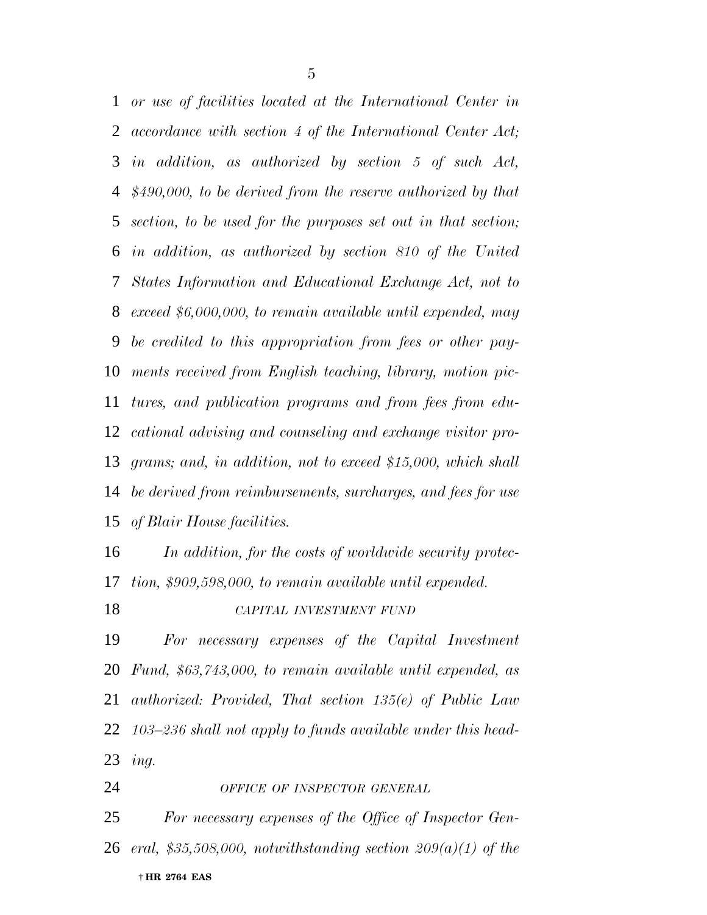*or use of facilities located at the International Center in accordance with section 4 of the International Center Act; in addition, as authorized by section 5 of such Act, $490,000, to be derived from the reserve authorized by that section, to be used for the purposes set out in that section; in addition, as authorized by section 810 of the United States Information and Educational Exchange Act, not to exceed $6,000,000, to remain available until expended, may be credited to this appropriation from fees or other payments received from English teaching, library, motion pictures, and publication programs and from fees from educational advising and counseling and exchange visitor programs; and, in addition, not to exceed $15,000, which shall be derived from reimbursements, surcharges, and fees for use of Blair House facilities.*

*In addition, for the costs of worldwide security protection, $909,598,000, to remain available until expended.*

*CAPITAL INVESTMENT FUND*

*For necessary expenses of the Capital Investment Fund, $63,743,000, to remain available until expended, as authorized: Provided, That section 135(e) of Public Law 103–236 shall not apply to funds available under this heading.*

*OFFICE OF INSPECTOR GENERAL*

*For necessary expenses of the Office of Inspector General, $35,508,000, notwithstanding section 209(a)(1) of the*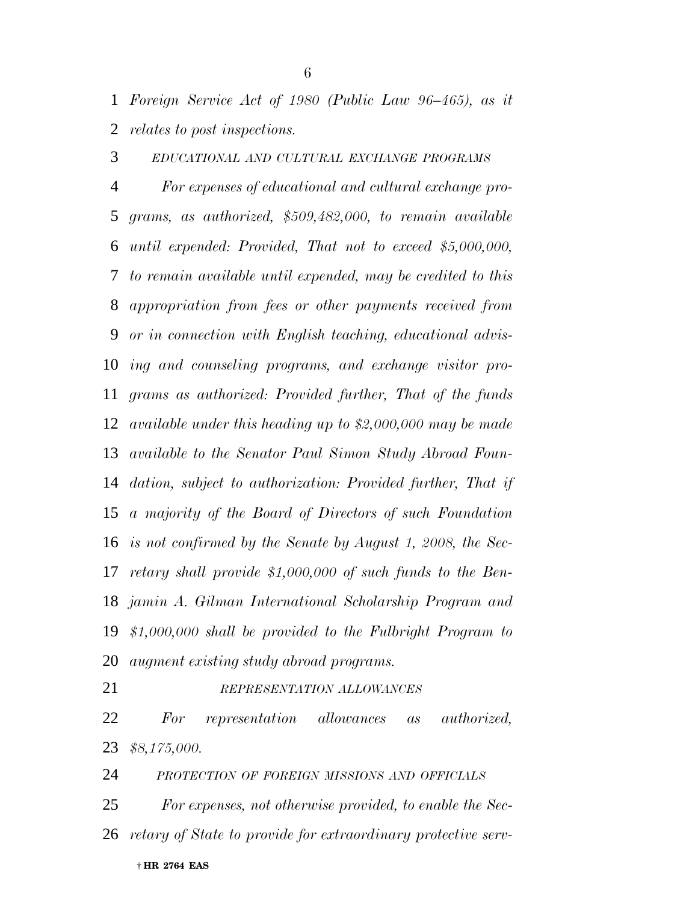*Foreign Service Act of 1980 (Public Law 96–465), as it relates to post inspections.*

*EDUCATIONAL AND CULTURAL EXCHANGE PROGRAMS*

*For expenses of educational and cultural exchange programs, as authorized, $509,482,000, to remain available until expended: Provided, That not to exceed $5,000,000, to remain available until expended, may be credited to this appropriation from fees or other payments received from or in connection with English teaching, educational advising and counseling programs, and exchange visitor programs as authorized: Provided further, That of the funds available under this heading up to $2,000,000 may be made available to the Senator Paul Simon Study Abroad Foundation, subject to authorization: Provided further, That if a majority of the Board of Directors of such Foundation is not confirmed by the Senate by August 1, 2008, the Secretary shall provide $1,000,000 of such funds to the Benjamin A. Gilman International Scholarship Program and $1,000,000 shall be provided to the Fulbright Program to augment existing study abroad programs.*

*REPRESENTATION ALLOWANCES*

*For representation allowances as authorized, $8,175,000.*

*PROTECTION OF FOREIGN MISSIONS AND OFFICIALS*

*For expenses, not otherwise provided, to enable the Secretary of State to provide for extraordinary protective serv-*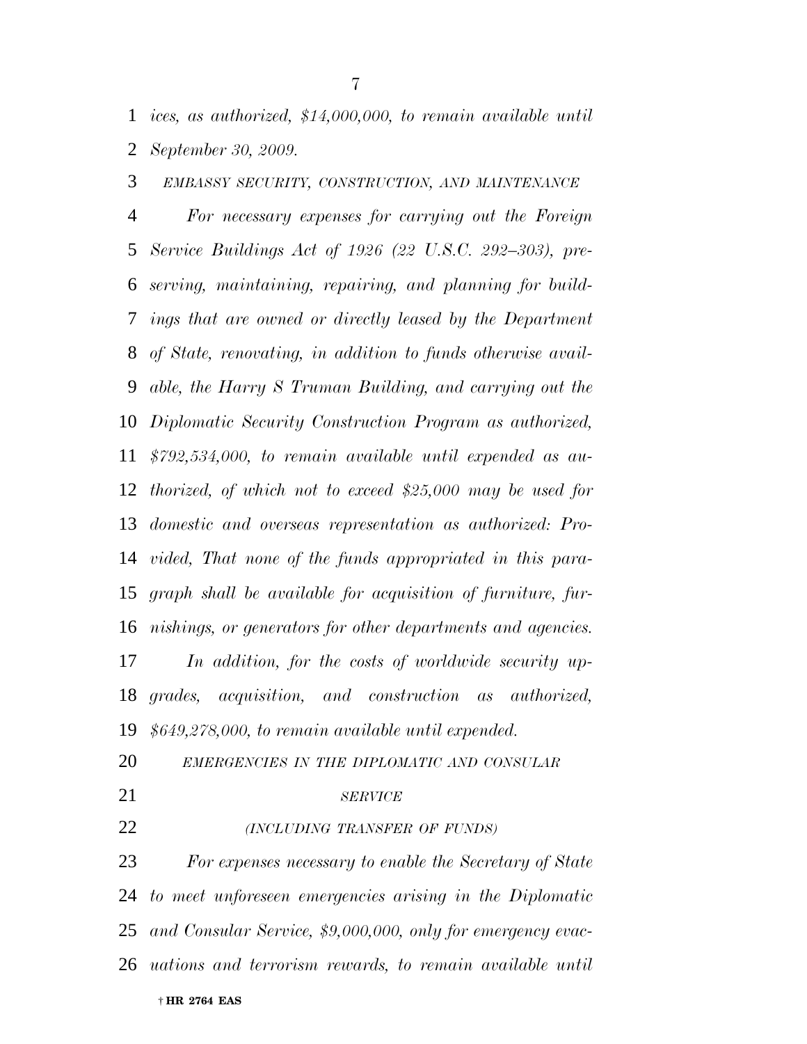*ices, as authorized, $14,000,000, to remain available until September 30, 2009.*

*EMBASSY SECURITY, CONSTRUCTION, AND MAINTENANCE*

*For necessary expenses for carrying out the Foreign Service Buildings Act of 1926 (22 U.S.C. 292–303), preserving, maintaining, repairing, and planning for buildings that are owned or directly leased by the Department of State, renovating, in addition to funds otherwise available, the Harry S Truman Building, and carrying out the Diplomatic Security Construction Program as authorized, $792,534,000, to remain available until expended as authorized, of which not to exceed $25,000 may be used for domestic and overseas representation as authorized: Provided, That none of the funds appropriated in this paragraph shall be available for acquisition of furniture, furnishings, or generators for other departments and agencies.*

*In addition, for the costs of worldwide security upgrades, acquisition, and construction as authorized, $649,278,000, to remain available until expended.*

*EMERGENCIES IN THE DIPLOMATIC AND CONSULAR SERVICE*

*(INCLUDING TRANSFER OF FUNDS)*

*For expenses necessary to enable the Secretary of State to meet unforeseen emergencies arising in the Diplomatic and Consular Service, $9,000,000, only for emergency evacuations and terrorism rewards, to remain available until*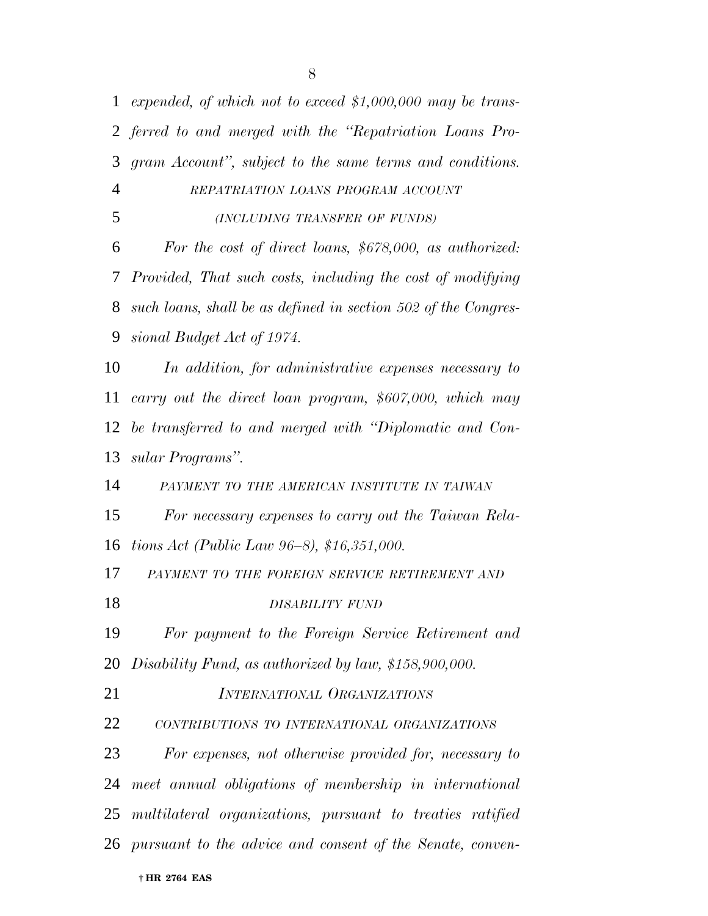*expended, of which not to exceed $1,000,000 may be transferred to and merged with the "Repatriation Loans Program Account", subject to the same terms and conditions.*

*REPATRIATION LOANS PROGRAM ACCOUNT*

*(INCLUDING TRANSFER OF FUNDS)*

*For the cost of direct loans, $678,000, as authorized: Provided, That such costs, including the cost of modifying such loans, shall be as defined in section 502 of the Congressional Budget Act of 1974.*

*In addition, for administrative expenses necessary to carry out the direct loan program, $607,000, which may be transferred to and merged with "Diplomatic and Consular Programs".*

*PAYMENT TO THE AMERICAN INSTITUTE IN TAIWAN*

*For necessary expenses to carry out the Taiwan Relations Act (Public Law 96–8), $16,351,000.*

*PAYMENT TO THE FOREIGN SERVICE RETIREMENT AND DISABILITY FUND*

*For payment to the Foreign Service Retirement and Disability Fund, as authorized by law, $158,900,000.*

*INTERNATIONAL ORGANIZATIONS*

*CONTRIBUTIONS TO INTERNATIONAL ORGANIZATIONS*

*For expenses, not otherwise provided for, necessary to meet annual obligations of membership in international multilateral organizations, pursuant to treaties ratified pursuant to the advice and consent of the Senate, conven-*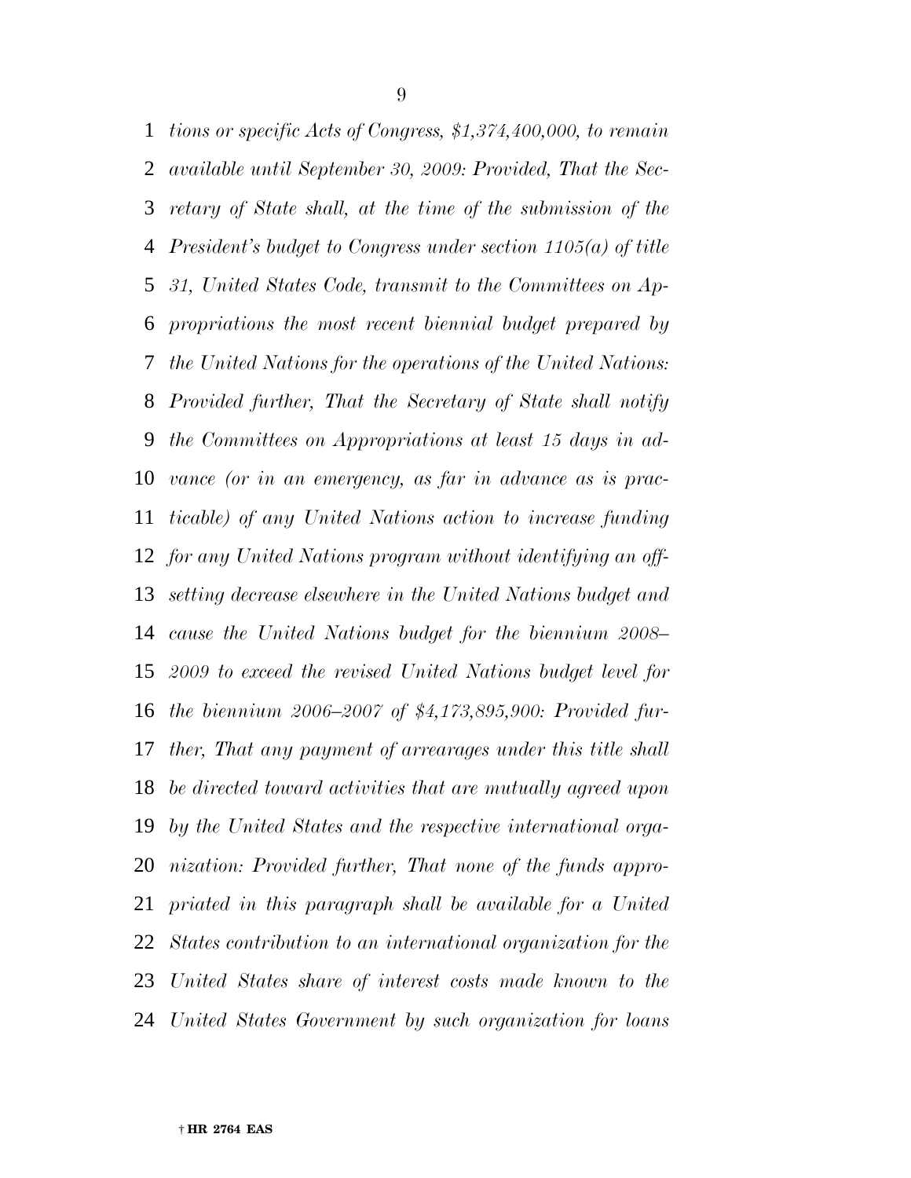*tions or specific Acts of Congress, $1,374,400,000, to remain available until September 30, 2009: Provided, That the Secretary of State shall, at the time of the submission of the President's budget to Congress under section 1105(a) of title 31, United States Code, transmit to the Committees on Appropriations the most recent biennial budget prepared by the United Nations for the operations of the United Nations: Provided further, That the Secretary of State shall notify the Committees on Appropriations at least 15 days in advance (or in an emergency, as far in advance as is practicable) of any United Nations action to increase funding for any United Nations program without identifying an offsetting decrease elsewhere in the United Nations budget and cause the United Nations budget for the biennium 2008–2009 to exceed the revised United Nations budget level for the biennium 2006–2007 of $4,173,895,900: Provided further, That any payment of arrearages under this title shall be directed toward activities that are mutually agreed upon by the United States and the respective international organization: Provided further, That none of the funds appropriated in this paragraph shall be available for a United States contribution to an international organization for the United States share of interest costs made known to the United States Government by such organization for loans*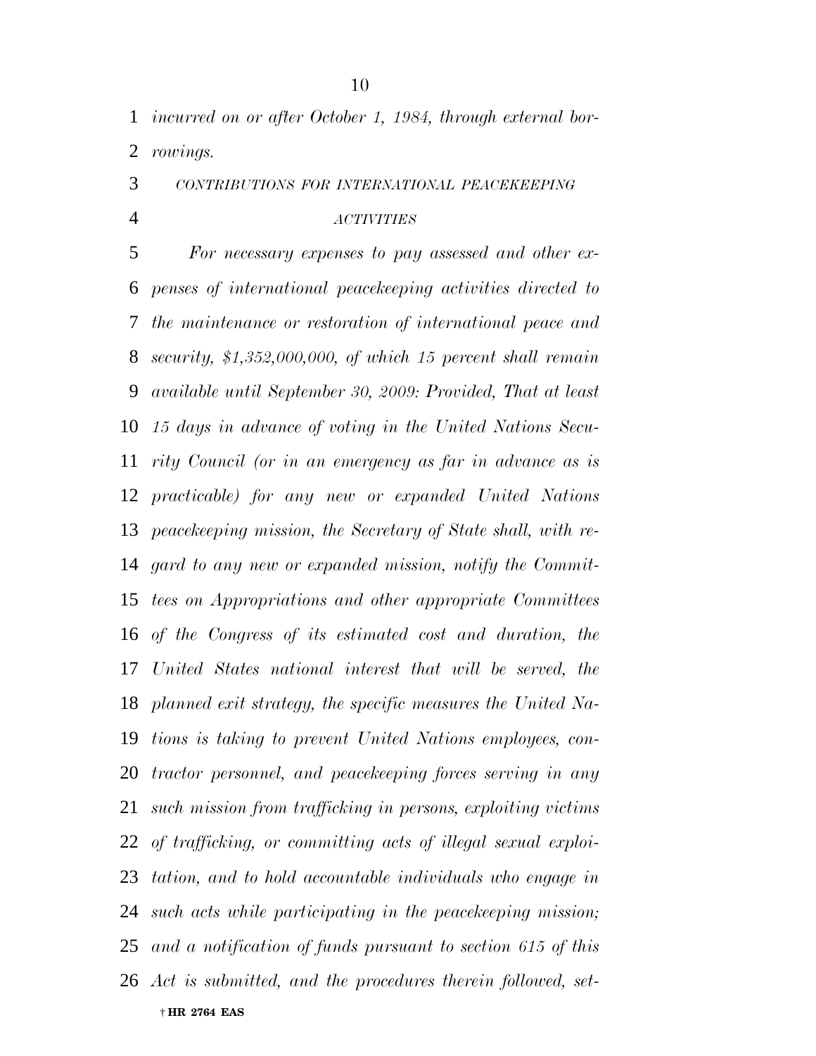*incurred on or after October 1, 1984, through external borrowings.*

### *CONTRIBUTIONS FOR INTERNATIONAL PEACEKEEPING ACTIVITIES*

*For necessary expenses to pay assessed and other expenses of international peacekeeping activities directed to the maintenance or restoration of international peace and security, $1,352,000,000, of which 15 percent shall remain available until September 30, 2009: Provided, That at least 15 days in advance of voting in the United Nations Security Council (or in an emergency as far in advance as is practicable) for any new or expanded United Nations peacekeeping mission, the Secretary of State shall, with regard to any new or expanded mission, notify the Committees on Appropriations and other appropriate Committees of the Congress of its estimated cost and duration, the United States national interest that will be served, the planned exit strategy, the specific measures the United Nations is taking to prevent United Nations employees, contractor personnel, and peacekeeping forces serving in any such mission from trafficking in persons, exploiting victims of trafficking, or committing acts of illegal sexual exploitation, and to hold accountable individuals who engage in such acts while participating in the peacekeeping mission; and a notification of funds pursuant to section 615 of this Act is submitted, and the procedures therein followed, set-*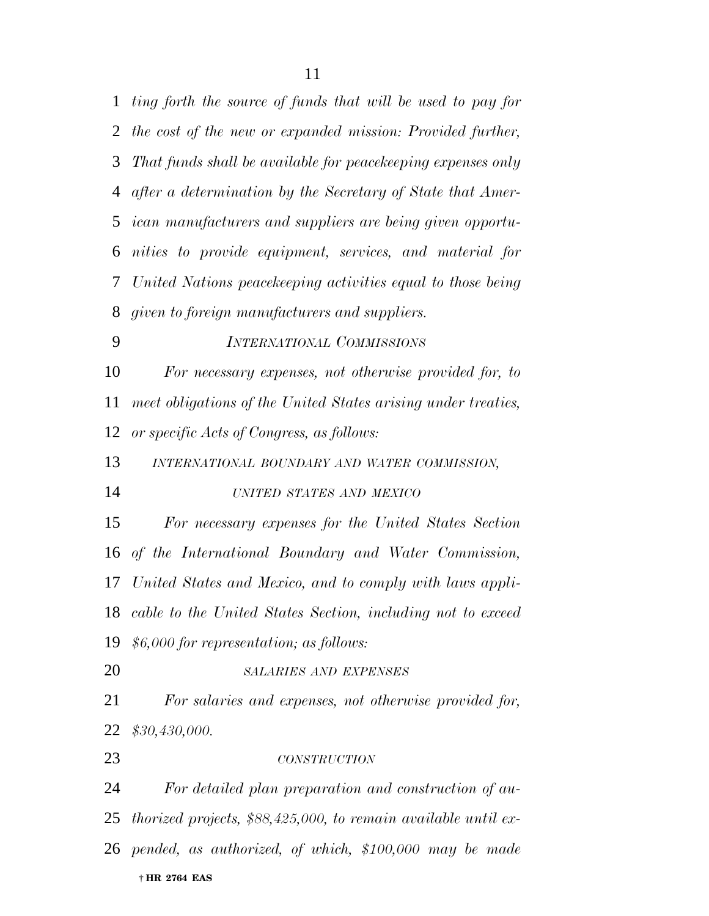*ting forth the source of funds that will be used to pay for the cost of the new or expanded mission: Provided further, That funds shall be available for peacekeeping expenses only after a determination by the Secretary of State that American manufacturers and suppliers are being given opportunities to provide equipment, services, and material for United Nations peacekeeping activities equal to those being given to foreign manufacturers and suppliers.*

*INTERNATIONAL COMMISSIONS*

*For necessary expenses, not otherwise provided for, to meet obligations of the United States arising under treaties, or specific Acts of Congress, as follows:*

*INTERNATIONAL BOUNDARY AND WATER COMMISSION, UNITED STATES AND MEXICO*

*For necessary expenses for the United States Section of the International Boundary and Water Commission, United States and Mexico, and to comply with laws applicable to the United States Section, including not to exceed $6,000 for representation; as follows:*

*SALARIES AND EXPENSES*

*For salaries and expenses, not otherwise provided for, $30,430,000.*

*CONSTRUCTION*

*For detailed plan preparation and construction of authorized projects, $88,425,000, to remain available until expended, as authorized, of which, $100,000 may be made*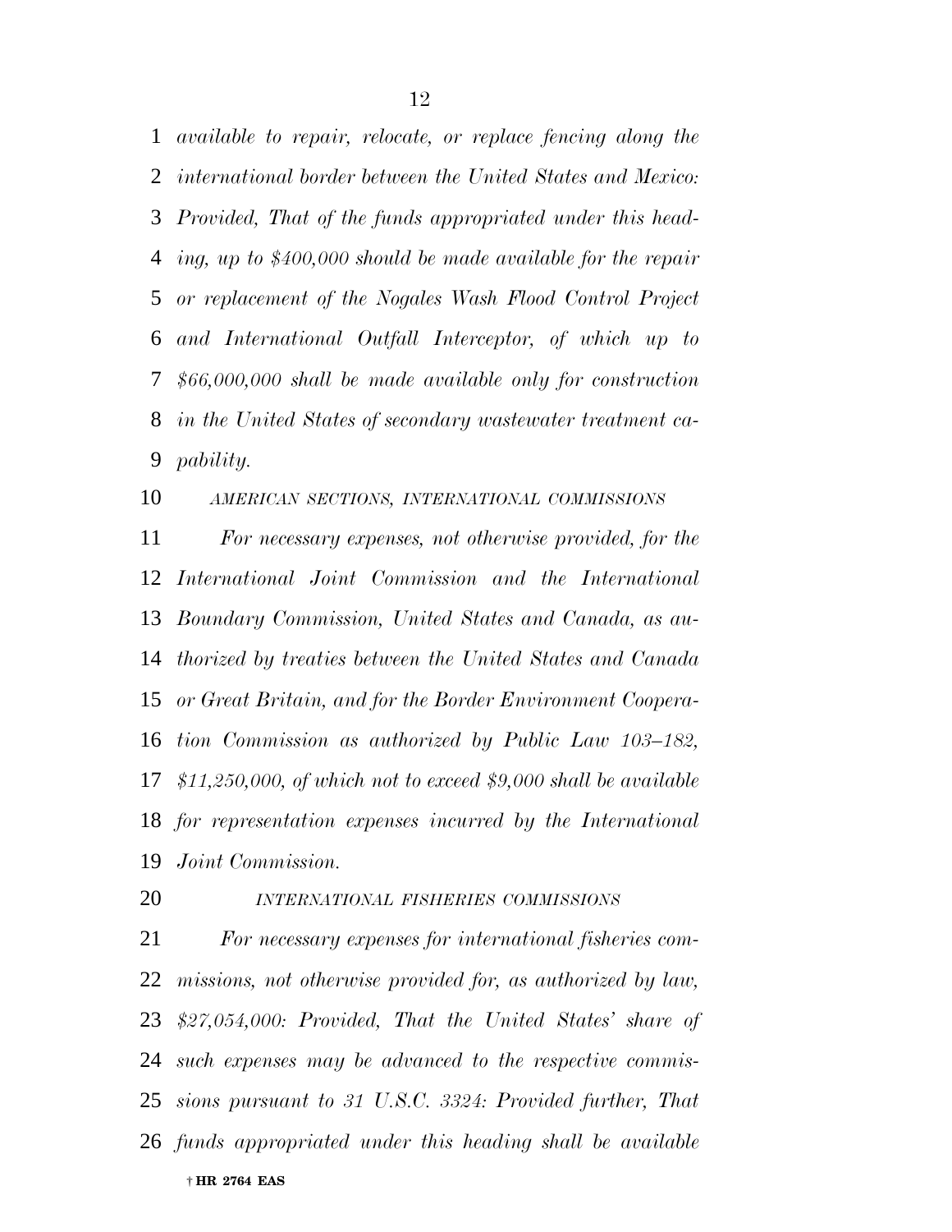*available to repair, relocate, or replace fencing along the international border between the United States and Mexico: Provided, That of the funds appropriated under this heading, up to $400,000 should be made available for the repair or replacement of the Nogales Wash Flood Control Project and International Outfall Interceptor, of which up to $66,000,000 shall be made available only for construction in the United States of secondary wastewater treatment capability.*

AMERICAN SECTIONS, INTERNATIONAL COMMISSIONS

*For necessary expenses, not otherwise provided, for the International Joint Commission and the International Boundary Commission, United States and Canada, as authorized by treaties between the United States and Canada or Great Britain, and for the Border Environment Cooperation Commission as authorized by Public Law 103–182, $11,250,000, of which not to exceed $9,000 shall be available for representation expenses incurred by the International Joint Commission.*

INTERNATIONAL FISHERIES COMMISSIONS

*For necessary expenses for international fisheries commissions, not otherwise provided for, as authorized by law, $27,054,000: Provided, That the United States' share of such expenses may be advanced to the respective commissions pursuant to 31 U.S.C. 3324: Provided further, That funds appropriated under this heading shall be available*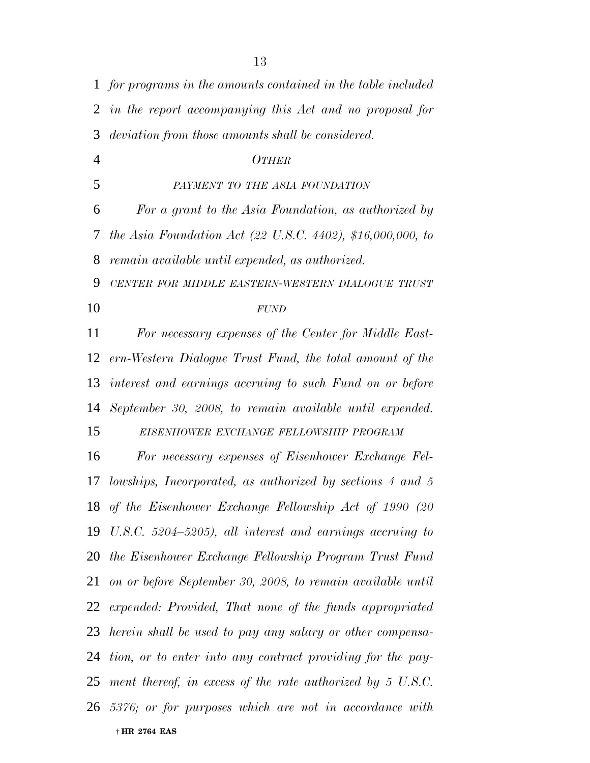*for programs in the amounts contained in the table included in the report accompanying this Act and no proposal for deviation from those amounts shall be considered.*

*OTHER*

*PAYMENT TO THE ASIA FOUNDATION*

*For a grant to the Asia Foundation, as authorized by the Asia Foundation Act (22 U.S.C. 4402), $16,000,000, to remain available until expended, as authorized.*

*CENTER FOR MIDDLE EASTERN-WESTERN DIALOGUE TRUST FUND*

*For necessary expenses of the Center for Middle Eastern-Western Dialogue Trust Fund, the total amount of the interest and earnings accruing to such Fund on or before September 30, 2008, to remain available until expended.*

*EISENHOWER EXCHANGE FELLOWSHIP PROGRAM*

*For necessary expenses of Eisenhower Exchange Fellowships, Incorporated, as authorized by sections 4 and 5 of the Eisenhower Exchange Fellowship Act of 1990 (20 U.S.C. 5204–5205), all interest and earnings accruing to the Eisenhower Exchange Fellowship Program Trust Fund on or before September 30, 2008, to remain available until expended: Provided, That none of the funds appropriated herein shall be used to pay any salary or other compensation, or to enter into any contract providing for the payment thereof, in excess of the rate authorized by 5 U.S.C. 5376; or for purposes which are not in accordance with*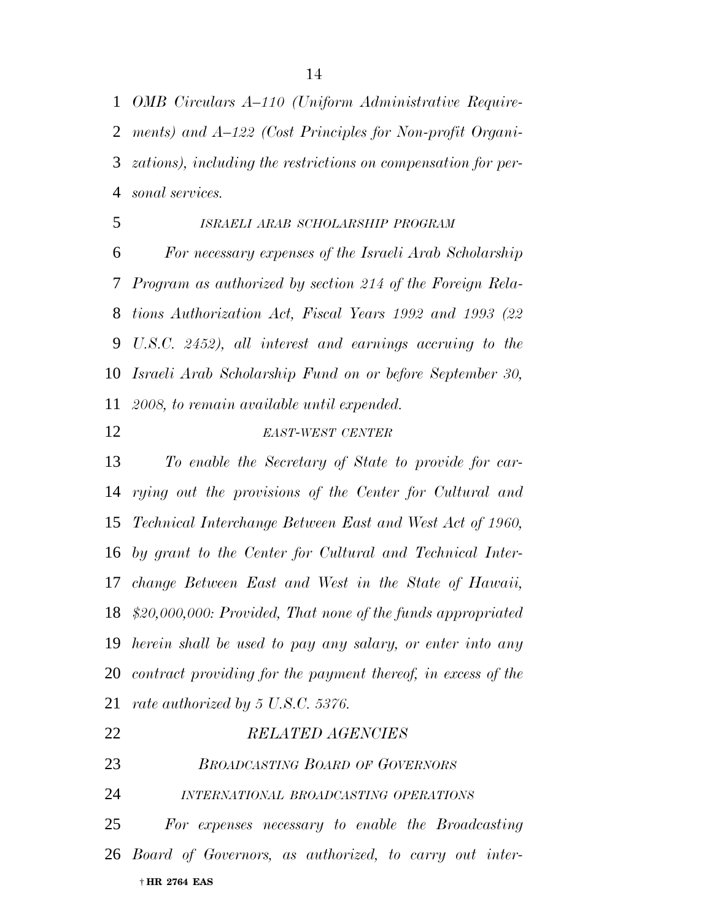*OMB Circulars A–110 (Uniform Administrative Requirements) and A–122 (Cost Principles for Non-profit Organizations), including the restrictions on compensation for personal services.*

*ISRAELI ARAB SCHOLARSHIP PROGRAM*

*For necessary expenses of the Israeli Arab Scholarship Program as authorized by section 214 of the Foreign Relations Authorization Act, Fiscal Years 1992 and 1993 (22 U.S.C. 2452), all interest and earnings accruing to the Israeli Arab Scholarship Fund on or before September 30, 2008, to remain available until expended.*

*EAST-WEST CENTER*

*To enable the Secretary of State to provide for carrying out the provisions of the Center for Cultural and Technical Interchange Between East and West Act of 1960, by grant to the Center for Cultural and Technical Interchange Between East and West in the State of Hawaii, $20,000,000: Provided, That none of the funds appropriated herein shall be used to pay any salary, or enter into any contract providing for the payment thereof, in excess of the rate authorized by 5 U.S.C. 5376.*

*RELATED AGENCIES*

*BROADCASTING BOARD OF GOVERNORS*

*INTERNATIONAL BROADCASTING OPERATIONS*

*For expenses necessary to enable the Broadcasting Board of Governors, as authorized, to carry out inter-*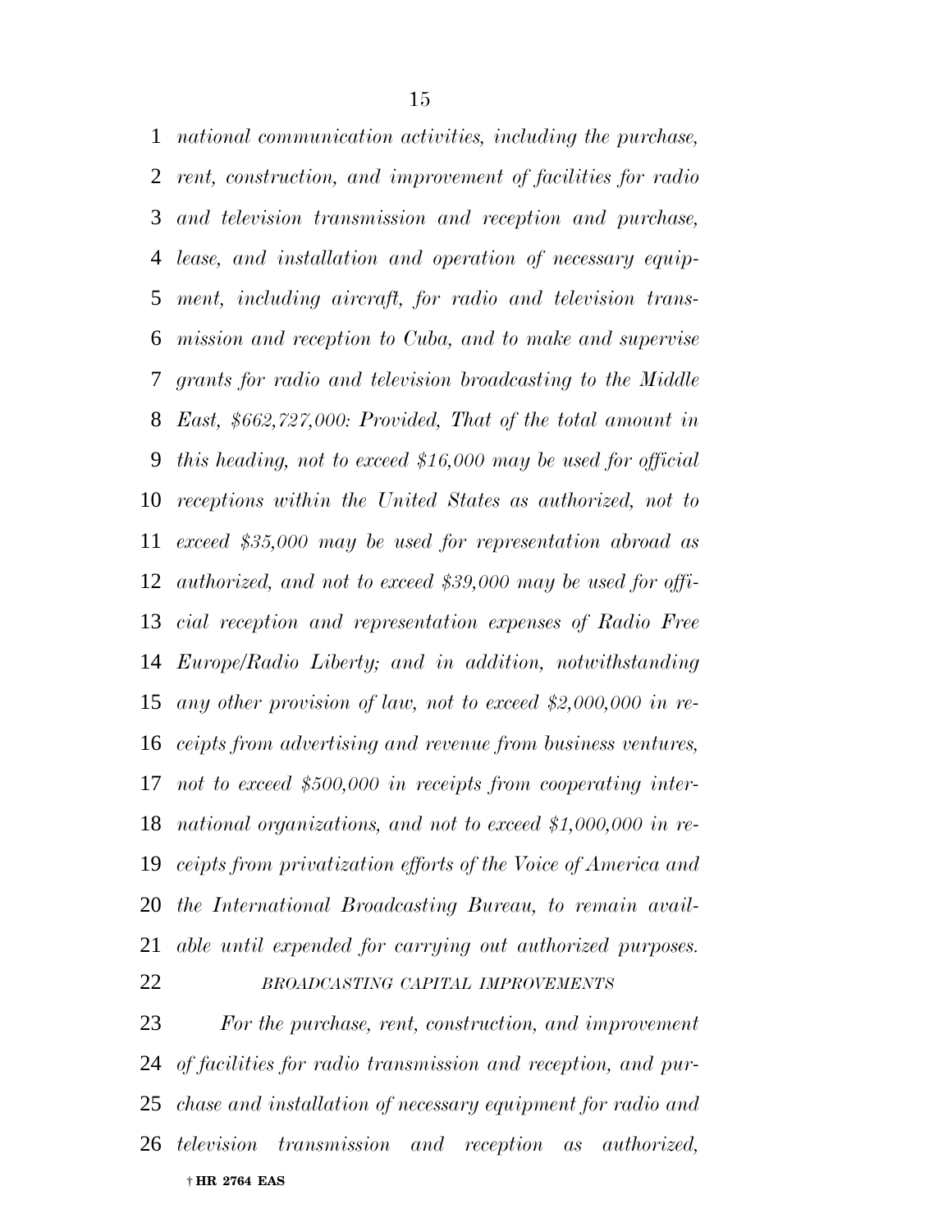*national communication activities, including the purchase, rent, construction, and improvement of facilities for radio and television transmission and reception and purchase, lease, and installation and operation of necessary equipment, including aircraft, for radio and television transmission and reception to Cuba, and to make and supervise grants for radio and television broadcasting to the Middle East, $662,727,000: Provided, That of the total amount in this heading, not to exceed $16,000 may be used for official receptions within the United States as authorized, not to exceed $35,000 may be used for representation abroad as authorized, and not to exceed $39,000 may be used for official reception and representation expenses of Radio Free Europe/Radio Liberty; and in addition, notwithstanding any other provision of law, not to exceed $2,000,000 in receipts from advertising and revenue from business ventures, not to exceed $500,000 in receipts from cooperating international organizations, and not to exceed $1,000,000 in receipts from privatization efforts of the Voice of America and the International Broadcasting Bureau, to remain available until expended for carrying out authorized purposes.*

*BROADCASTING CAPITAL IMPROVEMENTS*

*For the purchase, rent, construction, and improvement of facilities for radio transmission and reception, and purchase and installation of necessary equipment for radio and television transmission and reception as authorized,*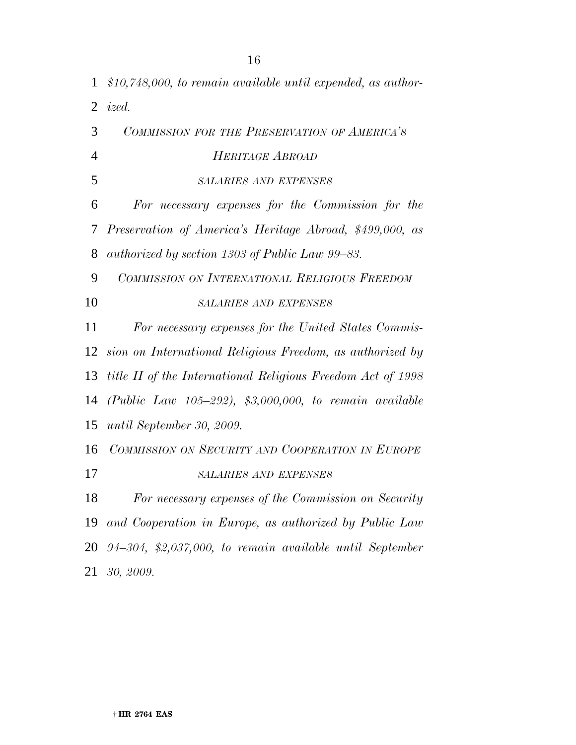*$10,748,000, to remain available until expended, as authorized.*

*COMMISSION FOR THE PRESERVATION OF AMERICA'S HERITAGE ABROAD*

*SALARIES AND EXPENSES*

*For necessary expenses for the Commission for the Preservation of America's Heritage Abroad, $499,000, as authorized by section 1303 of Public Law 99–83.*

*COMMISSION ON INTERNATIONAL RELIGIOUS FREEDOM*

*SALARIES AND EXPENSES*

*For necessary expenses for the United States Commission on International Religious Freedom, as authorized by title II of the International Religious Freedom Act of 1998 (Public Law 105–292), $3,000,000, to remain available until September 30, 2009.*

*COMMISSION ON SECURITY AND COOPERATION IN EUROPE*

*SALARIES AND EXPENSES*

*For necessary expenses of the Commission on Security and Cooperation in Europe, as authorized by Public Law 94–304, $2,037,000, to remain available until September 30, 2009.*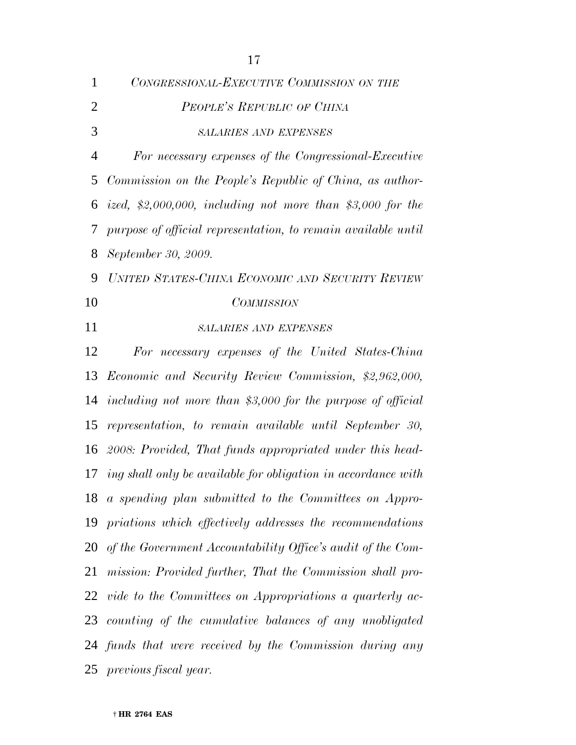*CONGRESSIONAL-EXECUTIVE COMMISSION ON THE PEOPLE'S REPUBLIC OF CHINA*

*SALARIES AND EXPENSES*

*For necessary expenses of the Congressional-Executive Commission on the People's Republic of China, as authorized, $2,000,000, including not more than $3,000 for the purpose of official representation, to remain available until September 30, 2009.*

*UNITED STATES-CHINA ECONOMIC AND SECURITY REVIEW COMMISSION*

*SALARIES AND EXPENSES*

*For necessary expenses of the United States-China Economic and Security Review Commission, $2,962,000, including not more than $3,000 for the purpose of official representation, to remain available until September 30, 2008: Provided, That funds appropriated under this heading shall only be available for obligation in accordance with a spending plan submitted to the Committees on Appropriations which effectively addresses the recommendations of the Government Accountability Office's audit of the Commission: Provided further, That the Commission shall provide to the Committees on Appropriations a quarterly accounting of the cumulative balances of any unobligated funds that were received by the Commission during any previous fiscal year.*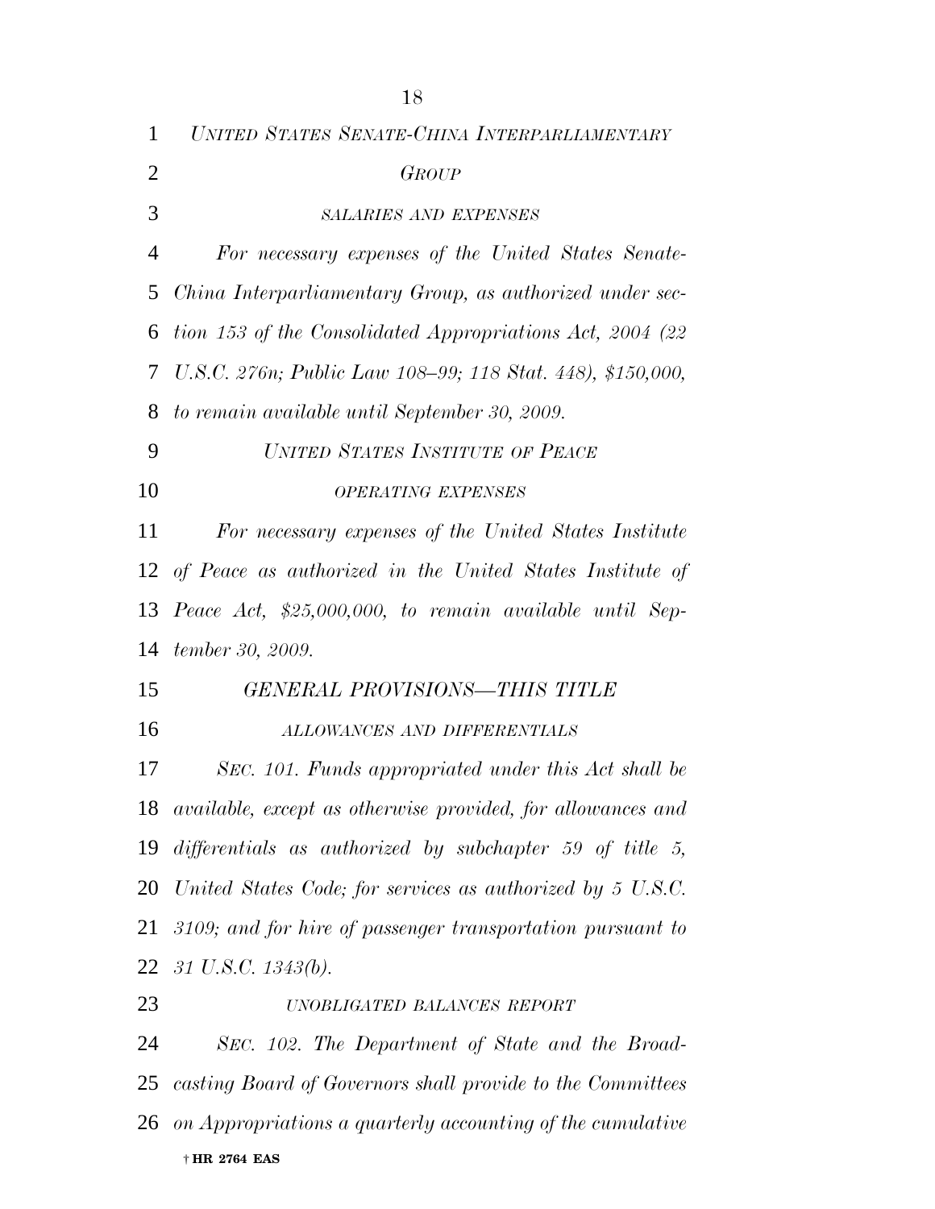*UNITED STATES SENATE-CHINA INTERPARLIAMENTARY GROUP*

*SALARIES AND EXPENSES*

*For necessary expenses of the United States Senate-China Interparliamentary Group, as authorized under section 153 of the Consolidated Appropriations Act, 2004 (22 U.S.C. 276n; Public Law 108–99; 118 Stat. 448), $150,000, to remain available until September 30, 2009.*

*UNITED STATES INSTITUTE OF PEACE*

*OPERATING EXPENSES*

*For necessary expenses of the United States Institute of Peace as authorized in the United States Institute of Peace Act, $25,000,000, to remain available until September 30, 2009.*

*GENERAL PROVISIONS—THIS TITLE*

*ALLOWANCES AND DIFFERENTIALS*

*SEC. 101. Funds appropriated under this Act shall be available, except as otherwise provided, for allowances and differentials as authorized by subchapter 59 of title 5, United States Code; for services as authorized by 5 U.S.C. 3109; and for hire of passenger transportation pursuant to 31 U.S.C. 1343(b).*

*UNOBLIGATED BALANCES REPORT*

*SEC. 102. The Department of State and the Broadcasting Board of Governors shall provide to the Committees on Appropriations a quarterly accounting of the cumulative*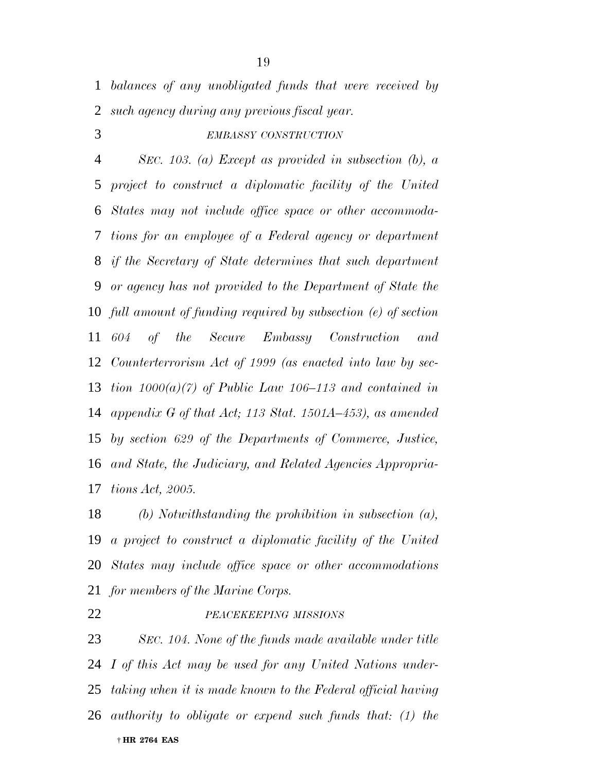*balances of any unobligated funds that were received by such agency during any previous fiscal year.*

*EMBASSY CONSTRUCTION*

*SEC. 103. (a) Except as provided in subsection (b), a project to construct a diplomatic facility of the United States may not include office space or other accommodations for an employee of a Federal agency or department if the Secretary of State determines that such department or agency has not provided to the Department of State the full amount of funding required by subsection (e) of section 604 of the Secure Embassy Construction and Counterterrorism Act of 1999 (as enacted into law by section 1000(a)(7) of Public Law 106–113 and contained in appendix G of that Act; 113 Stat. 1501A–453), as amended by section 629 of the Departments of Commerce, Justice, and State, the Judiciary, and Related Agencies Appropriations Act, 2005.*

*(b) Notwithstanding the prohibition in subsection (a), a project to construct a diplomatic facility of the United States may include office space or other accommodations for members of the Marine Corps.*

*PEACEKEEPING MISSIONS*

*SEC. 104. None of the funds made available under title I of this Act may be used for any United Nations undertaking when it is made known to the Federal official having authority to obligate or expend such funds that: (1) the*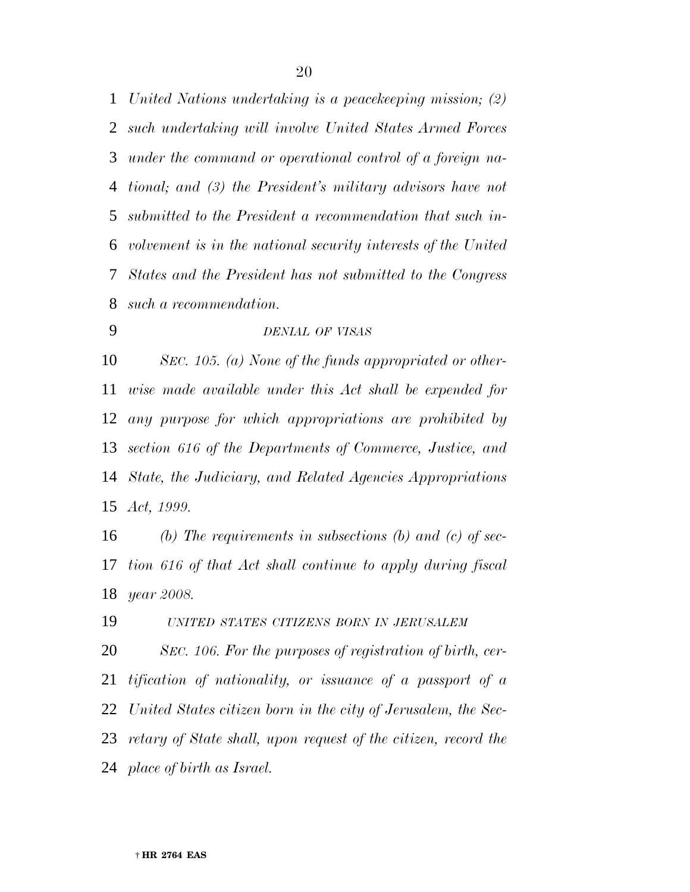*United Nations undertaking is a peacekeeping mission; (2) such undertaking will involve United States Armed Forces under the command or operational control of a foreign national; and (3) the President's military advisors have not submitted to the President a recommendation that such involvement is in the national security interests of the United States and the President has not submitted to the Congress such a recommendation.*

*DENIAL OF VISAS*

*SEC. 105. (a) None of the funds appropriated or otherwise made available under this Act shall be expended for any purpose for which appropriations are prohibited by section 616 of the Departments of Commerce, Justice, and State, the Judiciary, and Related Agencies Appropriations Act, 1999.*

*(b) The requirements in subsections (b) and (c) of section 616 of that Act shall continue to apply during fiscal year 2008.*

*UNITED STATES CITIZENS BORN IN JERUSALEM*

*SEC. 106. For the purposes of registration of birth, certification of nationality, or issuance of a passport of a United States citizen born in the city of Jerusalem, the Secretary of State shall, upon request of the citizen, record the place of birth as Israel.*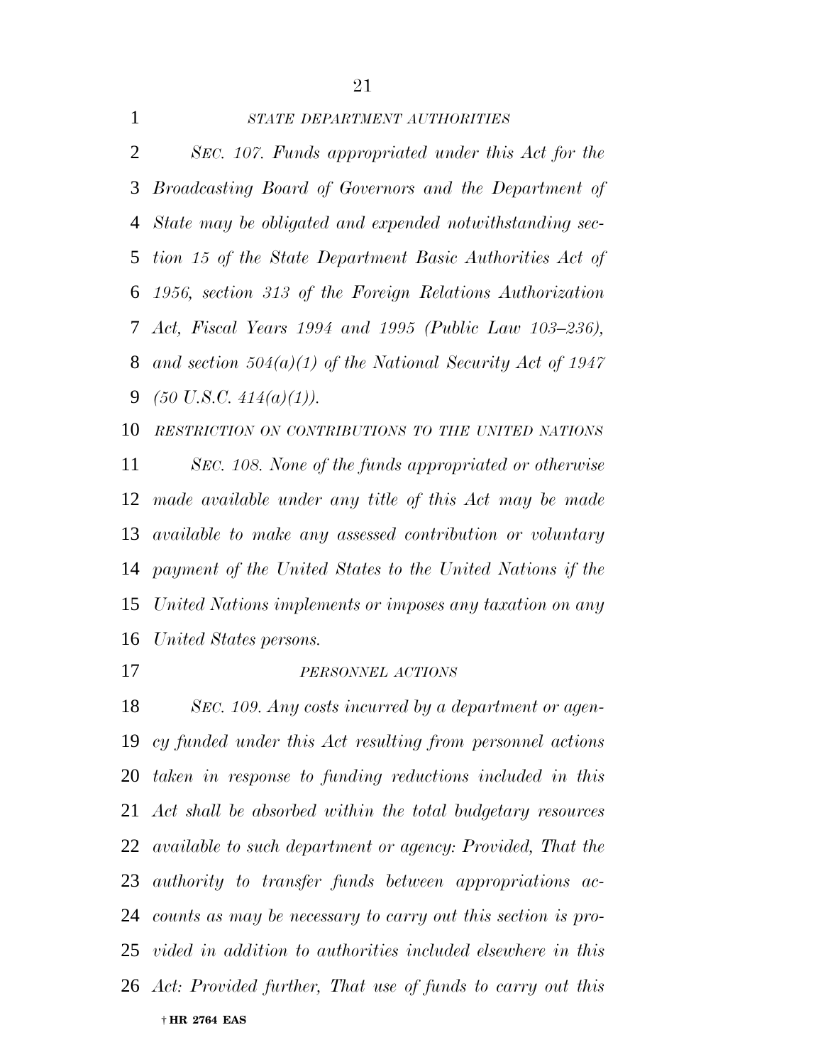*STATE DEPARTMENT AUTHORITIES*

*SEC. 107. Funds appropriated under this Act for the Broadcasting Board of Governors and the Department of State may be obligated and expended notwithstanding section 15 of the State Department Basic Authorities Act of 1956, section 313 of the Foreign Relations Authorization Act, Fiscal Years 1994 and 1995 (Public Law 103–236), and section 504(a)(1) of the National Security Act of 1947 (50 U.S.C. 414(a)(1)).*

*RESTRICTION ON CONTRIBUTIONS TO THE UNITED NATIONS*

*SEC. 108. None of the funds appropriated or otherwise made available under any title of this Act may be made available to make any assessed contribution or voluntary payment of the United States to the United Nations if the United Nations implements or imposes any taxation on any United States persons.*

*PERSONNEL ACTIONS*

*SEC. 109. Any costs incurred by a department or agency funded under this Act resulting from personnel actions taken in response to funding reductions included in this Act shall be absorbed within the total budgetary resources available to such department or agency: Provided, That the authority to transfer funds between appropriations accounts as may be necessary to carry out this section is provided in addition to authorities included elsewhere in this Act: Provided further, That use of funds to carry out this*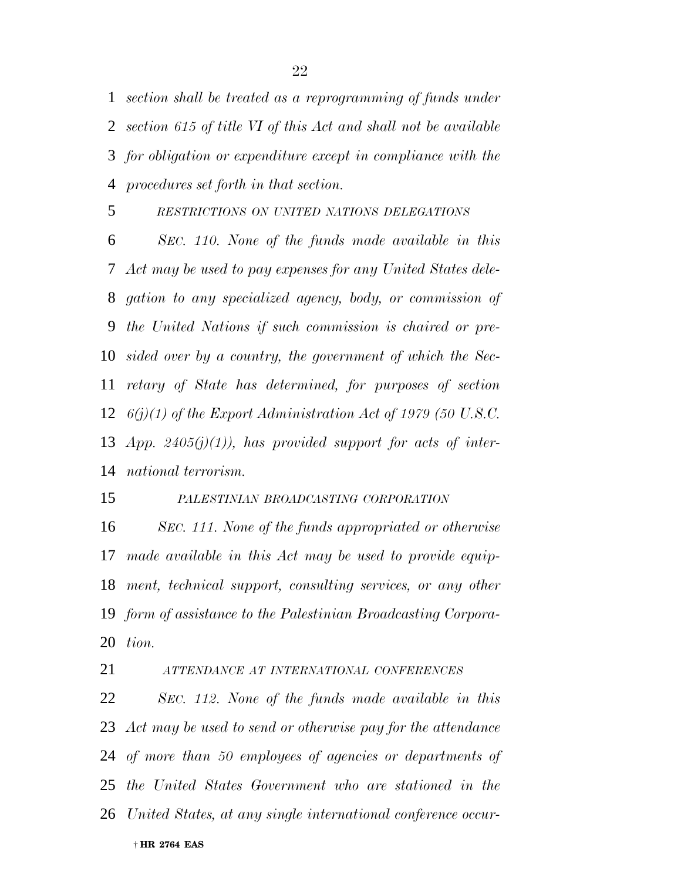*section shall be treated as a reprogramming of funds under section 615 of title VI of this Act and shall not be available for obligation or expenditure except in compliance with the procedures set forth in that section.*

*RESTRICTIONS ON UNITED NATIONS DELEGATIONS*

*SEC. 110. None of the funds made available in this Act may be used to pay expenses for any United States delegation to any specialized agency, body, or commission of the United Nations if such commission is chaired or presided over by a country, the government of which the Secretary of State has determined, for purposes of section 6(j)(1) of the Export Administration Act of 1979 (50 U.S.C. App. 2405(j)(1)), has provided support for acts of international terrorism.*

*PALESTINIAN BROADCASTING CORPORATION*

*SEC. 111. None of the funds appropriated or otherwise made available in this Act may be used to provide equipment, technical support, consulting services, or any other form of assistance to the Palestinian Broadcasting Corporation.*

*ATTENDANCE AT INTERNATIONAL CONFERENCES*

*SEC. 112. None of the funds made available in this Act may be used to send or otherwise pay for the attendance of more than 50 employees of agencies or departments of the United States Government who are stationed in the United States, at any single international conference occur-*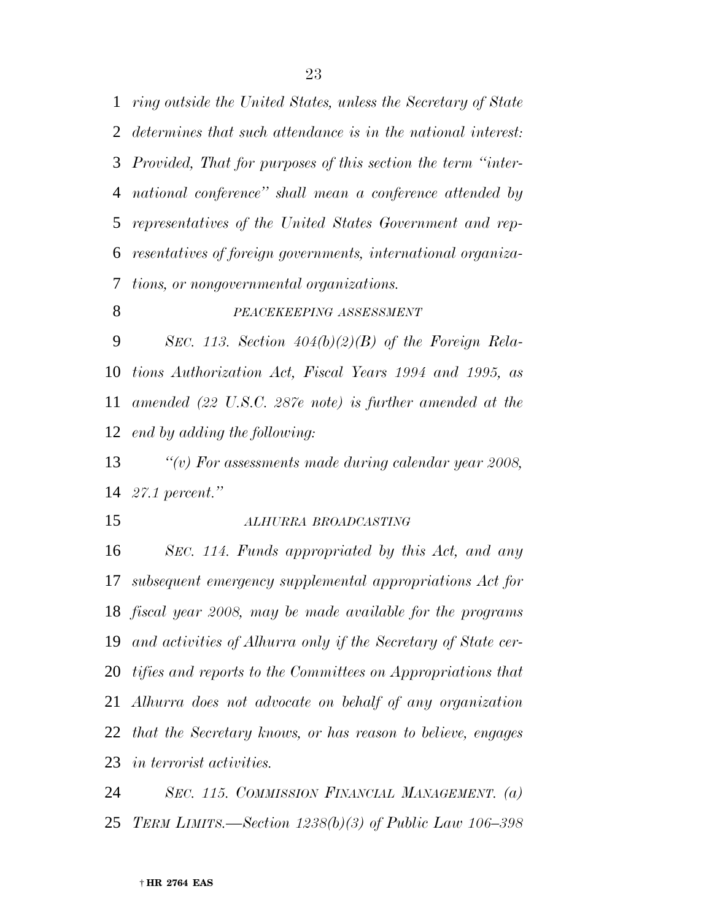*ring outside the United States, unless the Secretary of State determines that such attendance is in the national interest: Provided, That for purposes of this section the term "international conference" shall mean a conference attended by representatives of the United States Government and representatives of foreign governments, international organizations, or nongovernmental organizations.*

*PEACEKEEPING ASSESSMENT*

*SEC. 113. Section 404(b)(2)(B) of the Foreign Relations Authorization Act, Fiscal Years 1994 and 1995, as amended (22 U.S.C. 287e note) is further amended at the end by adding the following:*

*"(v) For assessments made during calendar year 2008, 27.1 percent."*

*ALHURRA BROADCASTING*

*SEC. 114. Funds appropriated by this Act, and any subsequent emergency supplemental appropriations Act for fiscal year 2008, may be made available for the programs and activities of Alhurra only if the Secretary of State certifies and reports to the Committees on Appropriations that Alhurra does not advocate on behalf of any organization that the Secretary knows, or has reason to believe, engages in terrorist activities.*

*SEC. 115. COMMISSION FINANCIAL MANAGEMENT. (a) TERM LIMITS.—Section 1238(b)(3) of Public Law 106–398*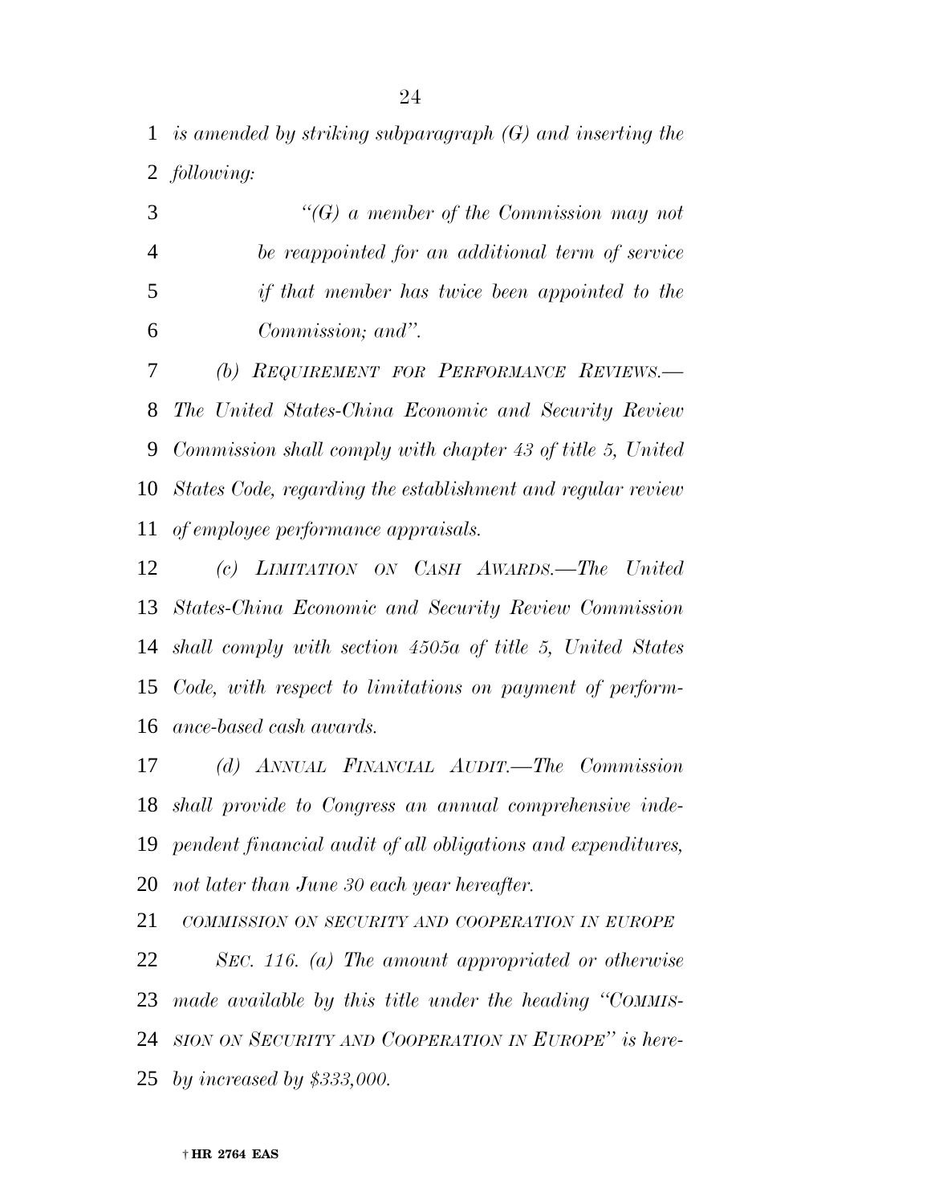*is amended by striking subparagraph (G) and inserting the following:*

*"(G) a member of the Commission may not be reappointed for an additional term of service if that member has twice been appointed to the Commission; and".*

*(b) REQUIREMENT FOR PERFORMANCE REVIEWS.—The United States-China Economic and Security Review Commission shall comply with chapter 43 of title 5, United States Code, regarding the establishment and regular review of employee performance appraisals.*

*(c) LIMITATION ON CASH AWARDS.—The United States-China Economic and Security Review Commission shall comply with section 4505a of title 5, United States Code, with respect to limitations on payment of performance-based cash awards.*

*(d) ANNUAL FINANCIAL AUDIT.—The Commission shall provide to Congress an annual comprehensive independent financial audit of all obligations and expenditures, not later than June 30 each year hereafter.*

*COMMISSION ON SECURITY AND COOPERATION IN EUROPE*

*SEC. 116. (a) The amount appropriated or otherwise made available by this title under the heading "COMMISSION ON SECURITY AND COOPERATION IN EUROPE" is hereby increased by $333,000.*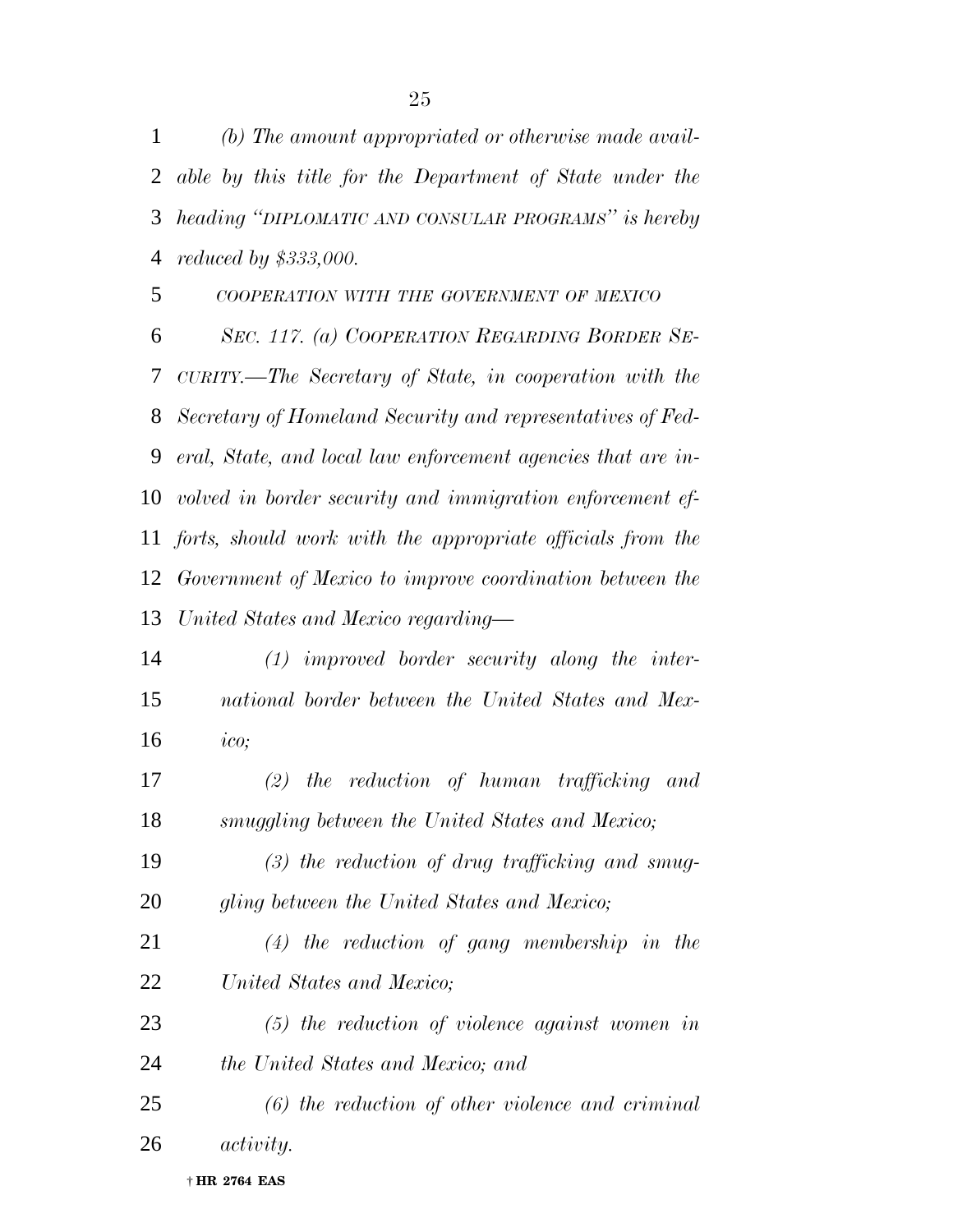*(b) The amount appropriated or otherwise made available by this title for the Department of State under the heading "DIPLOMATIC AND CONSULAR PROGRAMS" is hereby reduced by $333,000.*

*COOPERATION WITH THE GOVERNMENT OF MEXICO*

*SEC. 117. (a) COOPERATION REGARDING BORDER SECURITY.—The Secretary of State, in cooperation with the Secretary of Homeland Security and representatives of Federal, State, and local law enforcement agencies that are involved in border security and immigration enforcement efforts, should work with the appropriate officials from the Government of Mexico to improve coordination between the United States and Mexico regarding—*

*(1) improved border security along the international border between the United States and Mexico;*

*(2) the reduction of human trafficking and smuggling between the United States and Mexico;*

*(3) the reduction of drug trafficking and smuggling between the United States and Mexico;*

*(4) the reduction of gang membership in the United States and Mexico;*

*(5) the reduction of violence against women in the United States and Mexico; and*

*(6) the reduction of other violence and criminal activity.*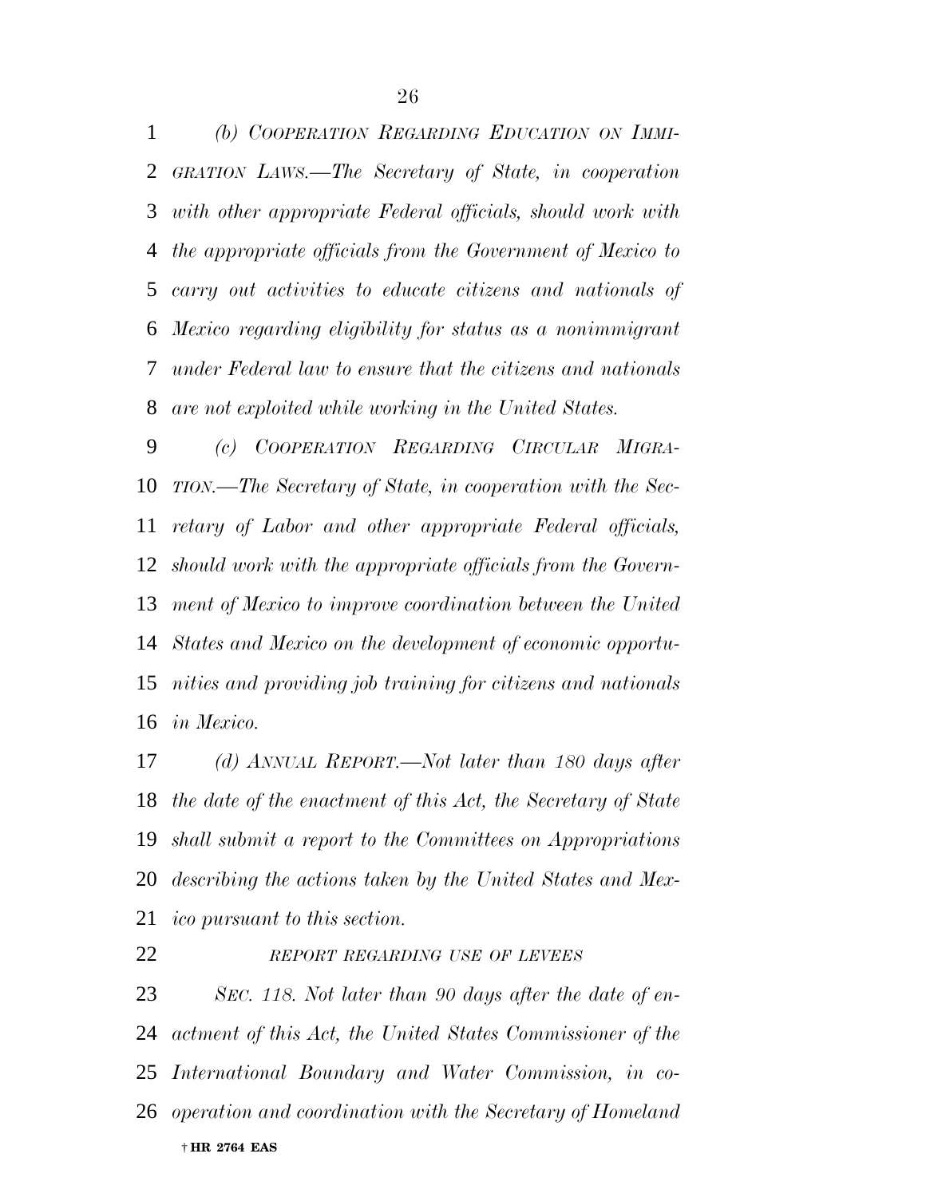*(b) COOPERATION REGARDING EDUCATION ON IMMIGRATION LAWS.—The Secretary of State, in cooperation with other appropriate Federal officials, should work with the appropriate officials from the Government of Mexico to carry out activities to educate citizens and nationals of Mexico regarding eligibility for status as a nonimmigrant under Federal law to ensure that the citizens and nationals are not exploited while working in the United States.*

*(c) COOPERATION REGARDING CIRCULAR MIGRATION.—The Secretary of State, in cooperation with the Secretary of Labor and other appropriate Federal officials, should work with the appropriate officials from the Government of Mexico to improve coordination between the United States and Mexico on the development of economic opportunities and providing job training for citizens and nationals in Mexico.*

*(d) ANNUAL REPORT.—Not later than 180 days after the date of the enactment of this Act, the Secretary of State shall submit a report to the Committees on Appropriations describing the actions taken by the United States and Mexico pursuant to this section.*

*REPORT REGARDING USE OF LEVEES*

*SEC. 118. Not later than 90 days after the date of enactment of this Act, the United States Commissioner of the International Boundary and Water Commission, in cooperation and coordination with the Secretary of Homeland*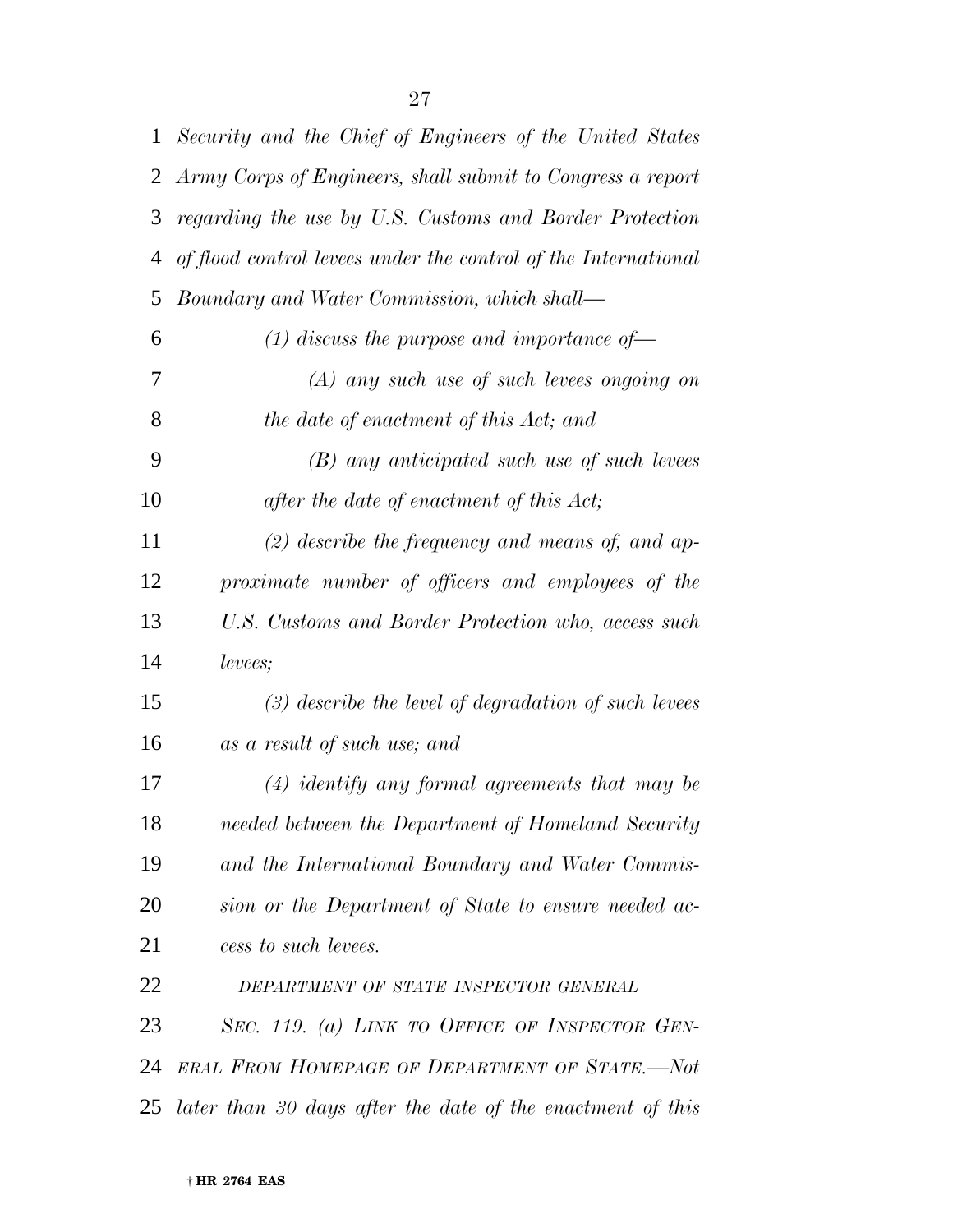*Security and the Chief of Engineers of the United States Army Corps of Engineers, shall submit to Congress a report regarding the use by U.S. Customs and Border Protection of flood control levees under the control of the International Boundary and Water Commission, which shall—*

*(1) discuss the purpose and importance of—*

*(A) any such use of such levees ongoing on the date of enactment of this Act; and*

*(B) any anticipated such use of such levees after the date of enactment of this Act;*

*(2) describe the frequency and means of, and approximate number of officers and employees of the U.S. Customs and Border Protection who, access such levees;*

*(3) describe the level of degradation of such levees as a result of such use; and*

*(4) identify any formal agreements that may be needed between the Department of Homeland Security and the International Boundary and Water Commission or the Department of State to ensure needed access to such levees.*

*DEPARTMENT OF STATE INSPECTOR GENERAL*

*SEC. 119. (a) LINK TO OFFICE OF INSPECTOR GENERAL FROM HOMEPAGE OF DEPARTMENT OF STATE.—Not later than 30 days after the date of the enactment of this*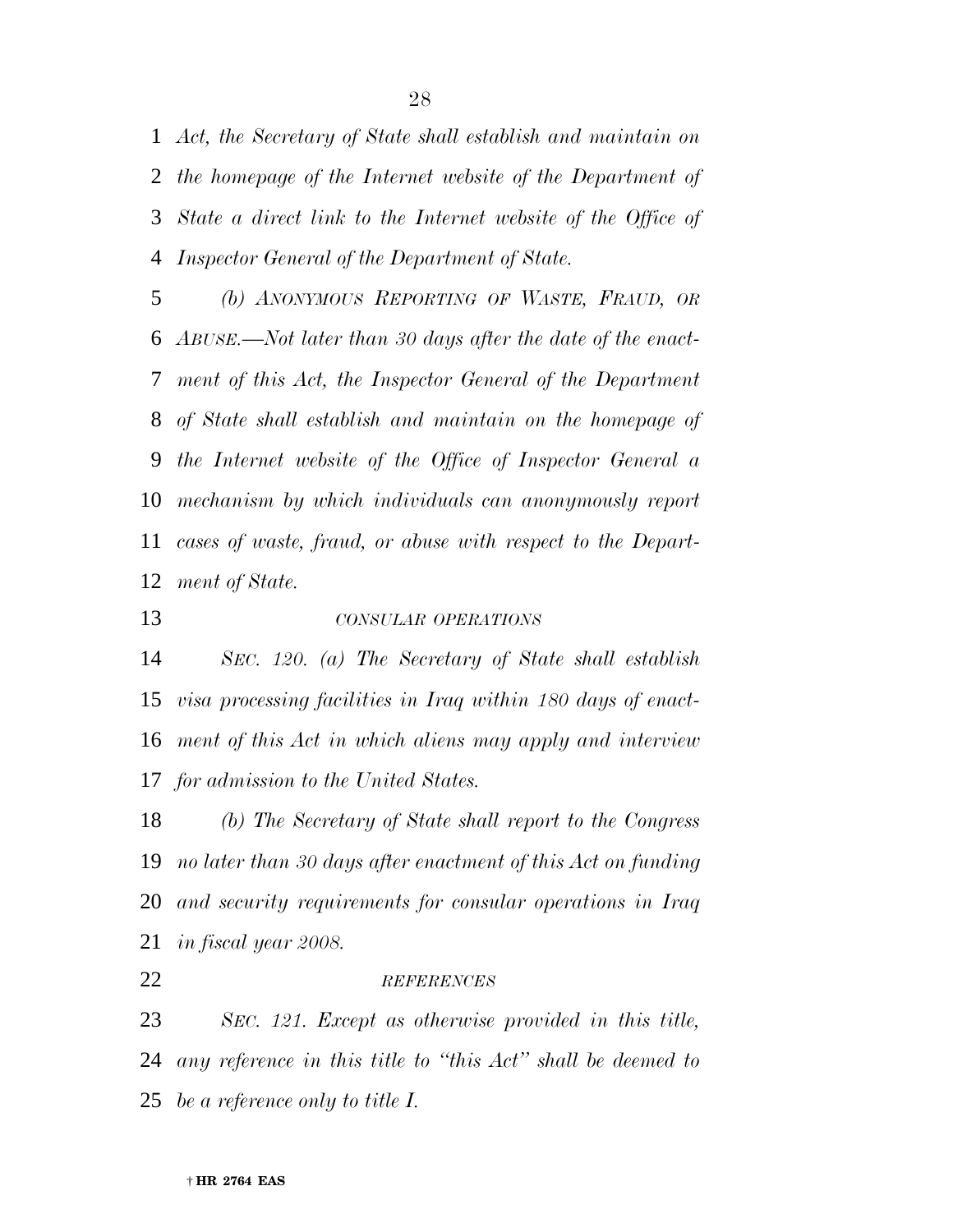*Act, the Secretary of State shall establish and maintain on the homepage of the Internet website of the Department of State a direct link to the Internet website of the Office of Inspector General of the Department of State.*

*(b) ANONYMOUS REPORTING OF WASTE, FRAUD, OR ABUSE.—Not later than 30 days after the date of the enactment of this Act, the Inspector General of the Department of State shall establish and maintain on the homepage of the Internet website of the Office of Inspector General a mechanism by which individuals can anonymously report cases of waste, fraud, or abuse with respect to the Department of State.*

*CONSULAR OPERATIONS*

*SEC. 120. (a) The Secretary of State shall establish visa processing facilities in Iraq within 180 days of enactment of this Act in which aliens may apply and interview for admission to the United States.*

*(b) The Secretary of State shall report to the Congress no later than 30 days after enactment of this Act on funding and security requirements for consular operations in Iraq in fiscal year 2008.*

*REFERENCES*

*SEC. 121. Except as otherwise provided in this title, any reference in this title to "this Act" shall be deemed to be a reference only to title I.*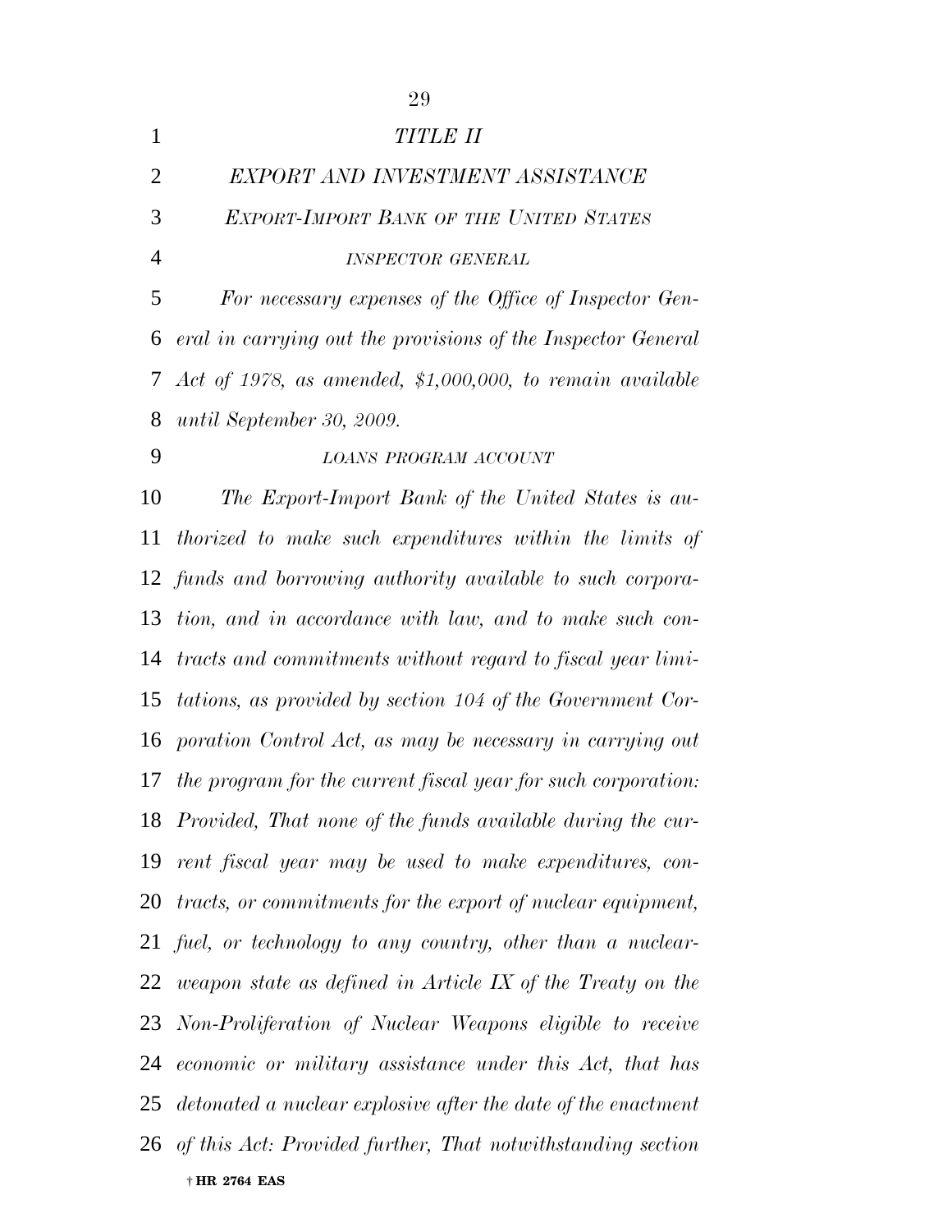*TITLE II*

*EXPORT AND INVESTMENT ASSISTANCE*

*EXPORT-IMPORT BANK OF THE UNITED STATES*

*INSPECTOR GENERAL*

*For necessary expenses of the Office of Inspector General in carrying out the provisions of the Inspector General Act of 1978, as amended, $1,000,000, to remain available until September 30, 2009.*

*LOANS PROGRAM ACCOUNT*

*The Export-Import Bank of the United States is authorized to make such expenditures within the limits of funds and borrowing authority available to such corporation, and in accordance with law, and to make such contracts and commitments without regard to fiscal year limitations, as provided by section 104 of the Government Corporation Control Act, as may be necessary in carrying out the program for the current fiscal year for such corporation: Provided, That none of the funds available during the current fiscal year may be used to make expenditures, contracts, or commitments for the export of nuclear equipment, fuel, or technology to any country, other than a nuclear-weapon state as defined in Article IX of the Treaty on the Non-Proliferation of Nuclear Weapons eligible to receive economic or military assistance under this Act, that has detonated a nuclear explosive after the date of the enactment of this Act: Provided further, That notwithstanding section*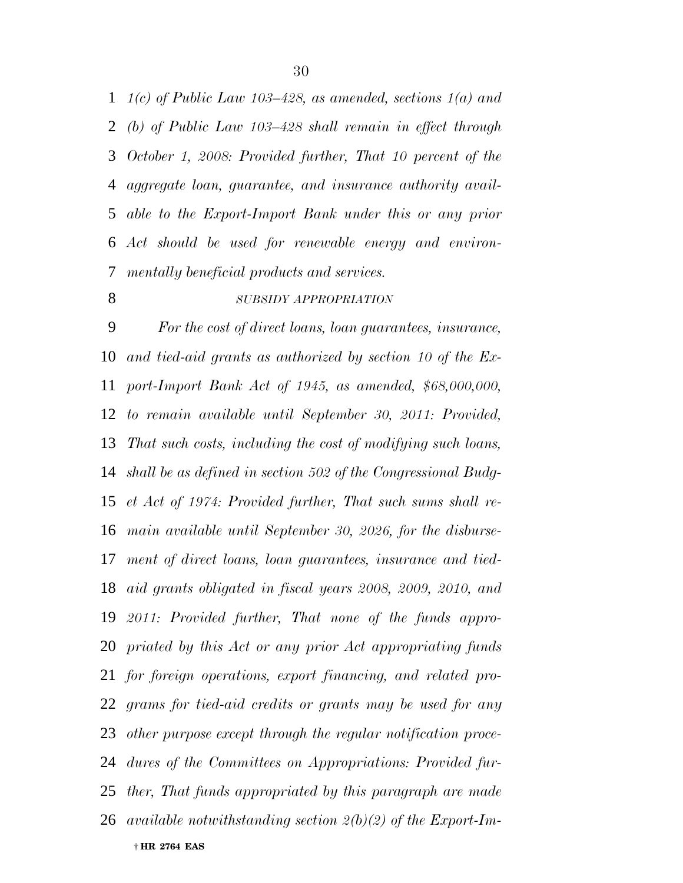*1(c) of Public Law 103–428, as amended, sections 1(a) and (b) of Public Law 103–428 shall remain in effect through October 1, 2008: Provided further, That 10 percent of the aggregate loan, guarantee, and insurance authority available to the Export-Import Bank under this or any prior Act should be used for renewable energy and environmentally beneficial products and services.*

*SUBSIDY APPROPRIATION*

*For the cost of direct loans, loan guarantees, insurance, and tied-aid grants as authorized by section 10 of the Export-Import Bank Act of 1945, as amended, $68,000,000, to remain available until September 30, 2011: Provided, That such costs, including the cost of modifying such loans, shall be as defined in section 502 of the Congressional Budget Act of 1974: Provided further, That such sums shall remain available until September 30, 2026, for the disbursement of direct loans, loan guarantees, insurance and tied-aid grants obligated in fiscal years 2008, 2009, 2010, and 2011: Provided further, That none of the funds appropriated by this Act or any prior Act appropriating funds for foreign operations, export financing, and related programs for tied-aid credits or grants may be used for any other purpose except through the regular notification procedures of the Committees on Appropriations: Provided further, That funds appropriated by this paragraph are made available notwithstanding section 2(b)(2) of the Export-Im-*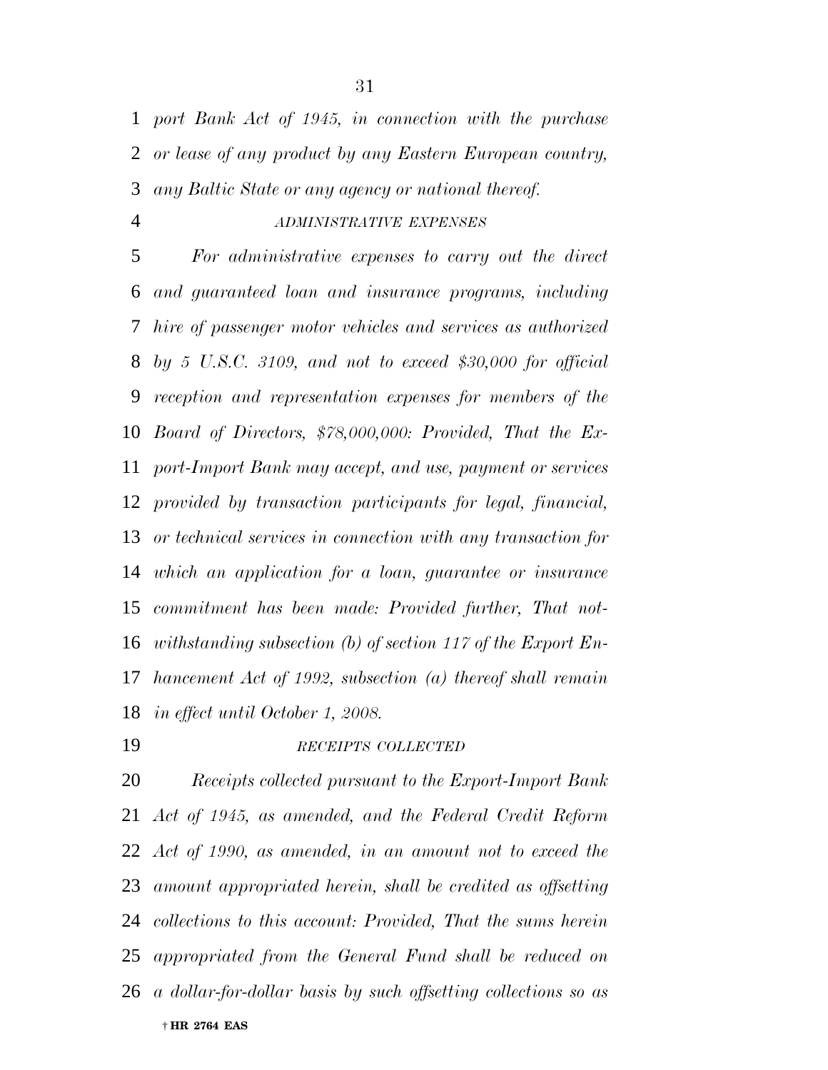*port Bank Act of 1945, in connection with the purchase or lease of any product by any Eastern European country, any Baltic State or any agency or national thereof.*

*ADMINISTRATIVE EXPENSES*

*For administrative expenses to carry out the direct and guaranteed loan and insurance programs, including hire of passenger motor vehicles and services as authorized by 5 U.S.C. 3109, and not to exceed $30,000 for official reception and representation expenses for members of the Board of Directors, $78,000,000: Provided, That the Export-Import Bank may accept, and use, payment or services provided by transaction participants for legal, financial, or technical services in connection with any transaction for which an application for a loan, guarantee or insurance commitment has been made: Provided further, That notwithstanding subsection (b) of section 117 of the Export Enhancement Act of 1992, subsection (a) thereof shall remain in effect until October 1, 2008.*

*RECEIPTS COLLECTED*

*Receipts collected pursuant to the Export-Import Bank Act of 1945, as amended, and the Federal Credit Reform Act of 1990, as amended, in an amount not to exceed the amount appropriated herein, shall be credited as offsetting collections to this account: Provided, That the sums herein appropriated from the General Fund shall be reduced on a dollar-for-dollar basis by such offsetting collections so as*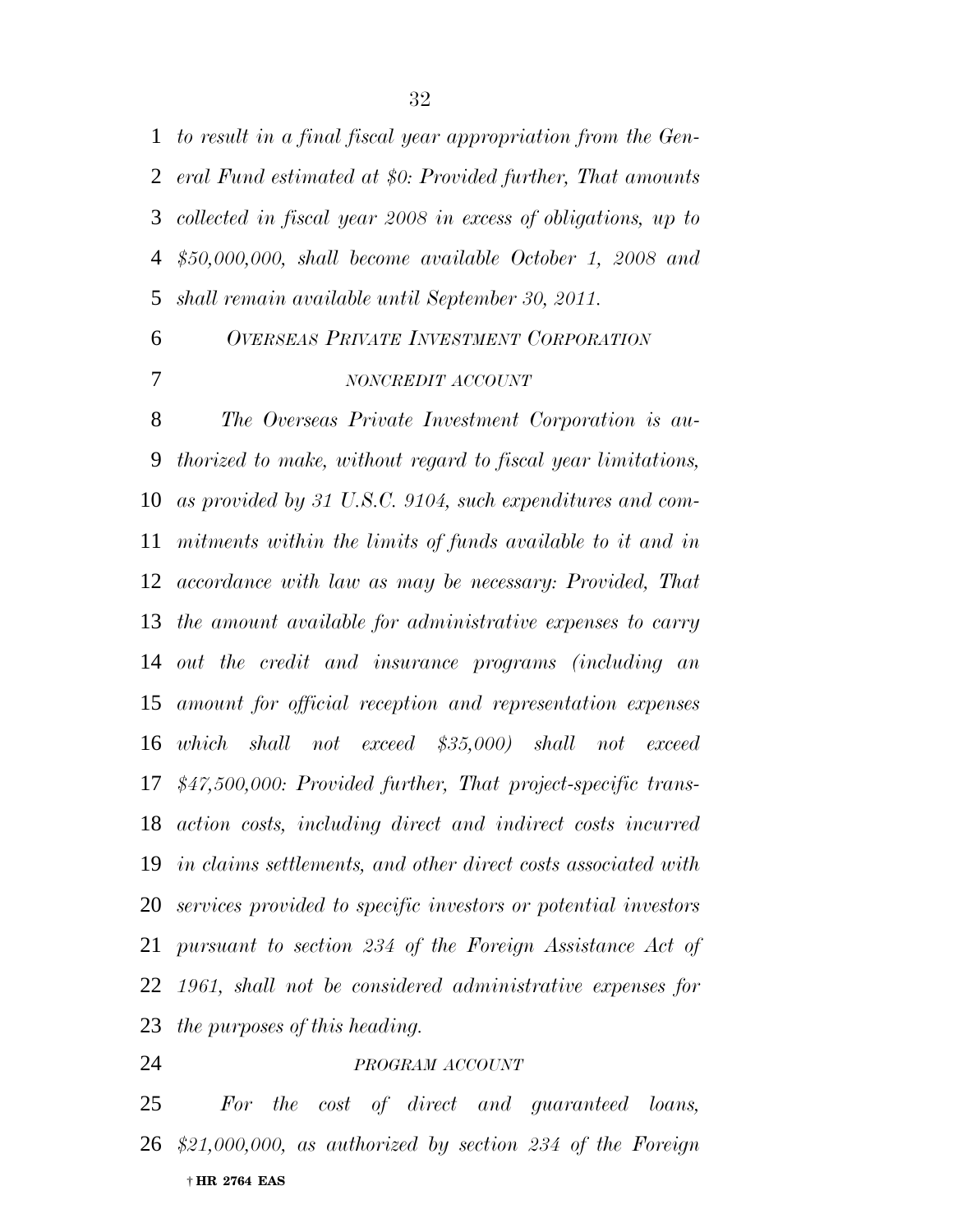*to result in a final fiscal year appropriation from the General Fund estimated at $0: Provided further, That amounts collected in fiscal year 2008 in excess of obligations, up to $50,000,000, shall become available October 1, 2008 and shall remain available until September 30, 2011.*

### *OVERSEAS PRIVATE INVESTMENT CORPORATION*

#### *NONCREDIT ACCOUNT*

*The Overseas Private Investment Corporation is authorized to make, without regard to fiscal year limitations, as provided by 31 U.S.C. 9104, such expenditures and commitments within the limits of funds available to it and in accordance with law as may be necessary: Provided, That the amount available for administrative expenses to carry out the credit and insurance programs (including an amount for official reception and representation expenses which shall not exceed $35,000) shall not exceed $47,500,000: Provided further, That project-specific transaction costs, including direct and indirect costs incurred in claims settlements, and other direct costs associated with services provided to specific investors or potential investors pursuant to section 234 of the Foreign Assistance Act of 1961, shall not be considered administrative expenses for the purposes of this heading.*

#### *PROGRAM ACCOUNT*

*For the cost of direct and guaranteed loans, $21,000,000, as authorized by section 234 of the Foreign*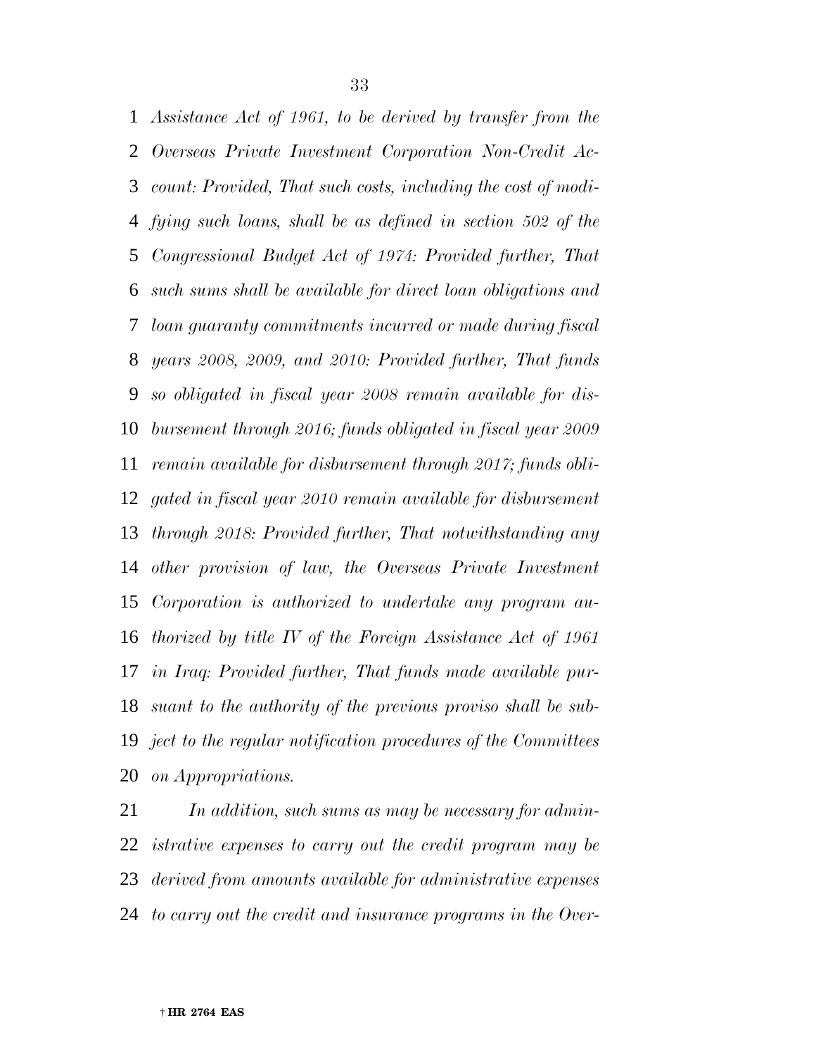*Assistance Act of 1961, to be derived by transfer from the Overseas Private Investment Corporation Non-Credit Account: Provided, That such costs, including the cost of modifying such loans, shall be as defined in section 502 of the Congressional Budget Act of 1974: Provided further, That such sums shall be available for direct loan obligations and loan guaranty commitments incurred or made during fiscal years 2008, 2009, and 2010: Provided further, That funds so obligated in fiscal year 2008 remain available for disbursement through 2016; funds obligated in fiscal year 2009 remain available for disbursement through 2017; funds obligated in fiscal year 2010 remain available for disbursement through 2018: Provided further, That notwithstanding any other provision of law, the Overseas Private Investment Corporation is authorized to undertake any program authorized by title IV of the Foreign Assistance Act of 1961 in Iraq: Provided further, That funds made available pursuant to the authority of the previous proviso shall be subject to the regular notification procedures of the Committees on Appropriations.*

*In addition, such sums as may be necessary for administrative expenses to carry out the credit program may be derived from amounts available for administrative expenses to carry out the credit and insurance programs in the Over-*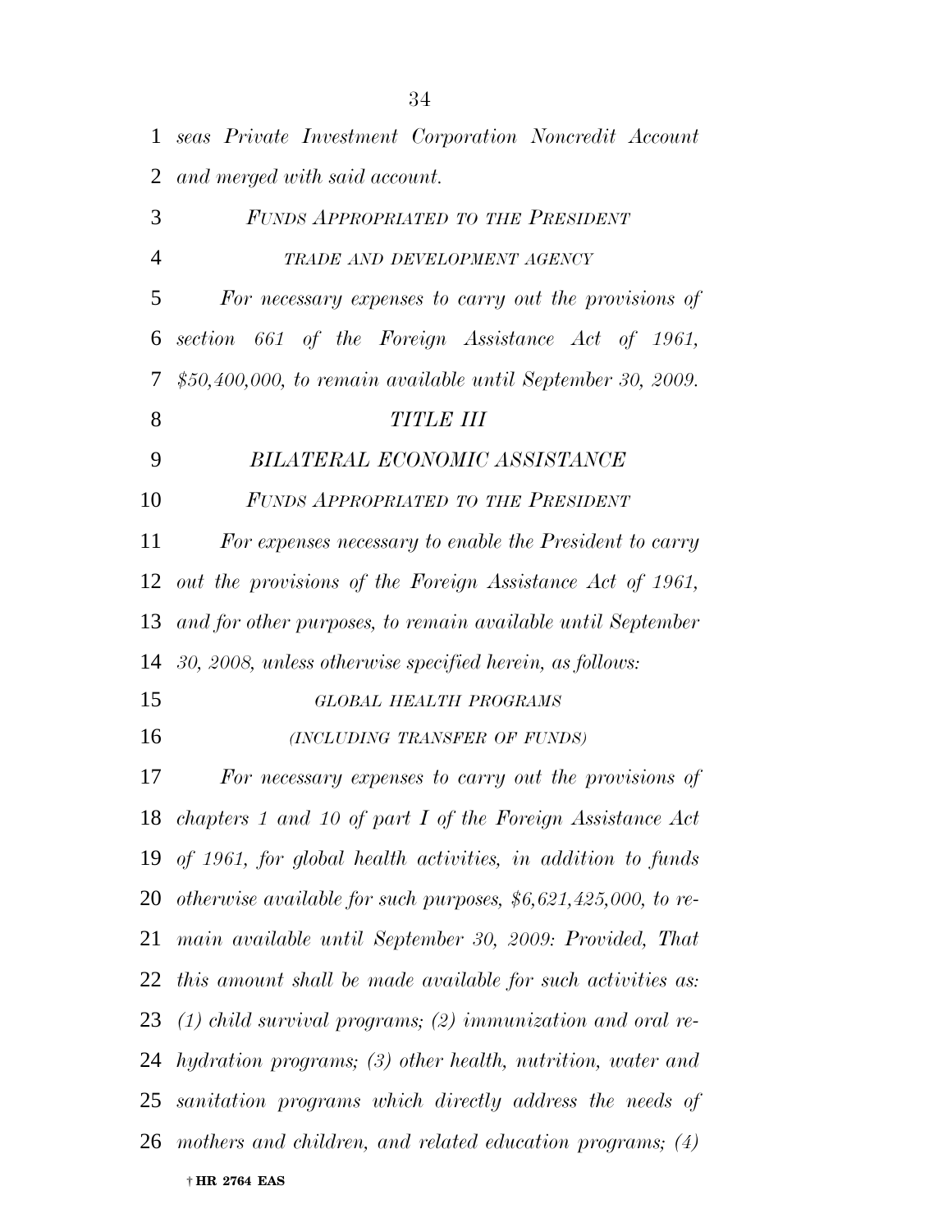*seas Private Investment Corporation Noncredit Account and merged with said account.*

*FUNDS APPROPRIATED TO THE PRESIDENT*

*TRADE AND DEVELOPMENT AGENCY*

*For necessary expenses to carry out the provisions of section 661 of the Foreign Assistance Act of 1961, $50,400,000, to remain available until September 30, 2009.*

*TITLE III*

*BILATERAL ECONOMIC ASSISTANCE*

*FUNDS APPROPRIATED TO THE PRESIDENT*

*For expenses necessary to enable the President to carry out the provisions of the Foreign Assistance Act of 1961, and for other purposes, to remain available until September 30, 2008, unless otherwise specified herein, as follows:*

*GLOBAL HEALTH PROGRAMS*

*(INCLUDING TRANSFER OF FUNDS)*

*For necessary expenses to carry out the provisions of chapters 1 and 10 of part I of the Foreign Assistance Act of 1961, for global health activities, in addition to funds otherwise available for such purposes, $6,621,425,000, to remain available until September 30, 2009: Provided, That this amount shall be made available for such activities as: (1) child survival programs; (2) immunization and oral rehydration programs; (3) other health, nutrition, water and sanitation programs which directly address the needs of mothers and children, and related education programs; (4)*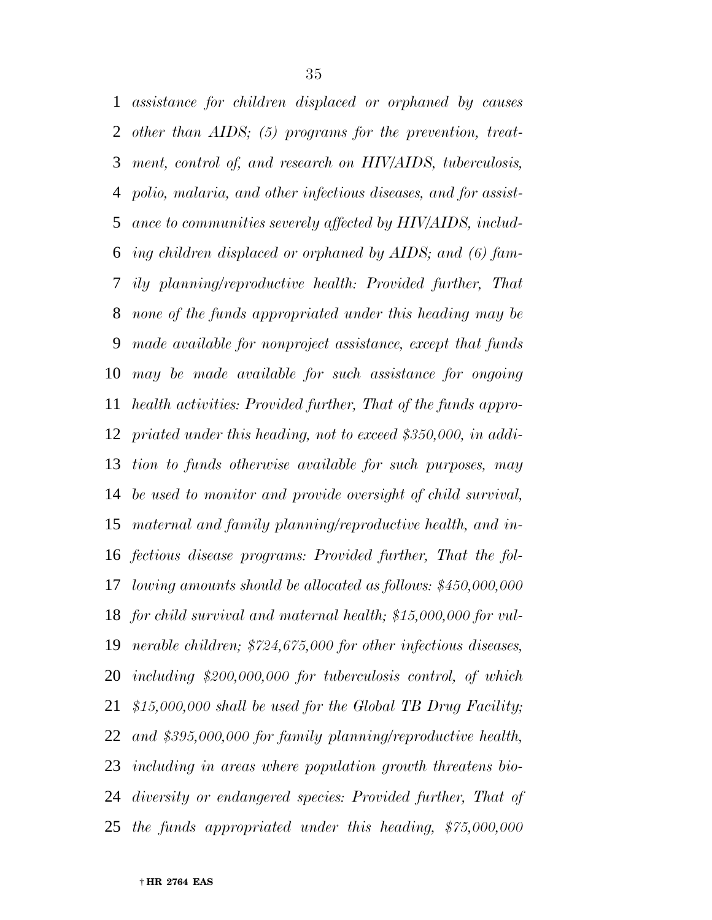*assistance for children displaced or orphaned by causes other than AIDS; (5) programs for the prevention, treatment, control of, and research on HIV/AIDS, tuberculosis, polio, malaria, and other infectious diseases, and for assistance to communities severely affected by HIV/AIDS, including children displaced or orphaned by AIDS; and (6) family planning/reproductive health: Provided further, That none of the funds appropriated under this heading may be made available for nonproject assistance, except that funds may be made available for such assistance for ongoing health activities: Provided further, That of the funds appropriated under this heading, not to exceed $350,000, in addition to funds otherwise available for such purposes, may be used to monitor and provide oversight of child survival, maternal and family planning/reproductive health, and infectious disease programs: Provided further, That the following amounts should be allocated as follows: $450,000,000 for child survival and maternal health; $15,000,000 for vulnerable children; $724,675,000 for other infectious diseases, including $200,000,000 for tuberculosis control, of which $15,000,000 shall be used for the Global TB Drug Facility; and $395,000,000 for family planning/reproductive health, including in areas where population growth threatens biodiversity or endangered species: Provided further, That of the funds appropriated under this heading, $75,000,000*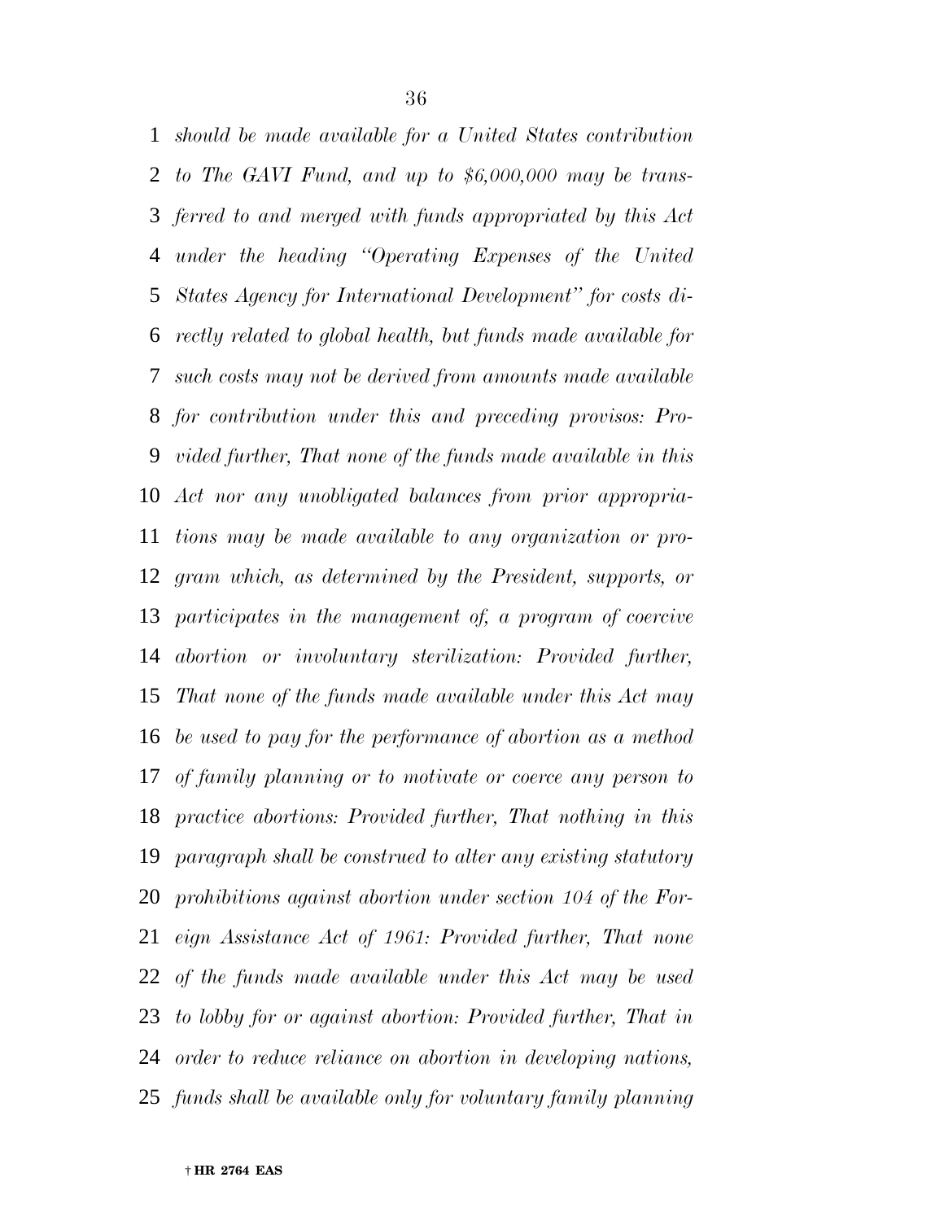*should be made available for a United States contribution to The GAVI Fund, and up to $6,000,000 may be transferred to and merged with funds appropriated by this Act under the heading "Operating Expenses of the United States Agency for International Development" for costs directly related to global health, but funds made available for such costs may not be derived from amounts made available for contribution under this and preceding provisos: Provided further, That none of the funds made available in this Act nor any unobligated balances from prior appropriations may be made available to any organization or program which, as determined by the President, supports, or participates in the management of, a program of coercive abortion or involuntary sterilization: Provided further, That none of the funds made available under this Act may be used to pay for the performance of abortion as a method of family planning or to motivate or coerce any person to practice abortions: Provided further, That nothing in this paragraph shall be construed to alter any existing statutory prohibitions against abortion under section 104 of the Foreign Assistance Act of 1961: Provided further, That none of the funds made available under this Act may be used to lobby for or against abortion: Provided further, That in order to reduce reliance on abortion in developing nations, funds shall be available only for voluntary family planning*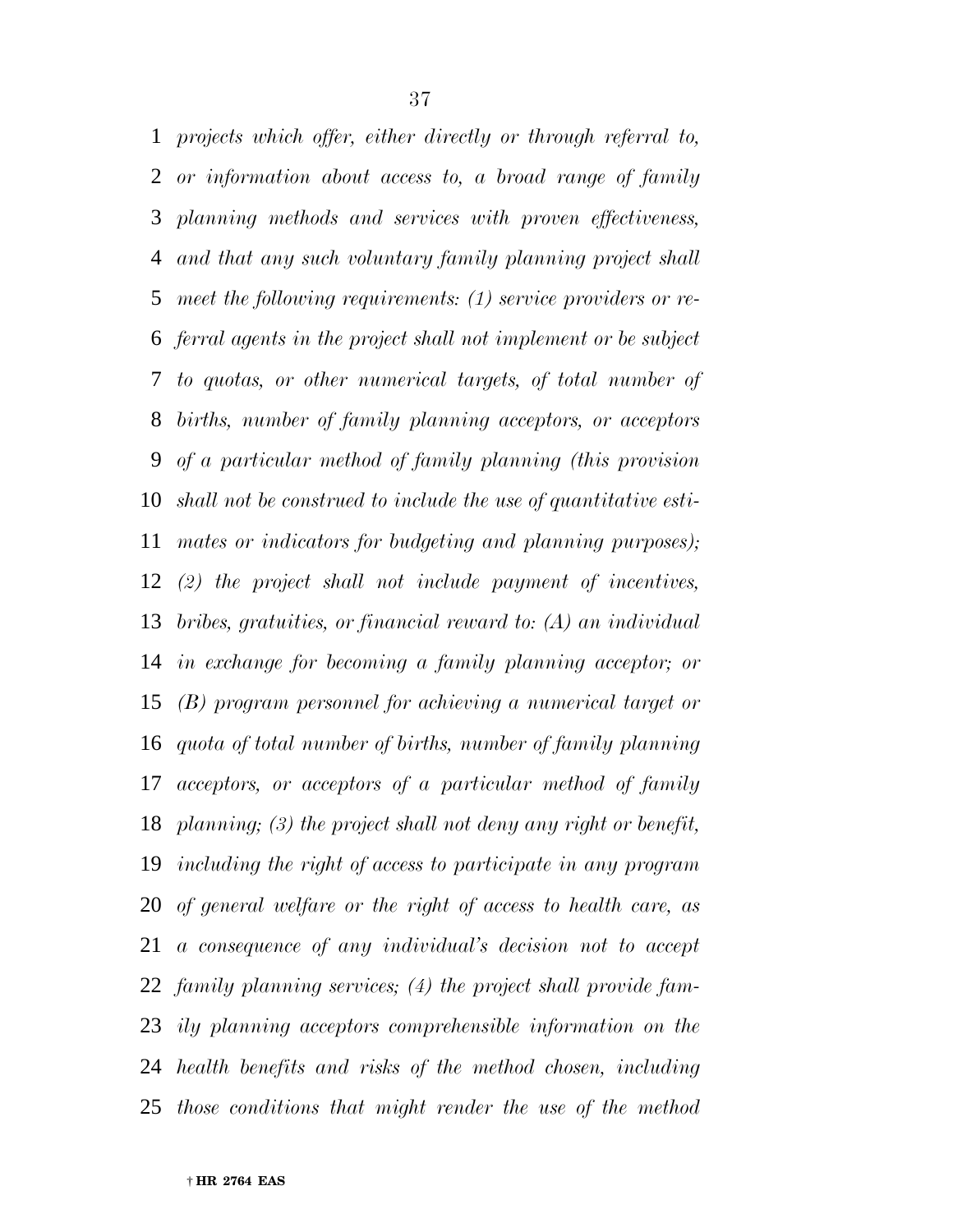*projects which offer, either directly or through referral to, or information about access to, a broad range of family planning methods and services with proven effectiveness, and that any such voluntary family planning project shall meet the following requirements: (1) service providers or referral agents in the project shall not implement or be subject to quotas, or other numerical targets, of total number of births, number of family planning acceptors, or acceptors of a particular method of family planning (this provision shall not be construed to include the use of quantitative estimates or indicators for budgeting and planning purposes); (2) the project shall not include payment of incentives, bribes, gratuities, or financial reward to: (A) an individual in exchange for becoming a family planning acceptor; or (B) program personnel for achieving a numerical target or quota of total number of births, number of family planning acceptors, or acceptors of a particular method of family planning; (3) the project shall not deny any right or benefit, including the right of access to participate in any program of general welfare or the right of access to health care, as a consequence of any individual's decision not to accept family planning services; (4) the project shall provide family planning acceptors comprehensible information on the health benefits and risks of the method chosen, including those conditions that might render the use of the method*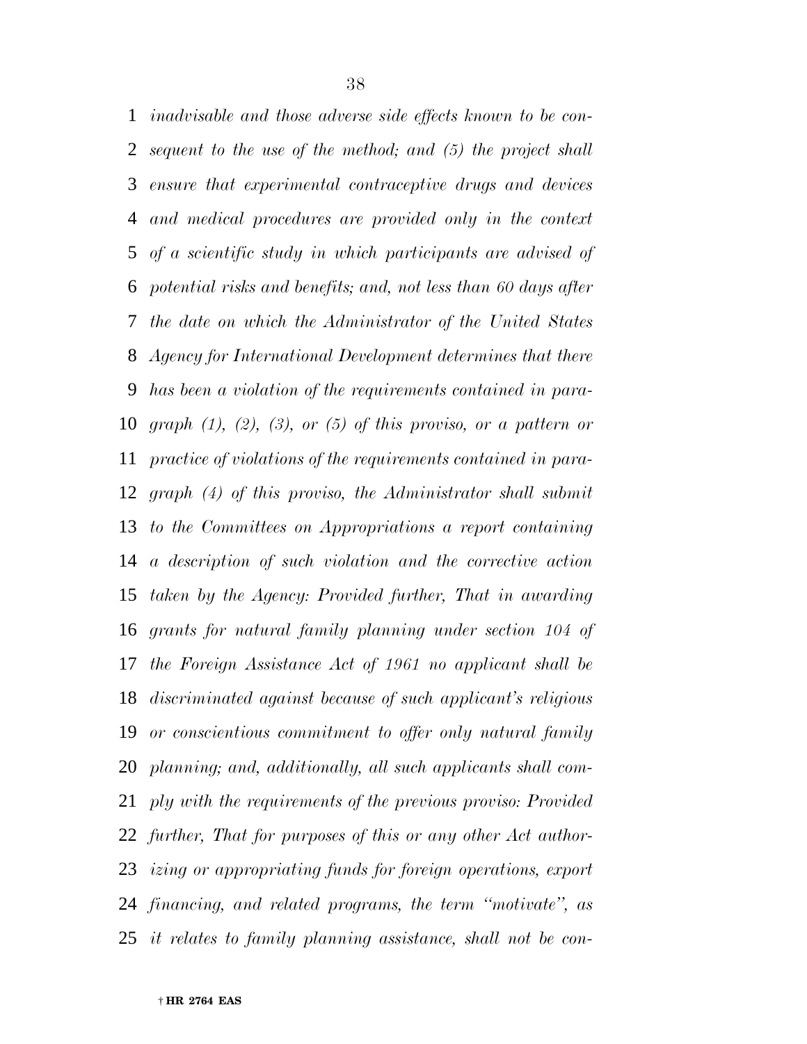*inadvisable and those adverse side effects known to be consequent to the use of the method; and (5) the project shall ensure that experimental contraceptive drugs and devices and medical procedures are provided only in the context of a scientific study in which participants are advised of potential risks and benefits; and, not less than 60 days after the date on which the Administrator of the United States Agency for International Development determines that there has been a violation of the requirements contained in paragraph (1), (2), (3), or (5) of this proviso, or a pattern or practice of violations of the requirements contained in paragraph (4) of this proviso, the Administrator shall submit to the Committees on Appropriations a report containing a description of such violation and the corrective action taken by the Agency: Provided further, That in awarding grants for natural family planning under section 104 of the Foreign Assistance Act of 1961 no applicant shall be discriminated against because of such applicant's religious or conscientious commitment to offer only natural family planning; and, additionally, all such applicants shall comply with the requirements of the previous proviso: Provided further, That for purposes of this or any other Act authorizing or appropriating funds for foreign operations, export financing, and related programs, the term "motivate", as it relates to family planning assistance, shall not be con-*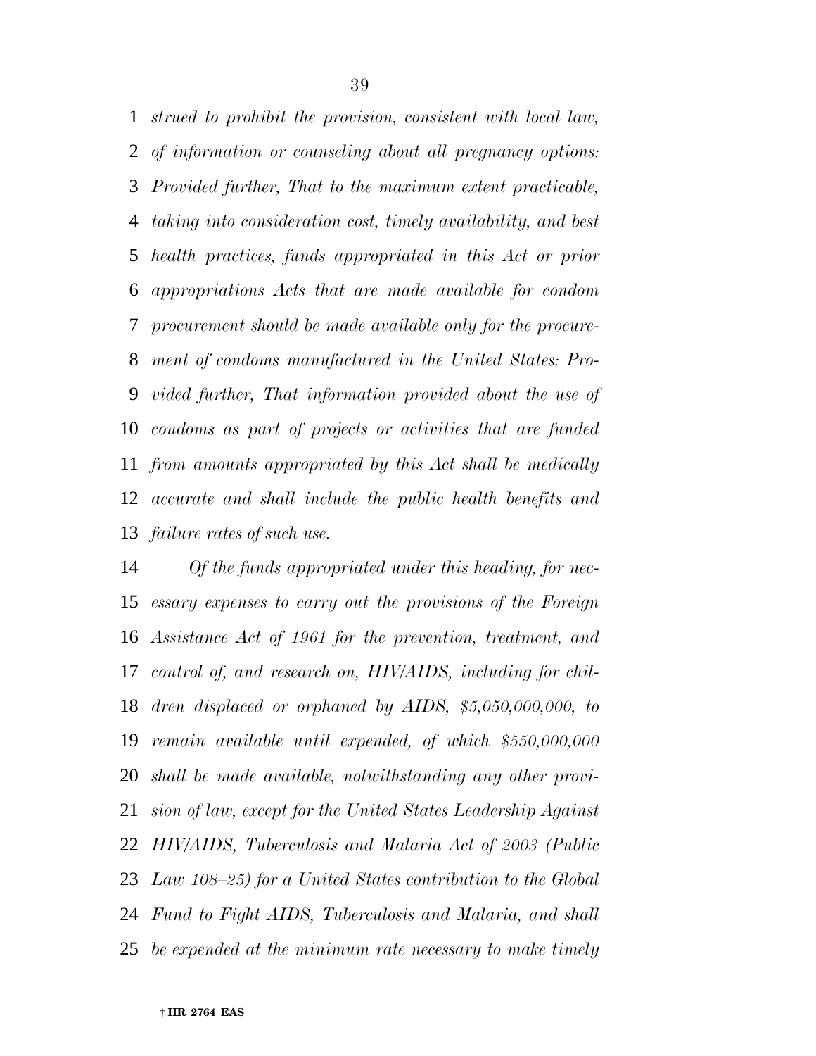*strued to prohibit the provision, consistent with local law, of information or counseling about all pregnancy options: Provided further, That to the maximum extent practicable, taking into consideration cost, timely availability, and best health practices, funds appropriated in this Act or prior appropriations Acts that are made available for condom procurement should be made available only for the procurement of condoms manufactured in the United States: Provided further, That information provided about the use of condoms as part of projects or activities that are funded from amounts appropriated by this Act shall be medically accurate and shall include the public health benefits and failure rates of such use.*

*Of the funds appropriated under this heading, for necessary expenses to carry out the provisions of the Foreign Assistance Act of 1961 for the prevention, treatment, and control of, and research on, HIV/AIDS, including for children displaced or orphaned by AIDS, $5,050,000,000, to remain available until expended, of which $550,000,000 shall be made available, notwithstanding any other provision of law, except for the United States Leadership Against HIV/AIDS, Tuberculosis and Malaria Act of 2003 (Public Law 108–25) for a United States contribution to the Global Fund to Fight AIDS, Tuberculosis and Malaria, and shall be expended at the minimum rate necessary to make timely*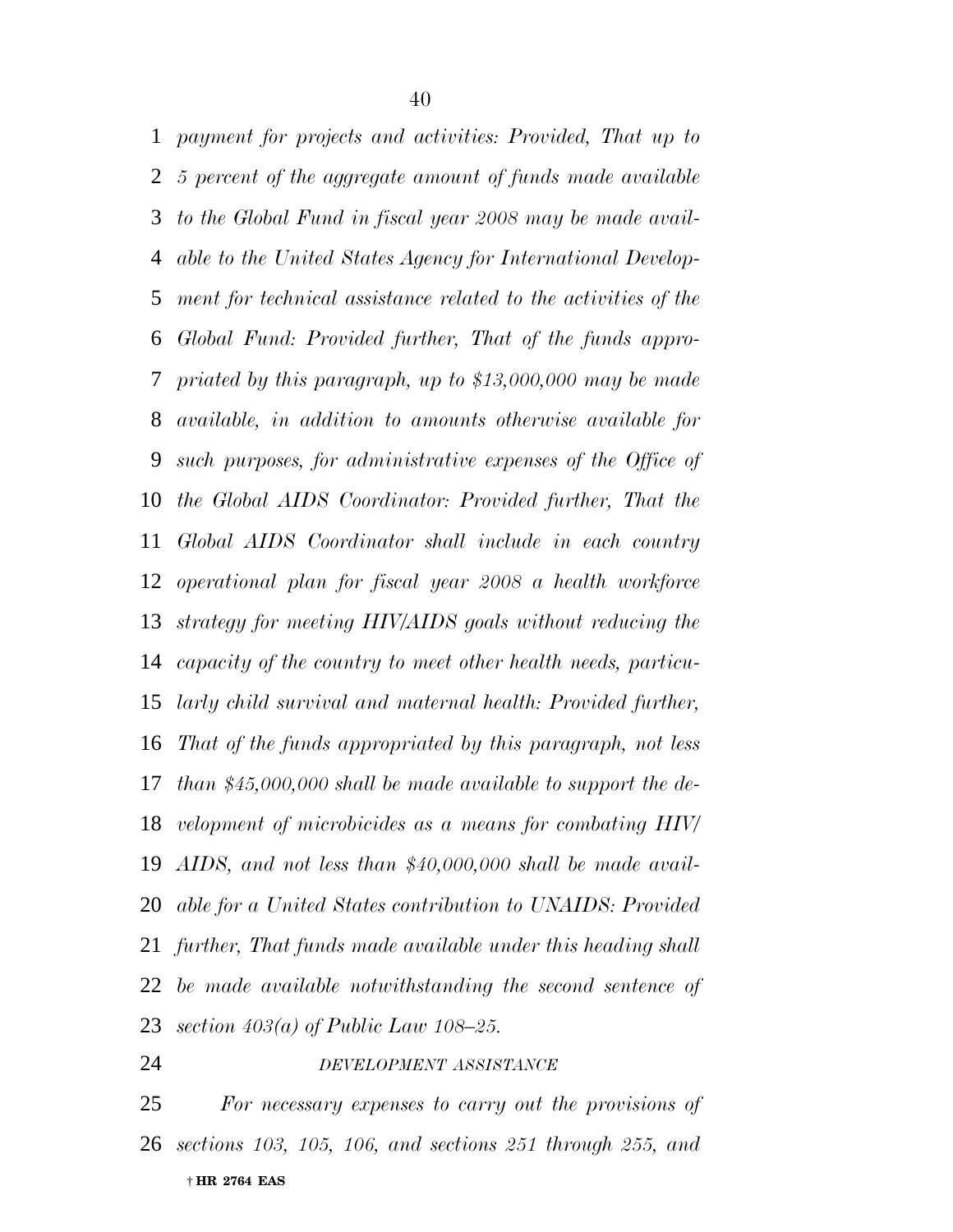*payment for projects and activities: Provided, That up to 5 percent of the aggregate amount of funds made available to the Global Fund in fiscal year 2008 may be made available to the United States Agency for International Development for technical assistance related to the activities of the Global Fund: Provided further, That of the funds appropriated by this paragraph, up to $13,000,000 may be made available, in addition to amounts otherwise available for such purposes, for administrative expenses of the Office of the Global AIDS Coordinator: Provided further, That the Global AIDS Coordinator shall include in each country operational plan for fiscal year 2008 a health workforce strategy for meeting HIV/AIDS goals without reducing the capacity of the country to meet other health needs, particularly child survival and maternal health: Provided further, That of the funds appropriated by this paragraph, not less than $45,000,000 shall be made available to support the development of microbicides as a means for combating HIV/AIDS, and not less than $40,000,000 shall be made available for a United States contribution to UNAIDS: Provided further, That funds made available under this heading shall be made available notwithstanding the second sentence of section 403(a) of Public Law 108–25.*

*DEVELOPMENT ASSISTANCE*

*For necessary expenses to carry out the provisions of sections 103, 105, 106, and sections 251 through 255, and*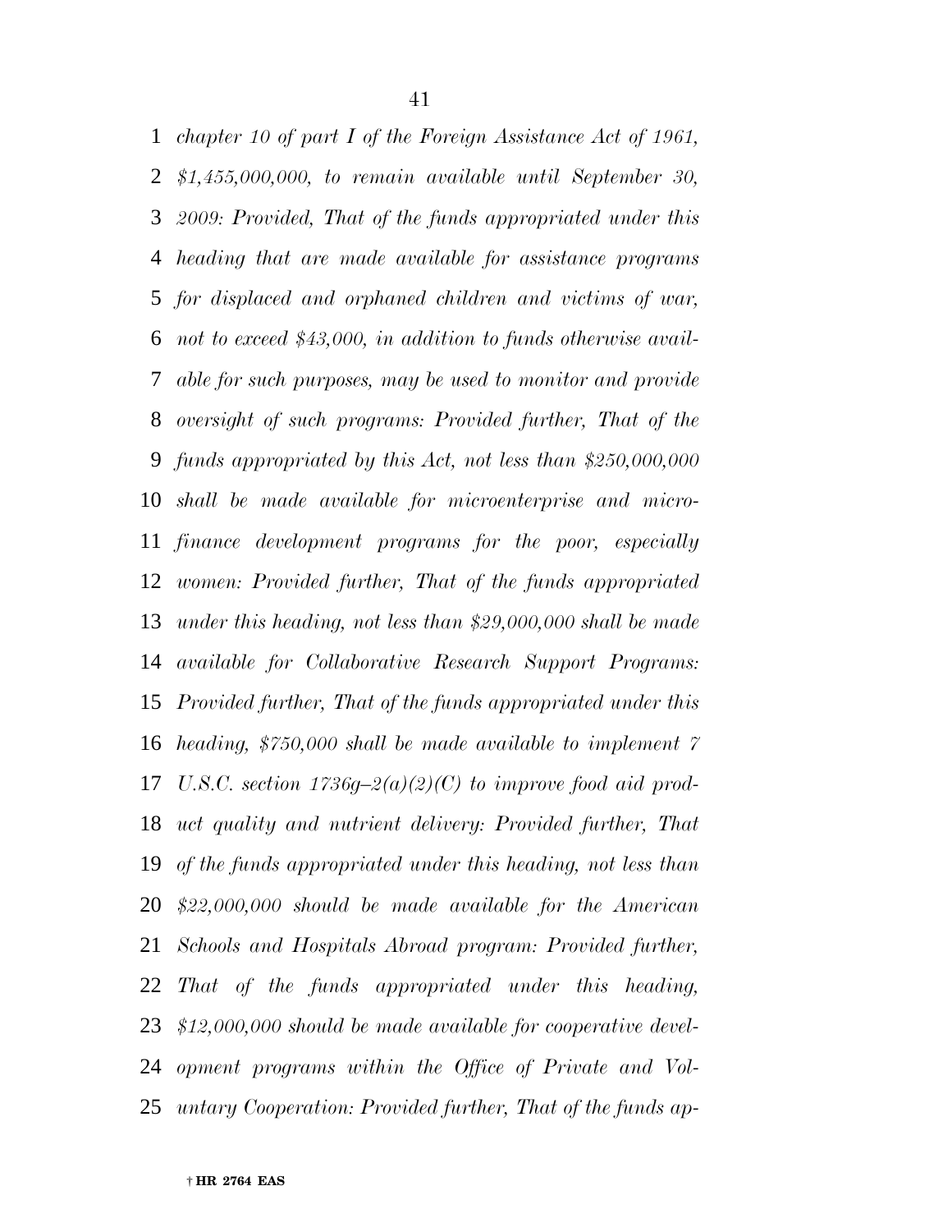*chapter 10 of part I of the Foreign Assistance Act of 1961, $1,455,000,000, to remain available until September 30, 2009: Provided, That of the funds appropriated under this heading that are made available for assistance programs for displaced and orphaned children and victims of war, not to exceed $43,000, in addition to funds otherwise available for such purposes, may be used to monitor and provide oversight of such programs: Provided further, That of the funds appropriated by this Act, not less than $250,000,000 shall be made available for microenterprise and microfinance development programs for the poor, especially women: Provided further, That of the funds appropriated under this heading, not less than $29,000,000 shall be made available for Collaborative Research Support Programs: Provided further, That of the funds appropriated under this heading, $750,000 shall be made available to implement 7 U.S.C. section 1736g–2(a)(2)(C) to improve food aid product quality and nutrient delivery: Provided further, That of the funds appropriated under this heading, not less than $22,000,000 should be made available for the American Schools and Hospitals Abroad program: Provided further, That of the funds appropriated under this heading, $12,000,000 should be made available for cooperative development programs within the Office of Private and Voluntary Cooperation: Provided further, That of the funds ap-*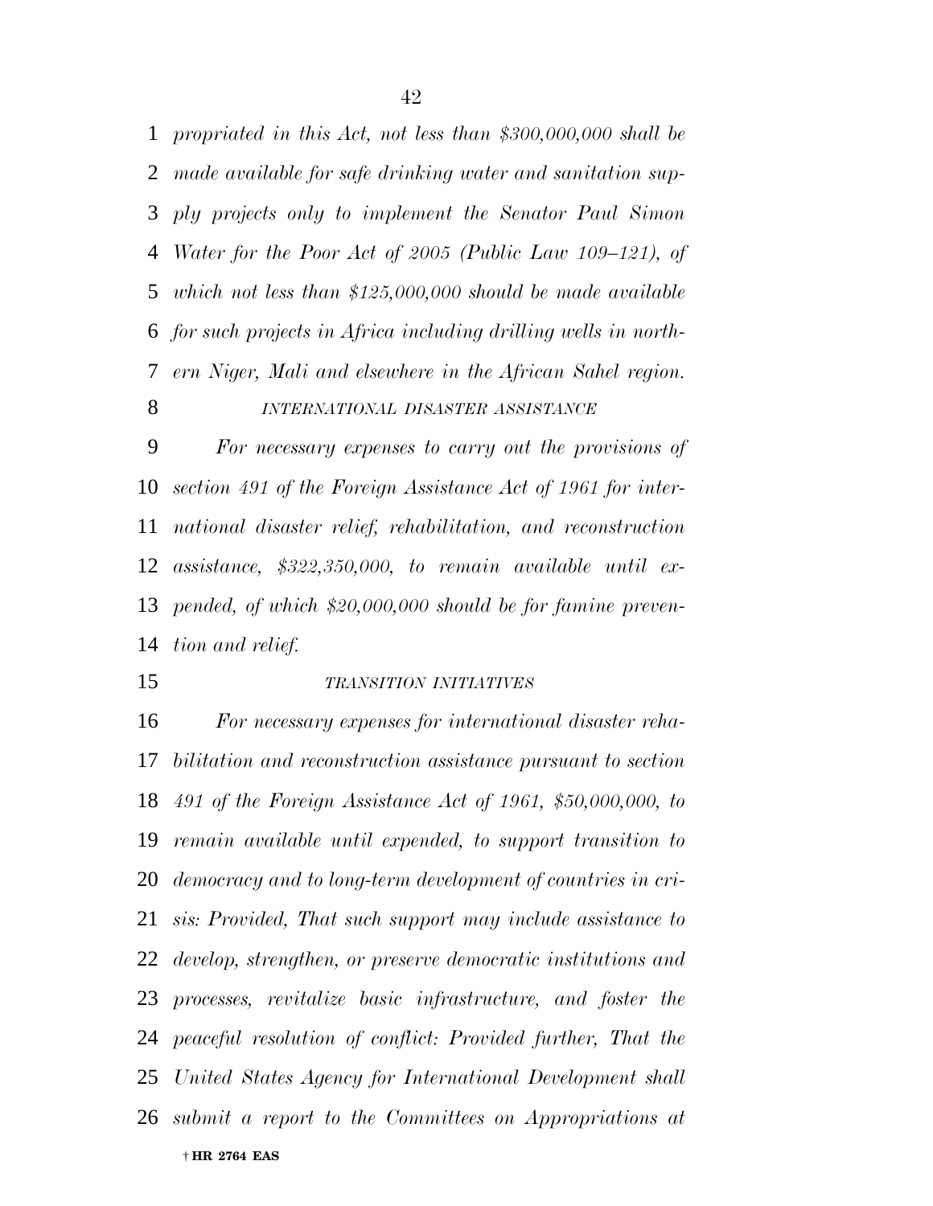*propriated in this Act, not less than $300,000,000 shall be made available for safe drinking water and sanitation supply projects only to implement the Senator Paul Simon Water for the Poor Act of 2005 (Public Law 109–121), of which not less than $125,000,000 should be made available for such projects in Africa including drilling wells in northern Niger, Mali and elsewhere in the African Sahel region.*

*INTERNATIONAL DISASTER ASSISTANCE*

*For necessary expenses to carry out the provisions of section 491 of the Foreign Assistance Act of 1961 for international disaster relief, rehabilitation, and reconstruction assistance, $322,350,000, to remain available until expended, of which $20,000,000 should be for famine prevention and relief.*

*TRANSITION INITIATIVES*

*For necessary expenses for international disaster rehabilitation and reconstruction assistance pursuant to section 491 of the Foreign Assistance Act of 1961, $50,000,000, to remain available until expended, to support transition to democracy and to long-term development of countries in crisis: Provided, That such support may include assistance to develop, strengthen, or preserve democratic institutions and processes, revitalize basic infrastructure, and foster the peaceful resolution of conflict: Provided further, That the United States Agency for International Development shall submit a report to the Committees on Appropriations at*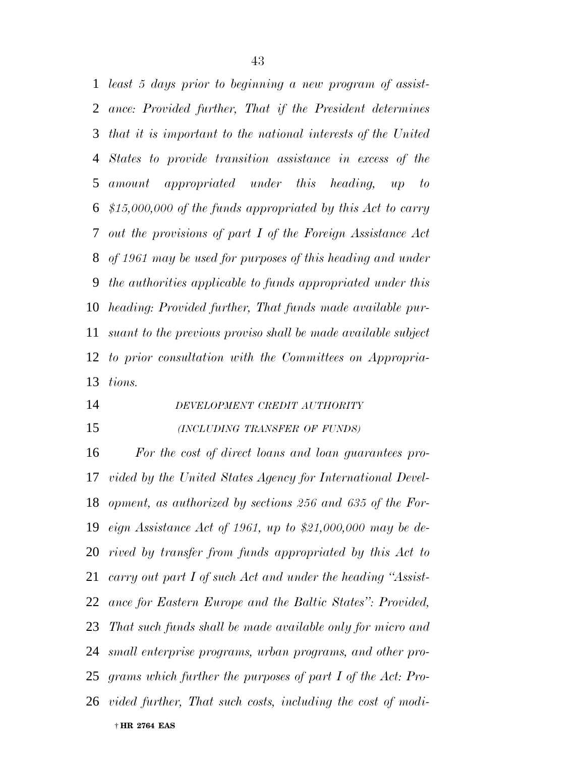*least 5 days prior to beginning a new program of assistance: Provided further, That if the President determines that it is important to the national interests of the United States to provide transition assistance in excess of the amount appropriated under this heading, up to $15,000,000 of the funds appropriated by this Act to carry out the provisions of part I of the Foreign Assistance Act of 1961 may be used for purposes of this heading and under the authorities applicable to funds appropriated under this heading: Provided further, That funds made available pursuant to the previous proviso shall be made available subject to prior consultation with the Committees on Appropriations.*

*DEVELOPMENT CREDIT AUTHORITY*

*(INCLUDING TRANSFER OF FUNDS)*

*For the cost of direct loans and loan guarantees provided by the United States Agency for International Development, as authorized by sections 256 and 635 of the Foreign Assistance Act of 1961, up to $21,000,000 may be derived by transfer from funds appropriated by this Act to carry out part I of such Act and under the heading "Assistance for Eastern Europe and the Baltic States": Provided, That such funds shall be made available only for micro and small enterprise programs, urban programs, and other programs which further the purposes of part I of the Act: Provided further, That such costs, including the cost of modi-*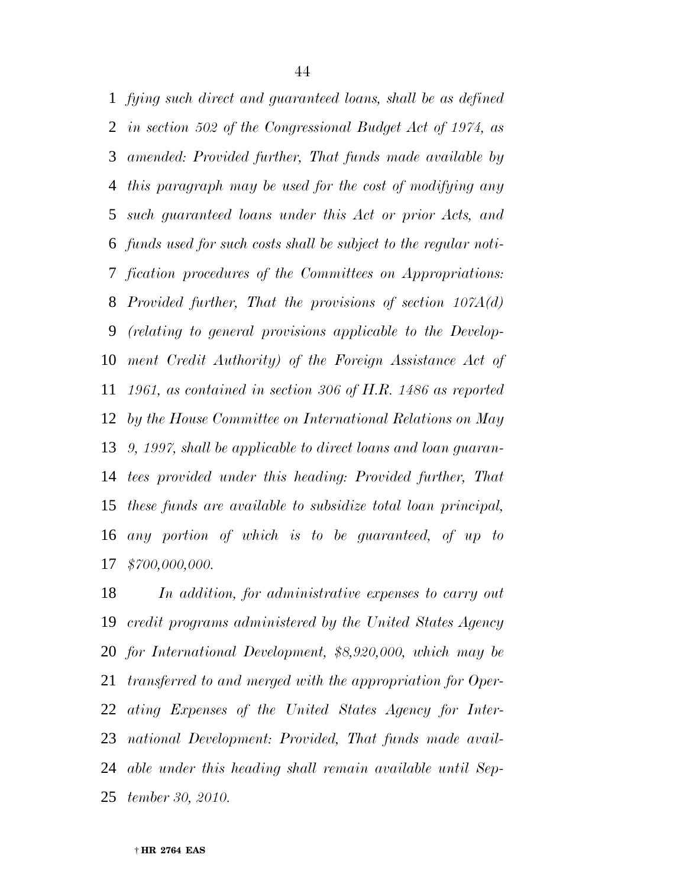*fying such direct and guaranteed loans, shall be as defined in section 502 of the Congressional Budget Act of 1974, as amended: Provided further, That funds made available by this paragraph may be used for the cost of modifying any such guaranteed loans under this Act or prior Acts, and funds used for such costs shall be subject to the regular notification procedures of the Committees on Appropriations: Provided further, That the provisions of section 107A(d) (relating to general provisions applicable to the Development Credit Authority) of the Foreign Assistance Act of 1961, as contained in section 306 of H.R. 1486 as reported by the House Committee on International Relations on May 9, 1997, shall be applicable to direct loans and loan guarantees provided under this heading: Provided further, That these funds are available to subsidize total loan principal, any portion of which is to be guaranteed, of up to $700,000,000.*

*In addition, for administrative expenses to carry out credit programs administered by the United States Agency for International Development, $8,920,000, which may be transferred to and merged with the appropriation for Operating Expenses of the United States Agency for International Development: Provided, That funds made available under this heading shall remain available until September 30, 2010.*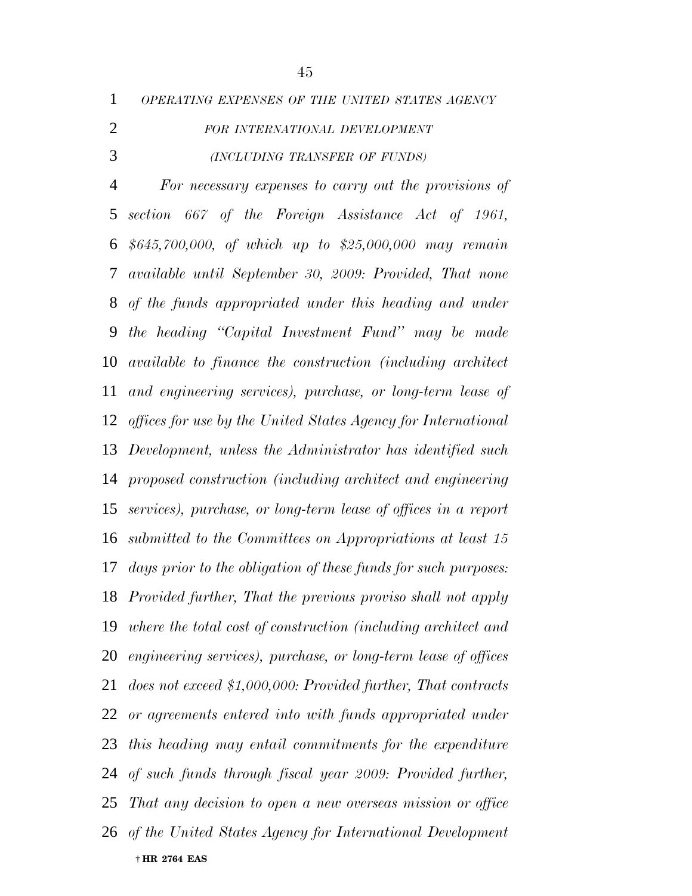*OPERATING EXPENSES OF THE UNITED STATES AGENCY FOR INTERNATIONAL DEVELOPMENT*

*(INCLUDING TRANSFER OF FUNDS)*

*For necessary expenses to carry out the provisions of section 667 of the Foreign Assistance Act of 1961, $645,700,000, of which up to $25,000,000 may remain available until September 30, 2009: Provided, That none of the funds appropriated under this heading and under the heading "Capital Investment Fund" may be made available to finance the construction (including architect and engineering services), purchase, or long-term lease of offices for use by the United States Agency for International Development, unless the Administrator has identified such proposed construction (including architect and engineering services), purchase, or long-term lease of offices in a report submitted to the Committees on Appropriations at least 15 days prior to the obligation of these funds for such purposes: Provided further, That the previous proviso shall not apply where the total cost of construction (including architect and engineering services), purchase, or long-term lease of offices does not exceed $1,000,000: Provided further, That contracts or agreements entered into with funds appropriated under this heading may entail commitments for the expenditure of such funds through fiscal year 2009: Provided further, That any decision to open a new overseas mission or office of the United States Agency for International Development*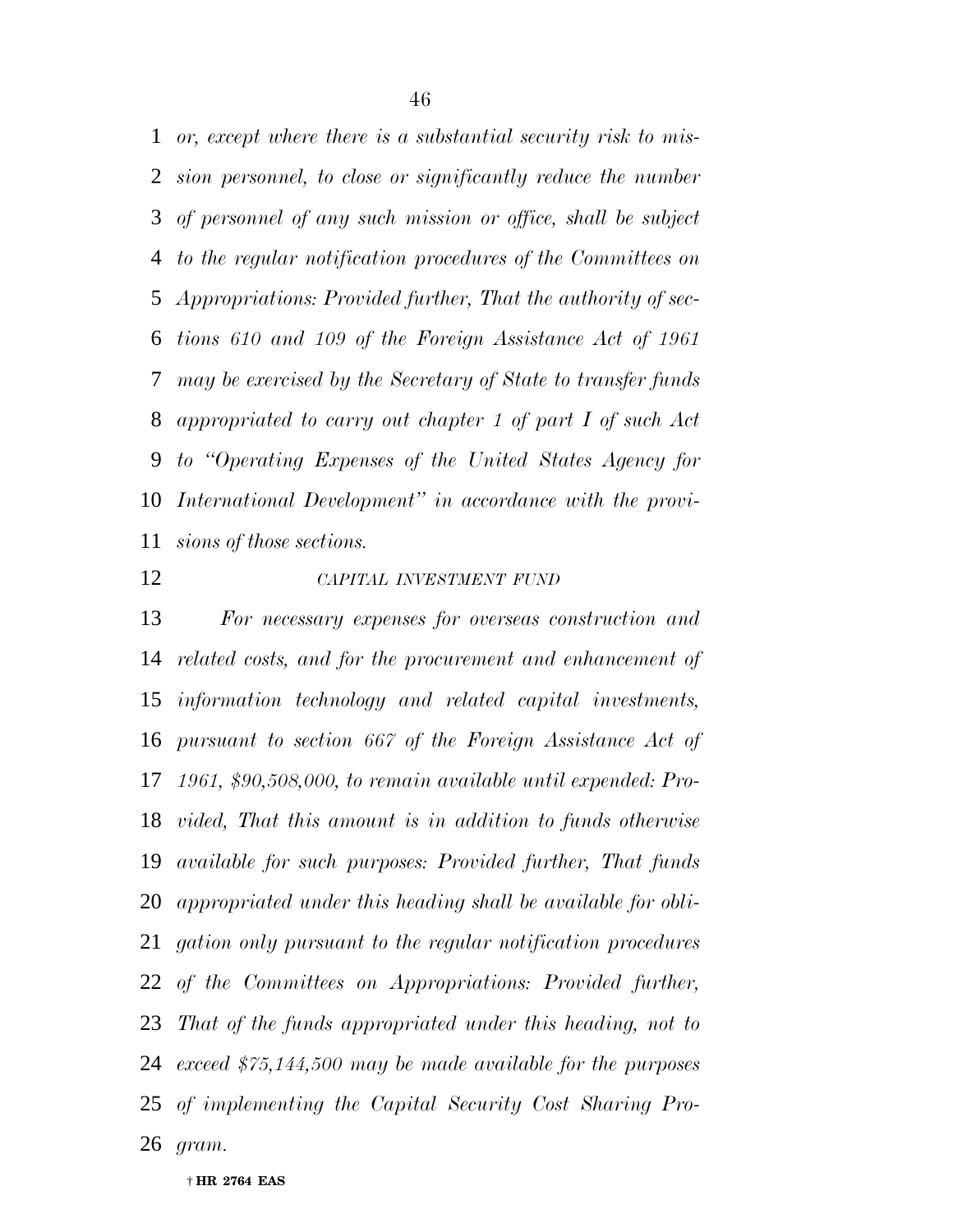*or, except where there is a substantial security risk to mission personnel, to close or significantly reduce the number of personnel of any such mission or office, shall be subject to the regular notification procedures of the Committees on Appropriations: Provided further, That the authority of sections 610 and 109 of the Foreign Assistance Act of 1961 may be exercised by the Secretary of State to transfer funds appropriated to carry out chapter 1 of part I of such Act to "Operating Expenses of the United States Agency for International Development" in accordance with the provisions of those sections.*

*CAPITAL INVESTMENT FUND*

*For necessary expenses for overseas construction and related costs, and for the procurement and enhancement of information technology and related capital investments, pursuant to section 667 of the Foreign Assistance Act of 1961, $90,508,000, to remain available until expended: Provided, That this amount is in addition to funds otherwise available for such purposes: Provided further, That funds appropriated under this heading shall be available for obligation only pursuant to the regular notification procedures of the Committees on Appropriations: Provided further, That of the funds appropriated under this heading, not to exceed $75,144,500 may be made available for the purposes of implementing the Capital Security Cost Sharing Program.*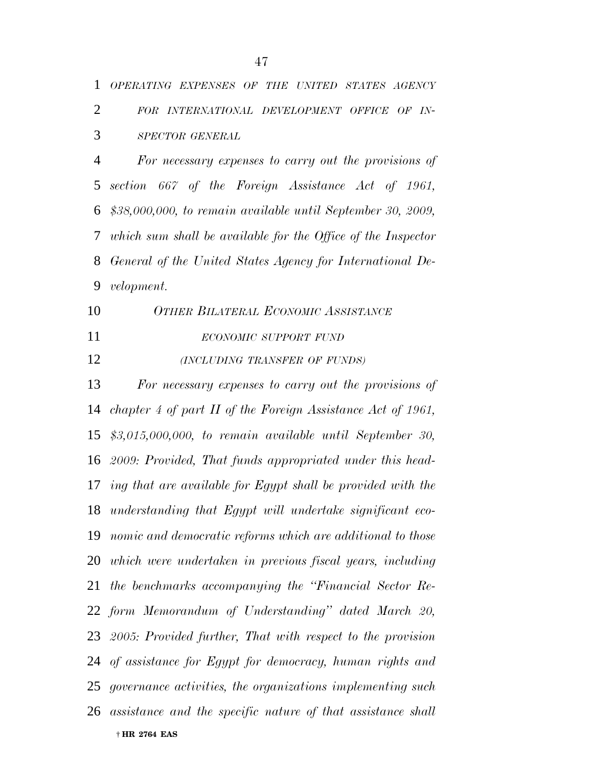*OPERATING EXPENSES OF THE UNITED STATES AGENCY FOR INTERNATIONAL DEVELOPMENT OFFICE OF INSPECTOR GENERAL*

*For necessary expenses to carry out the provisions of section 667 of the Foreign Assistance Act of 1961, $38,000,000, to remain available until September 30, 2009, which sum shall be available for the Office of the Inspector General of the United States Agency for International Development.*

*OTHER BILATERAL ECONOMIC ASSISTANCE*

*ECONOMIC SUPPORT FUND*

*(INCLUDING TRANSFER OF FUNDS)*

*For necessary expenses to carry out the provisions of chapter 4 of part II of the Foreign Assistance Act of 1961, $3,015,000,000, to remain available until September 30, 2009: Provided, That funds appropriated under this heading that are available for Egypt shall be provided with the understanding that Egypt will undertake significant economic and democratic reforms which are additional to those which were undertaken in previous fiscal years, including the benchmarks accompanying the "Financial Sector Reform Memorandum of Understanding" dated March 20, 2005: Provided further, That with respect to the provision of assistance for Egypt for democracy, human rights and governance activities, the organizations implementing such assistance and the specific nature of that assistance shall*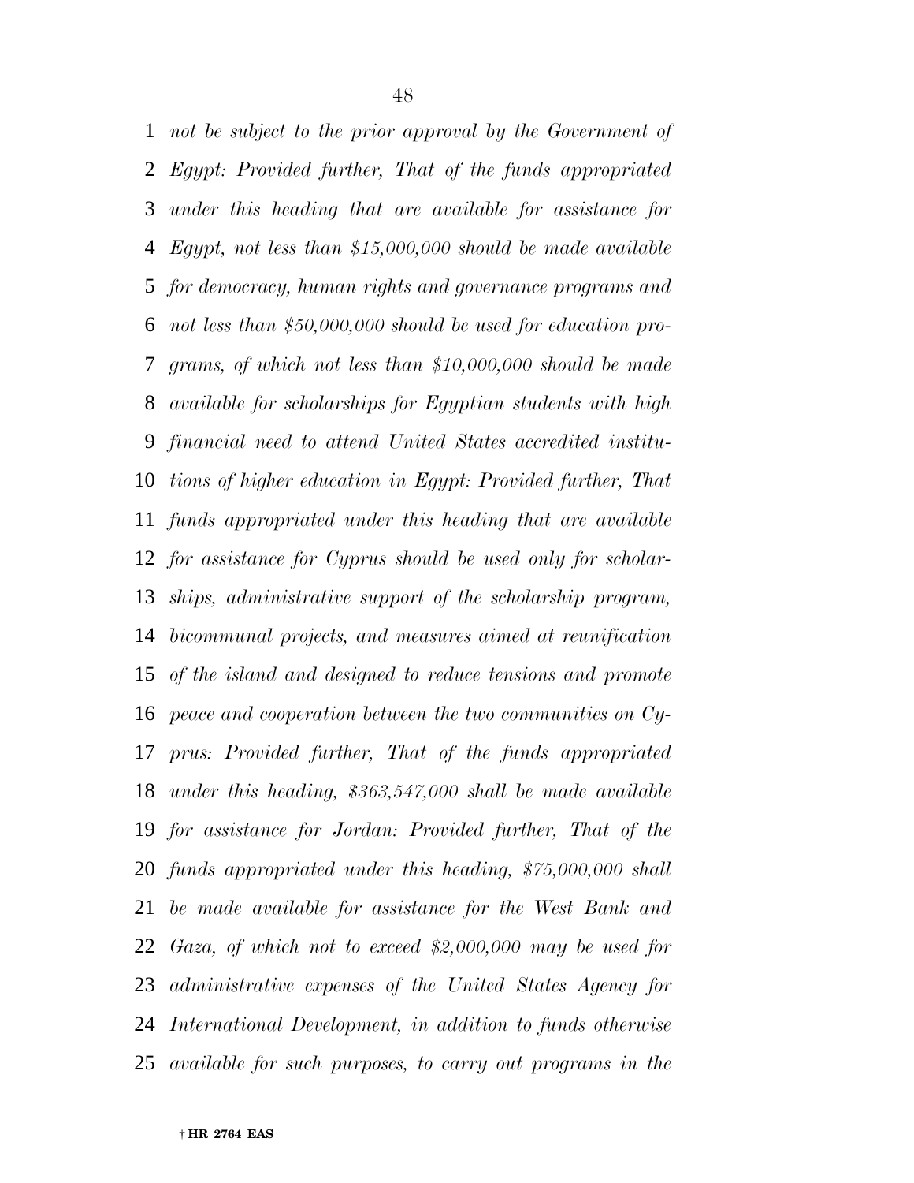*not be subject to the prior approval by the Government of Egypt: Provided further, That of the funds appropriated under this heading that are available for assistance for Egypt, not less than $15,000,000 should be made available for democracy, human rights and governance programs and not less than $50,000,000 should be used for education programs, of which not less than $10,000,000 should be made available for scholarships for Egyptian students with high financial need to attend United States accredited institutions of higher education in Egypt: Provided further, That funds appropriated under this heading that are available for assistance for Cyprus should be used only for scholarships, administrative support of the scholarship program, bicommunal projects, and measures aimed at reunification of the island and designed to reduce tensions and promote peace and cooperation between the two communities on Cyprus: Provided further, That of the funds appropriated under this heading, $363,547,000 shall be made available for assistance for Jordan: Provided further, That of the funds appropriated under this heading, $75,000,000 shall be made available for assistance for the West Bank and Gaza, of which not to exceed $2,000,000 may be used for administrative expenses of the United States Agency for International Development, in addition to funds otherwise available for such purposes, to carry out programs in the*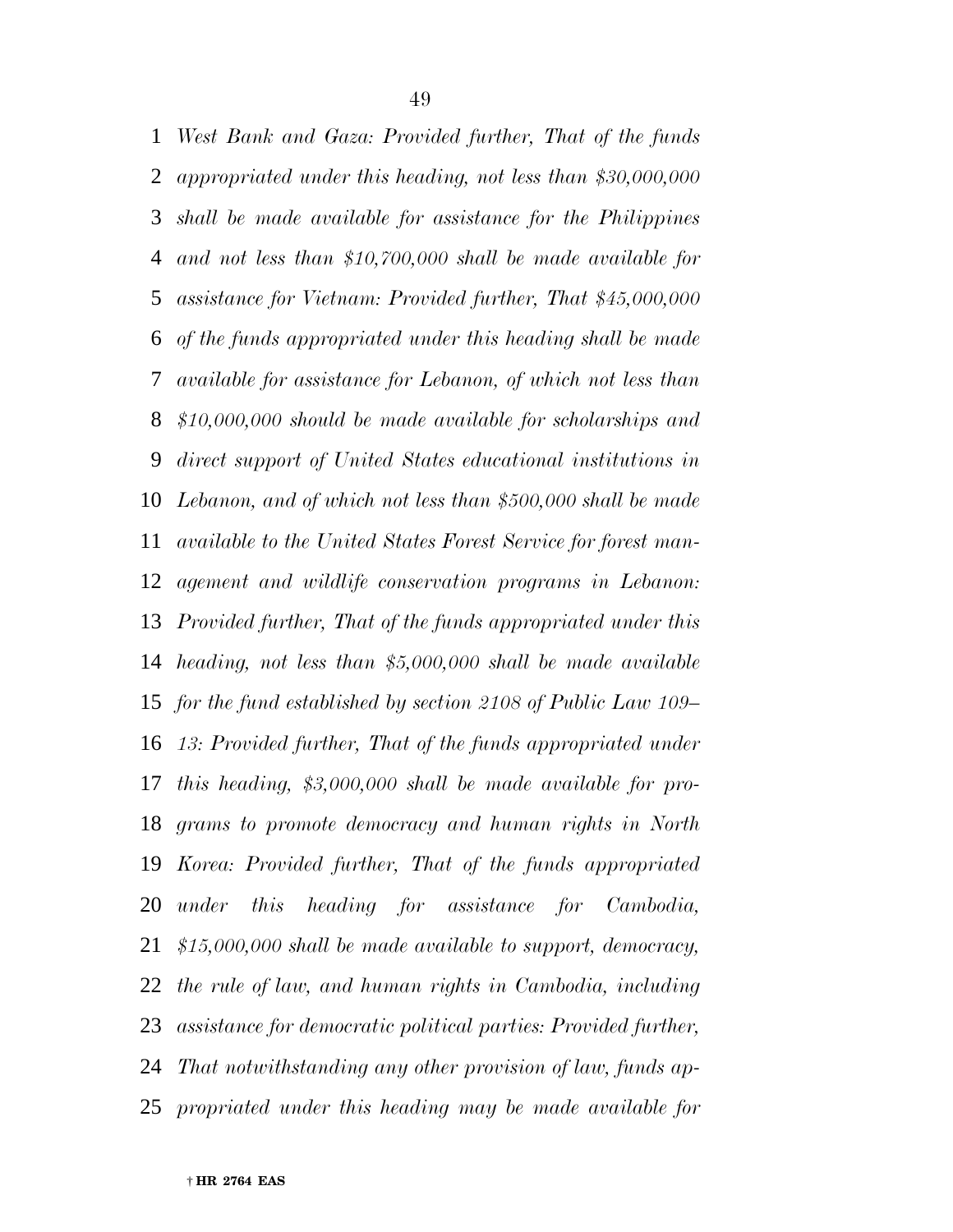*West Bank and Gaza: Provided further, That of the funds appropriated under this heading, not less than $30,000,000 shall be made available for assistance for the Philippines and not less than $10,700,000 shall be made available for assistance for Vietnam: Provided further, That $45,000,000 of the funds appropriated under this heading shall be made available for assistance for Lebanon, of which not less than $10,000,000 should be made available for scholarships and direct support of United States educational institutions in Lebanon, and of which not less than $500,000 shall be made available to the United States Forest Service for forest management and wildlife conservation programs in Lebanon: Provided further, That of the funds appropriated under this heading, not less than $5,000,000 shall be made available for the fund established by section 2108 of Public Law 109–13: Provided further, That of the funds appropriated under this heading, $3,000,000 shall be made available for programs to promote democracy and human rights in North Korea: Provided further, That of the funds appropriated under this heading for assistance for Cambodia, $15,000,000 shall be made available to support, democracy, the rule of law, and human rights in Cambodia, including assistance for democratic political parties: Provided further, That notwithstanding any other provision of law, funds appropriated under this heading may be made available for*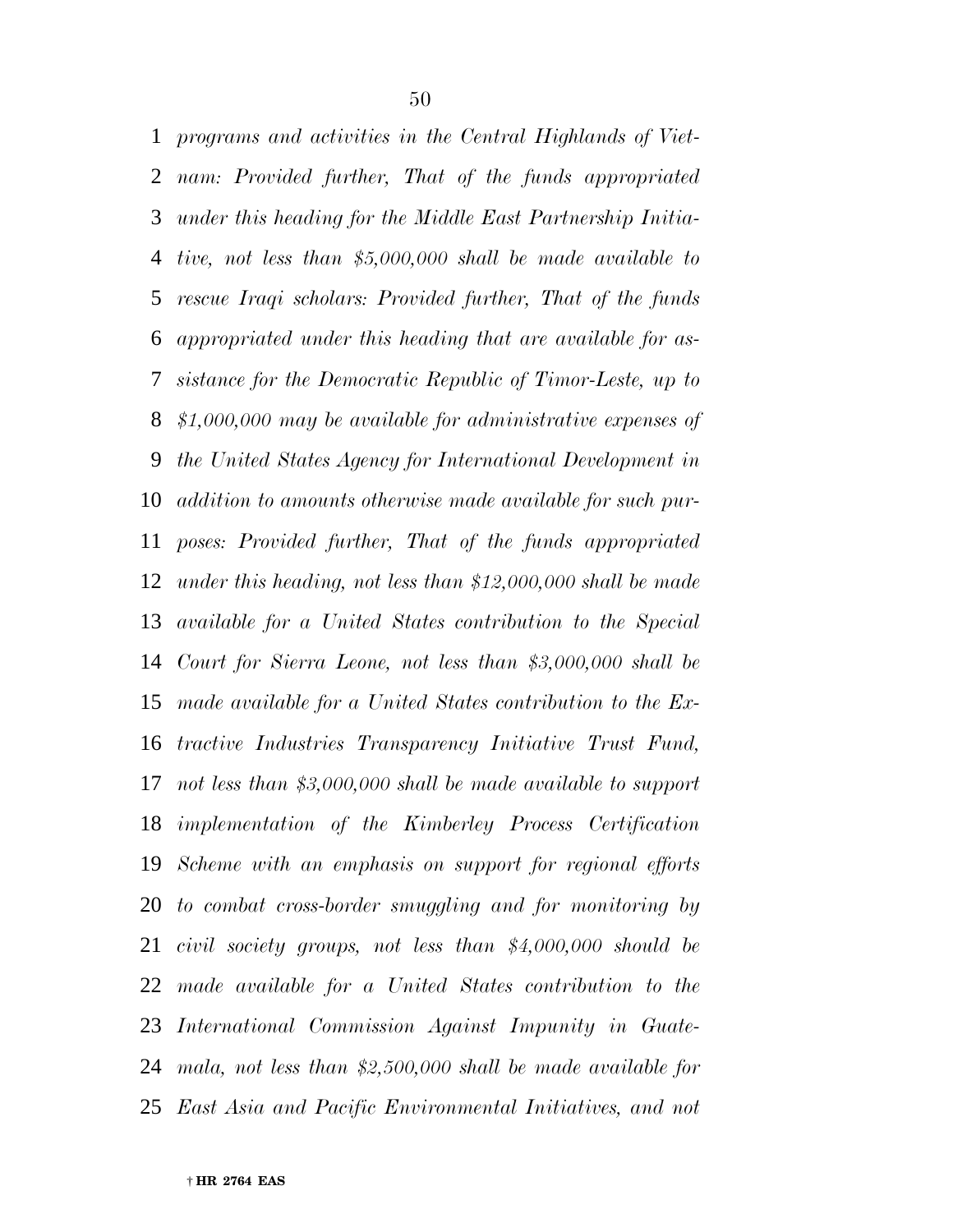*programs and activities in the Central Highlands of Viet-nam: Provided further, That of the funds appropriated under this heading for the Middle East Partnership Initiative, not less than $5,000,000 shall be made available to rescue Iraqi scholars: Provided further, That of the funds appropriated under this heading that are available for assistance for the Democratic Republic of Timor-Leste, up to $1,000,000 may be available for administrative expenses of the United States Agency for International Development in addition to amounts otherwise made available for such purposes: Provided further, That of the funds appropriated under this heading, not less than $12,000,000 shall be made available for a United States contribution to the Special Court for Sierra Leone, not less than $3,000,000 shall be made available for a United States contribution to the Extractive Industries Transparency Initiative Trust Fund, not less than $3,000,000 shall be made available to support implementation of the Kimberley Process Certification Scheme with an emphasis on support for regional efforts to combat cross-border smuggling and for monitoring by civil society groups, not less than $4,000,000 should be made available for a United States contribution to the International Commission Against Impunity in Guatemala, not less than $2,500,000 shall be made available for East Asia and Pacific Environmental Initiatives, and not*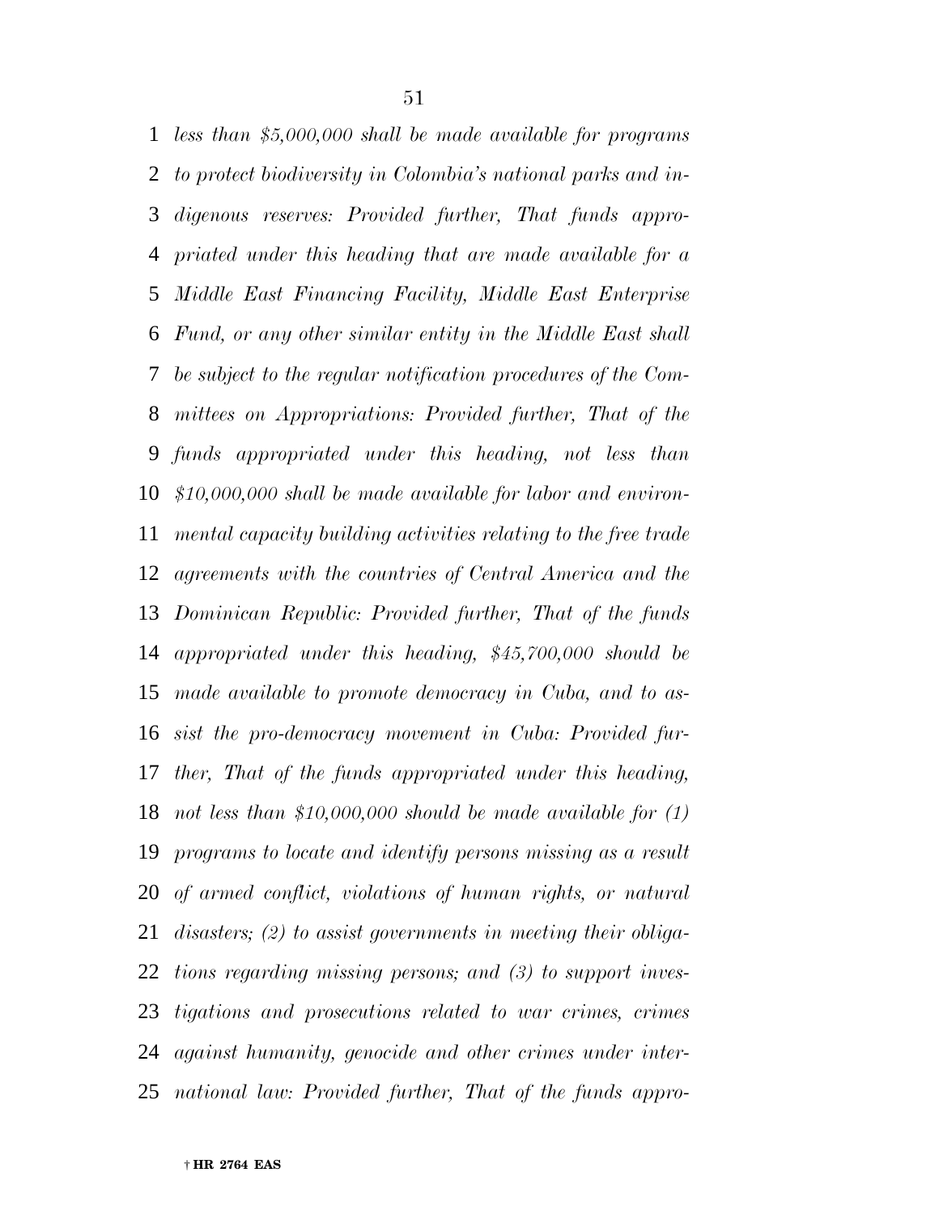*less than $5,000,000 shall be made available for programs to protect biodiversity in Colombia's national parks and indigenous reserves: Provided further, That funds appropriated under this heading that are made available for a Middle East Financing Facility, Middle East Enterprise Fund, or any other similar entity in the Middle East shall be subject to the regular notification procedures of the Committees on Appropriations: Provided further, That of the funds appropriated under this heading, not less than $10,000,000 shall be made available for labor and environmental capacity building activities relating to the free trade agreements with the countries of Central America and the Dominican Republic: Provided further, That of the funds appropriated under this heading, $45,700,000 should be made available to promote democracy in Cuba, and to assist the pro-democracy movement in Cuba: Provided further, That of the funds appropriated under this heading, not less than $10,000,000 should be made available for (1) programs to locate and identify persons missing as a result of armed conflict, violations of human rights, or natural disasters; (2) to assist governments in meeting their obligations regarding missing persons; and (3) to support investigations and prosecutions related to war crimes, crimes against humanity, genocide and other crimes under international law: Provided further, That of the funds appro-*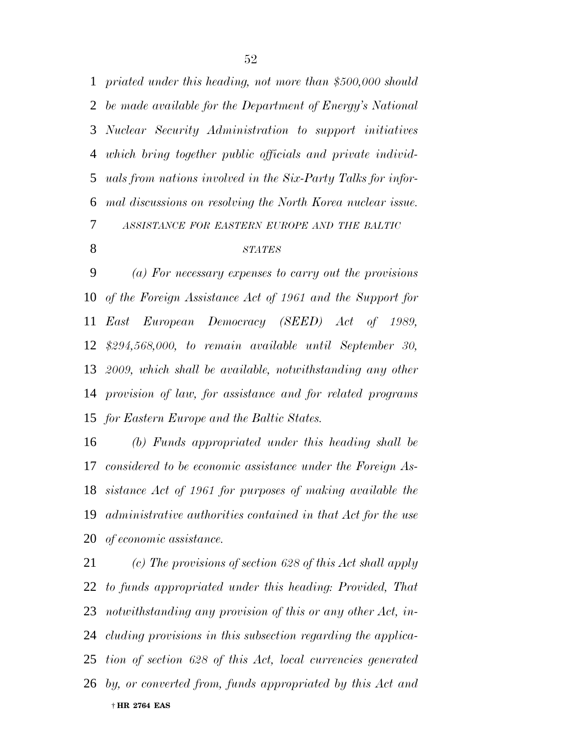*priated under this heading, not more than $500,000 should be made available for the Department of Energy's National Nuclear Security Administration to support initiatives which bring together public officials and private individuals from nations involved in the Six-Party Talks for informal discussions on resolving the North Korea nuclear issue.*

### *ASSISTANCE FOR EASTERN EUROPE AND THE BALTIC STATES*

*(a) For necessary expenses to carry out the provisions of the Foreign Assistance Act of 1961 and the Support for East European Democracy (SEED) Act of 1989, $294,568,000, to remain available until September 30, 2009, which shall be available, notwithstanding any other provision of law, for assistance and for related programs for Eastern Europe and the Baltic States.*

*(b) Funds appropriated under this heading shall be considered to be economic assistance under the Foreign Assistance Act of 1961 for purposes of making available the administrative authorities contained in that Act for the use of economic assistance.*

*(c) The provisions of section 628 of this Act shall apply to funds appropriated under this heading: Provided, That notwithstanding any provision of this or any other Act, including provisions in this subsection regarding the application of section 628 of this Act, local currencies generated by, or converted from, funds appropriated by this Act and*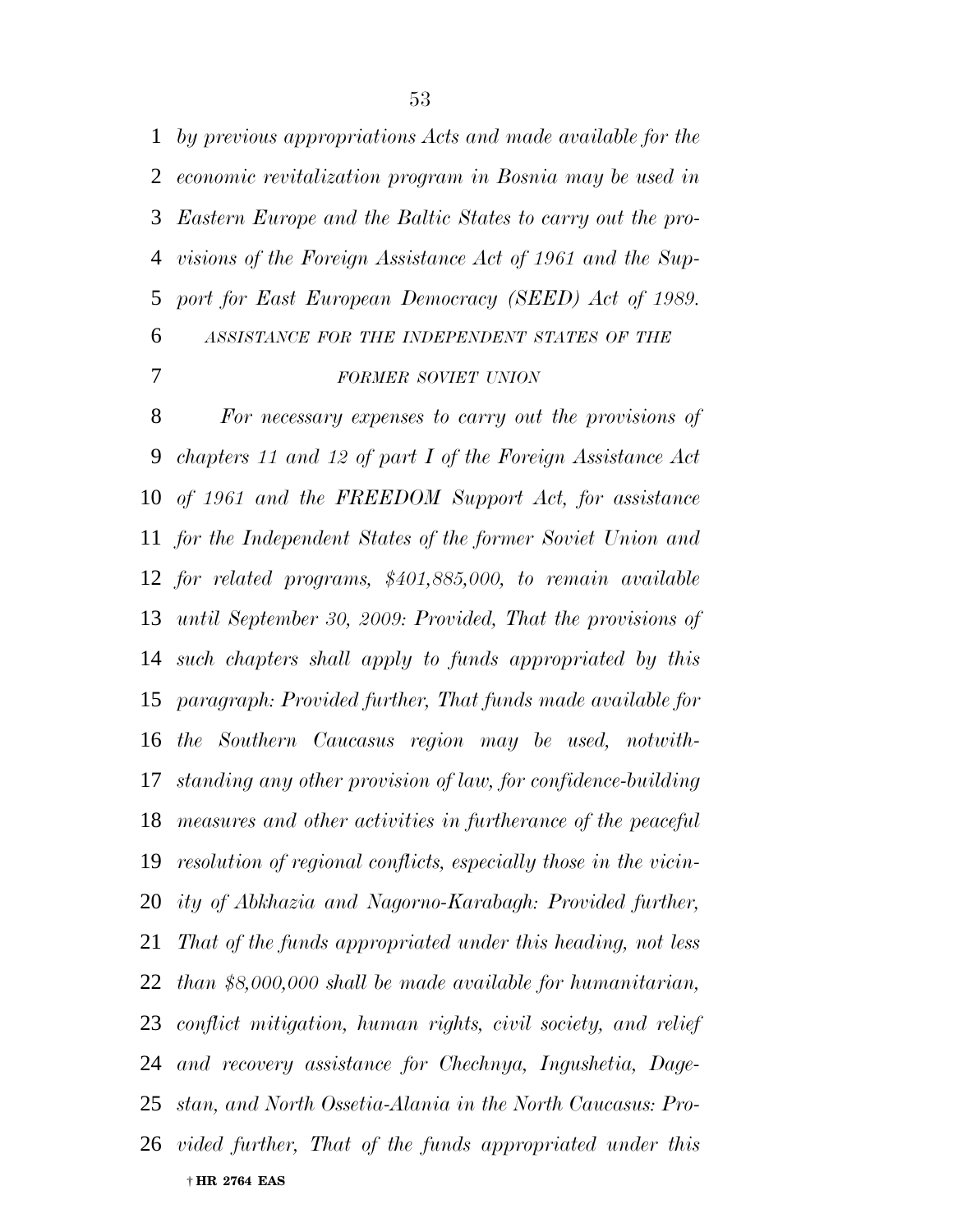*by previous appropriations Acts and made available for the economic revitalization program in Bosnia may be used in Eastern Europe and the Baltic States to carry out the provisions of the Foreign Assistance Act of 1961 and the Support for East European Democracy (SEED) Act of 1989.*

*ASSISTANCE FOR THE INDEPENDENT STATES OF THE FORMER SOVIET UNION*

*For necessary expenses to carry out the provisions of chapters 11 and 12 of part I of the Foreign Assistance Act of 1961 and the FREEDOM Support Act, for assistance for the Independent States of the former Soviet Union and for related programs, $401,885,000, to remain available until September 30, 2009: Provided, That the provisions of such chapters shall apply to funds appropriated by this paragraph: Provided further, That funds made available for the Southern Caucasus region may be used, notwithstanding any other provision of law, for confidence-building measures and other activities in furtherance of the peaceful resolution of regional conflicts, especially those in the vicinity of Abkhazia and Nagorno-Karabagh: Provided further, That of the funds appropriated under this heading, not less than $8,000,000 shall be made available for humanitarian, conflict mitigation, human rights, civil society, and relief and recovery assistance for Chechnya, Ingushetia, Dagestan, and North Ossetia-Alania in the North Caucasus: Provided further, That of the funds appropriated under this*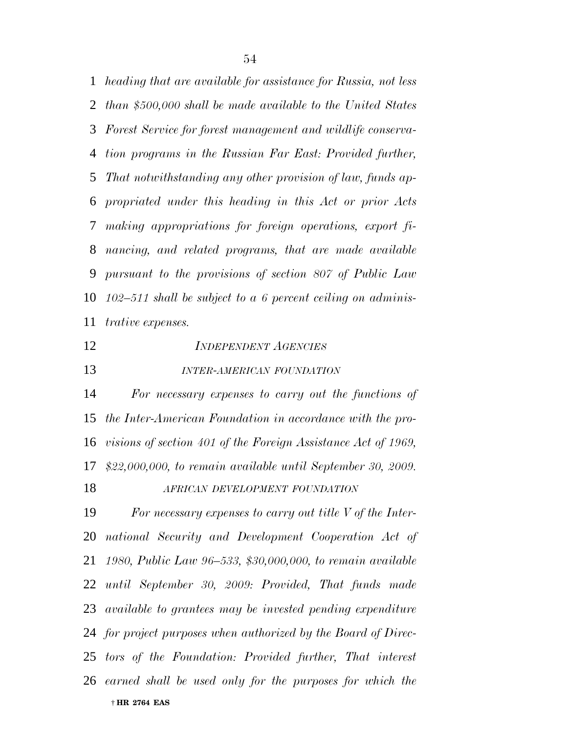*heading that are available for assistance for Russia, not less than $500,000 shall be made available to the United States Forest Service for forest management and wildlife conservation programs in the Russian Far East: Provided further, That notwithstanding any other provision of law, funds appropriated under this heading in this Act or prior Acts making appropriations for foreign operations, export financing, and related programs, that are made available pursuant to the provisions of section 807 of Public Law 102–511 shall be subject to a 6 percent ceiling on administrative expenses.*

## *INDEPENDENT AGENCIES*

### *INTER-AMERICAN FOUNDATION*

*For necessary expenses to carry out the functions of the Inter-American Foundation in accordance with the provisions of section 401 of the Foreign Assistance Act of 1969, $22,000,000, to remain available until September 30, 2009.*

### *AFRICAN DEVELOPMENT FOUNDATION*

*For necessary expenses to carry out title V of the International Security and Development Cooperation Act of 1980, Public Law 96–533, $30,000,000, to remain available until September 30, 2009: Provided, That funds made available to grantees may be invested pending expenditure for project purposes when authorized by the Board of Directors of the Foundation: Provided further, That interest earned shall be used only for the purposes for which the*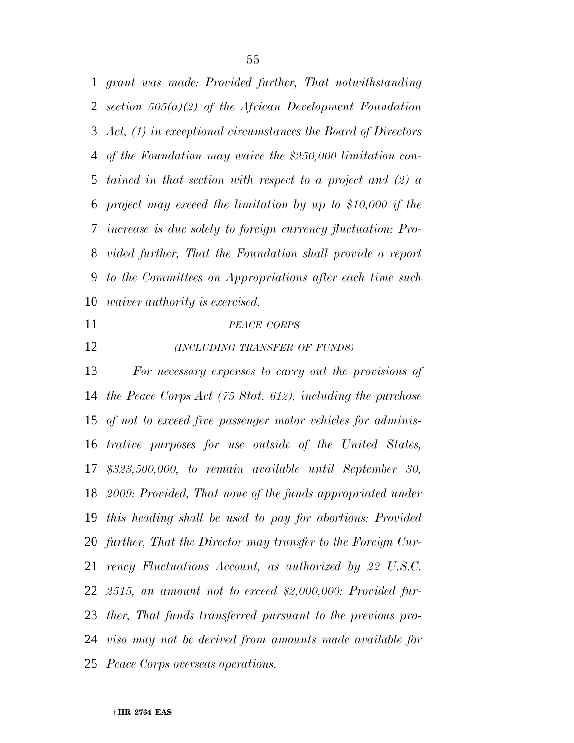*grant was made: Provided further, That notwithstanding section 505(a)(2) of the African Development Foundation Act, (1) in exceptional circumstances the Board of Directors of the Foundation may waive the $250,000 limitation contained in that section with respect to a project and (2) a project may exceed the limitation by up to $10,000 if the increase is due solely to foreign currency fluctuation: Provided further, That the Foundation shall provide a report to the Committees on Appropriations after each time such waiver authority is exercised.*

*PEACE CORPS*

*(INCLUDING TRANSFER OF FUNDS)*

*For necessary expenses to carry out the provisions of the Peace Corps Act (75 Stat. 612), including the purchase of not to exceed five passenger motor vehicles for administrative purposes for use outside of the United States, $323,500,000, to remain available until September 30, 2009: Provided, That none of the funds appropriated under this heading shall be used to pay for abortions: Provided further, That the Director may transfer to the Foreign Currency Fluctuations Account, as authorized by 22 U.S.C. 2515, an amount not to exceed $2,000,000: Provided further, That funds transferred pursuant to the previous proviso may not be derived from amounts made available for Peace Corps overseas operations.*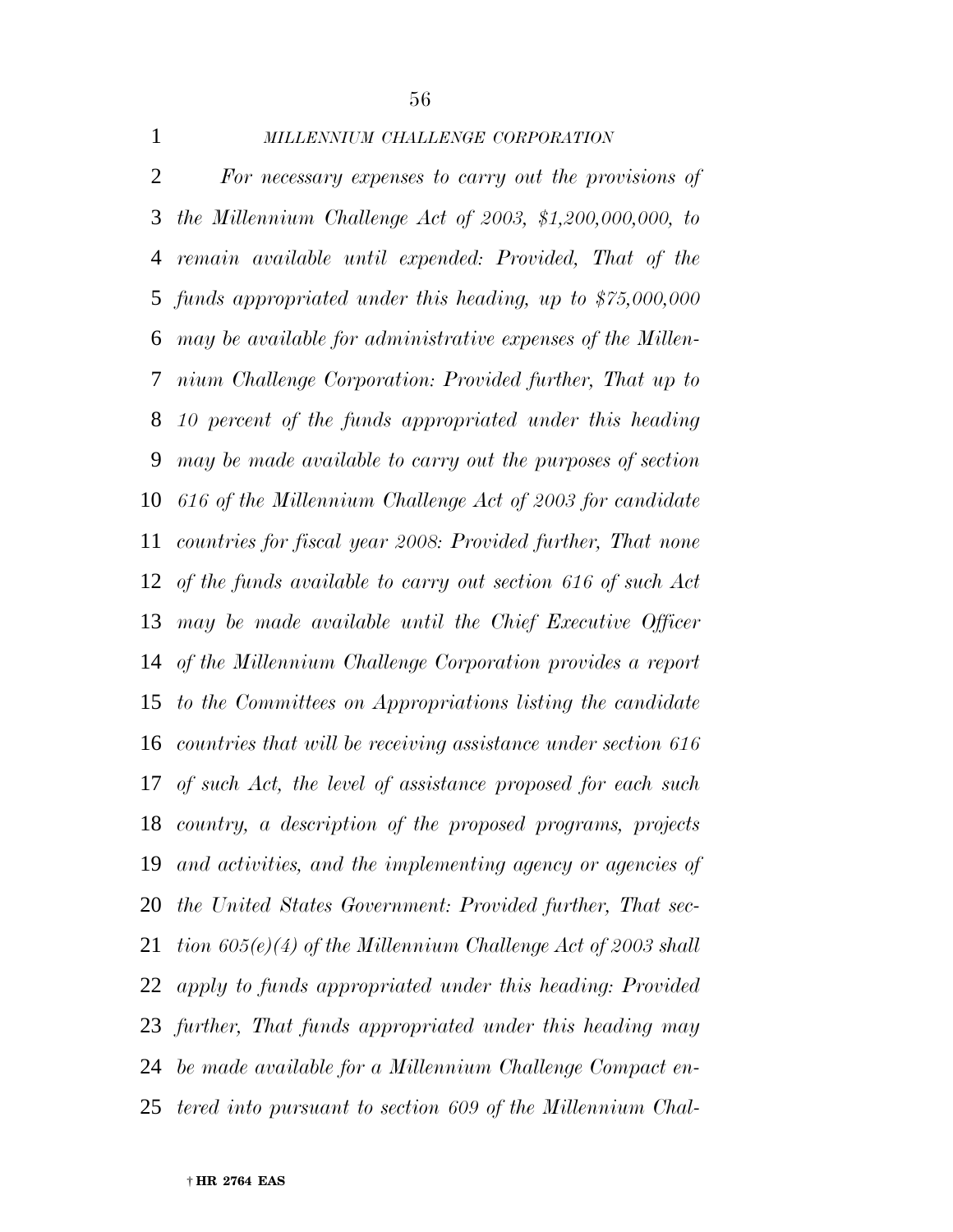*MILLENNIUM CHALLENGE CORPORATION*

*For necessary expenses to carry out the provisions of the Millennium Challenge Act of 2003, $1,200,000,000, to remain available until expended: Provided, That of the funds appropriated under this heading, up to $75,000,000 may be available for administrative expenses of the Millennium Challenge Corporation: Provided further, That up to 10 percent of the funds appropriated under this heading may be made available to carry out the purposes of section 616 of the Millennium Challenge Act of 2003 for candidate countries for fiscal year 2008: Provided further, That none of the funds available to carry out section 616 of such Act may be made available until the Chief Executive Officer of the Millennium Challenge Corporation provides a report to the Committees on Appropriations listing the candidate countries that will be receiving assistance under section 616 of such Act, the level of assistance proposed for each such country, a description of the proposed programs, projects and activities, and the implementing agency or agencies of the United States Government: Provided further, That section 605(e)(4) of the Millennium Challenge Act of 2003 shall apply to funds appropriated under this heading: Provided further, That funds appropriated under this heading may be made available for a Millennium Challenge Compact entered into pursuant to section 609 of the Millennium Chal-*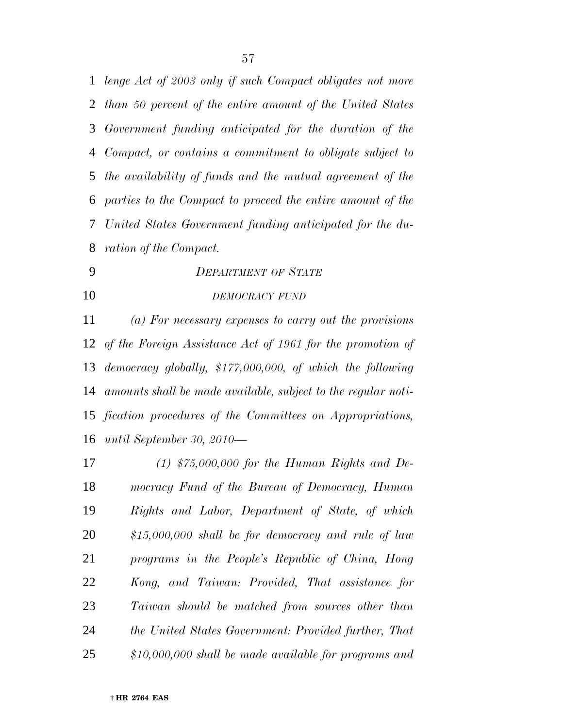*lenge Act of 2003 only if such Compact obligates not more than 50 percent of the entire amount of the United States Government funding anticipated for the duration of the Compact, or contains a commitment to obligate subject to the availability of funds and the mutual agreement of the parties to the Compact to proceed the entire amount of the United States Government funding anticipated for the duration of the Compact.*

*DEPARTMENT OF STATE*

*DEMOCRACY FUND*

*(a) For necessary expenses to carry out the provisions of the Foreign Assistance Act of 1961 for the promotion of democracy globally, $177,000,000, of which the following amounts shall be made available, subject to the regular notification procedures of the Committees on Appropriations, until September 30, 2010—*

*(1) $75,000,000 for the Human Rights and Democracy Fund of the Bureau of Democracy, Human Rights and Labor, Department of State, of which $15,000,000 shall be for democracy and rule of law programs in the People's Republic of China, Hong Kong, and Taiwan: Provided, That assistance for Taiwan should be matched from sources other than the United States Government: Provided further, That $10,000,000 shall be made available for programs and*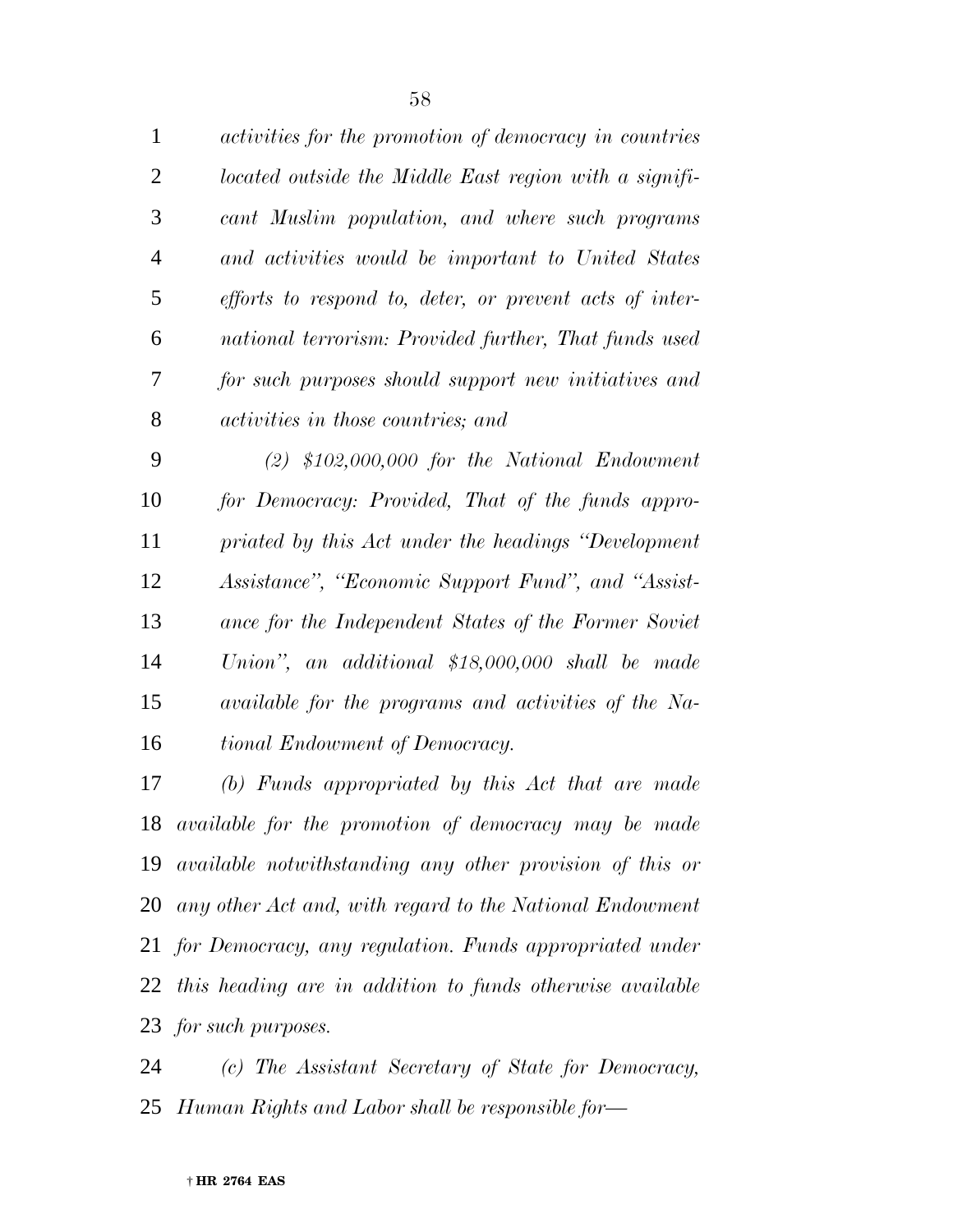*activities for the promotion of democracy in countries located outside the Middle East region with a significant Muslim population, and where such programs and activities would be important to United States efforts to respond to, deter, or prevent acts of international terrorism: Provided further, That funds used for such purposes should support new initiatives and activities in those countries; and*

*(2) $102,000,000 for the National Endowment for Democracy: Provided, That of the funds appropriated by this Act under the headings "Development Assistance", "Economic Support Fund", and "Assistance for the Independent States of the Former Soviet Union", an additional $18,000,000 shall be made available for the programs and activities of the National Endowment of Democracy.*

*(b) Funds appropriated by this Act that are made available for the promotion of democracy may be made available notwithstanding any other provision of this or any other Act and, with regard to the National Endowment for Democracy, any regulation. Funds appropriated under this heading are in addition to funds otherwise available for such purposes.*

*(c) The Assistant Secretary of State for Democracy, Human Rights and Labor shall be responsible for—*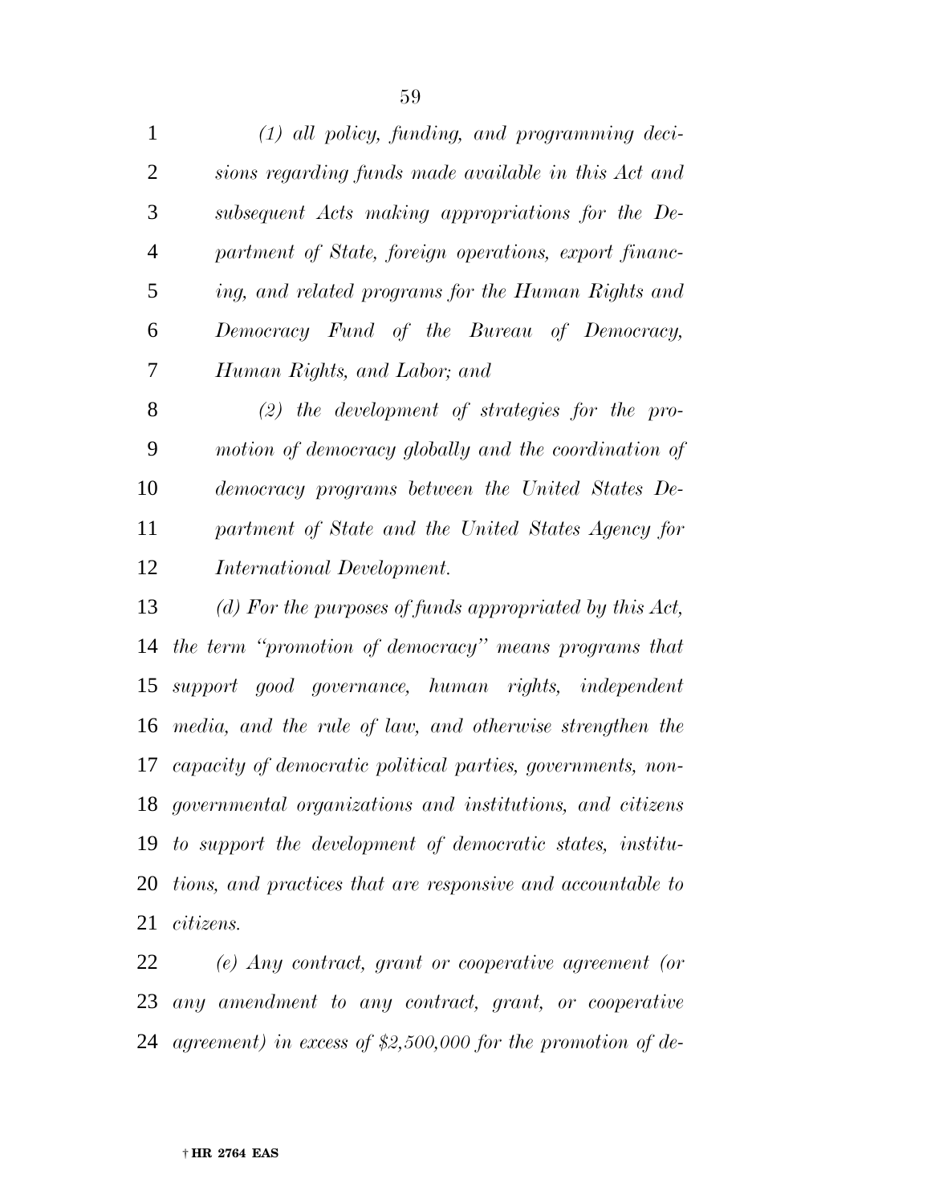*(1) all policy, funding, and programming decisions regarding funds made available in this Act and subsequent Acts making appropriations for the Department of State, foreign operations, export financing, and related programs for the Human Rights and Democracy Fund of the Bureau of Democracy, Human Rights, and Labor; and*

*(2) the development of strategies for the promotion of democracy globally and the coordination of democracy programs between the United States Department of State and the United States Agency for International Development.*

*(d) For the purposes of funds appropriated by this Act, the term "promotion of democracy" means programs that support good governance, human rights, independent media, and the rule of law, and otherwise strengthen the capacity of democratic political parties, governments, nongovernmental organizations and institutions, and citizens to support the development of democratic states, institutions, and practices that are responsive and accountable to citizens.*

*(e) Any contract, grant or cooperative agreement (or any amendment to any contract, grant, or cooperative agreement) in excess of $2,500,000 for the promotion of de-*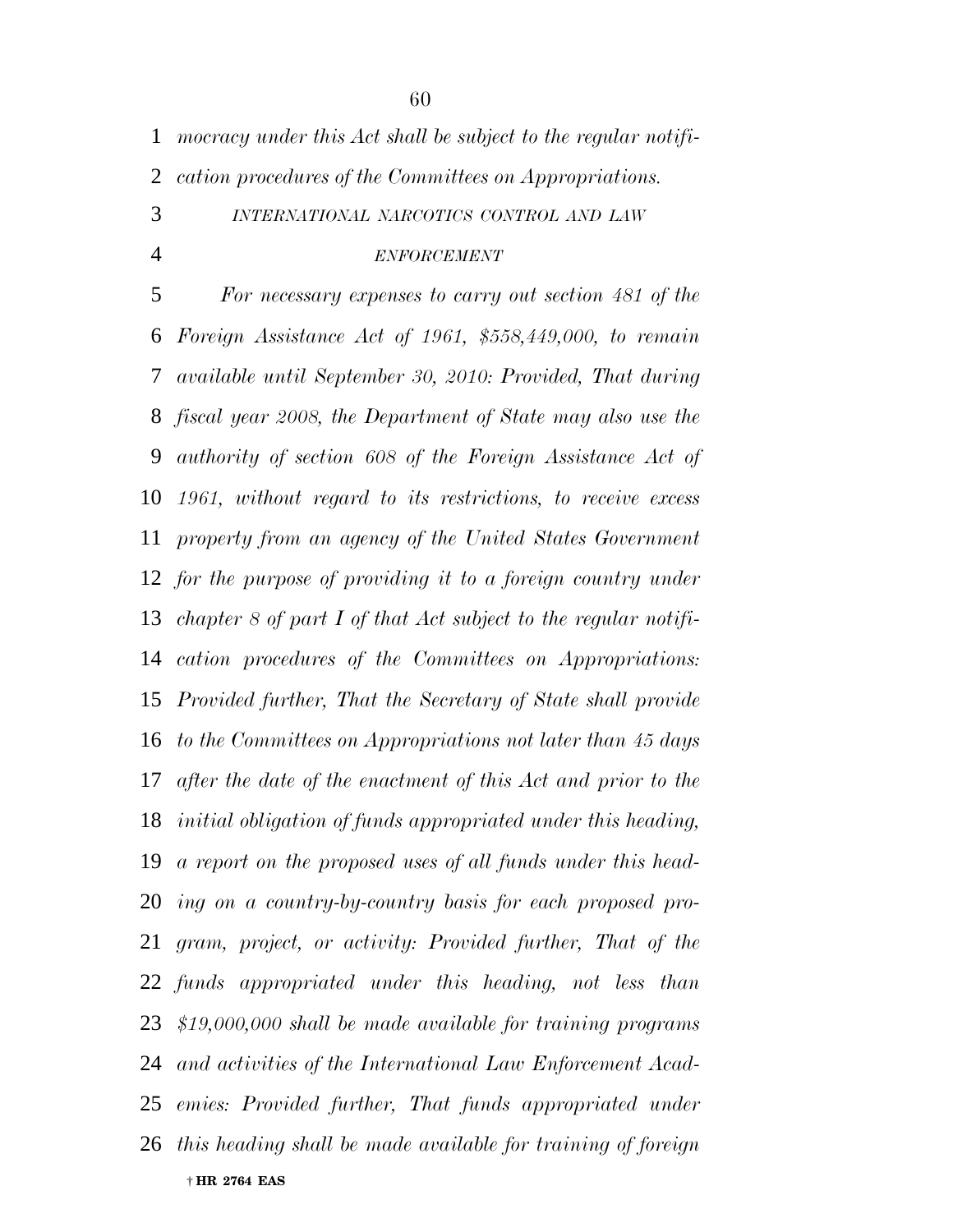*mocracy under this Act shall be subject to the regular notification procedures of the Committees on Appropriations.*

*INTERNATIONAL NARCOTICS CONTROL AND LAW ENFORCEMENT*

*For necessary expenses to carry out section 481 of the Foreign Assistance Act of 1961, $558,449,000, to remain available until September 30, 2010: Provided, That during fiscal year 2008, the Department of State may also use the authority of section 608 of the Foreign Assistance Act of 1961, without regard to its restrictions, to receive excess property from an agency of the United States Government for the purpose of providing it to a foreign country under chapter 8 of part I of that Act subject to the regular notification procedures of the Committees on Appropriations: Provided further, That the Secretary of State shall provide to the Committees on Appropriations not later than 45 days after the date of the enactment of this Act and prior to the initial obligation of funds appropriated under this heading, a report on the proposed uses of all funds under this heading on a country-by-country basis for each proposed program, project, or activity: Provided further, That of the funds appropriated under this heading, not less than $19,000,000 shall be made available for training programs and activities of the International Law Enforcement Academies: Provided further, That funds appropriated under this heading shall be made available for training of foreign*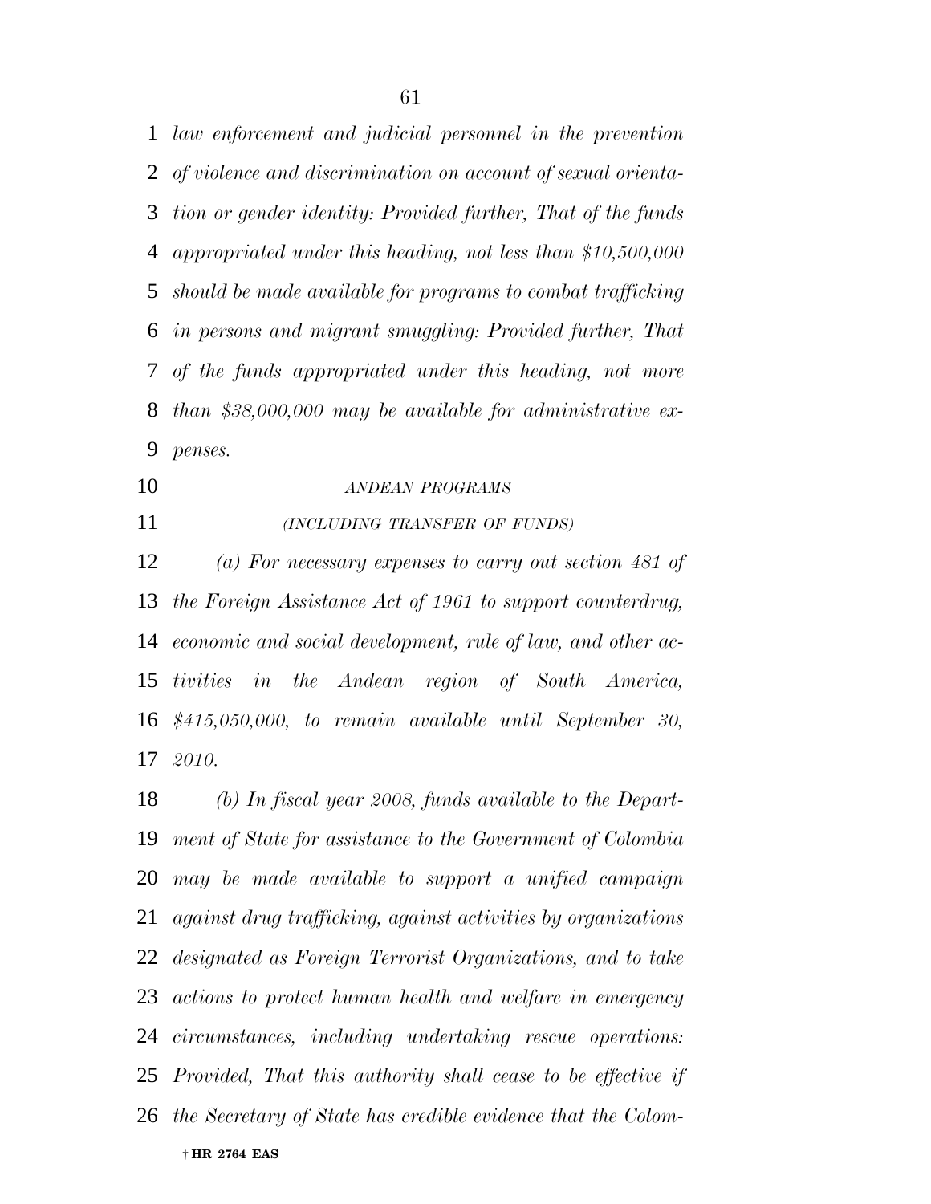*law enforcement and judicial personnel in the prevention of violence and discrimination on account of sexual orientation or gender identity: Provided further, That of the funds appropriated under this heading, not less than $10,500,000 should be made available for programs to combat trafficking in persons and migrant smuggling: Provided further, That of the funds appropriated under this heading, not more than $38,000,000 may be available for administrative expenses.*

*ANDEAN PROGRAMS*

*(INCLUDING TRANSFER OF FUNDS)*

*(a) For necessary expenses to carry out section 481 of the Foreign Assistance Act of 1961 to support counterdrug, economic and social development, rule of law, and other activities in the Andean region of South America, $415,050,000, to remain available until September 30, 2010.*

*(b) In fiscal year 2008, funds available to the Department of State for assistance to the Government of Colombia may be made available to support a unified campaign against drug trafficking, against activities by organizations designated as Foreign Terrorist Organizations, and to take actions to protect human health and welfare in emergency circumstances, including undertaking rescue operations: Provided, That this authority shall cease to be effective if the Secretary of State has credible evidence that the Colom-*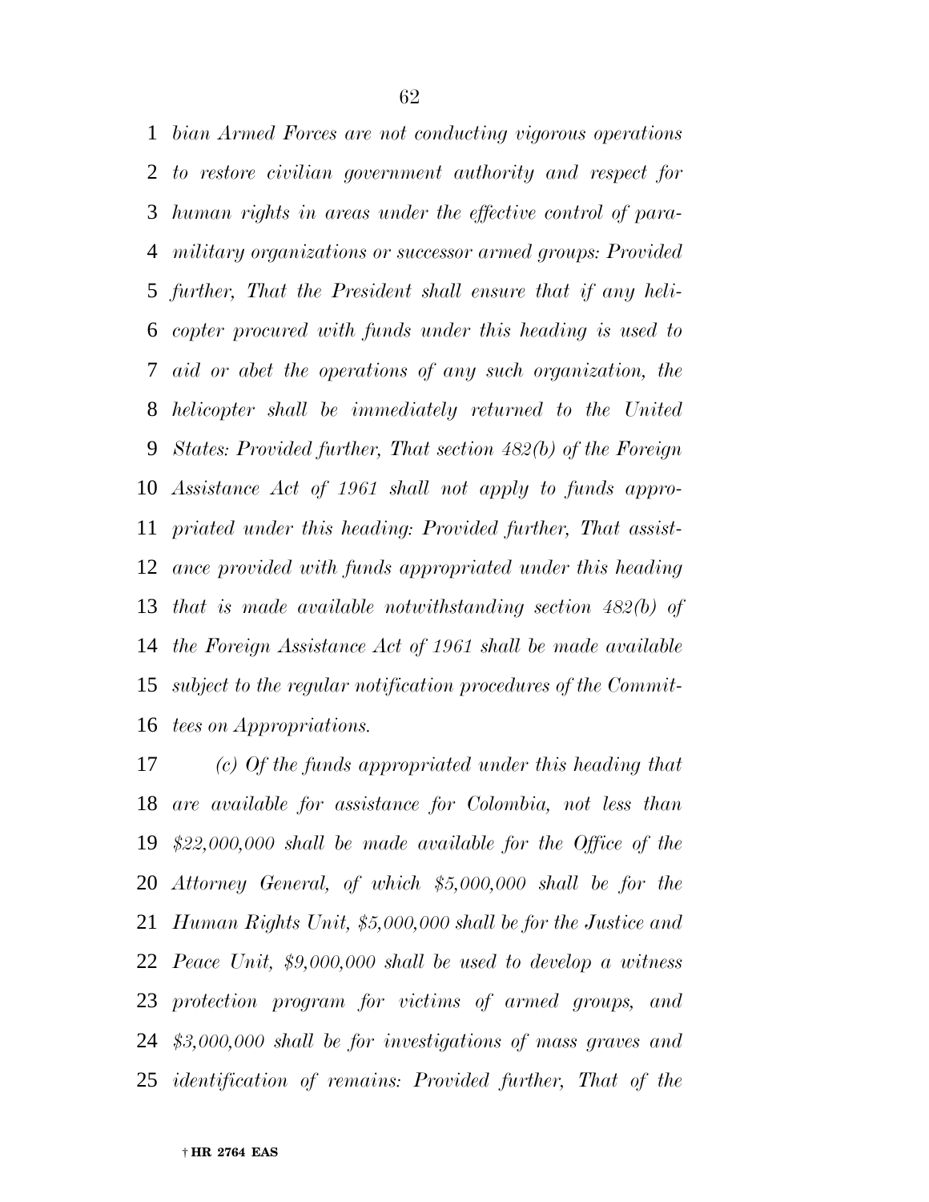*bian Armed Forces are not conducting vigorous operations to restore civilian government authority and respect for human rights in areas under the effective control of paramilitary organizations or successor armed groups: Provided further, That the President shall ensure that if any helicopter procured with funds under this heading is used to aid or abet the operations of any such organization, the helicopter shall be immediately returned to the United States: Provided further, That section 482(b) of the Foreign Assistance Act of 1961 shall not apply to funds appropriated under this heading: Provided further, That assistance provided with funds appropriated under this heading that is made available notwithstanding section 482(b) of the Foreign Assistance Act of 1961 shall be made available subject to the regular notification procedures of the Committees on Appropriations.*

*(c) Of the funds appropriated under this heading that are available for assistance for Colombia, not less than $22,000,000 shall be made available for the Office of the Attorney General, of which $5,000,000 shall be for the Human Rights Unit, $5,000,000 shall be for the Justice and Peace Unit, $9,000,000 shall be used to develop a witness protection program for victims of armed groups, and $3,000,000 shall be for investigations of mass graves and identification of remains: Provided further, That of the*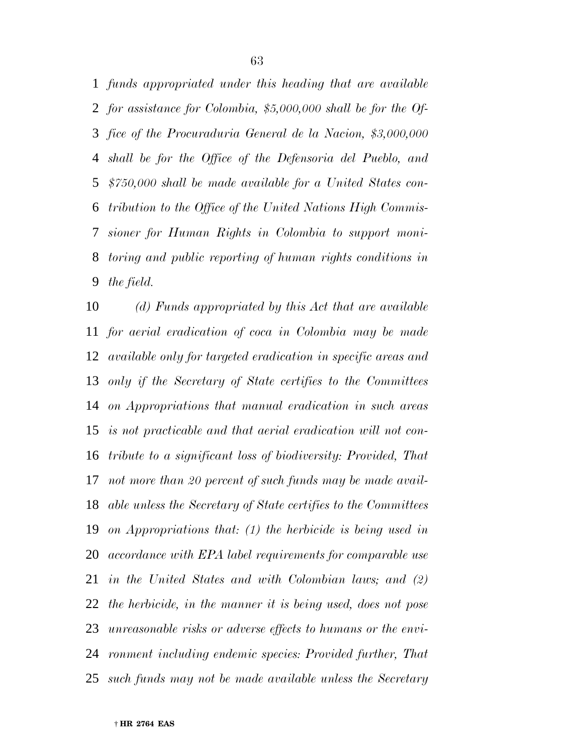*funds appropriated under this heading that are available for assistance for Colombia, $5,000,000 shall be for the Office of the Procuraduria General de la Nacion, $3,000,000 shall be for the Office of the Defensoria del Pueblo, and $750,000 shall be made available for a United States contribution to the Office of the United Nations High Commissioner for Human Rights in Colombia to support monitoring and public reporting of human rights conditions in the field.*

*(d) Funds appropriated by this Act that are available for aerial eradication of coca in Colombia may be made available only for targeted eradication in specific areas and only if the Secretary of State certifies to the Committees on Appropriations that manual eradication in such areas is not practicable and that aerial eradication will not contribute to a significant loss of biodiversity: Provided, That not more than 20 percent of such funds may be made available unless the Secretary of State certifies to the Committees on Appropriations that: (1) the herbicide is being used in accordance with EPA label requirements for comparable use in the United States and with Colombian laws; and (2) the herbicide, in the manner it is being used, does not pose unreasonable risks or adverse effects to humans or the environment including endemic species: Provided further, That such funds may not be made available unless the Secretary*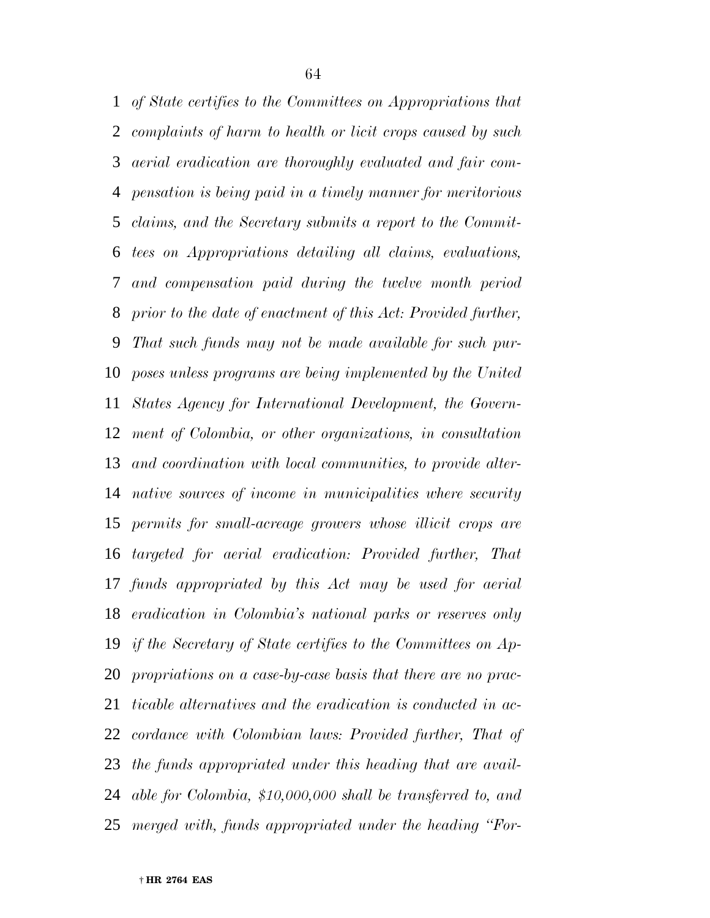*of State certifies to the Committees on Appropriations that complaints of harm to health or licit crops caused by such aerial eradication are thoroughly evaluated and fair compensation is being paid in a timely manner for meritorious claims, and the Secretary submits a report to the Committees on Appropriations detailing all claims, evaluations, and compensation paid during the twelve month period prior to the date of enactment of this Act: Provided further, That such funds may not be made available for such purposes unless programs are being implemented by the United States Agency for International Development, the Government of Colombia, or other organizations, in consultation and coordination with local communities, to provide alternative sources of income in municipalities where security permits for small-acreage growers whose illicit crops are targeted for aerial eradication: Provided further, That funds appropriated by this Act may be used for aerial eradication in Colombia's national parks or reserves only if the Secretary of State certifies to the Committees on Appropriations on a case-by-case basis that there are no practicable alternatives and the eradication is conducted in accordance with Colombian laws: Provided further, That of the funds appropriated under this heading that are available for Colombia, $10,000,000 shall be transferred to, and merged with, funds appropriated under the heading "For-*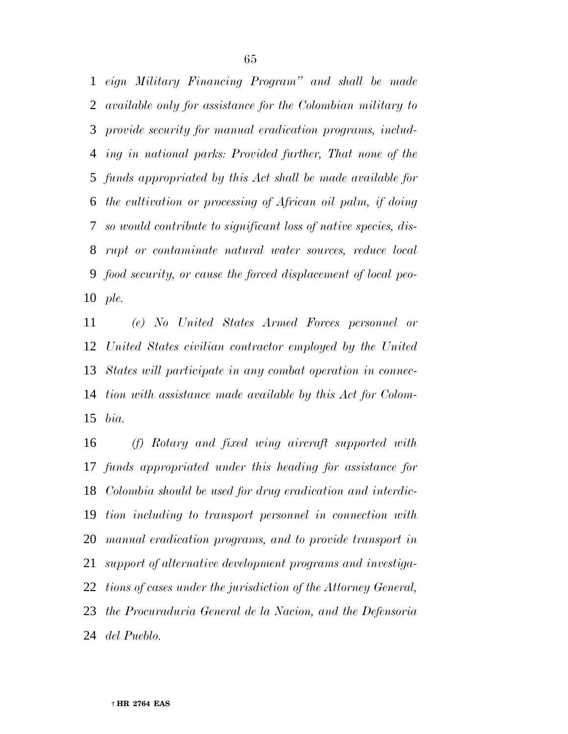*eign Military Financing Program" and shall be made available only for assistance for the Colombian military to provide security for manual eradication programs, including in national parks: Provided further, That none of the funds appropriated by this Act shall be made available for the cultivation or processing of African oil palm, if doing so would contribute to significant loss of native species, disrupt or contaminate natural water sources, reduce local food security, or cause the forced displacement of local people.*

*(e) No United States Armed Forces personnel or United States civilian contractor employed by the United States will participate in any combat operation in connection with assistance made available by this Act for Colombia.*

*(f) Rotary and fixed wing aircraft supported with funds appropriated under this heading for assistance for Colombia should be used for drug eradication and interdiction including to transport personnel in connection with manual eradication programs, and to provide transport in support of alternative development programs and investigations of cases under the jurisdiction of the Attorney General, the Procuraduria General de la Nacion, and the Defensoria del Pueblo.*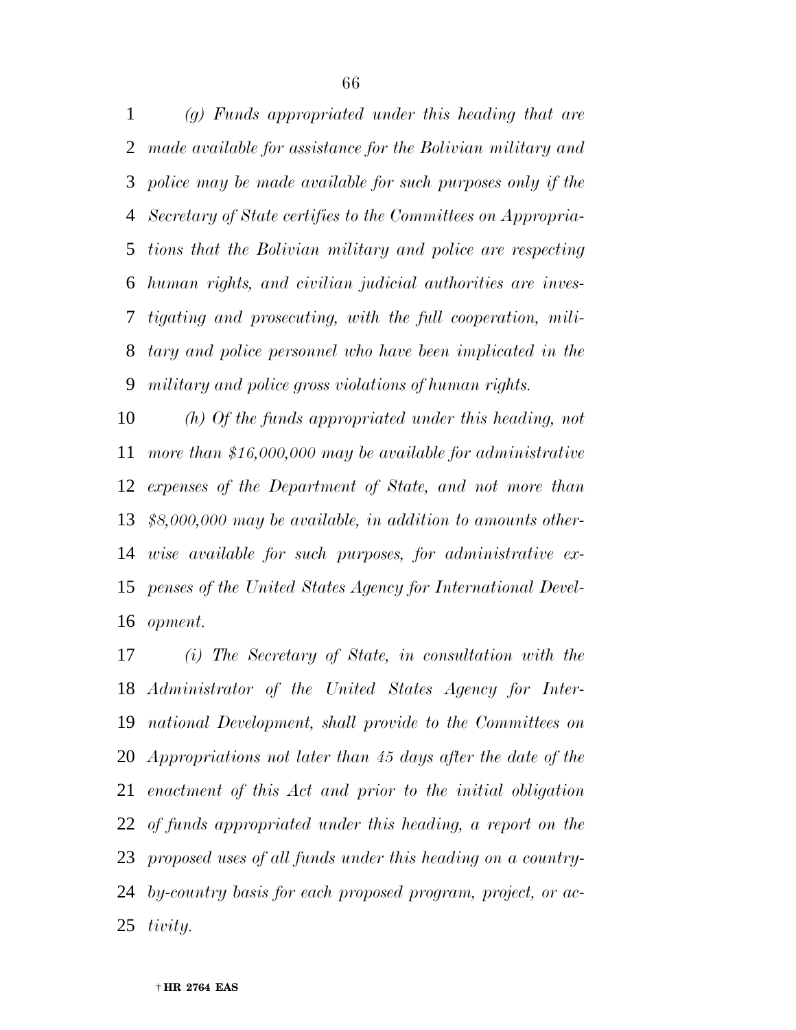*(g) Funds appropriated under this heading that are made available for assistance for the Bolivian military and police may be made available for such purposes only if the Secretary of State certifies to the Committees on Appropriations that the Bolivian military and police are respecting human rights, and civilian judicial authorities are investigating and prosecuting, with the full cooperation, military and police personnel who have been implicated in the military and police gross violations of human rights.*

*(h) Of the funds appropriated under this heading, not more than $16,000,000 may be available for administrative expenses of the Department of State, and not more than $8,000,000 may be available, in addition to amounts otherwise available for such purposes, for administrative expenses of the United States Agency for International Development.*

*(i) The Secretary of State, in consultation with the Administrator of the United States Agency for International Development, shall provide to the Committees on Appropriations not later than 45 days after the date of the enactment of this Act and prior to the initial obligation of funds appropriated under this heading, a report on the proposed uses of all funds under this heading on a country-by-country basis for each proposed program, project, or activity.*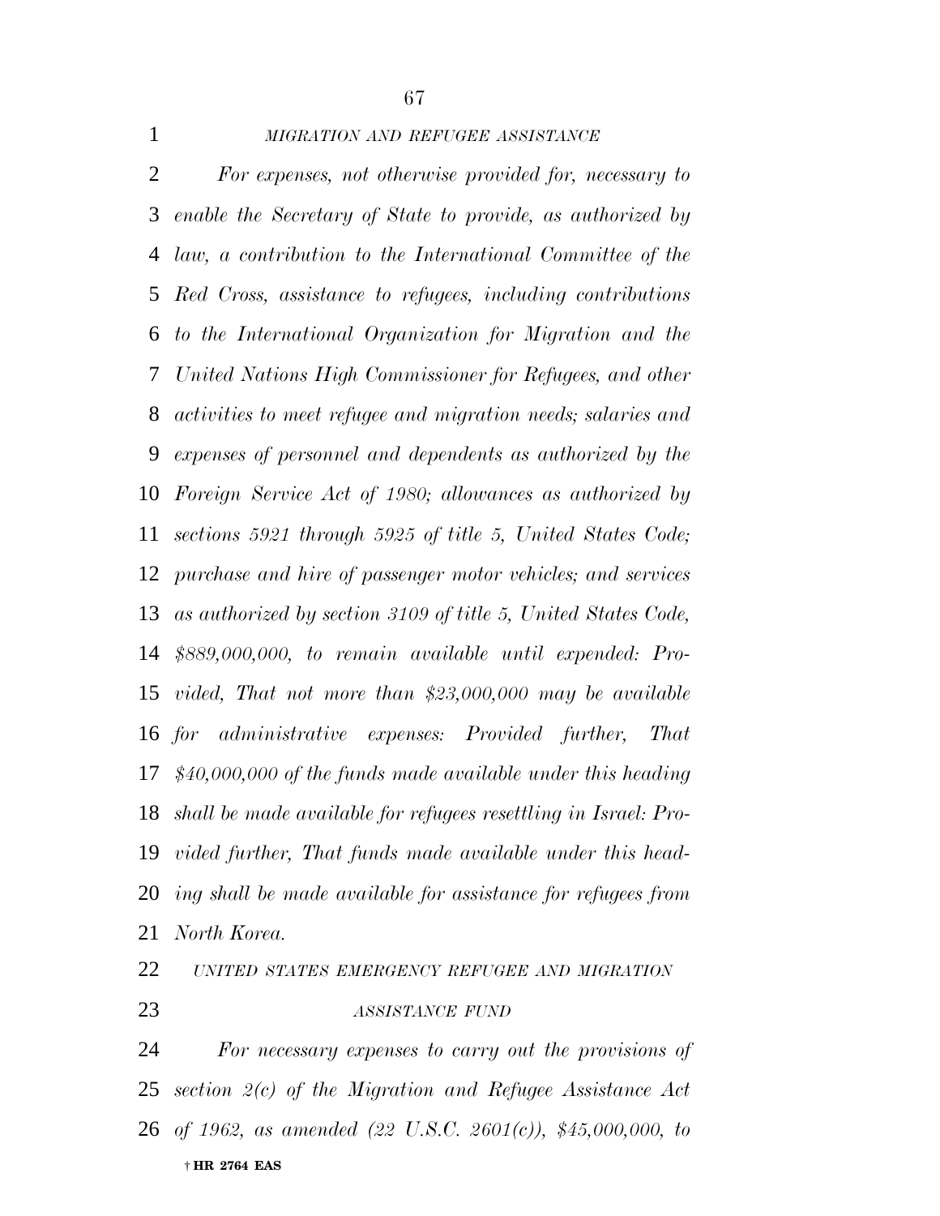*MIGRATION AND REFUGEE ASSISTANCE*

*For expenses, not otherwise provided for, necessary to enable the Secretary of State to provide, as authorized by law, a contribution to the International Committee of the Red Cross, assistance to refugees, including contributions to the International Organization for Migration and the United Nations High Commissioner for Refugees, and other activities to meet refugee and migration needs; salaries and expenses of personnel and dependents as authorized by the Foreign Service Act of 1980; allowances as authorized by sections 5921 through 5925 of title 5, United States Code; purchase and hire of passenger motor vehicles; and services as authorized by section 3109 of title 5, United States Code, $889,000,000, to remain available until expended: Provided, That not more than $23,000,000 may be available for administrative expenses: Provided further, That $40,000,000 of the funds made available under this heading shall be made available for refugees resettling in Israel: Provided further, That funds made available under this heading shall be made available for assistance for refugees from North Korea.*

*UNITED STATES EMERGENCY REFUGEE AND MIGRATION ASSISTANCE FUND*

*For necessary expenses to carry out the provisions of section 2(c) of the Migration and Refugee Assistance Act of 1962, as amended (22 U.S.C. 2601(c)), $45,000,000, to*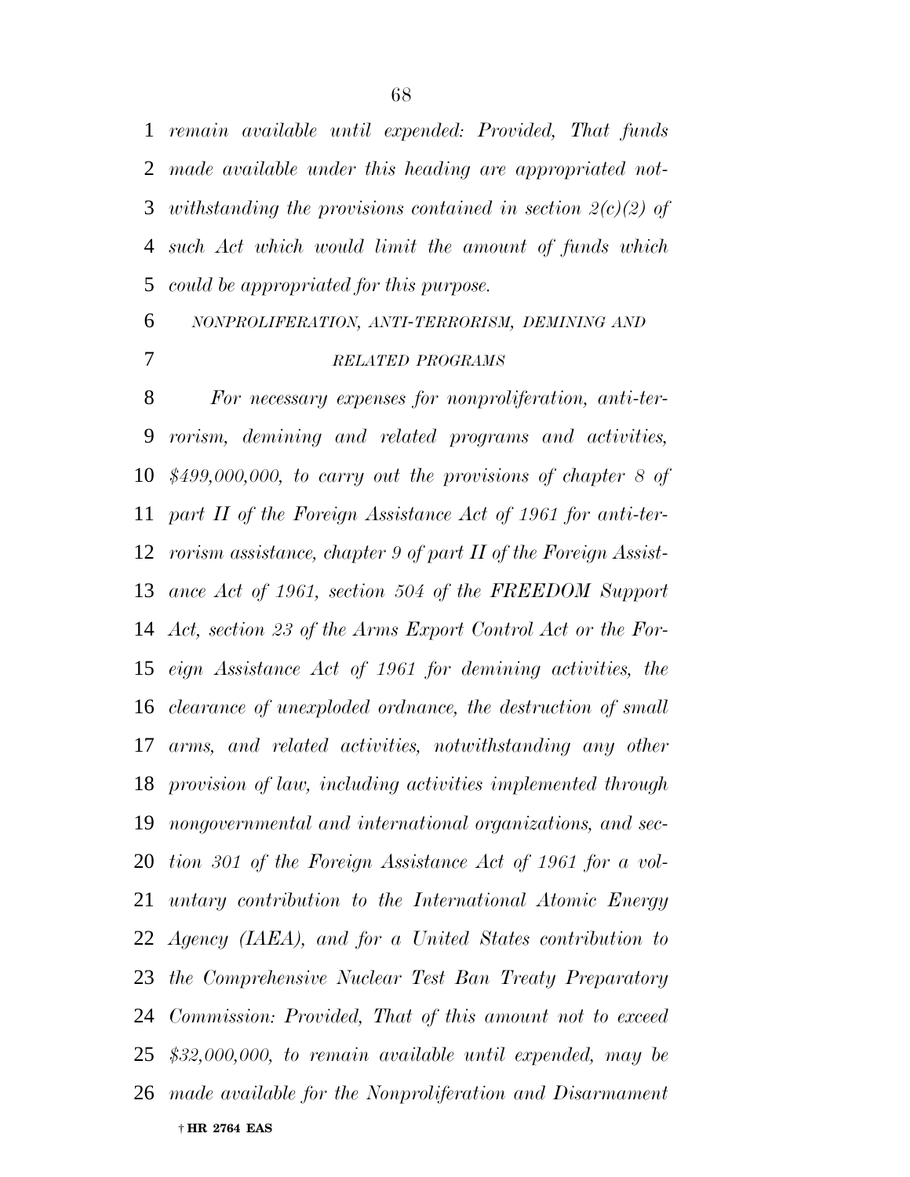*remain available until expended: Provided, That funds made available under this heading are appropriated notwithstanding the provisions contained in section 2(c)(2) of such Act which would limit the amount of funds which could be appropriated for this purpose.*

*NONPROLIFERATION, ANTI-TERRORISM, DEMINING AND RELATED PROGRAMS*

*For necessary expenses for nonproliferation, anti-terrorism, demining and related programs and activities, $499,000,000, to carry out the provisions of chapter 8 of part II of the Foreign Assistance Act of 1961 for anti-terrorism assistance, chapter 9 of part II of the Foreign Assistance Act of 1961, section 504 of the FREEDOM Support Act, section 23 of the Arms Export Control Act or the Foreign Assistance Act of 1961 for demining activities, the clearance of unexploded ordnance, the destruction of small arms, and related activities, notwithstanding any other provision of law, including activities implemented through nongovernmental and international organizations, and section 301 of the Foreign Assistance Act of 1961 for a voluntary contribution to the International Atomic Energy Agency (IAEA), and for a United States contribution to the Comprehensive Nuclear Test Ban Treaty Preparatory Commission: Provided, That of this amount not to exceed $32,000,000, to remain available until expended, may be made available for the Nonproliferation and Disarmament*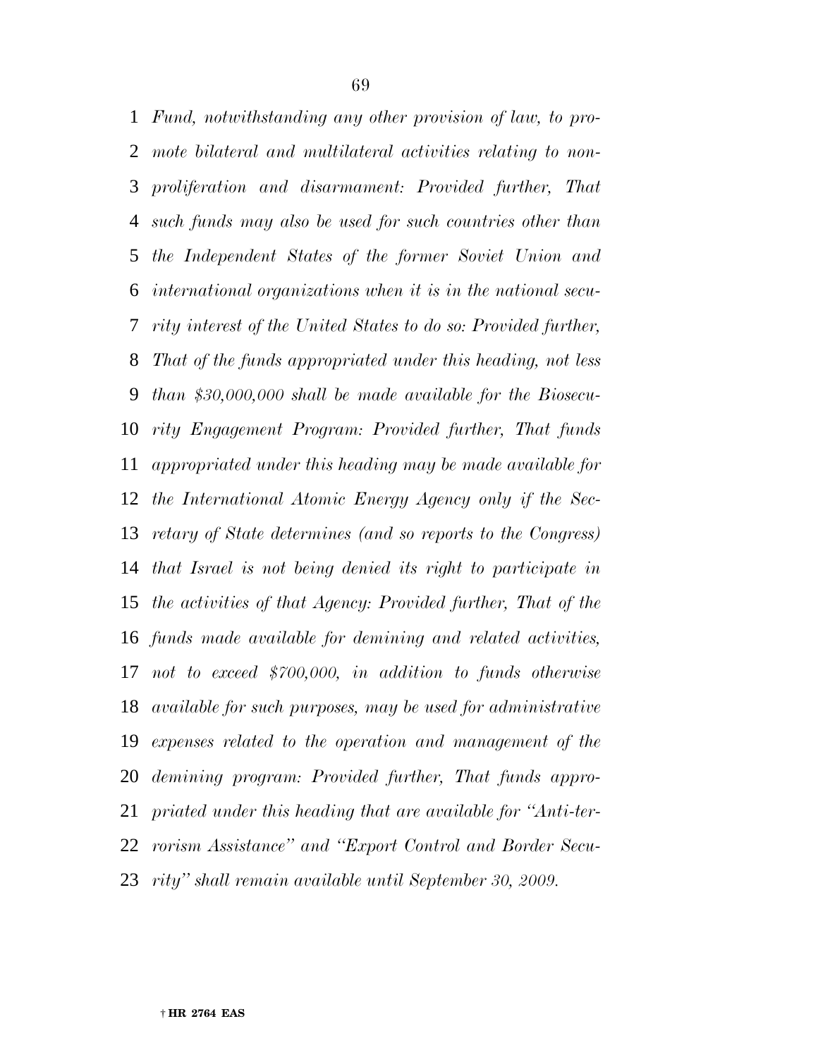*Fund, notwithstanding any other provision of law, to promote bilateral and multilateral activities relating to nonproliferation and disarmament: Provided further, That such funds may also be used for such countries other than the Independent States of the former Soviet Union and international organizations when it is in the national security interest of the United States to do so: Provided further, That of the funds appropriated under this heading, not less than $30,000,000 shall be made available for the Biosecurity Engagement Program: Provided further, That funds appropriated under this heading may be made available for the International Atomic Energy Agency only if the Secretary of State determines (and so reports to the Congress) that Israel is not being denied its right to participate in the activities of that Agency: Provided further, That of the funds made available for demining and related activities, not to exceed $700,000, in addition to funds otherwise available for such purposes, may be used for administrative expenses related to the operation and management of the demining program: Provided further, That funds appropriated under this heading that are available for "Anti-terrorism Assistance" and "Export Control and Border Security" shall remain available until September 30, 2009.*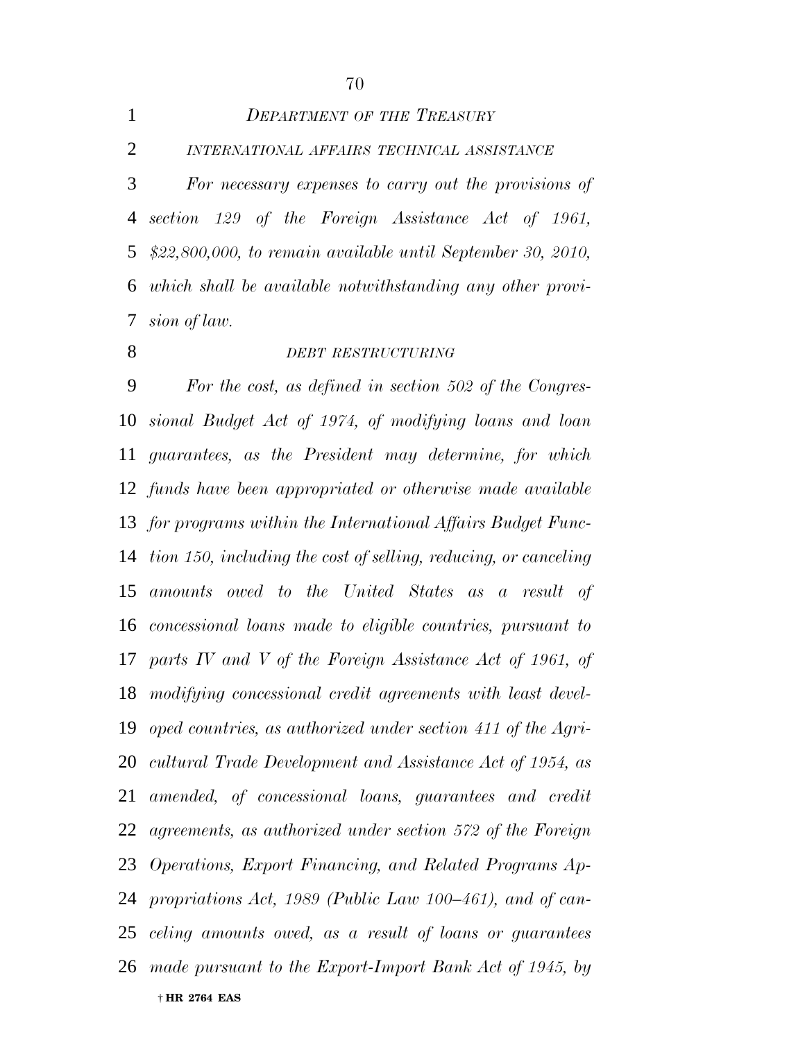*DEPARTMENT OF THE TREASURY*

*INTERNATIONAL AFFAIRS TECHNICAL ASSISTANCE*

*For necessary expenses to carry out the provisions of section 129 of the Foreign Assistance Act of 1961, $22,800,000, to remain available until September 30, 2010, which shall be available notwithstanding any other provision of law.*

*DEBT RESTRUCTURING*

*For the cost, as defined in section 502 of the Congressional Budget Act of 1974, of modifying loans and loan guarantees, as the President may determine, for which funds have been appropriated or otherwise made available for programs within the International Affairs Budget Function 150, including the cost of selling, reducing, or canceling amounts owed to the United States as a result of concessional loans made to eligible countries, pursuant to parts IV and V of the Foreign Assistance Act of 1961, of modifying concessional credit agreements with least developed countries, as authorized under section 411 of the Agricultural Trade Development and Assistance Act of 1954, as amended, of concessional loans, guarantees and credit agreements, as authorized under section 572 of the Foreign Operations, Export Financing, and Related Programs Appropriations Act, 1989 (Public Law 100–461), and of canceling amounts owed, as a result of loans or guarantees made pursuant to the Export-Import Bank Act of 1945, by*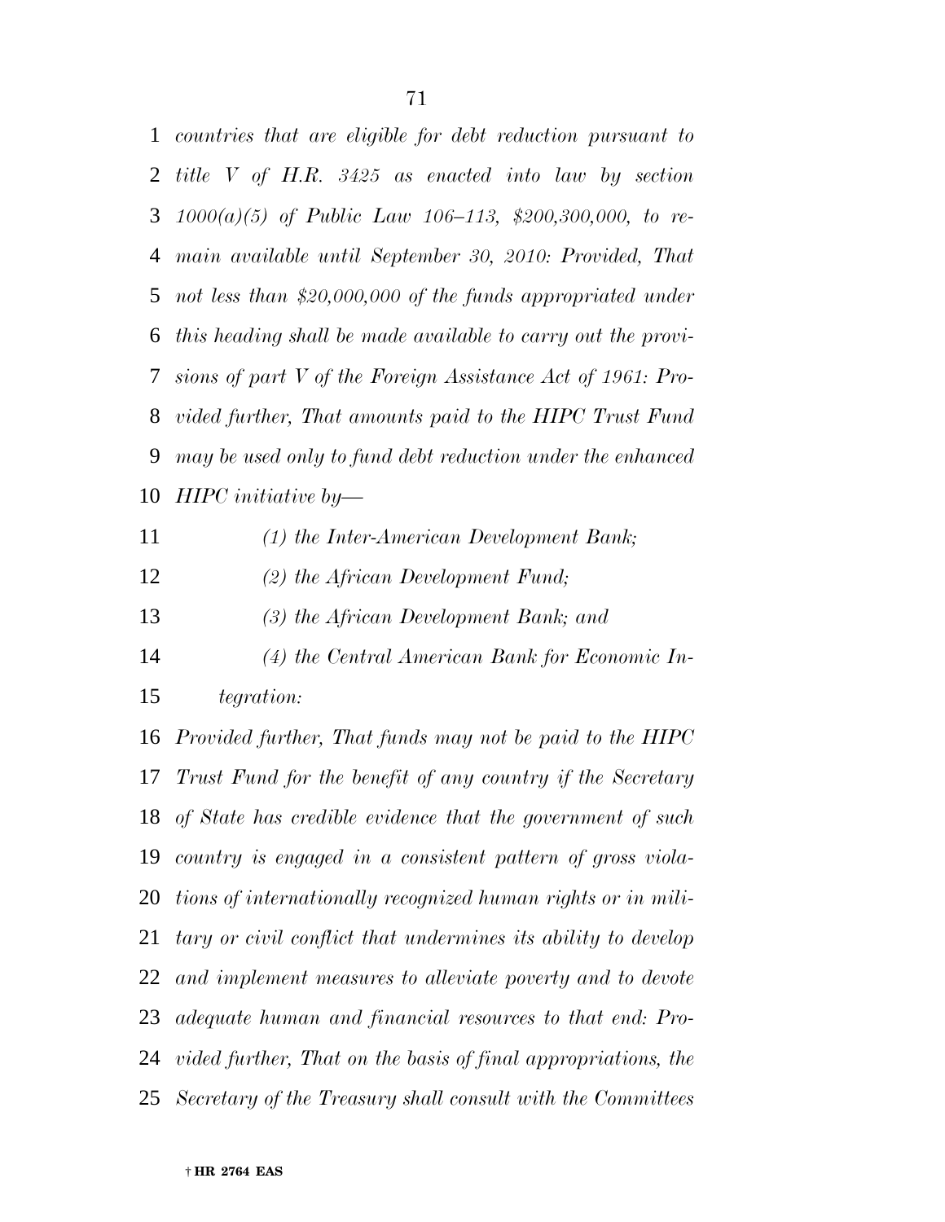*countries that are eligible for debt reduction pursuant to title V of H.R. 3425 as enacted into law by section 1000(a)(5) of Public Law 106–113, $200,300,000, to remain available until September 30, 2010: Provided, That not less than $20,000,000 of the funds appropriated under this heading shall be made available to carry out the provisions of part V of the Foreign Assistance Act of 1961: Provided further, That amounts paid to the HIPC Trust Fund may be used only to fund debt reduction under the enhanced HIPC initiative by—*

*(1) the Inter-American Development Bank;*

*(2) the African Development Fund;*

*(3) the African Development Bank; and*

*(4) the Central American Bank for Economic Integration:*

*Provided further, That funds may not be paid to the HIPC Trust Fund for the benefit of any country if the Secretary of State has credible evidence that the government of such country is engaged in a consistent pattern of gross violations of internationally recognized human rights or in military or civil conflict that undermines its ability to develop and implement measures to alleviate poverty and to devote adequate human and financial resources to that end: Provided further, That on the basis of final appropriations, the Secretary of the Treasury shall consult with the Committees*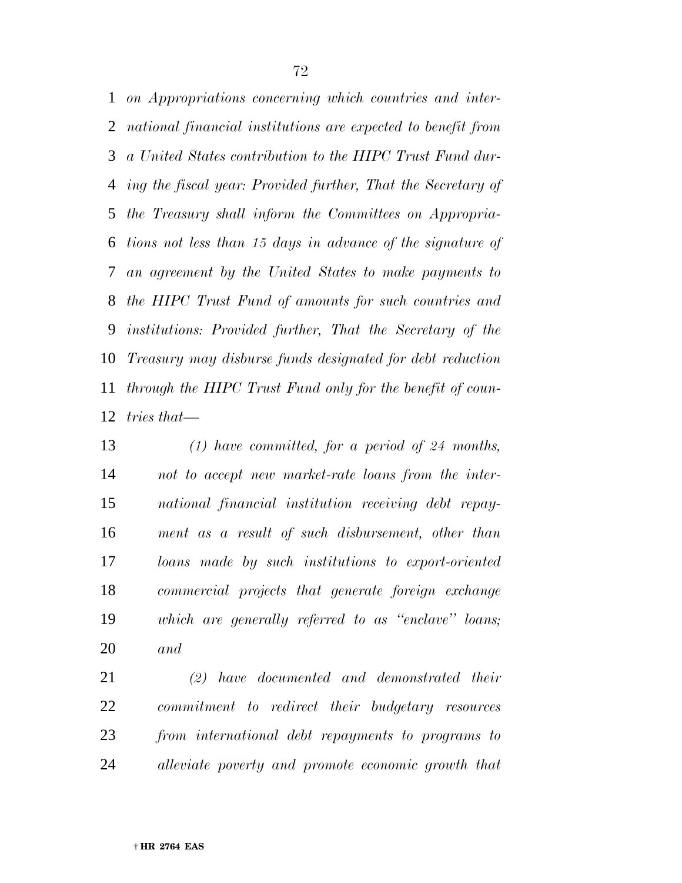*on Appropriations concerning which countries and international financial institutions are expected to benefit from a United States contribution to the HIPC Trust Fund during the fiscal year: Provided further, That the Secretary of the Treasury shall inform the Committees on Appropriations not less than 15 days in advance of the signature of an agreement by the United States to make payments to the HIPC Trust Fund of amounts for such countries and institutions: Provided further, That the Secretary of the Treasury may disburse funds designated for debt reduction through the HIPC Trust Fund only for the benefit of countries that—*

*(1) have committed, for a period of 24 months, not to accept new market-rate loans from the international financial institution receiving debt repayment as a result of such disbursement, other than loans made by such institutions to export-oriented commercial projects that generate foreign exchange which are generally referred to as "enclave" loans; and*

*(2) have documented and demonstrated their commitment to redirect their budgetary resources from international debt repayments to programs to alleviate poverty and promote economic growth that*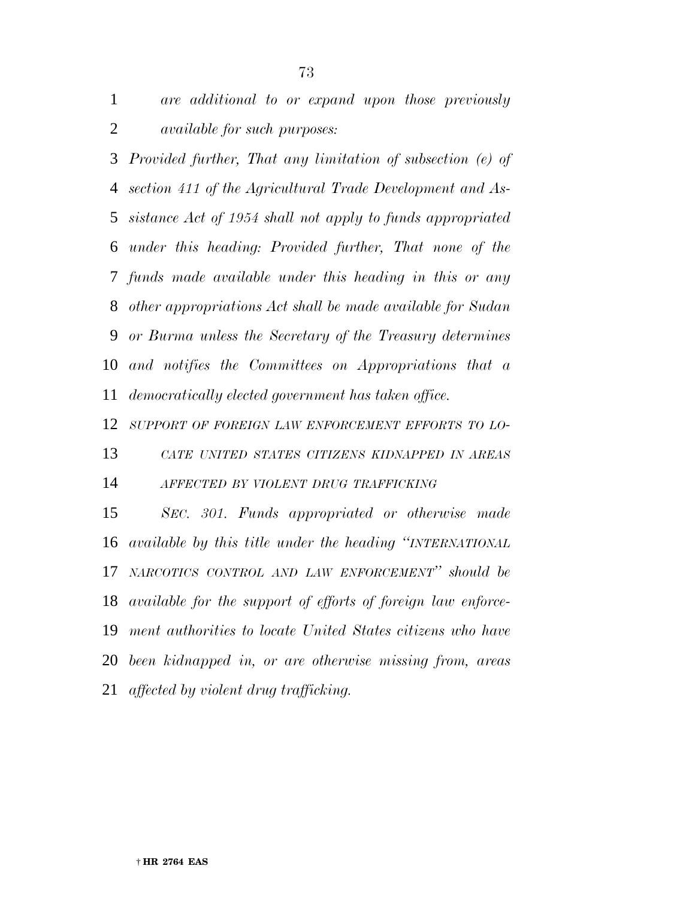*are additional to or expand upon those previously available for such purposes:*

*Provided further, That any limitation of subsection (e) of section 411 of the Agricultural Trade Development and Assistance Act of 1954 shall not apply to funds appropriated under this heading: Provided further, That none of the funds made available under this heading in this or any other appropriations Act shall be made available for Sudan or Burma unless the Secretary of the Treasury determines and notifies the Committees on Appropriations that a democratically elected government has taken office.*

*SUPPORT OF FOREIGN LAW ENFORCEMENT EFFORTS TO LOCATE UNITED STATES CITIZENS KIDNAPPED IN AREAS AFFECTED BY VIOLENT DRUG TRAFFICKING*

*SEC. 301. Funds appropriated or otherwise made available by this title under the heading "INTERNATIONAL NARCOTICS CONTROL AND LAW ENFORCEMENT" should be available for the support of efforts of foreign law enforcement authorities to locate United States citizens who have been kidnapped in, or are otherwise missing from, areas affected by violent drug trafficking.*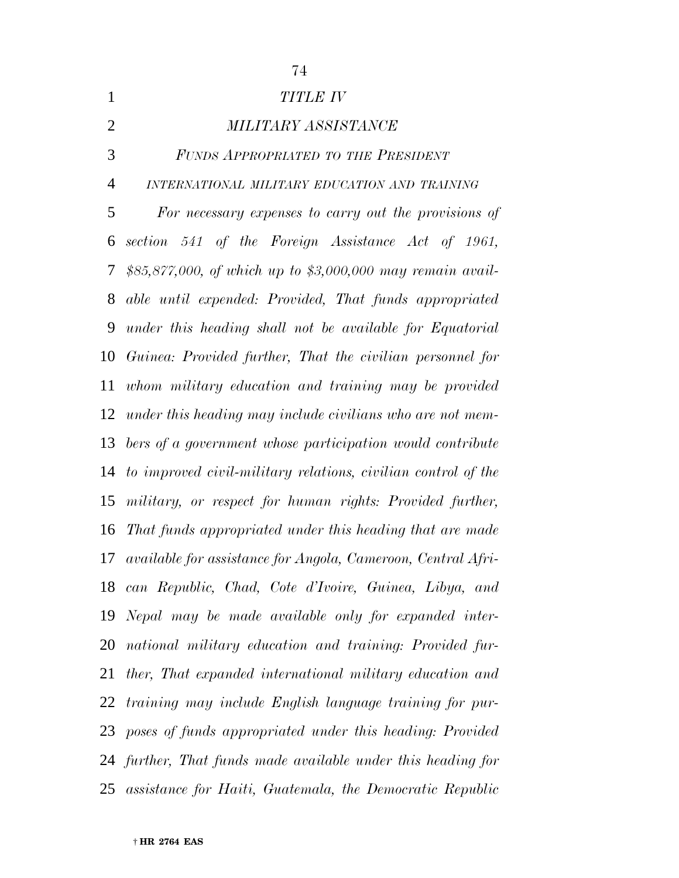*TITLE IV*

*MILITARY ASSISTANCE*

*FUNDS APPROPRIATED TO THE PRESIDENT*

*INTERNATIONAL MILITARY EDUCATION AND TRAINING*

*For necessary expenses to carry out the provisions of section 541 of the Foreign Assistance Act of 1961, $85,877,000, of which up to $3,000,000 may remain available until expended: Provided, That funds appropriated under this heading shall not be available for Equatorial Guinea: Provided further, That the civilian personnel for whom military education and training may be provided under this heading may include civilians who are not members of a government whose participation would contribute to improved civil-military relations, civilian control of the military, or respect for human rights: Provided further, That funds appropriated under this heading that are made available for assistance for Angola, Cameroon, Central African Republic, Chad, Cote d'Ivoire, Guinea, Libya, and Nepal may be made available only for expanded international military education and training: Provided further, That expanded international military education and training may include English language training for purposes of funds appropriated under this heading: Provided further, That funds made available under this heading for assistance for Haiti, Guatemala, the Democratic Republic*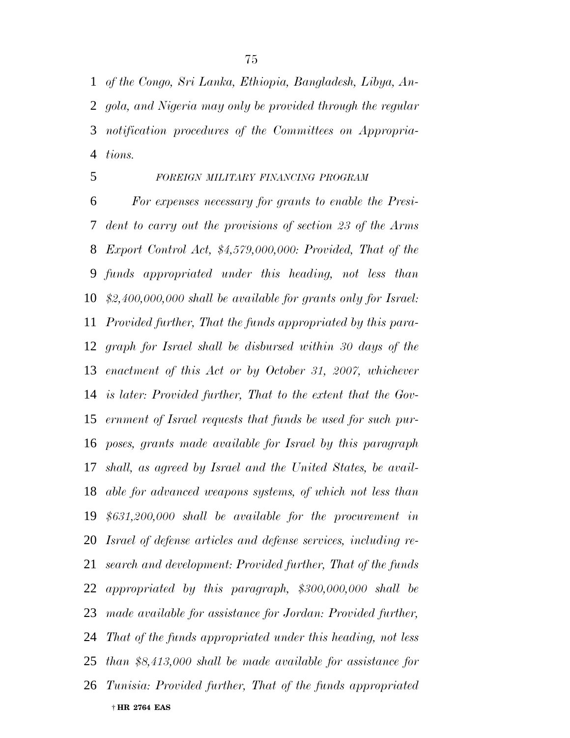*of the Congo, Sri Lanka, Ethiopia, Bangladesh, Libya, Angola, and Nigeria may only be provided through the regular notification procedures of the Committees on Appropriations.*

*FOREIGN MILITARY FINANCING PROGRAM*

*For expenses necessary for grants to enable the President to carry out the provisions of section 23 of the Arms Export Control Act, $4,579,000,000: Provided, That of the funds appropriated under this heading, not less than $2,400,000,000 shall be available for grants only for Israel: Provided further, That the funds appropriated by this paragraph for Israel shall be disbursed within 30 days of the enactment of this Act or by October 31, 2007, whichever is later: Provided further, That to the extent that the Government of Israel requests that funds be used for such purposes, grants made available for Israel by this paragraph shall, as agreed by Israel and the United States, be available for advanced weapons systems, of which not less than $631,200,000 shall be available for the procurement in Israel of defense articles and defense services, including research and development: Provided further, That of the funds appropriated by this paragraph, $300,000,000 shall be made available for assistance for Jordan: Provided further, That of the funds appropriated under this heading, not less than $8,413,000 shall be made available for assistance for Tunisia: Provided further, That of the funds appropriated*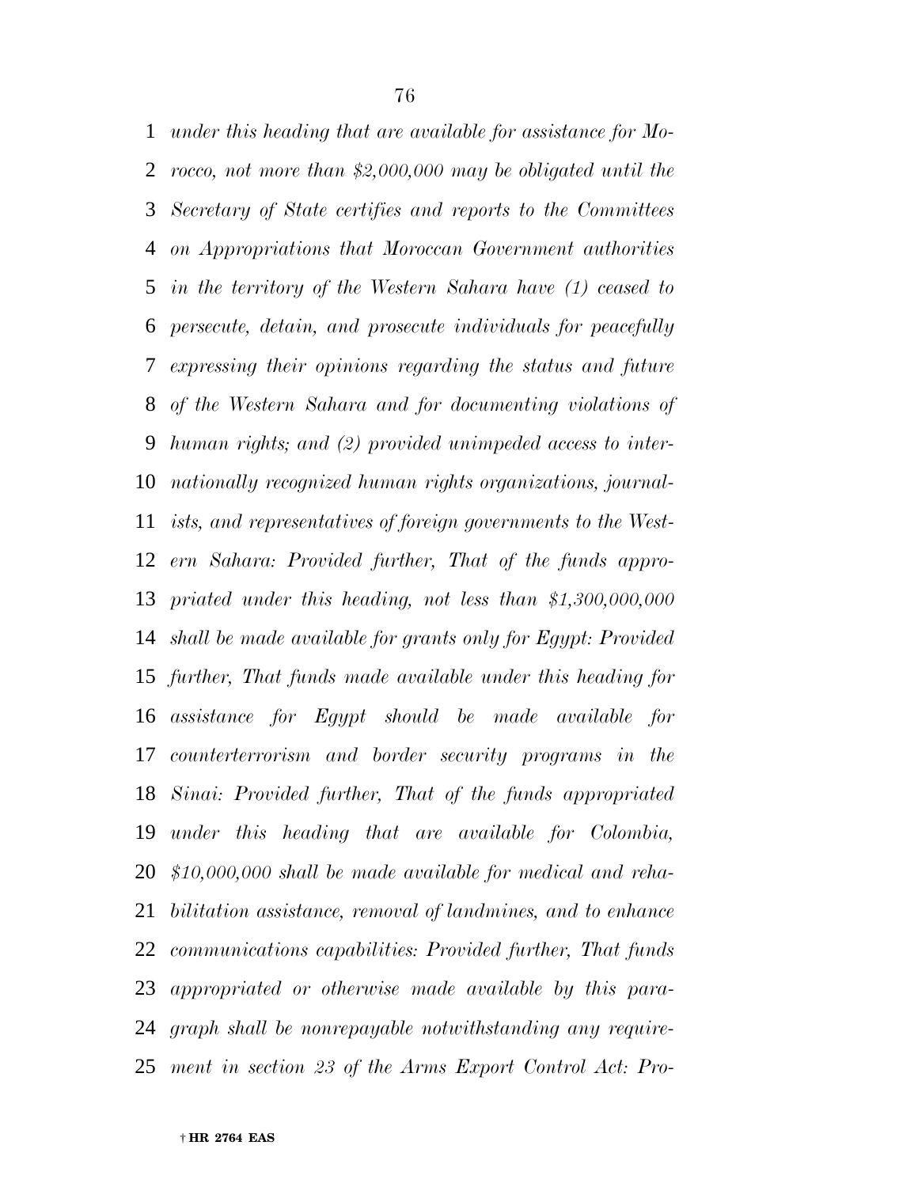*under this heading that are available for assistance for Morocco, not more than $2,000,000 may be obligated until the Secretary of State certifies and reports to the Committees on Appropriations that Moroccan Government authorities in the territory of the Western Sahara have (1) ceased to persecute, detain, and prosecute individuals for peacefully expressing their opinions regarding the status and future of the Western Sahara and for documenting violations of human rights; and (2) provided unimpeded access to internationally recognized human rights organizations, journalists, and representatives of foreign governments to the Western Sahara: Provided further, That of the funds appropriated under this heading, not less than $1,300,000,000 shall be made available for grants only for Egypt: Provided further, That funds made available under this heading for assistance for Egypt should be made available for counterterrorism and border security programs in the Sinai: Provided further, That of the funds appropriated under this heading that are available for Colombia, $10,000,000 shall be made available for medical and rehabilitation assistance, removal of landmines, and to enhance communications capabilities: Provided further, That funds appropriated or otherwise made available by this paragraph shall be nonrepayable notwithstanding any requirement in section 23 of the Arms Export Control Act: Pro-*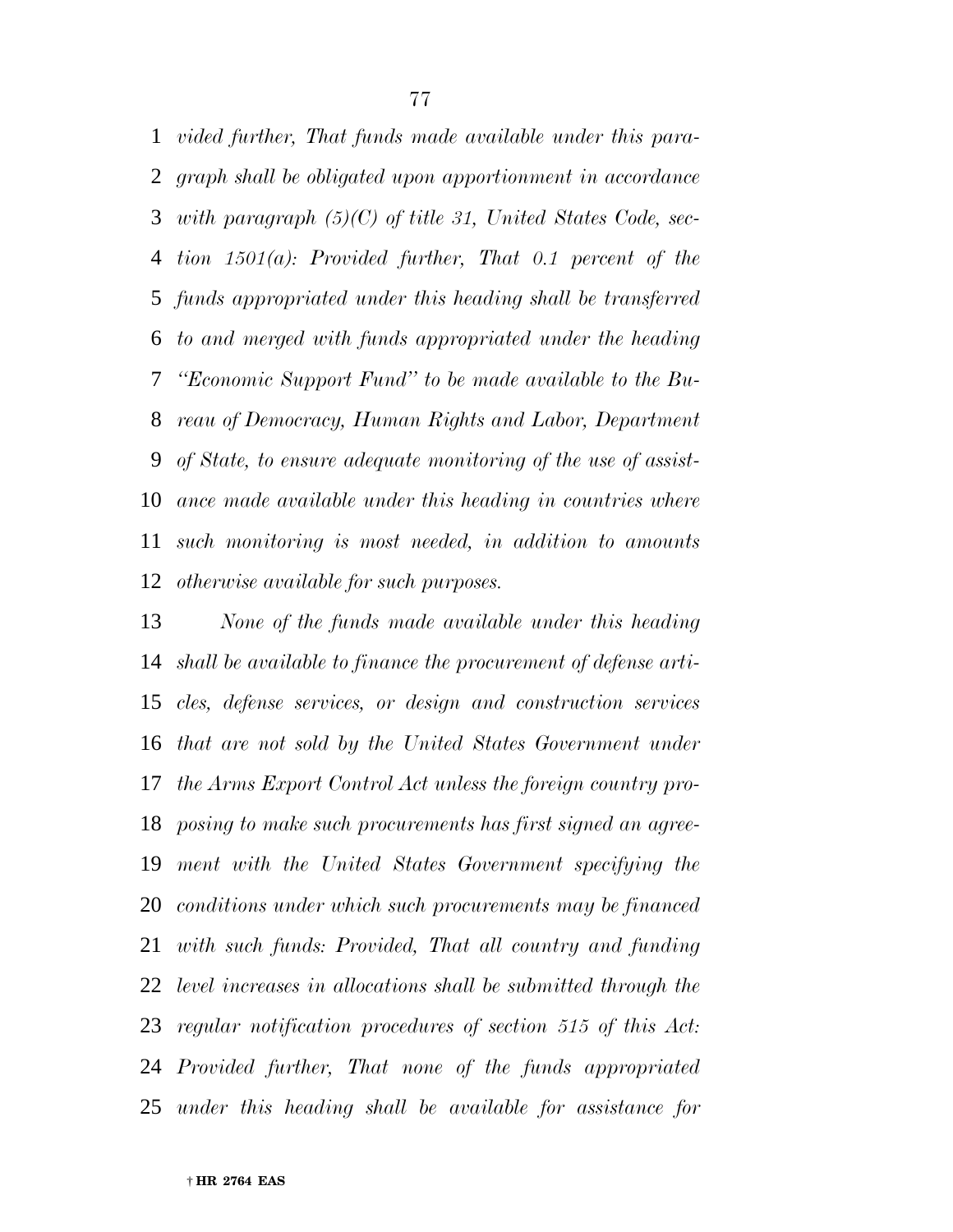*vided further, That funds made available under this paragraph shall be obligated upon apportionment in accordance with paragraph (5)(C) of title 31, United States Code, section 1501(a): Provided further, That 0.1 percent of the funds appropriated under this heading shall be transferred to and merged with funds appropriated under the heading "Economic Support Fund" to be made available to the Bureau of Democracy, Human Rights and Labor, Department of State, to ensure adequate monitoring of the use of assistance made available under this heading in countries where such monitoring is most needed, in addition to amounts otherwise available for such purposes.*

*None of the funds made available under this heading shall be available to finance the procurement of defense articles, defense services, or design and construction services that are not sold by the United States Government under the Arms Export Control Act unless the foreign country proposing to make such procurements has first signed an agreement with the United States Government specifying the conditions under which such procurements may be financed with such funds: Provided, That all country and funding level increases in allocations shall be submitted through the regular notification procedures of section 515 of this Act: Provided further, That none of the funds appropriated under this heading shall be available for assistance for*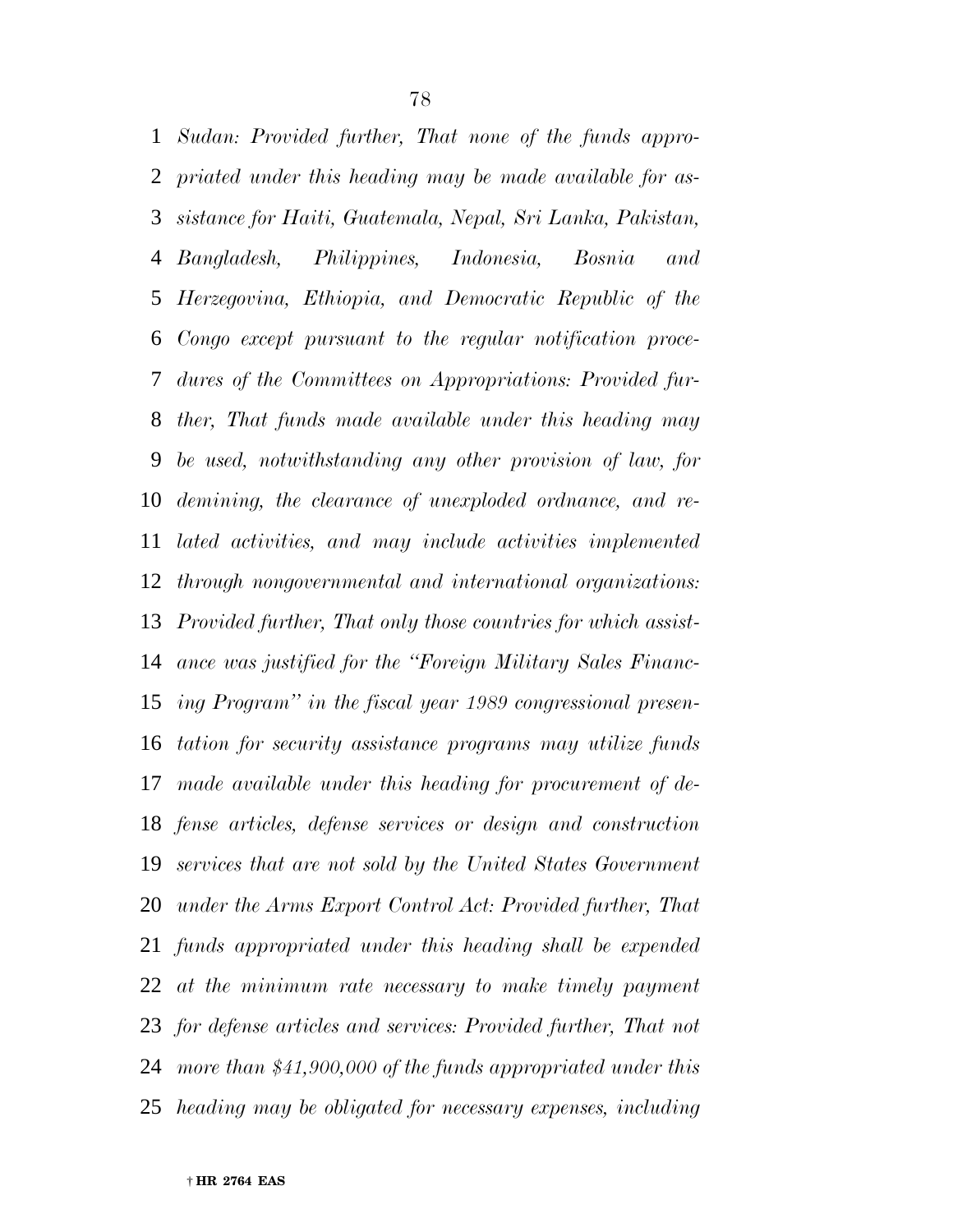*Sudan: Provided further, That none of the funds appropriated under this heading may be made available for assistance for Haiti, Guatemala, Nepal, Sri Lanka, Pakistan, Bangladesh, Philippines, Indonesia, Bosnia and Herzegovina, Ethiopia, and Democratic Republic of the Congo except pursuant to the regular notification procedures of the Committees on Appropriations: Provided further, That funds made available under this heading may be used, notwithstanding any other provision of law, for demining, the clearance of unexploded ordnance, and related activities, and may include activities implemented through nongovernmental and international organizations: Provided further, That only those countries for which assistance was justified for the "Foreign Military Sales Financing Program" in the fiscal year 1989 congressional presentation for security assistance programs may utilize funds made available under this heading for procurement of defense articles, defense services or design and construction services that are not sold by the United States Government under the Arms Export Control Act: Provided further, That funds appropriated under this heading shall be expended at the minimum rate necessary to make timely payment for defense articles and services: Provided further, That not more than $41,900,000 of the funds appropriated under this heading may be obligated for necessary expenses, including*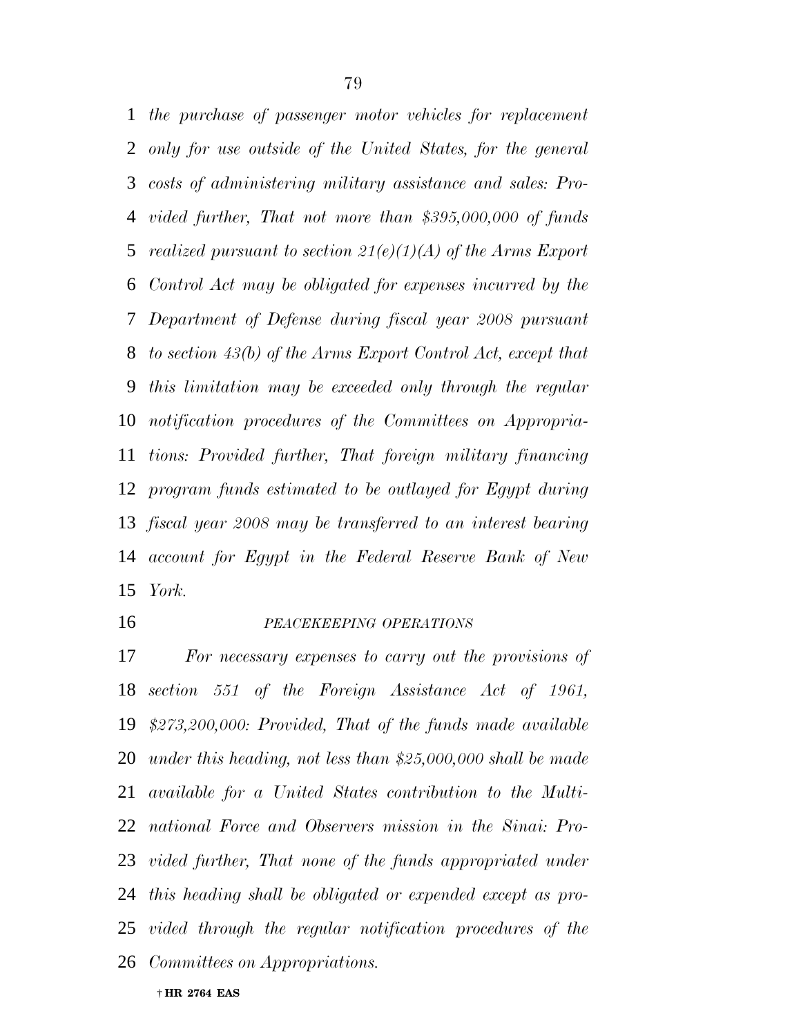*the purchase of passenger motor vehicles for replacement only for use outside of the United States, for the general costs of administering military assistance and sales: Provided further, That not more than $395,000,000 of funds realized pursuant to section 21(e)(1)(A) of the Arms Export Control Act may be obligated for expenses incurred by the Department of Defense during fiscal year 2008 pursuant to section 43(b) of the Arms Export Control Act, except that this limitation may be exceeded only through the regular notification procedures of the Committees on Appropriations: Provided further, That foreign military financing program funds estimated to be outlayed for Egypt during fiscal year 2008 may be transferred to an interest bearing account for Egypt in the Federal Reserve Bank of New York.*

*PEACEKEEPING OPERATIONS*

*For necessary expenses to carry out the provisions of section 551 of the Foreign Assistance Act of 1961, $273,200,000: Provided, That of the funds made available under this heading, not less than $25,000,000 shall be made available for a United States contribution to the Multinational Force and Observers mission in the Sinai: Provided further, That none of the funds appropriated under this heading shall be obligated or expended except as provided through the regular notification procedures of the Committees on Appropriations.*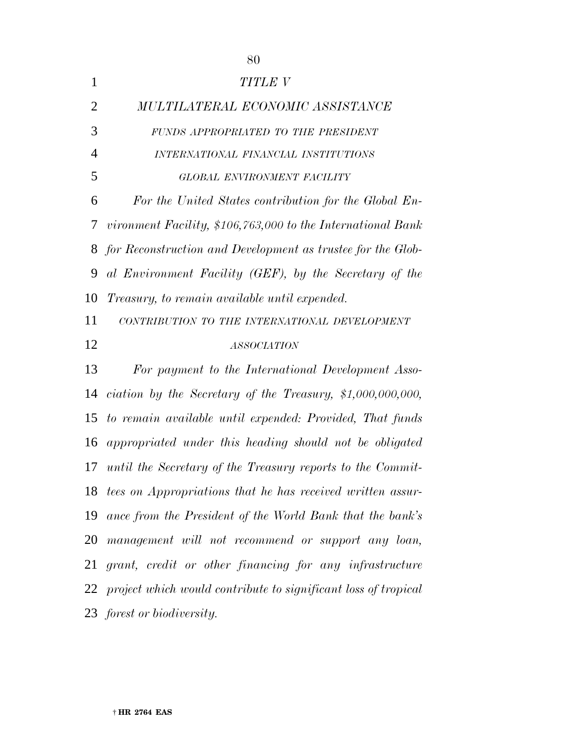# *TITLE V*

## *MULTILATERAL ECONOMIC ASSISTANCE*

### *FUNDS APPROPRIATED TO THE PRESIDENT*

### *INTERNATIONAL FINANCIAL INSTITUTIONS*

### *GLOBAL ENVIRONMENT FACILITY*

*For the United States contribution for the Global Environment Facility, $106,763,000 to the International Bank for Reconstruction and Development as trustee for the Global Environment Facility (GEF), by the Secretary of the Treasury, to remain available until expended.*

### *CONTRIBUTION TO THE INTERNATIONAL DEVELOPMENT ASSOCIATION*

*For payment to the International Development Association by the Secretary of the Treasury, $1,000,000,000, to remain available until expended: Provided, That funds appropriated under this heading should not be obligated until the Secretary of the Treasury reports to the Committees on Appropriations that he has received written assurance from the President of the World Bank that the bank's management will not recommend or support any loan, grant, credit or other financing for any infrastructure project which would contribute to significant loss of tropical forest or biodiversity.*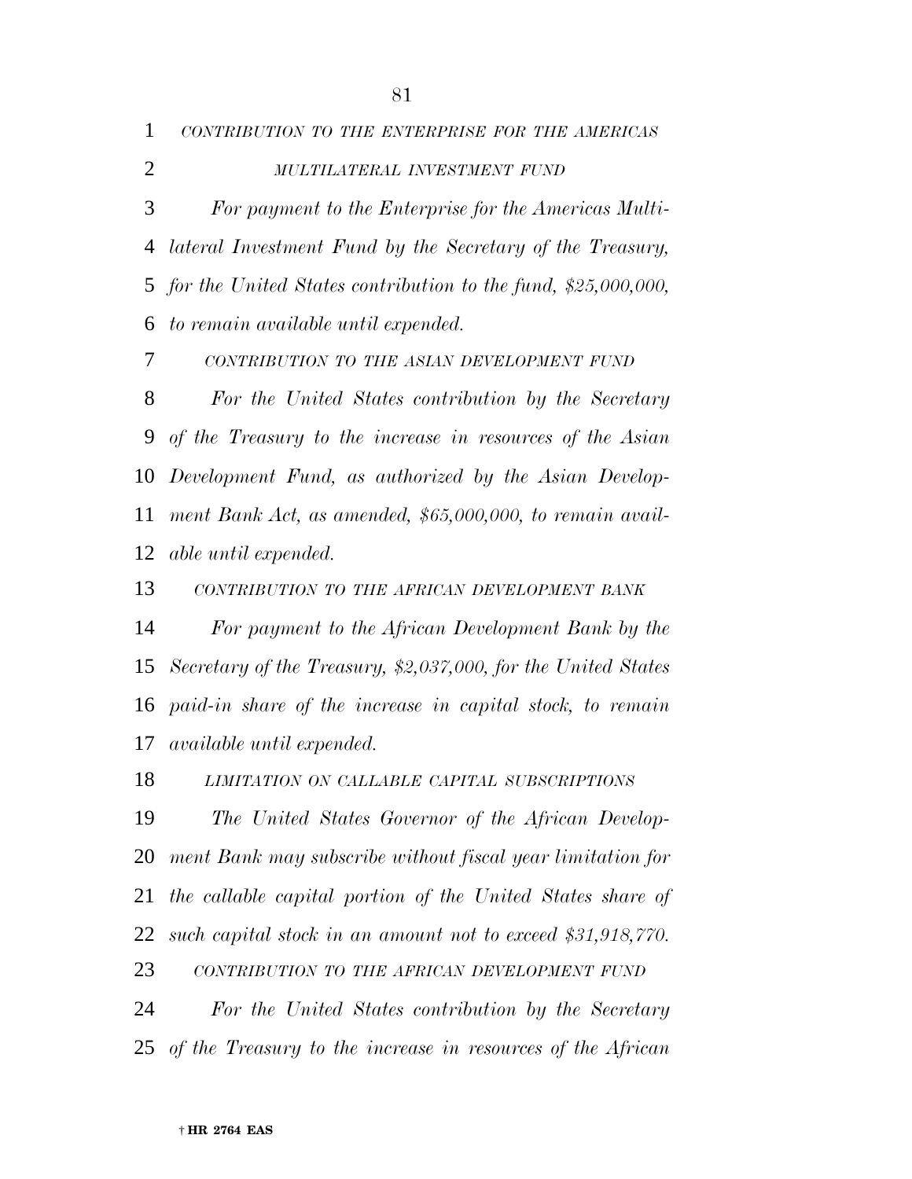*CONTRIBUTION TO THE ENTERPRISE FOR THE AMERICAS MULTILATERAL INVESTMENT FUND*

*For payment to the Enterprise for the Americas Multilateral Investment Fund by the Secretary of the Treasury, for the United States contribution to the fund, $25,000,000, to remain available until expended.*

*CONTRIBUTION TO THE ASIAN DEVELOPMENT FUND*

*For the United States contribution by the Secretary of the Treasury to the increase in resources of the Asian Development Fund, as authorized by the Asian Development Bank Act, as amended, $65,000,000, to remain available until expended.*

*CONTRIBUTION TO THE AFRICAN DEVELOPMENT BANK*

*For payment to the African Development Bank by the Secretary of the Treasury, $2,037,000, for the United States paid-in share of the increase in capital stock, to remain available until expended.*

*LIMITATION ON CALLABLE CAPITAL SUBSCRIPTIONS*

*The United States Governor of the African Development Bank may subscribe without fiscal year limitation for the callable capital portion of the United States share of such capital stock in an amount not to exceed $31,918,770.*

*CONTRIBUTION TO THE AFRICAN DEVELOPMENT FUND*

*For the United States contribution by the Secretary of the Treasury to the increase in resources of the African*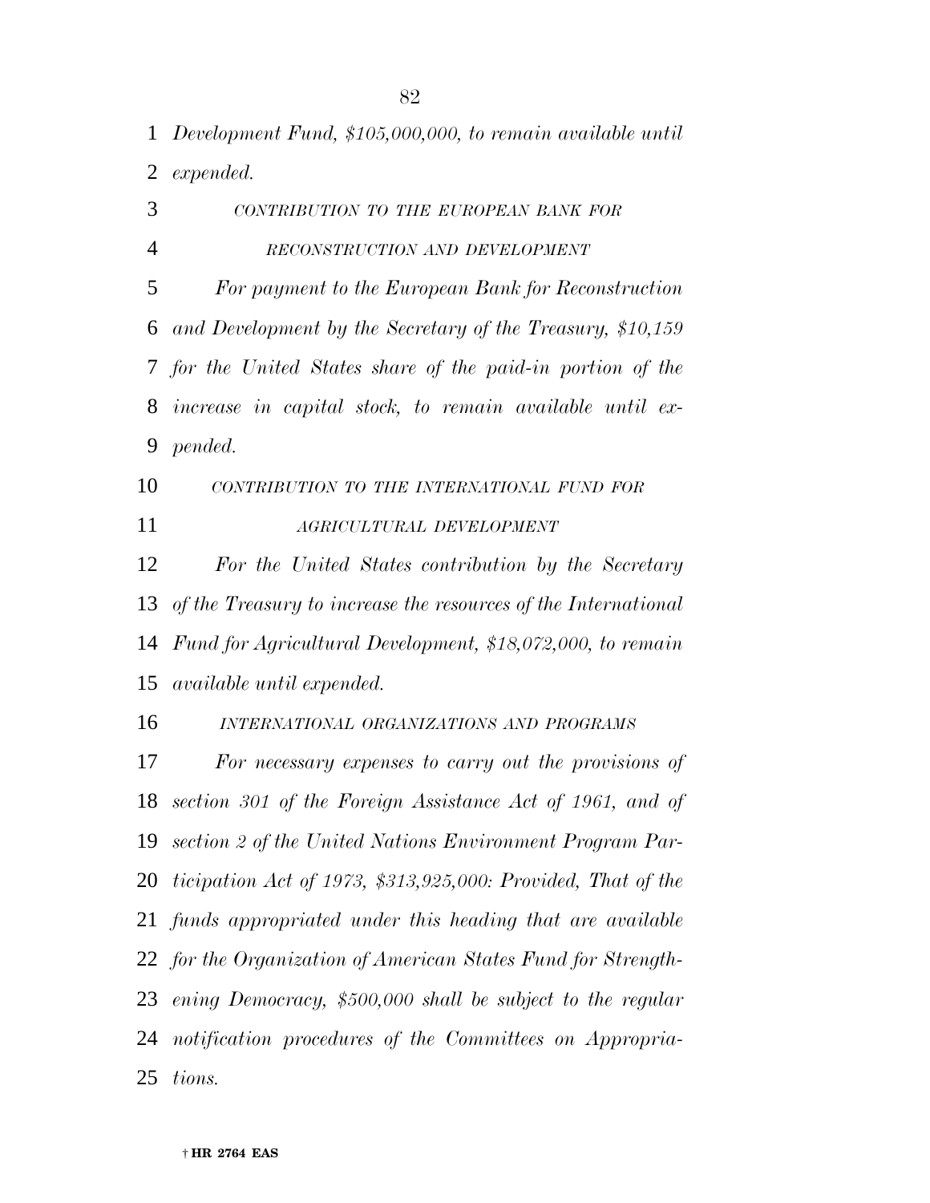*Development Fund, $105,000,000, to remain available until expended.*

*CONTRIBUTION TO THE EUROPEAN BANK FOR RECONSTRUCTION AND DEVELOPMENT*

*For payment to the European Bank for Reconstruction and Development by the Secretary of the Treasury, $10,159 for the United States share of the paid-in portion of the increase in capital stock, to remain available until expended.*

*CONTRIBUTION TO THE INTERNATIONAL FUND FOR AGRICULTURAL DEVELOPMENT*

*For the United States contribution by the Secretary of the Treasury to increase the resources of the International Fund for Agricultural Development, $18,072,000, to remain available until expended.*

*INTERNATIONAL ORGANIZATIONS AND PROGRAMS*

*For necessary expenses to carry out the provisions of section 301 of the Foreign Assistance Act of 1961, and of section 2 of the United Nations Environment Program Participation Act of 1973, $313,925,000: Provided, That of the funds appropriated under this heading that are available for the Organization of American States Fund for Strengthening Democracy, $500,000 shall be subject to the regular notification procedures of the Committees on Appropriations.*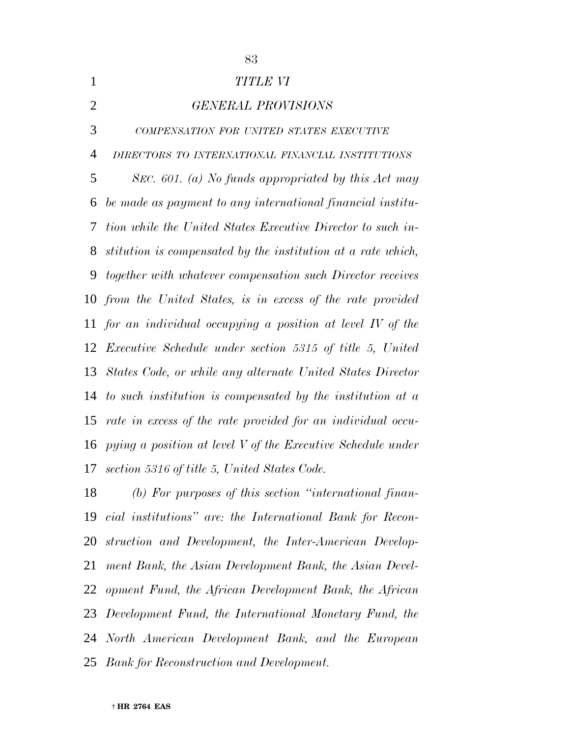# *TITLE VI*

## *GENERAL PROVISIONS*

### *COMPENSATION FOR UNITED STATES EXECUTIVE DIRECTORS TO INTERNATIONAL FINANCIAL INSTITUTIONS*

*SEC. 601. (a) No funds appropriated by this Act may be made as payment to any international financial institution while the United States Executive Director to such institution is compensated by the institution at a rate which, together with whatever compensation such Director receives from the United States, is in excess of the rate provided for an individual occupying a position at level IV of the Executive Schedule under section 5315 of title 5, United States Code, or while any alternate United States Director to such institution is compensated by the institution at a rate in excess of the rate provided for an individual occupying a position at level V of the Executive Schedule under section 5316 of title 5, United States Code.*

*(b) For purposes of this section "international financial institutions" are: the International Bank for Reconstruction and Development, the Inter-American Development Bank, the Asian Development Bank, the Asian Development Fund, the African Development Bank, the African Development Fund, the International Monetary Fund, the North American Development Bank, and the European Bank for Reconstruction and Development.*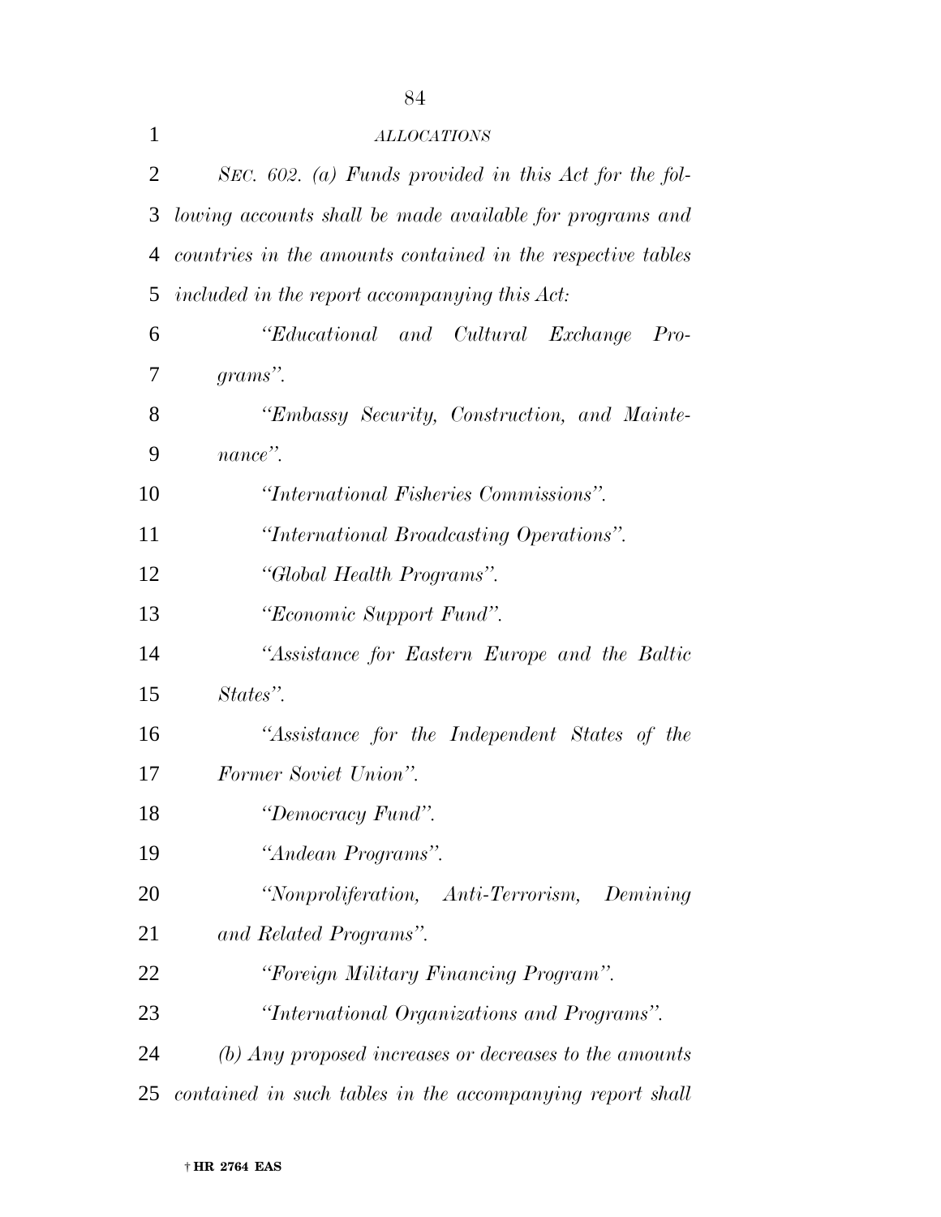*ALLOCATIONS*

*SEC. 602. (a) Funds provided in this Act for the following accounts shall be made available for programs and countries in the amounts contained in the respective tables included in the report accompanying this Act:*

*"Educational and Cultural Exchange Programs".*

*"Embassy Security, Construction, and Maintenance".*

*"International Fisheries Commissions".*

*"International Broadcasting Operations".*

*"Global Health Programs".*

*"Economic Support Fund".*

*"Assistance for Eastern Europe and the Baltic States".*

*"Assistance for the Independent States of the Former Soviet Union".*

*"Democracy Fund".*

*"Andean Programs".*

*"Nonproliferation, Anti-Terrorism, Demining and Related Programs".*

*"Foreign Military Financing Program".*

*"International Organizations and Programs".*

*(b) Any proposed increases or decreases to the amounts contained in such tables in the accompanying report shall*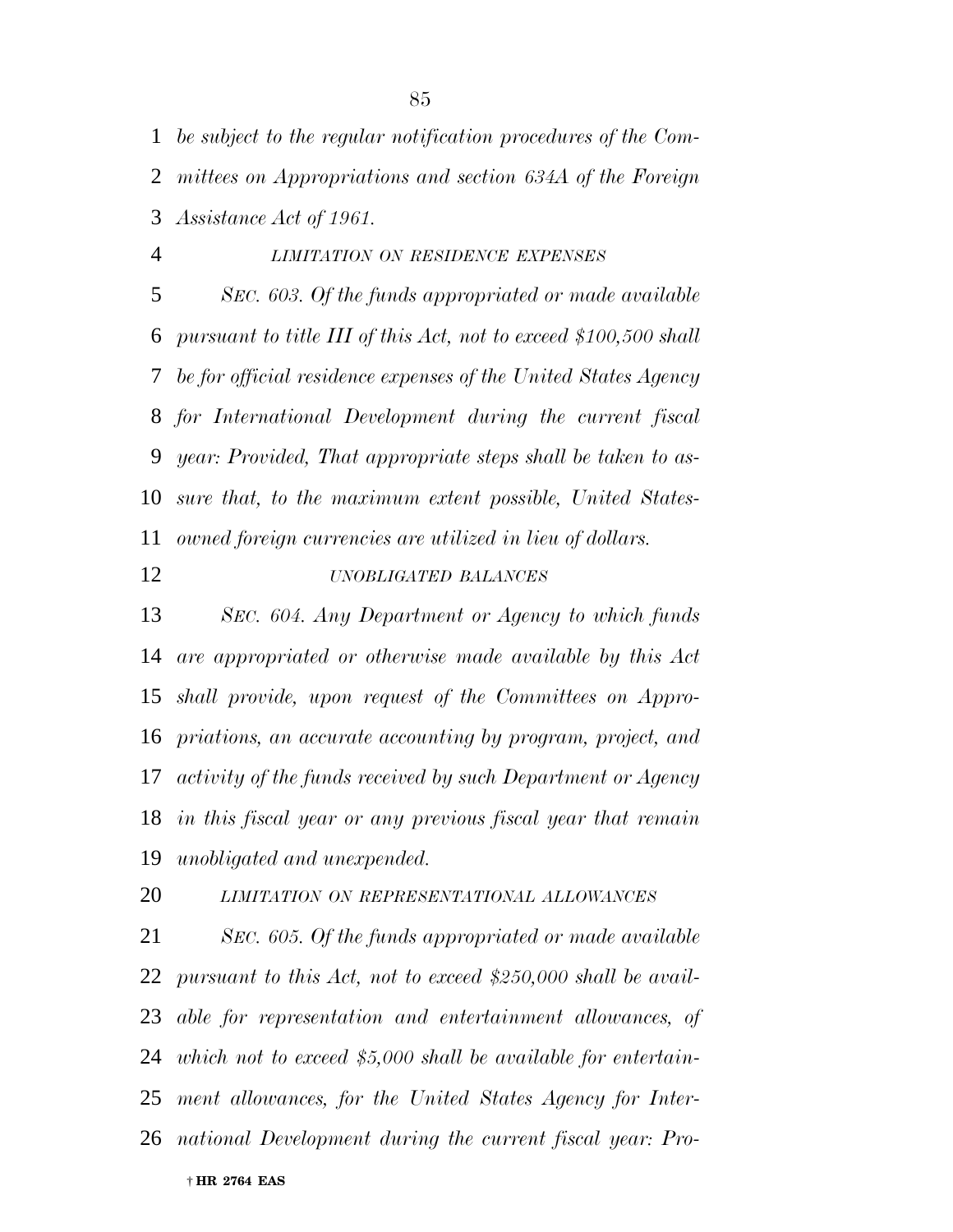*be subject to the regular notification procedures of the Committees on Appropriations and section 634A of the Foreign Assistance Act of 1961.*

*LIMITATION ON RESIDENCE EXPENSES*

*SEC. 603. Of the funds appropriated or made available pursuant to title III of this Act, not to exceed $100,500 shall be for official residence expenses of the United States Agency for International Development during the current fiscal year: Provided, That appropriate steps shall be taken to assure that, to the maximum extent possible, United States-owned foreign currencies are utilized in lieu of dollars.*

*UNOBLIGATED BALANCES*

*SEC. 604. Any Department or Agency to which funds are appropriated or otherwise made available by this Act shall provide, upon request of the Committees on Appropriations, an accurate accounting by program, project, and activity of the funds received by such Department or Agency in this fiscal year or any previous fiscal year that remain unobligated and unexpended.*

*LIMITATION ON REPRESENTATIONAL ALLOWANCES*

*SEC. 605. Of the funds appropriated or made available pursuant to this Act, not to exceed $250,000 shall be available for representation and entertainment allowances, of which not to exceed $5,000 shall be available for entertainment allowances, for the United States Agency for International Development during the current fiscal year: Pro-*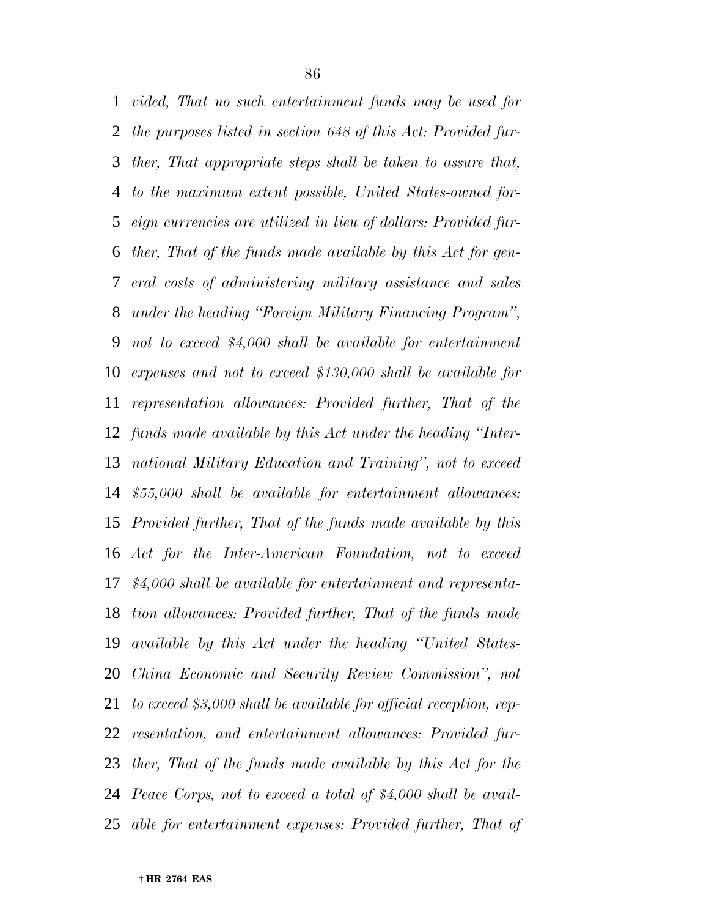*vided, That no such entertainment funds may be used for the purposes listed in section 648 of this Act: Provided further, That appropriate steps shall be taken to assure that, to the maximum extent possible, United States-owned foreign currencies are utilized in lieu of dollars: Provided further, That of the funds made available by this Act for general costs of administering military assistance and sales under the heading "Foreign Military Financing Program", not to exceed $4,000 shall be available for entertainment expenses and not to exceed $130,000 shall be available for representation allowances: Provided further, That of the funds made available by this Act under the heading "International Military Education and Training", not to exceed $55,000 shall be available for entertainment allowances: Provided further, That of the funds made available by this Act for the Inter-American Foundation, not to exceed $4,000 shall be available for entertainment and representation allowances: Provided further, That of the funds made available by this Act under the heading "United States-China Economic and Security Review Commission", not to exceed $3,000 shall be available for official reception, representation, and entertainment allowances: Provided further, That of the funds made available by this Act for the Peace Corps, not to exceed a total of $4,000 shall be available for entertainment expenses: Provided further, That of*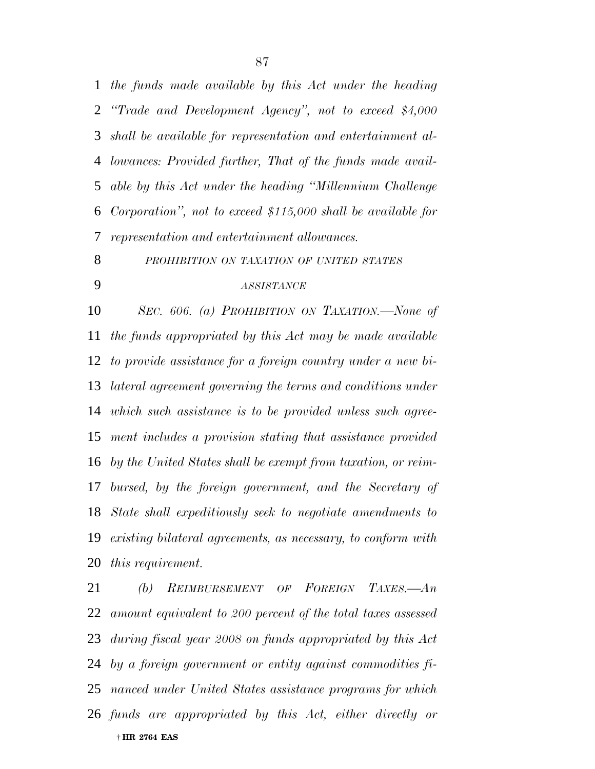*the funds made available by this Act under the heading "Trade and Development Agency", not to exceed $4,000 shall be available for representation and entertainment allowances: Provided further, That of the funds made available by this Act under the heading "Millennium Challenge Corporation", not to exceed $115,000 shall be available for representation and entertainment allowances.*

*PROHIBITION ON TAXATION OF UNITED STATES ASSISTANCE*

*SEC. 606. (a) PROHIBITION ON TAXATION.—None of the funds appropriated by this Act may be made available to provide assistance for a foreign country under a new bilateral agreement governing the terms and conditions under which such assistance is to be provided unless such agreement includes a provision stating that assistance provided by the United States shall be exempt from taxation, or reimbursed, by the foreign government, and the Secretary of State shall expeditiously seek to negotiate amendments to existing bilateral agreements, as necessary, to conform with this requirement.*

*(b) REIMBURSEMENT OF FOREIGN TAXES.—An amount equivalent to 200 percent of the total taxes assessed during fiscal year 2008 on funds appropriated by this Act by a foreign government or entity against commodities financed under United States assistance programs for which funds are appropriated by this Act, either directly or*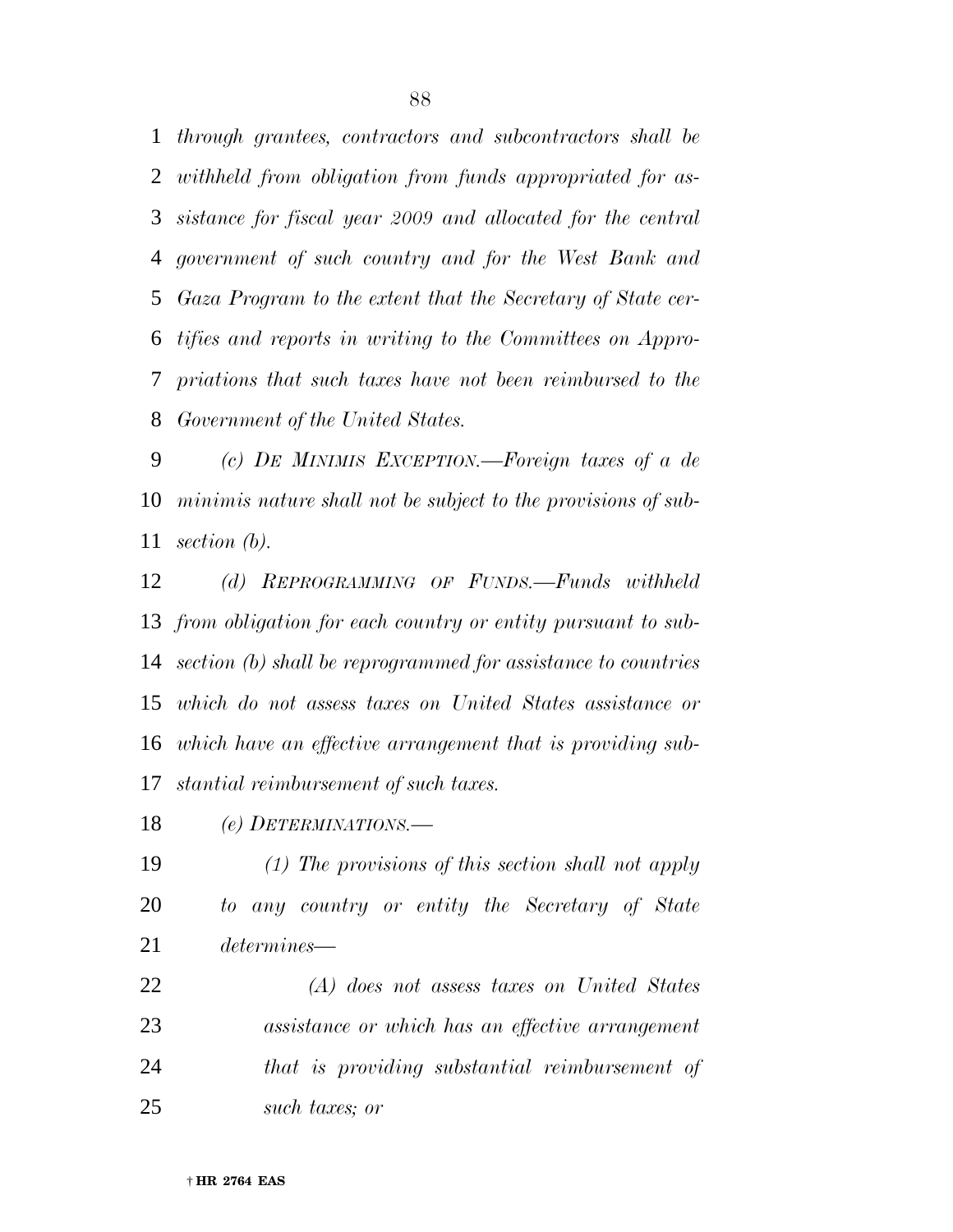*through grantees, contractors and subcontractors shall be withheld from obligation from funds appropriated for assistance for fiscal year 2009 and allocated for the central government of such country and for the West Bank and Gaza Program to the extent that the Secretary of State certifies and reports in writing to the Committees on Appropriations that such taxes have not been reimbursed to the Government of the United States.*

*(c) DE MINIMIS EXCEPTION.—Foreign taxes of a de minimis nature shall not be subject to the provisions of subsection (b).*

*(d) REPROGRAMMING OF FUNDS.—Funds withheld from obligation for each country or entity pursuant to subsection (b) shall be reprogrammed for assistance to countries which do not assess taxes on United States assistance or which have an effective arrangement that is providing substantial reimbursement of such taxes.*

*(e) DETERMINATIONS.—*

*(1) The provisions of this section shall not apply to any country or entity the Secretary of State determines—*

*(A) does not assess taxes on United States assistance or which has an effective arrangement that is providing substantial reimbursement of such taxes; or*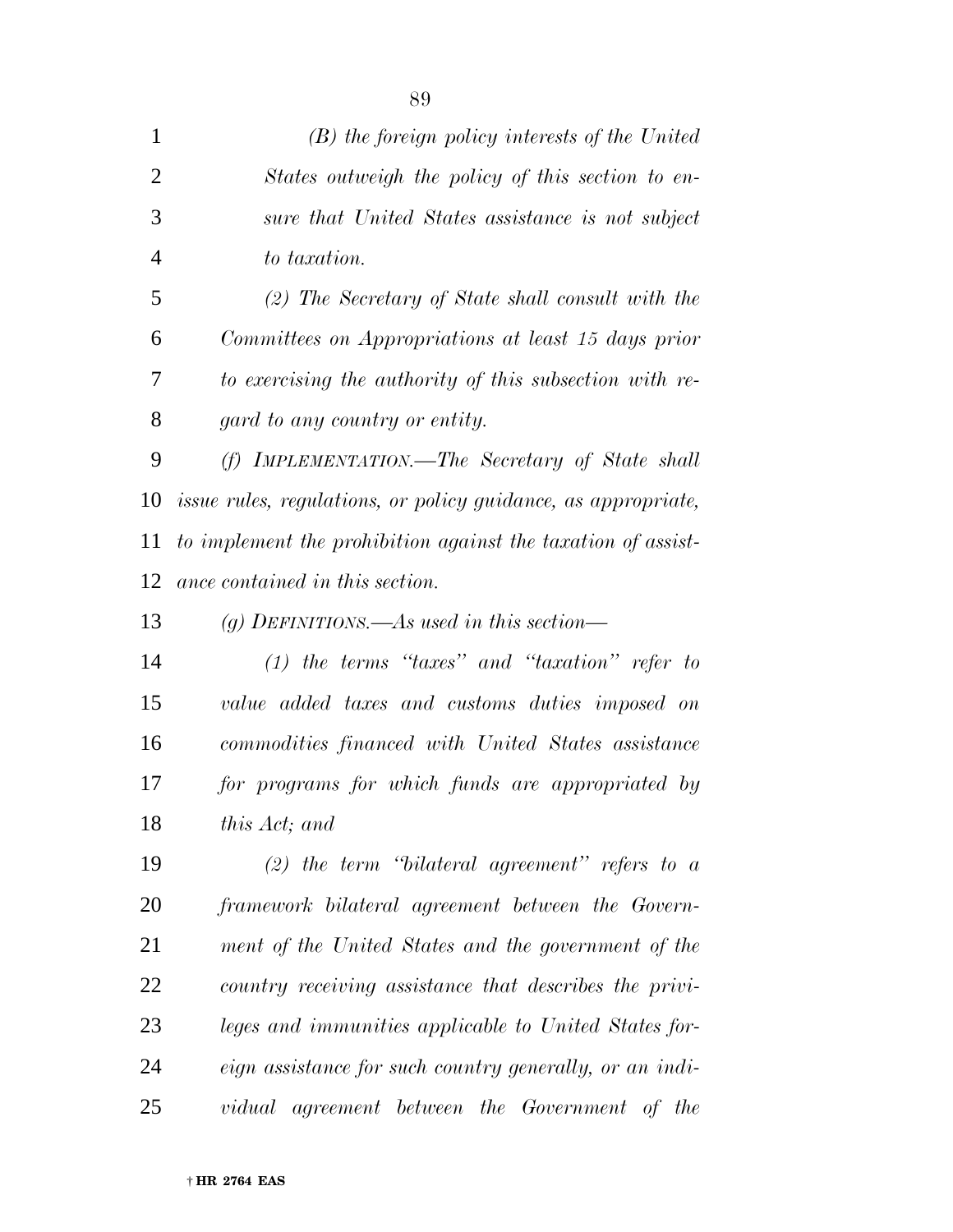*(B) the foreign policy interests of the United States outweigh the policy of this section to ensure that United States assistance is not subject to taxation.*

*(2) The Secretary of State shall consult with the Committees on Appropriations at least 15 days prior to exercising the authority of this subsection with regard to any country or entity.*

*(f) IMPLEMENTATION.—The Secretary of State shall issue rules, regulations, or policy guidance, as appropriate, to implement the prohibition against the taxation of assistance contained in this section.*

*(g) DEFINITIONS.—As used in this section—*

*(1) the terms "taxes" and "taxation" refer to value added taxes and customs duties imposed on commodities financed with United States assistance for programs for which funds are appropriated by this Act; and*

*(2) the term "bilateral agreement" refers to a framework bilateral agreement between the Government of the United States and the government of the country receiving assistance that describes the privileges and immunities applicable to United States foreign assistance for such country generally, or an individual agreement between the Government of the*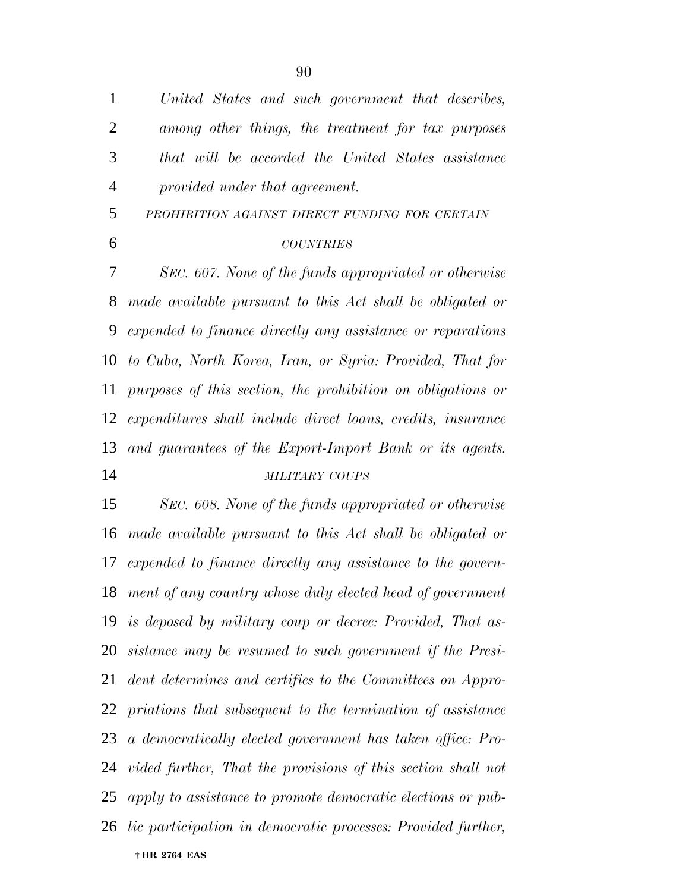*United States and such government that describes, among other things, the treatment for tax purposes that will be accorded the United States assistance provided under that agreement.*

*PROHIBITION AGAINST DIRECT FUNDING FOR CERTAIN COUNTRIES*

*SEC. 607. None of the funds appropriated or otherwise made available pursuant to this Act shall be obligated or expended to finance directly any assistance or reparations to Cuba, North Korea, Iran, or Syria: Provided, That for purposes of this section, the prohibition on obligations or expenditures shall include direct loans, credits, insurance and guarantees of the Export-Import Bank or its agents.*

*MILITARY COUPS*

*SEC. 608. None of the funds appropriated or otherwise made available pursuant to this Act shall be obligated or expended to finance directly any assistance to the government of any country whose duly elected head of government is deposed by military coup or decree: Provided, That assistance may be resumed to such government if the President determines and certifies to the Committees on Appropriations that subsequent to the termination of assistance a democratically elected government has taken office: Provided further, That the provisions of this section shall not apply to assistance to promote democratic elections or public participation in democratic processes: Provided further,*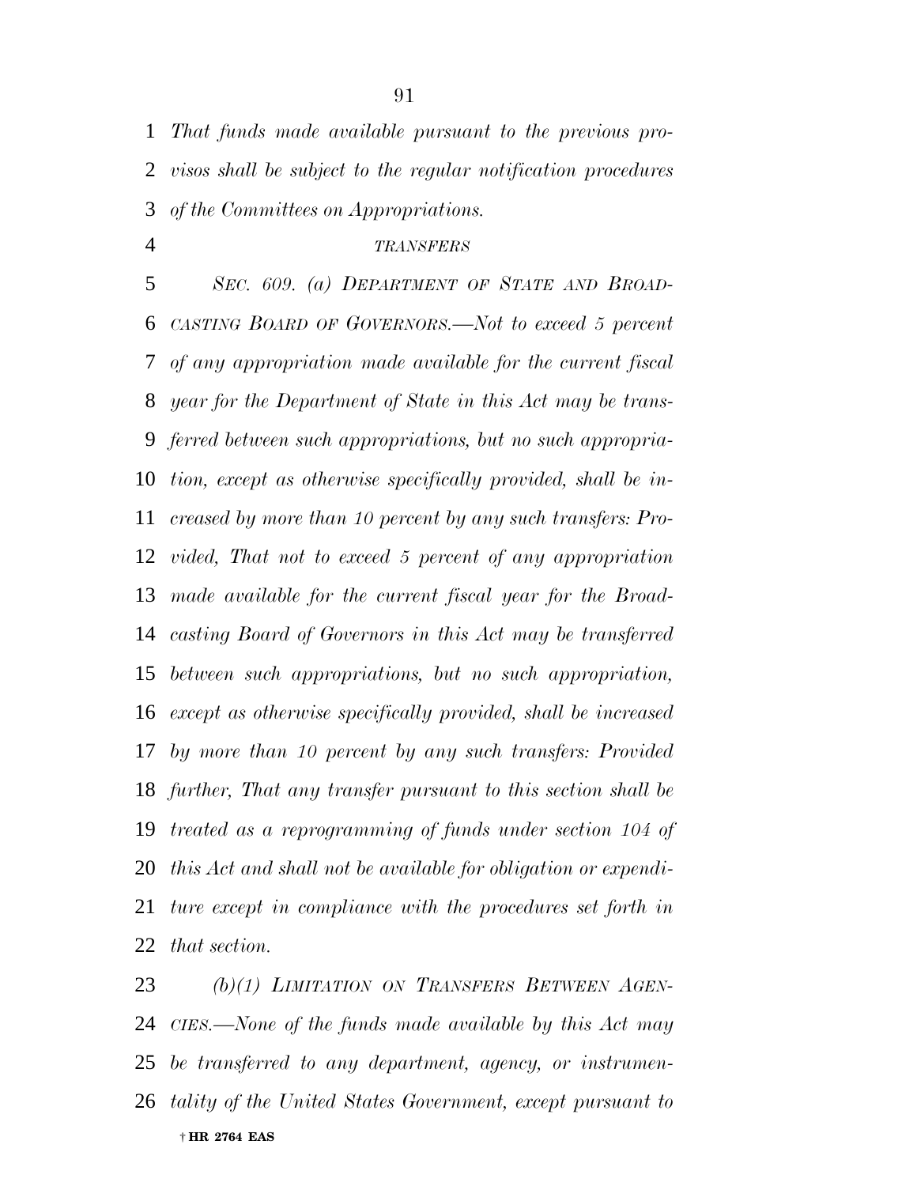*That funds made available pursuant to the previous provisos shall be subject to the regular notification procedures of the Committees on Appropriations.*

*TRANSFERS*

*SEC. 609. (a) DEPARTMENT OF STATE AND BROADCASTING BOARD OF GOVERNORS.—Not to exceed 5 percent of any appropriation made available for the current fiscal year for the Department of State in this Act may be transferred between such appropriations, but no such appropriation, except as otherwise specifically provided, shall be increased by more than 10 percent by any such transfers: Provided, That not to exceed 5 percent of any appropriation made available for the current fiscal year for the Broadcasting Board of Governors in this Act may be transferred between such appropriations, but no such appropriation, except as otherwise specifically provided, shall be increased by more than 10 percent by any such transfers: Provided further, That any transfer pursuant to this section shall be treated as a reprogramming of funds under section 104 of this Act and shall not be available for obligation or expenditure except in compliance with the procedures set forth in that section.*

*(b)(1) LIMITATION ON TRANSFERS BETWEEN AGENCIES.—None of the funds made available by this Act may be transferred to any department, agency, or instrumentality of the United States Government, except pursuant to*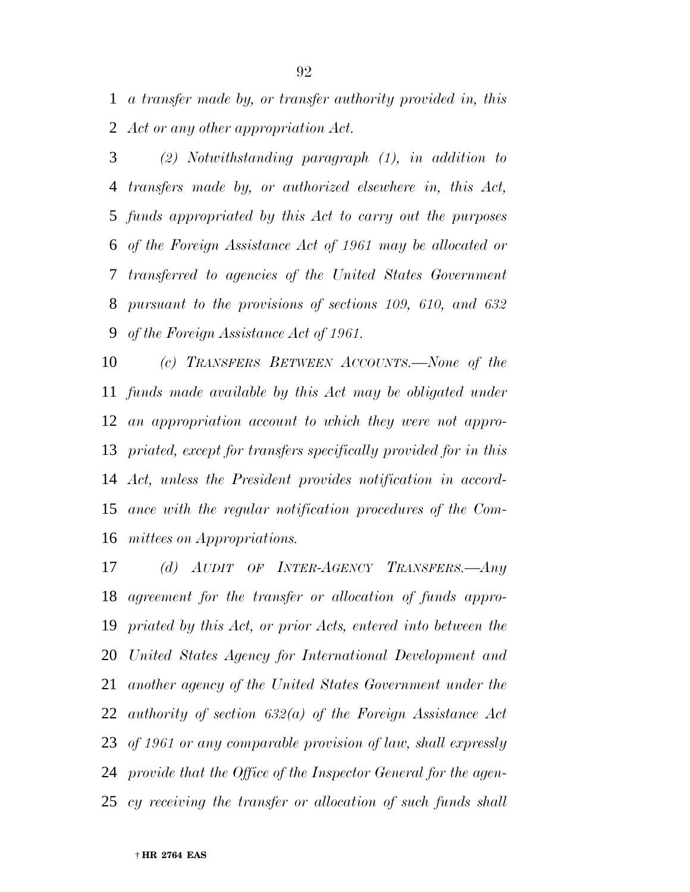*a transfer made by, or transfer authority provided in, this Act or any other appropriation Act.*

*(2) Notwithstanding paragraph (1), in addition to transfers made by, or authorized elsewhere in, this Act, funds appropriated by this Act to carry out the purposes of the Foreign Assistance Act of 1961 may be allocated or transferred to agencies of the United States Government pursuant to the provisions of sections 109, 610, and 632 of the Foreign Assistance Act of 1961.*

*(c) TRANSFERS BETWEEN ACCOUNTS.—None of the funds made available by this Act may be obligated under an appropriation account to which they were not appropriated, except for transfers specifically provided for in this Act, unless the President provides notification in accordance with the regular notification procedures of the Committees on Appropriations.*

*(d) AUDIT OF INTER-AGENCY TRANSFERS.—Any agreement for the transfer or allocation of funds appropriated by this Act, or prior Acts, entered into between the United States Agency for International Development and another agency of the United States Government under the authority of section 632(a) of the Foreign Assistance Act of 1961 or any comparable provision of law, shall expressly provide that the Office of the Inspector General for the agency receiving the transfer or allocation of such funds shall*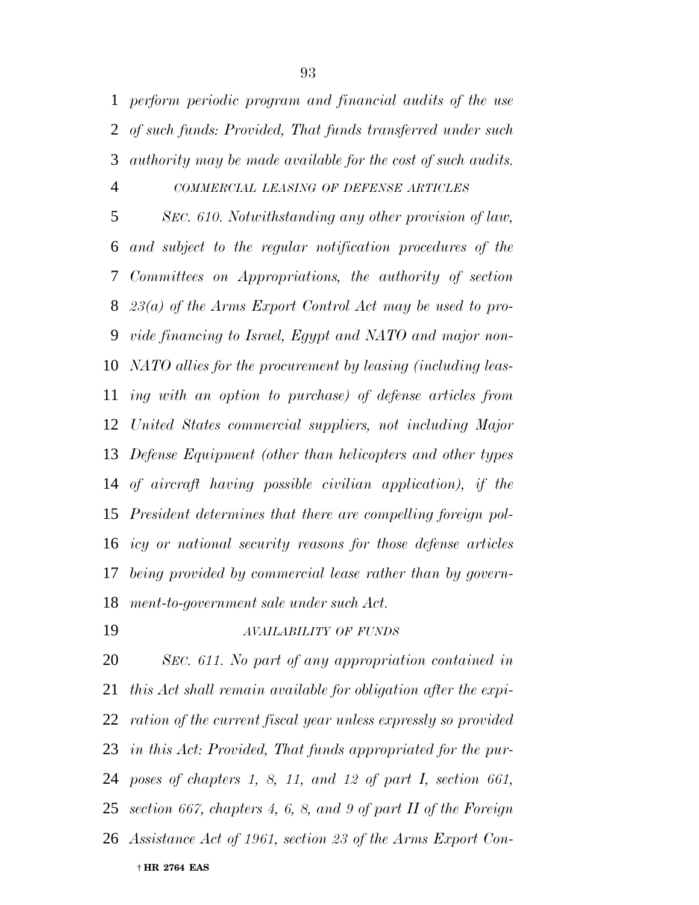*perform periodic program and financial audits of the use of such funds: Provided, That funds transferred under such authority may be made available for the cost of such audits.*

*COMMERCIAL LEASING OF DEFENSE ARTICLES*

*SEC. 610. Notwithstanding any other provision of law, and subject to the regular notification procedures of the Committees on Appropriations, the authority of section 23(a) of the Arms Export Control Act may be used to provide financing to Israel, Egypt and NATO and major non-NATO allies for the procurement by leasing (including leasing with an option to purchase) of defense articles from United States commercial suppliers, not including Major Defense Equipment (other than helicopters and other types of aircraft having possible civilian application), if the President determines that there are compelling foreign policy or national security reasons for those defense articles being provided by commercial lease rather than by government-to-government sale under such Act.*

*AVAILABILITY OF FUNDS*

*SEC. 611. No part of any appropriation contained in this Act shall remain available for obligation after the expiration of the current fiscal year unless expressly so provided in this Act: Provided, That funds appropriated for the purposes of chapters 1, 8, 11, and 12 of part I, section 661, section 667, chapters 4, 6, 8, and 9 of part II of the Foreign Assistance Act of 1961, section 23 of the Arms Export Con-*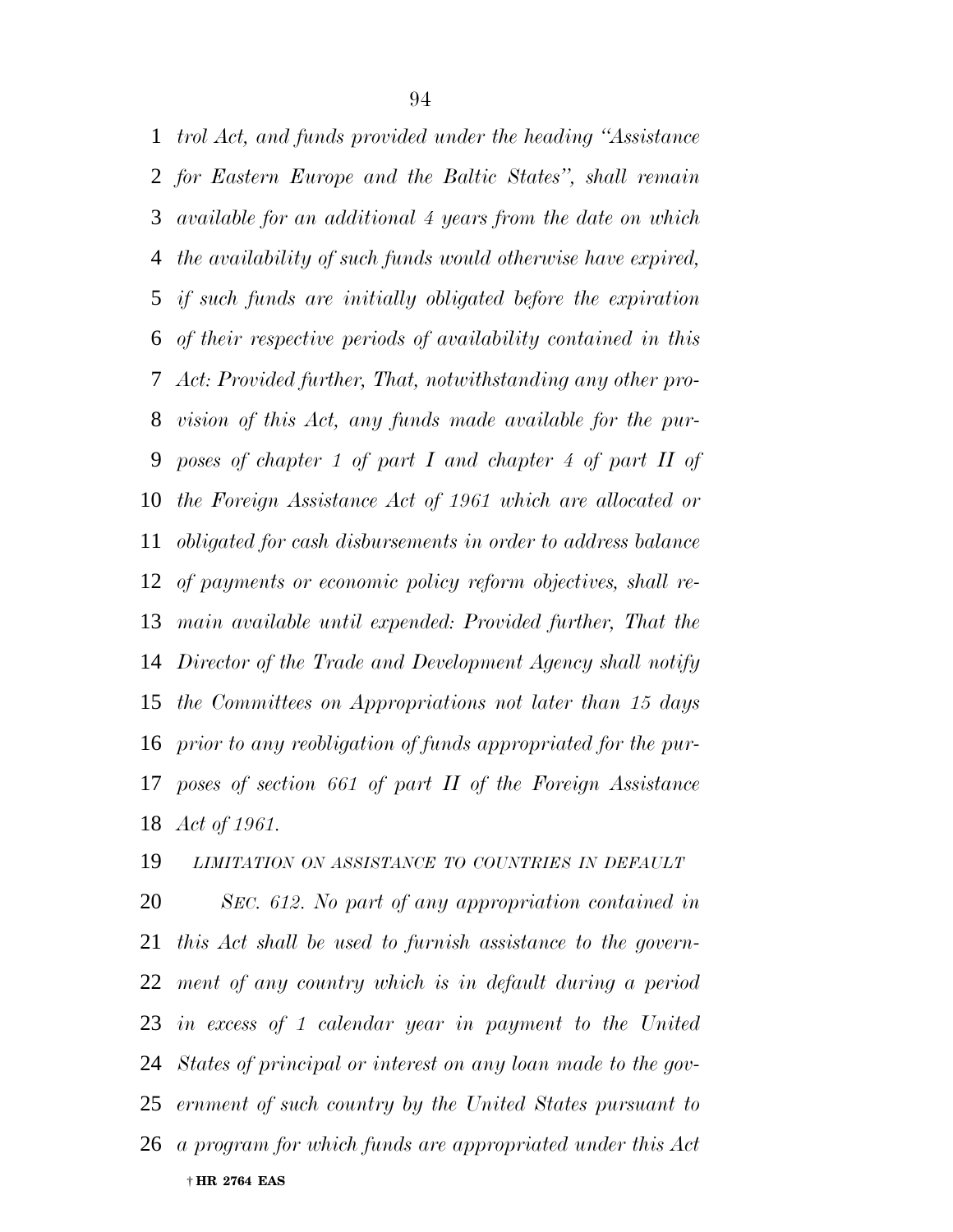*trol Act, and funds provided under the heading "Assistance for Eastern Europe and the Baltic States", shall remain available for an additional 4 years from the date on which the availability of such funds would otherwise have expired, if such funds are initially obligated before the expiration of their respective periods of availability contained in this Act: Provided further, That, notwithstanding any other provision of this Act, any funds made available for the purposes of chapter 1 of part I and chapter 4 of part II of the Foreign Assistance Act of 1961 which are allocated or obligated for cash disbursements in order to address balance of payments or economic policy reform objectives, shall remain available until expended: Provided further, That the Director of the Trade and Development Agency shall notify the Committees on Appropriations not later than 15 days prior to any reobligation of funds appropriated for the purposes of section 661 of part II of the Foreign Assistance Act of 1961.*

*LIMITATION ON ASSISTANCE TO COUNTRIES IN DEFAULT*

*SEC. 612. No part of any appropriation contained in this Act shall be used to furnish assistance to the government of any country which is in default during a period in excess of 1 calendar year in payment to the United States of principal or interest on any loan made to the government of such country by the United States pursuant to a program for which funds are appropriated under this Act*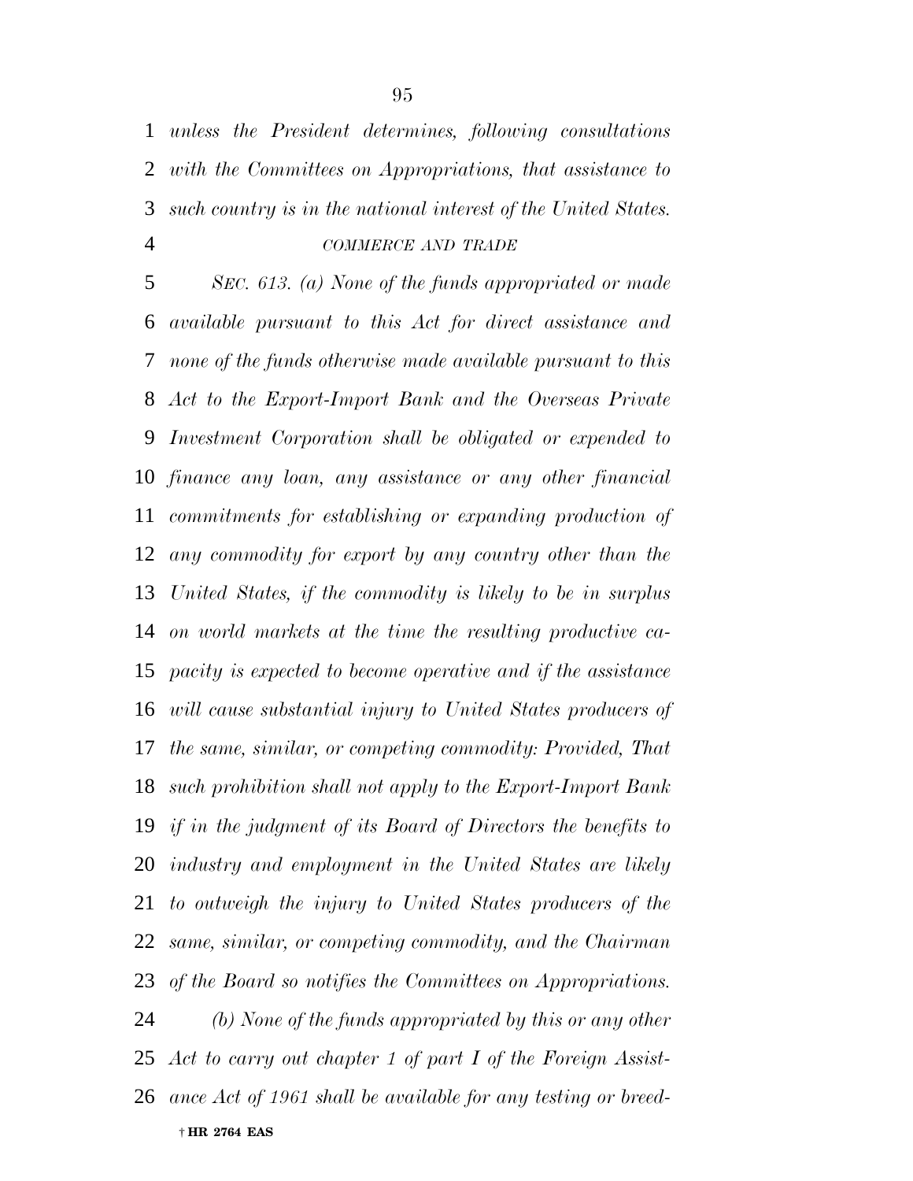*unless the President determines, following consultations with the Committees on Appropriations, that assistance to such country is in the national interest of the United States.*

*COMMERCE AND TRADE*

*SEC. 613. (a) None of the funds appropriated or made available pursuant to this Act for direct assistance and none of the funds otherwise made available pursuant to this Act to the Export-Import Bank and the Overseas Private Investment Corporation shall be obligated or expended to finance any loan, any assistance or any other financial commitments for establishing or expanding production of any commodity for export by any country other than the United States, if the commodity is likely to be in surplus on world markets at the time the resulting productive capacity is expected to become operative and if the assistance will cause substantial injury to United States producers of the same, similar, or competing commodity: Provided, That such prohibition shall not apply to the Export-Import Bank if in the judgment of its Board of Directors the benefits to industry and employment in the United States are likely to outweigh the injury to United States producers of the same, similar, or competing commodity, and the Chairman of the Board so notifies the Committees on Appropriations.*

*(b) None of the funds appropriated by this or any other Act to carry out chapter 1 of part I of the Foreign Assistance Act of 1961 shall be available for any testing or breed-*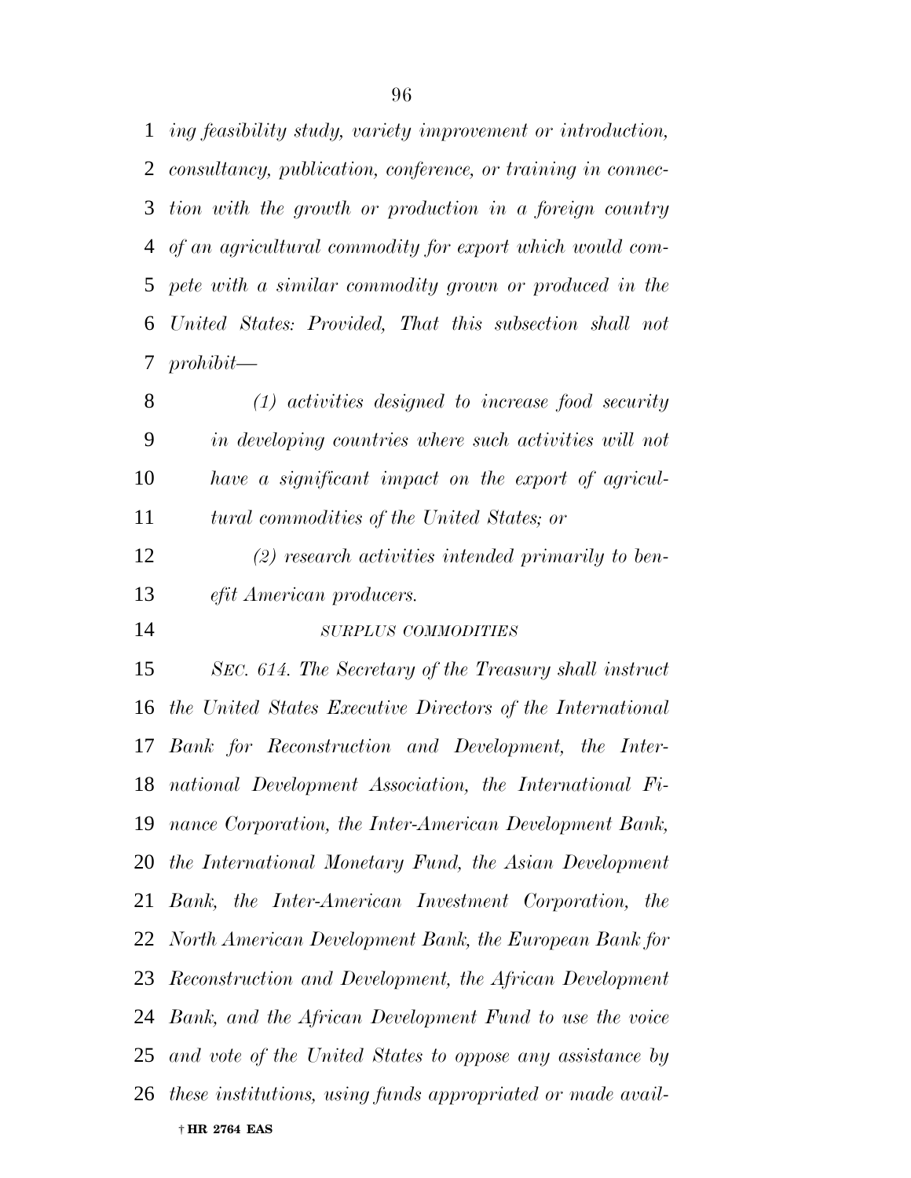*ing feasibility study, variety improvement or introduction, consultancy, publication, conference, or training in connection with the growth or production in a foreign country of an agricultural commodity for export which would compete with a similar commodity grown or produced in the United States: Provided, That this subsection shall not prohibit—*

*(1) activities designed to increase food security in developing countries where such activities will not have a significant impact on the export of agricultural commodities of the United States; or*

*(2) research activities intended primarily to benefit American producers.*

*SURPLUS COMMODITIES*

*SEC. 614. The Secretary of the Treasury shall instruct the United States Executive Directors of the International Bank for Reconstruction and Development, the International Development Association, the International Finance Corporation, the Inter-American Development Bank, the International Monetary Fund, the Asian Development Bank, the Inter-American Investment Corporation, the North American Development Bank, the European Bank for Reconstruction and Development, the African Development Bank, and the African Development Fund to use the voice and vote of the United States to oppose any assistance by these institutions, using funds appropriated or made avail-*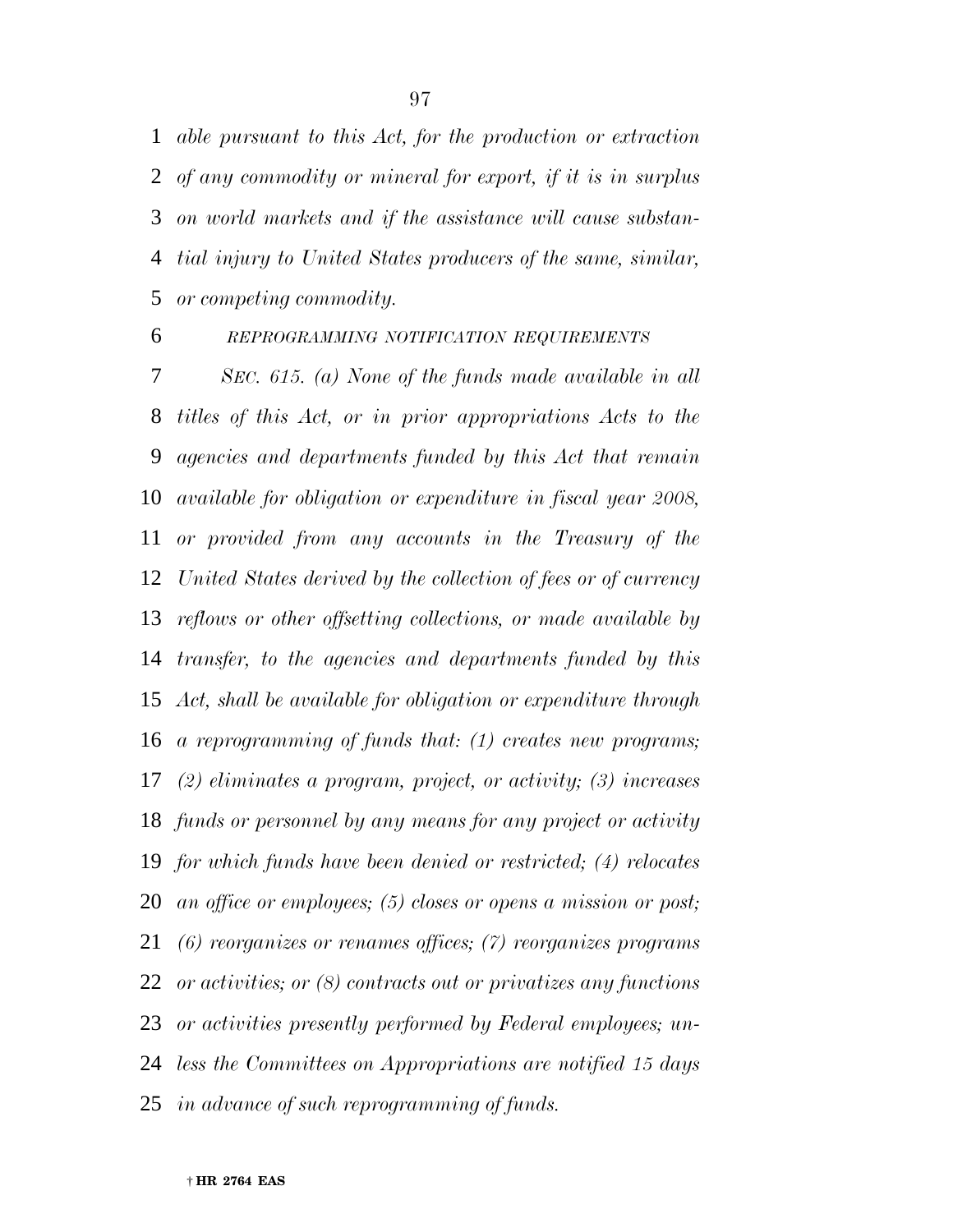*able pursuant to this Act, for the production or extraction of any commodity or mineral for export, if it is in surplus on world markets and if the assistance will cause substantial injury to United States producers of the same, similar, or competing commodity.*

*REPROGRAMMING NOTIFICATION REQUIREMENTS*

*SEC. 615. (a) None of the funds made available in all titles of this Act, or in prior appropriations Acts to the agencies and departments funded by this Act that remain available for obligation or expenditure in fiscal year 2008, or provided from any accounts in the Treasury of the United States derived by the collection of fees or of currency reflows or other offsetting collections, or made available by transfer, to the agencies and departments funded by this Act, shall be available for obligation or expenditure through a reprogramming of funds that: (1) creates new programs; (2) eliminates a program, project, or activity; (3) increases funds or personnel by any means for any project or activity for which funds have been denied or restricted; (4) relocates an office or employees; (5) closes or opens a mission or post; (6) reorganizes or renames offices; (7) reorganizes programs or activities; or (8) contracts out or privatizes any functions or activities presently performed by Federal employees; unless the Committees on Appropriations are notified 15 days in advance of such reprogramming of funds.*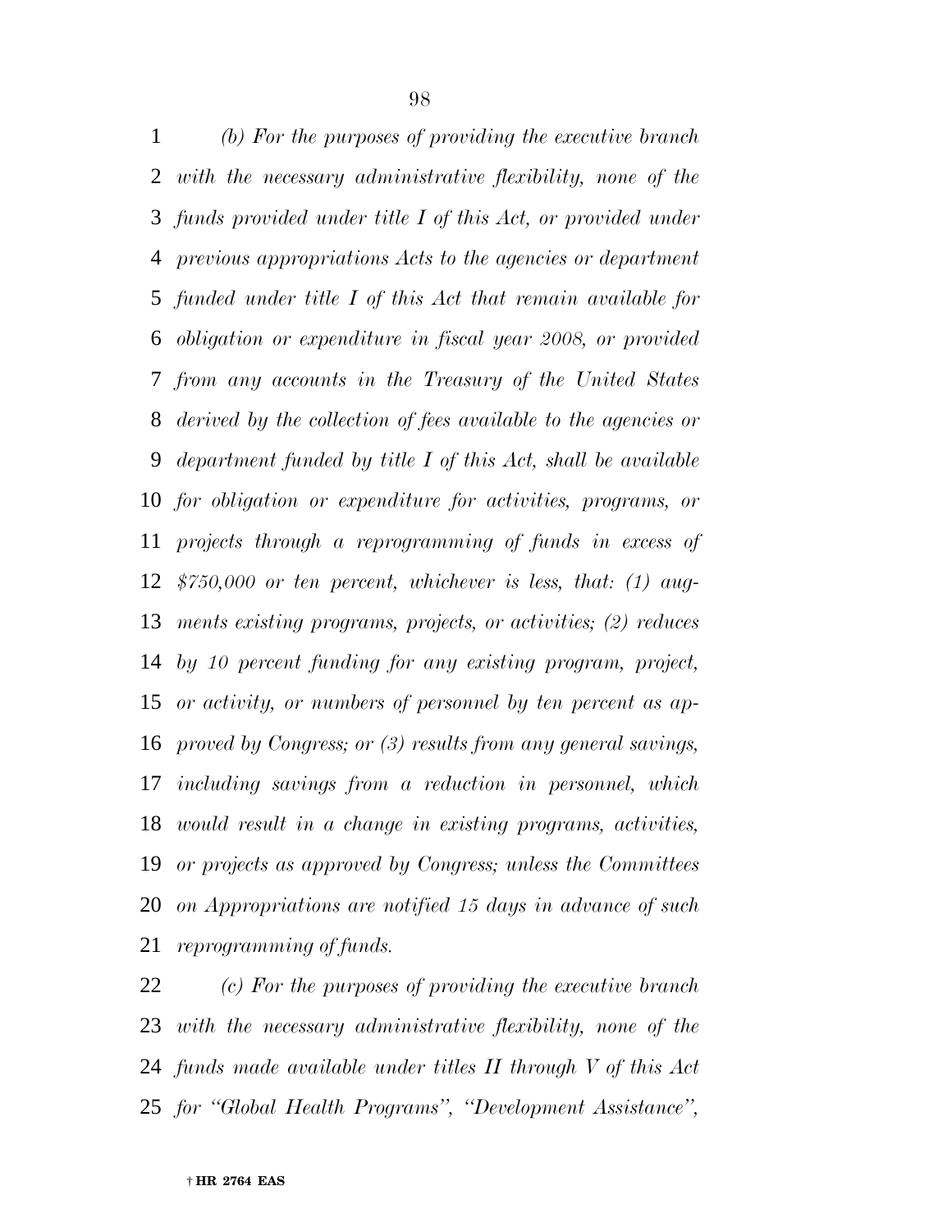*(b) For the purposes of providing the executive branch with the necessary administrative flexibility, none of the funds provided under title I of this Act, or provided under previous appropriations Acts to the agencies or department funded under title I of this Act that remain available for obligation or expenditure in fiscal year 2008, or provided from any accounts in the Treasury of the United States derived by the collection of fees available to the agencies or department funded by title I of this Act, shall be available for obligation or expenditure for activities, programs, or projects through a reprogramming of funds in excess of $750,000 or ten percent, whichever is less, that: (1) augments existing programs, projects, or activities; (2) reduces by 10 percent funding for any existing program, project, or activity, or numbers of personnel by ten percent as approved by Congress; or (3) results from any general savings, including savings from a reduction in personnel, which would result in a change in existing programs, activities, or projects as approved by Congress; unless the Committees on Appropriations are notified 15 days in advance of such reprogramming of funds.*

*(c) For the purposes of providing the executive branch with the necessary administrative flexibility, none of the funds made available under titles II through V of this Act for "Global Health Programs", "Development Assistance",*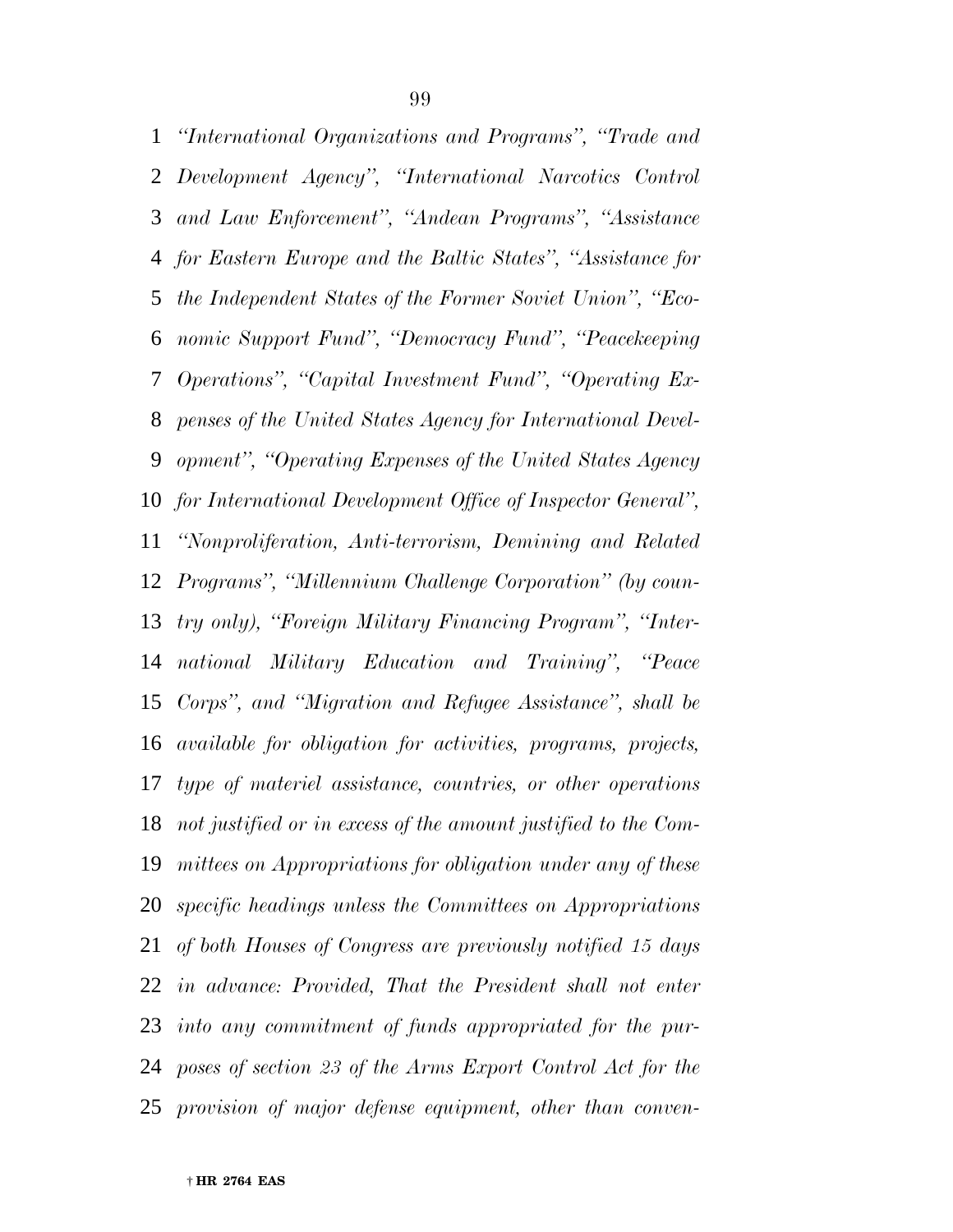*"International Organizations and Programs", "Trade and Development Agency", "International Narcotics Control and Law Enforcement", "Andean Programs", "Assistance for Eastern Europe and the Baltic States", "Assistance for the Independent States of the Former Soviet Union", "Economic Support Fund", "Democracy Fund", "Peacekeeping Operations", "Capital Investment Fund", "Operating Expenses of the United States Agency for International Development", "Operating Expenses of the United States Agency for International Development Office of Inspector General", "Nonproliferation, Anti-terrorism, Demining and Related Programs", "Millennium Challenge Corporation" (by country only), "Foreign Military Financing Program", "International Military Education and Training", "Peace Corps", and "Migration and Refugee Assistance", shall be available for obligation for activities, programs, projects, type of materiel assistance, countries, or other operations not justified or in excess of the amount justified to the Committees on Appropriations for obligation under any of these specific headings unless the Committees on Appropriations of both Houses of Congress are previously notified 15 days in advance: Provided, That the President shall not enter into any commitment of funds appropriated for the purposes of section 23 of the Arms Export Control Act for the provision of major defense equipment, other than conven-*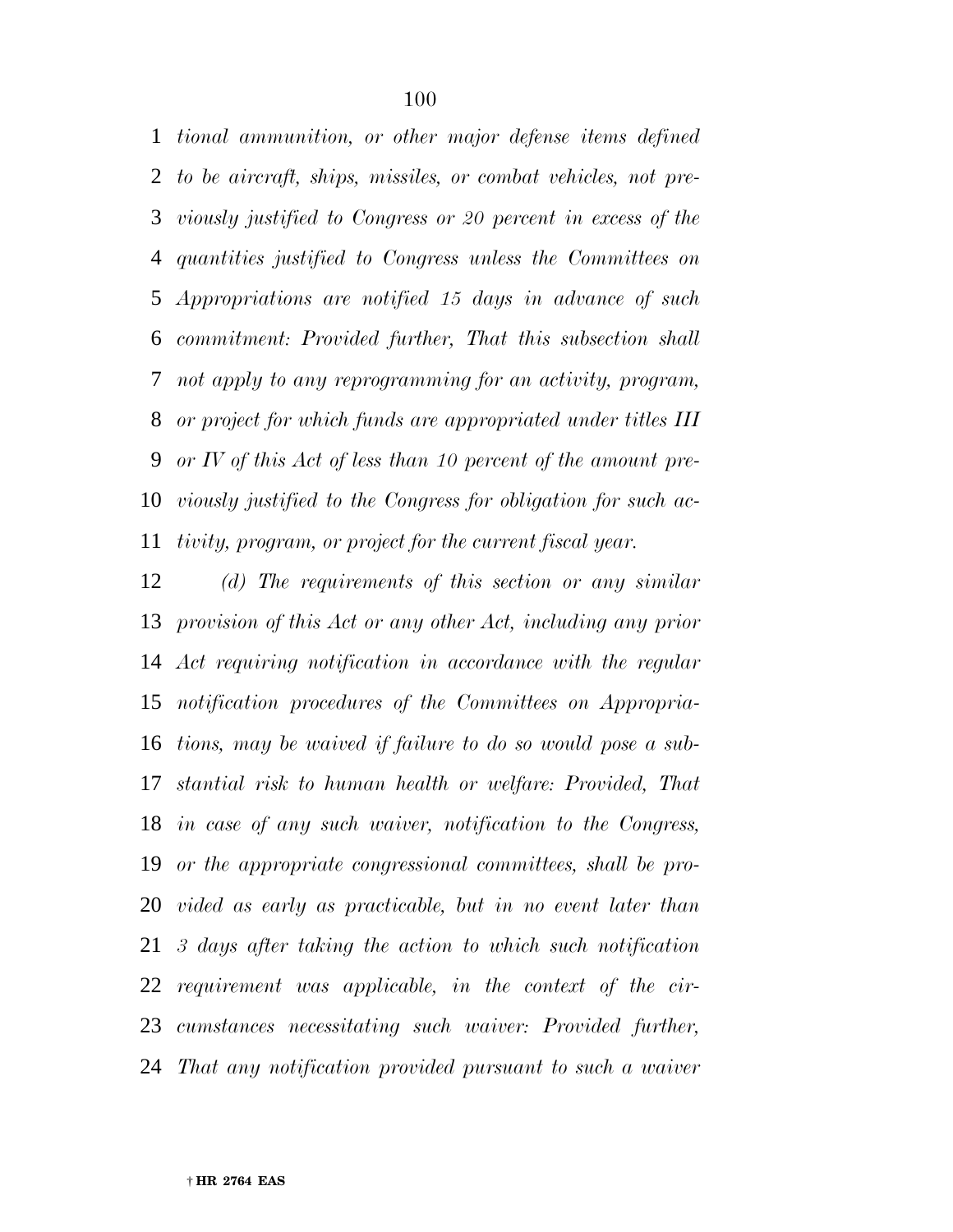*tional ammunition, or other major defense items defined to be aircraft, ships, missiles, or combat vehicles, not previously justified to Congress or 20 percent in excess of the quantities justified to Congress unless the Committees on Appropriations are notified 15 days in advance of such commitment: Provided further, That this subsection shall not apply to any reprogramming for an activity, program, or project for which funds are appropriated under titles III or IV of this Act of less than 10 percent of the amount previously justified to the Congress for obligation for such activity, program, or project for the current fiscal year.*

*(d) The requirements of this section or any similar provision of this Act or any other Act, including any prior Act requiring notification in accordance with the regular notification procedures of the Committees on Appropriations, may be waived if failure to do so would pose a substantial risk to human health or welfare: Provided, That in case of any such waiver, notification to the Congress, or the appropriate congressional committees, shall be provided as early as practicable, but in no event later than 3 days after taking the action to which such notification requirement was applicable, in the context of the circumstances necessitating such waiver: Provided further, That any notification provided pursuant to such a waiver*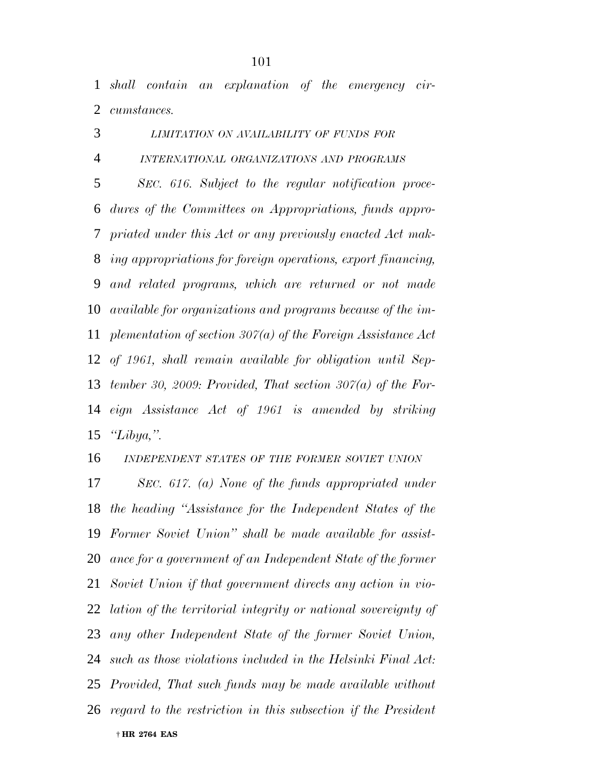*shall contain an explanation of the emergency circumstances.*

*LIMITATION ON AVAILABILITY OF FUNDS FOR INTERNATIONAL ORGANIZATIONS AND PROGRAMS*

*SEC. 616. Subject to the regular notification procedures of the Committees on Appropriations, funds appropriated under this Act or any previously enacted Act making appropriations for foreign operations, export financing, and related programs, which are returned or not made available for organizations and programs because of the implementation of section 307(a) of the Foreign Assistance Act of 1961, shall remain available for obligation until September 30, 2009: Provided, That section 307(a) of the Foreign Assistance Act of 1961 is amended by striking "Libya,".*

*INDEPENDENT STATES OF THE FORMER SOVIET UNION*

*SEC. 617. (a) None of the funds appropriated under the heading "Assistance for the Independent States of the Former Soviet Union" shall be made available for assistance for a government of an Independent State of the former Soviet Union if that government directs any action in violation of the territorial integrity or national sovereignty of any other Independent State of the former Soviet Union, such as those violations included in the Helsinki Final Act: Provided, That such funds may be made available without regard to the restriction in this subsection if the President*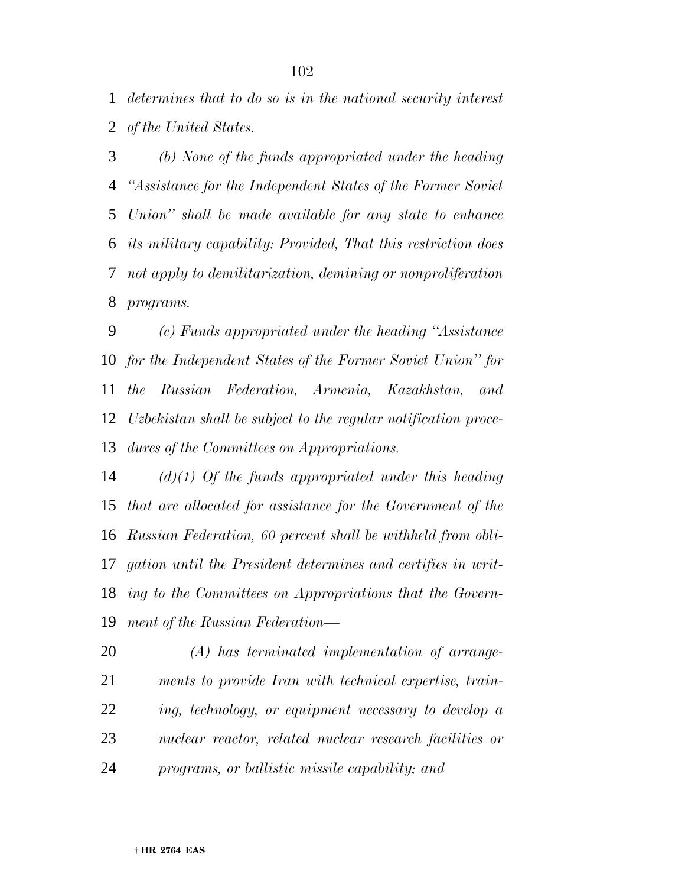*determines that to do so is in the national security interest of the United States.*

*(b) None of the funds appropriated under the heading ''Assistance for the Independent States of the Former Soviet Union'' shall be made available for any state to enhance its military capability: Provided, That this restriction does not apply to demilitarization, demining or nonproliferation programs.*

*(c) Funds appropriated under the heading ''Assistance for the Independent States of the Former Soviet Union'' for the Russian Federation, Armenia, Kazakhstan, and Uzbekistan shall be subject to the regular notification procedures of the Committees on Appropriations.*

*(d)(1) Of the funds appropriated under this heading that are allocated for assistance for the Government of the Russian Federation, 60 percent shall be withheld from obligation until the President determines and certifies in writing to the Committees on Appropriations that the Government of the Russian Federation—*

*(A) has terminated implementation of arrangements to provide Iran with technical expertise, training, technology, or equipment necessary to develop a nuclear reactor, related nuclear research facilities or programs, or ballistic missile capability; and*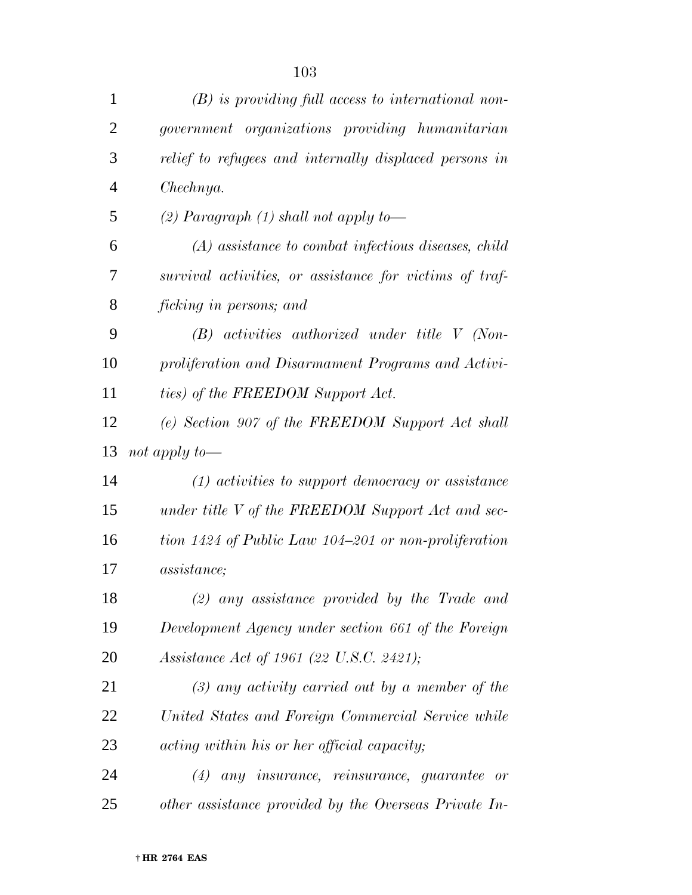*(B) is providing full access to international non-government organizations providing humanitarian relief to refugees and internally displaced persons in Chechnya.*

*(2) Paragraph (1) shall not apply to—*

*(A) assistance to combat infectious diseases, child survival activities, or assistance for victims of trafficking in persons; and*

*(B) activities authorized under title V (Non-proliferation and Disarmament Programs and Activities) of the FREEDOM Support Act.*

*(e) Section 907 of the FREEDOM Support Act shall not apply to—*

*(1) activities to support democracy or assistance under title V of the FREEDOM Support Act and section 1424 of Public Law 104–201 or non-proliferation assistance;*

*(2) any assistance provided by the Trade and Development Agency under section 661 of the Foreign Assistance Act of 1961 (22 U.S.C. 2421);*

*(3) any activity carried out by a member of the United States and Foreign Commercial Service while acting within his or her official capacity;*

*(4) any insurance, reinsurance, guarantee or other assistance provided by the Overseas Private In-*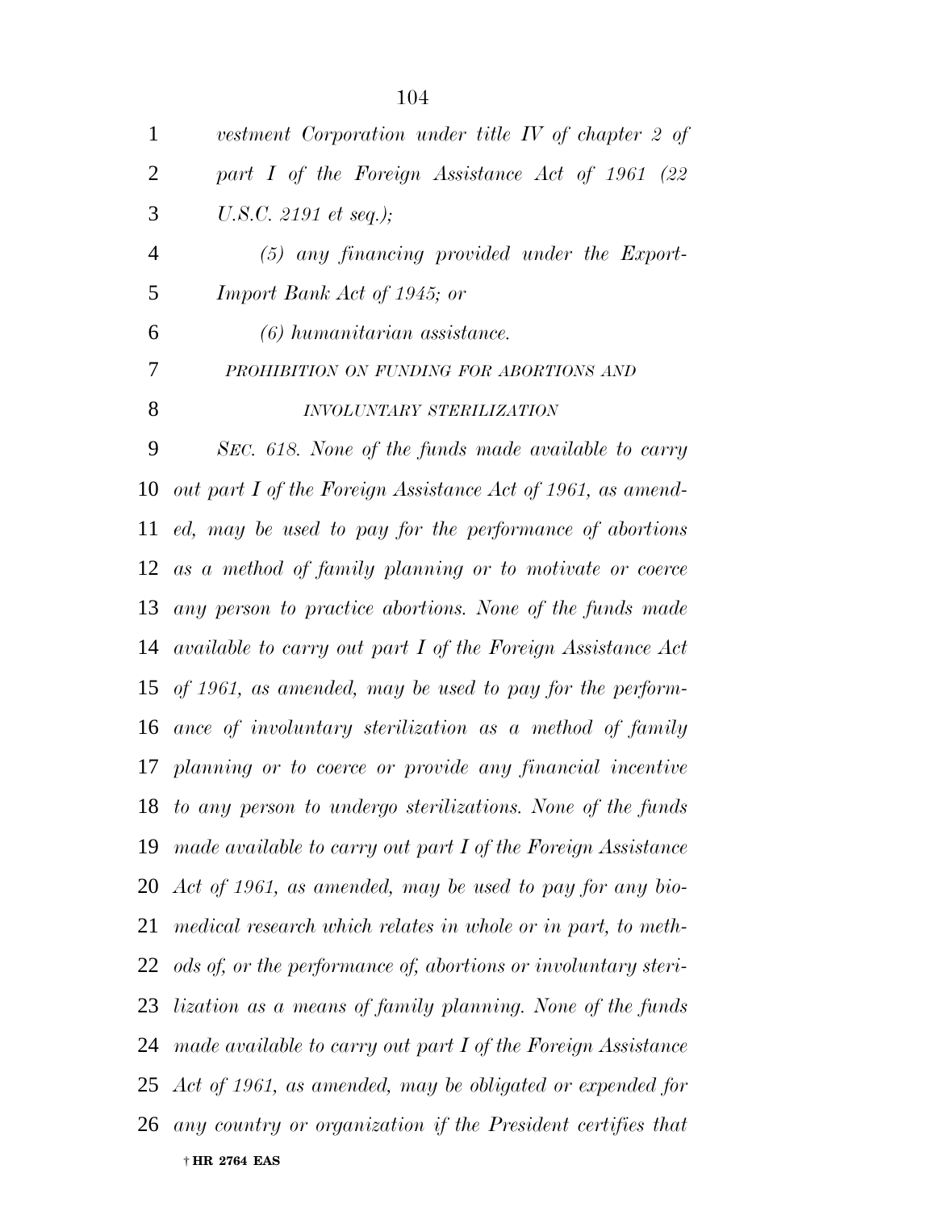*vestment Corporation under title IV of chapter 2 of part I of the Foreign Assistance Act of 1961 (22 U.S.C. 2191 et seq.);*

*(5) any financing provided under the Export-Import Bank Act of 1945; or*

*(6) humanitarian assistance.*

*PROHIBITION ON FUNDING FOR ABORTIONS AND INVOLUNTARY STERILIZATION*

*SEC. 618. None of the funds made available to carry out part I of the Foreign Assistance Act of 1961, as amended, may be used to pay for the performance of abortions as a method of family planning or to motivate or coerce any person to practice abortions. None of the funds made available to carry out part I of the Foreign Assistance Act of 1961, as amended, may be used to pay for the performance of involuntary sterilization as a method of family planning or to coerce or provide any financial incentive to any person to undergo sterilizations. None of the funds made available to carry out part I of the Foreign Assistance Act of 1961, as amended, may be used to pay for any biomedical research which relates in whole or in part, to methods of, or the performance of, abortions or involuntary sterilization as a means of family planning. None of the funds made available to carry out part I of the Foreign Assistance Act of 1961, as amended, may be obligated or expended for any country or organization if the President certifies that*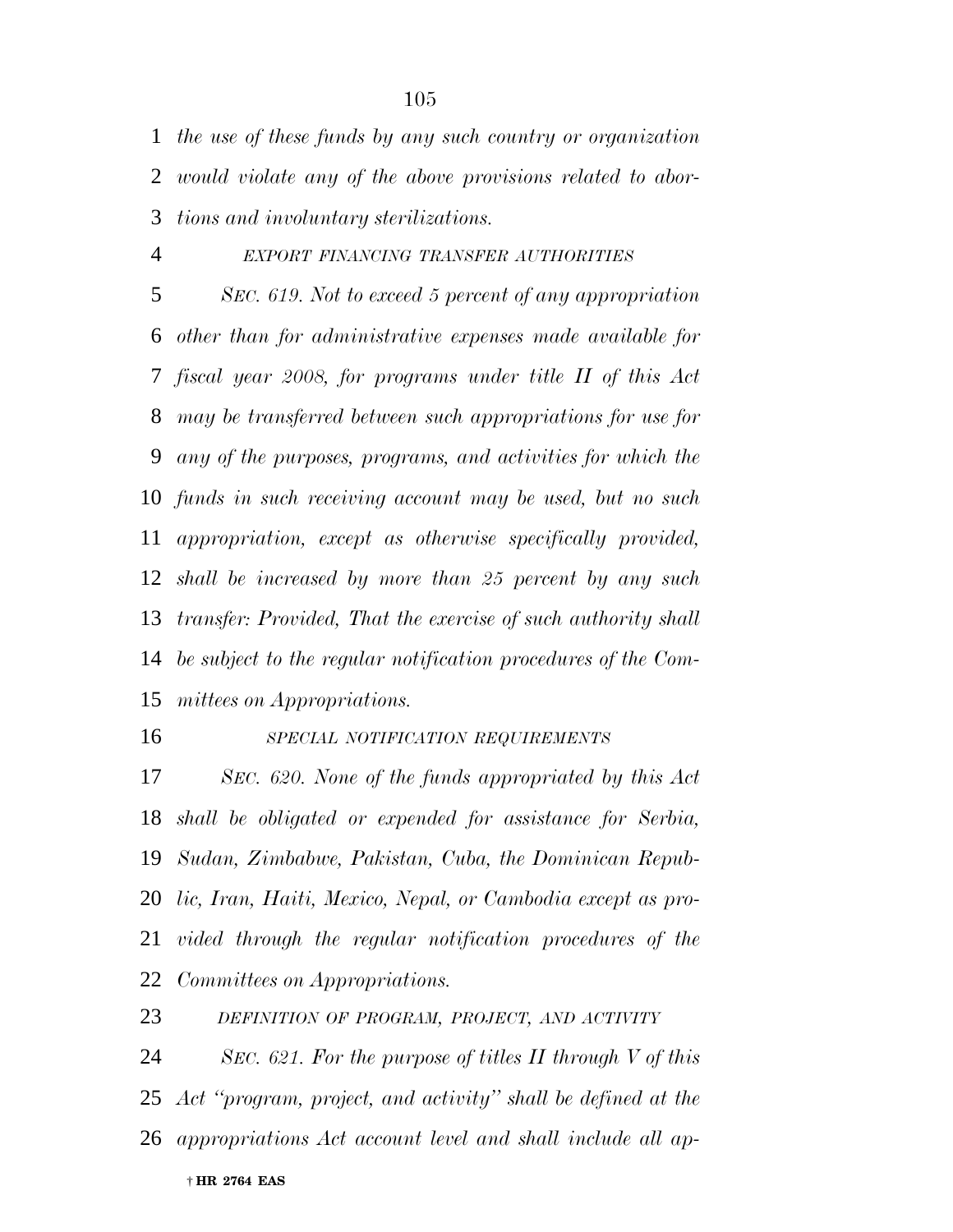*the use of these funds by any such country or organization would violate any of the above provisions related to abortions and involuntary sterilizations.*

*EXPORT FINANCING TRANSFER AUTHORITIES*

*SEC. 619. Not to exceed 5 percent of any appropriation other than for administrative expenses made available for fiscal year 2008, for programs under title II of this Act may be transferred between such appropriations for use for any of the purposes, programs, and activities for which the funds in such receiving account may be used, but no such appropriation, except as otherwise specifically provided, shall be increased by more than 25 percent by any such transfer: Provided, That the exercise of such authority shall be subject to the regular notification procedures of the Committees on Appropriations.*

*SPECIAL NOTIFICATION REQUIREMENTS*

*SEC. 620. None of the funds appropriated by this Act shall be obligated or expended for assistance for Serbia, Sudan, Zimbabwe, Pakistan, Cuba, the Dominican Republic, Iran, Haiti, Mexico, Nepal, or Cambodia except as provided through the regular notification procedures of the Committees on Appropriations.*

*DEFINITION OF PROGRAM, PROJECT, AND ACTIVITY*

*SEC. 621. For the purpose of titles II through V of this Act "program, project, and activity" shall be defined at the appropriations Act account level and shall include all ap-*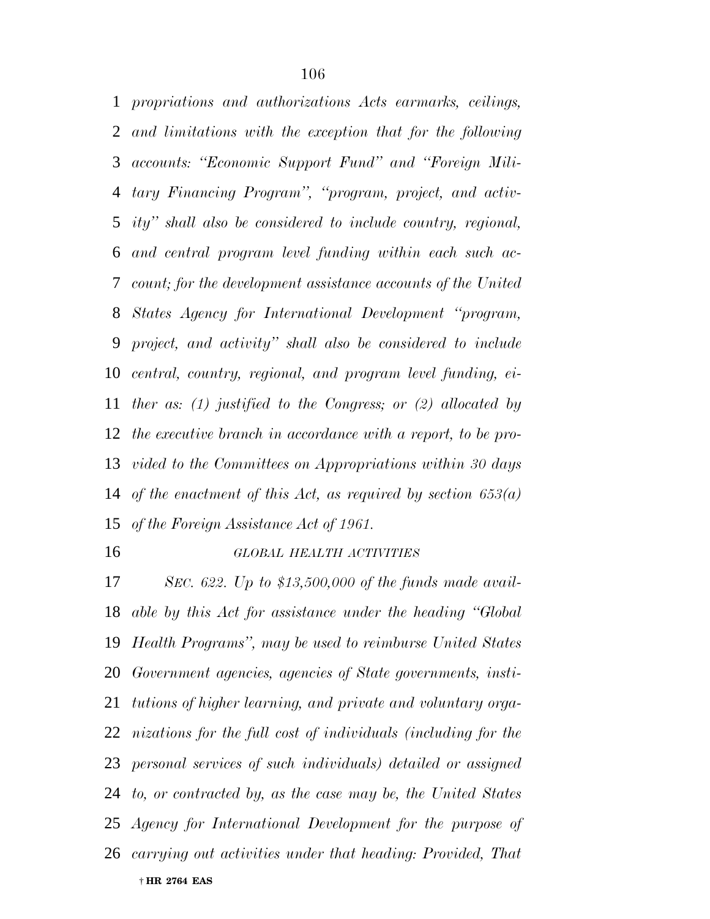*propriations and authorizations Acts earmarks, ceilings, and limitations with the exception that for the following accounts: "Economic Support Fund" and "Foreign Military Financing Program", "program, project, and activity" shall also be considered to include country, regional, and central program level funding within each such account; for the development assistance accounts of the United States Agency for International Development "program, project, and activity" shall also be considered to include central, country, regional, and program level funding, either as: (1) justified to the Congress; or (2) allocated by the executive branch in accordance with a report, to be provided to the Committees on Appropriations within 30 days of the enactment of this Act, as required by section 653(a) of the Foreign Assistance Act of 1961.*

*GLOBAL HEALTH ACTIVITIES*

*SEC. 622. Up to $13,500,000 of the funds made available by this Act for assistance under the heading "Global Health Programs", may be used to reimburse United States Government agencies, agencies of State governments, institutions of higher learning, and private and voluntary organizations for the full cost of individuals (including for the personal services of such individuals) detailed or assigned to, or contracted by, as the case may be, the United States Agency for International Development for the purpose of carrying out activities under that heading: Provided, That*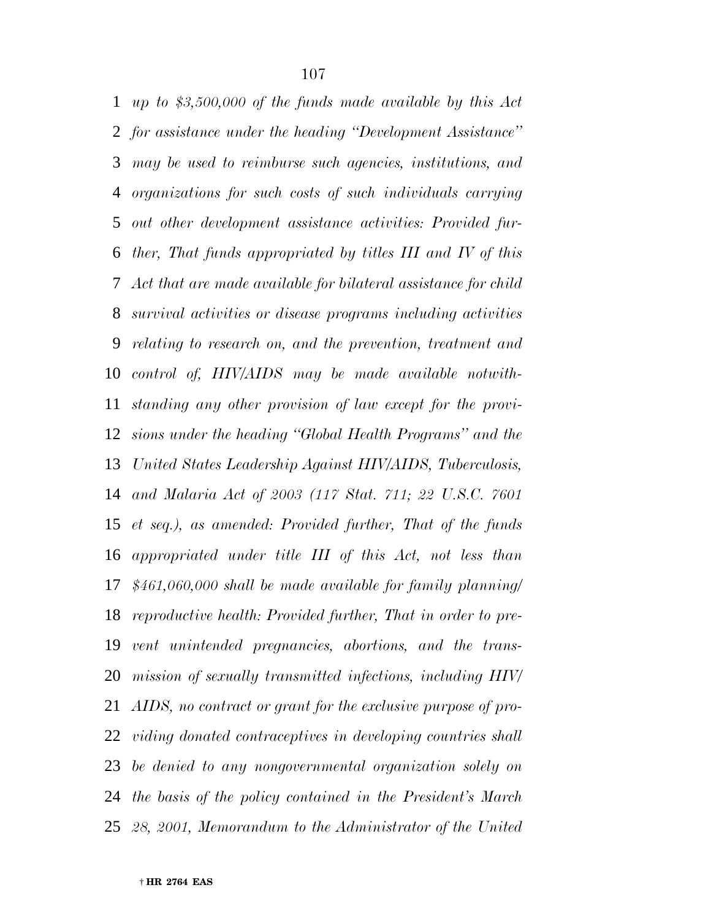*up to $3,500,000 of the funds made available by this Act for assistance under the heading ''Development Assistance'' may be used to reimburse such agencies, institutions, and organizations for such costs of such individuals carrying out other development assistance activities: Provided further, That funds appropriated by titles III and IV of this Act that are made available for bilateral assistance for child survival activities or disease programs including activities relating to research on, and the prevention, treatment and control of, HIV/AIDS may be made available notwithstanding any other provision of law except for the provisions under the heading ''Global Health Programs'' and the United States Leadership Against HIV/AIDS, Tuberculosis, and Malaria Act of 2003 (117 Stat. 711; 22 U.S.C. 7601 et seq.), as amended: Provided further, That of the funds appropriated under title III of this Act, not less than $461,060,000 shall be made available for family planning/reproductive health: Provided further, That in order to prevent unintended pregnancies, abortions, and the transmission of sexually transmitted infections, including HIV/AIDS, no contract or grant for the exclusive purpose of providing donated contraceptives in developing countries shall be denied to any nongovernmental organization solely on the basis of the policy contained in the President's March 28, 2001, Memorandum to the Administrator of the United*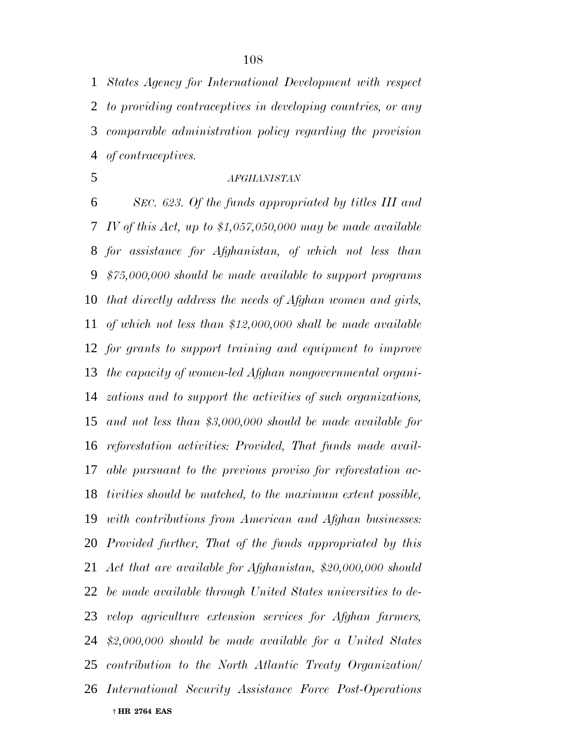*States Agency for International Development with respect to providing contraceptives in developing countries, or any comparable administration policy regarding the provision of contraceptives.*

*AFGHANISTAN*

*SEC. 623. Of the funds appropriated by titles III and IV of this Act, up to $1,057,050,000 may be made available for assistance for Afghanistan, of which not less than $75,000,000 should be made available to support programs that directly address the needs of Afghan women and girls, of which not less than $12,000,000 shall be made available for grants to support training and equipment to improve the capacity of women-led Afghan nongovernmental organizations and to support the activities of such organizations, and not less than $3,000,000 should be made available for reforestation activities: Provided, That funds made available pursuant to the previous proviso for reforestation activities should be matched, to the maximum extent possible, with contributions from American and Afghan businesses: Provided further, That of the funds appropriated by this Act that are available for Afghanistan, $20,000,000 should be made available through United States universities to develop agriculture extension services for Afghan farmers, $2,000,000 should be made available for a United States contribution to the North Atlantic Treaty Organization/International Security Assistance Force Post-Operations*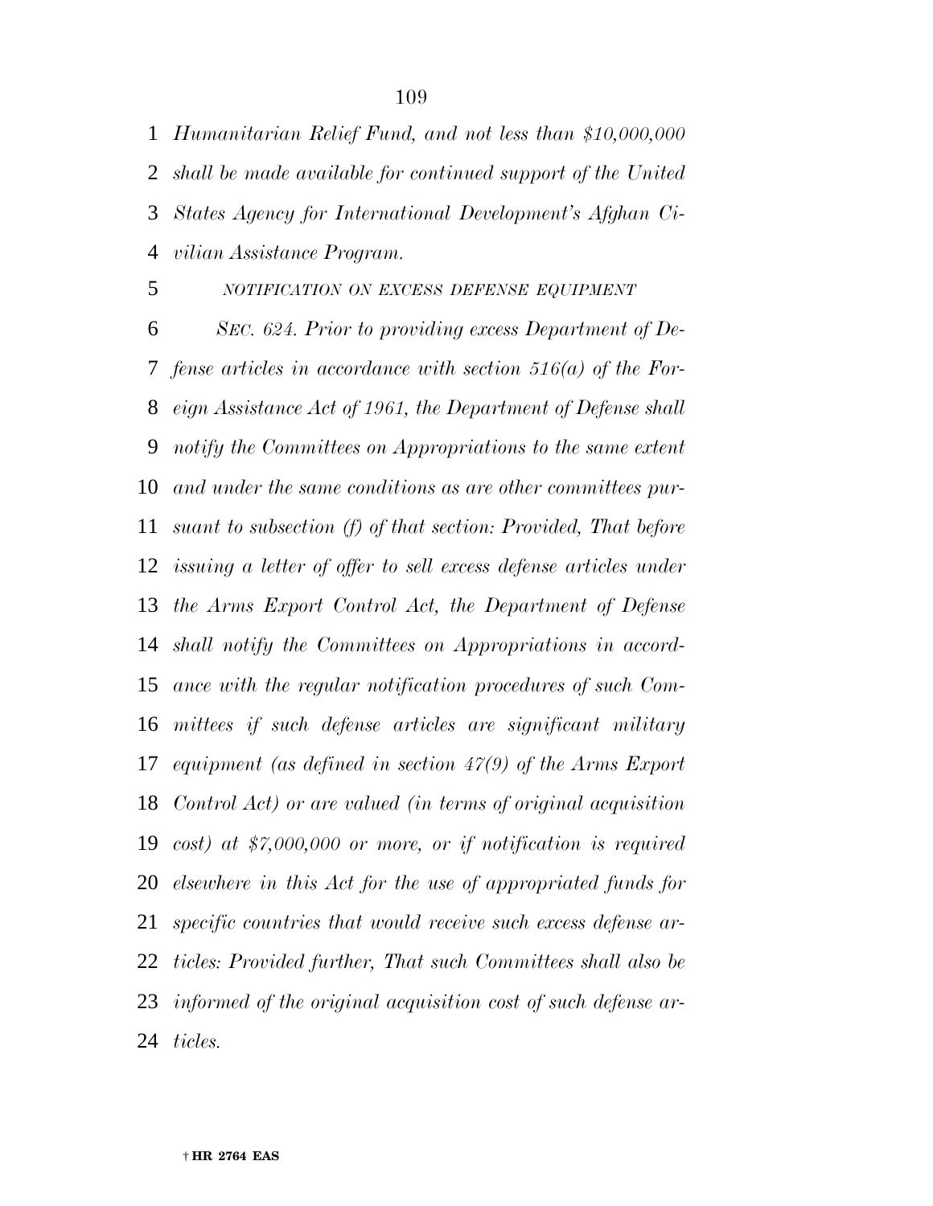*Humanitarian Relief Fund, and not less than $10,000,000 shall be made available for continued support of the United States Agency for International Development's Afghan Civilian Assistance Program.*

*NOTIFICATION ON EXCESS DEFENSE EQUIPMENT*

*SEC. 624. Prior to providing excess Department of Defense articles in accordance with section 516(a) of the Foreign Assistance Act of 1961, the Department of Defense shall notify the Committees on Appropriations to the same extent and under the same conditions as are other committees pursuant to subsection (f) of that section: Provided, That before issuing a letter of offer to sell excess defense articles under the Arms Export Control Act, the Department of Defense shall notify the Committees on Appropriations in accordance with the regular notification procedures of such Committees if such defense articles are significant military equipment (as defined in section 47(9) of the Arms Export Control Act) or are valued (in terms of original acquisition cost) at $7,000,000 or more, or if notification is required elsewhere in this Act for the use of appropriated funds for specific countries that would receive such excess defense articles: Provided further, That such Committees shall also be informed of the original acquisition cost of such defense articles.*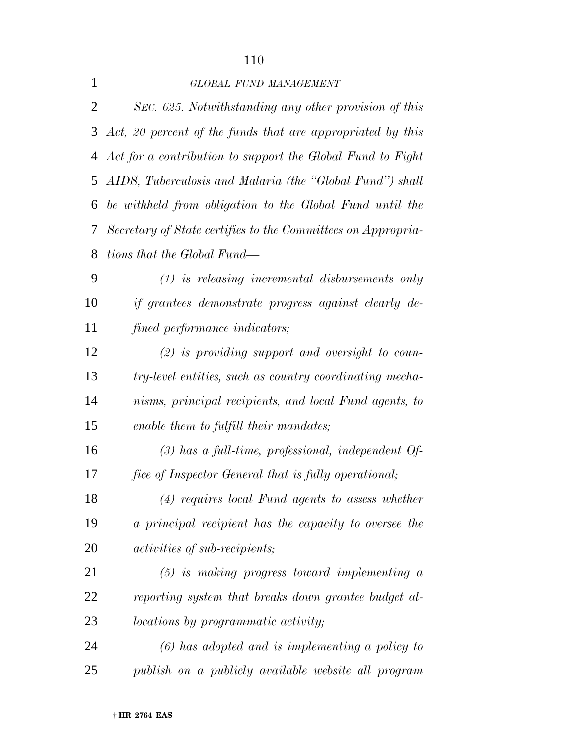*GLOBAL FUND MANAGEMENT*

*SEC. 625. Notwithstanding any other provision of this Act, 20 percent of the funds that are appropriated by this Act for a contribution to support the Global Fund to Fight AIDS, Tuberculosis and Malaria (the "Global Fund") shall be withheld from obligation to the Global Fund until the Secretary of State certifies to the Committees on Appropriations that the Global Fund—*

*(1) is releasing incremental disbursements only if grantees demonstrate progress against clearly defined performance indicators;*

*(2) is providing support and oversight to country-level entities, such as country coordinating mechanisms, principal recipients, and local Fund agents, to enable them to fulfill their mandates;*

*(3) has a full-time, professional, independent Office of Inspector General that is fully operational;*

*(4) requires local Fund agents to assess whether a principal recipient has the capacity to oversee the activities of sub-recipients;*

*(5) is making progress toward implementing a reporting system that breaks down grantee budget allocations by programmatic activity;*

*(6) has adopted and is implementing a policy to publish on a publicly available website all program*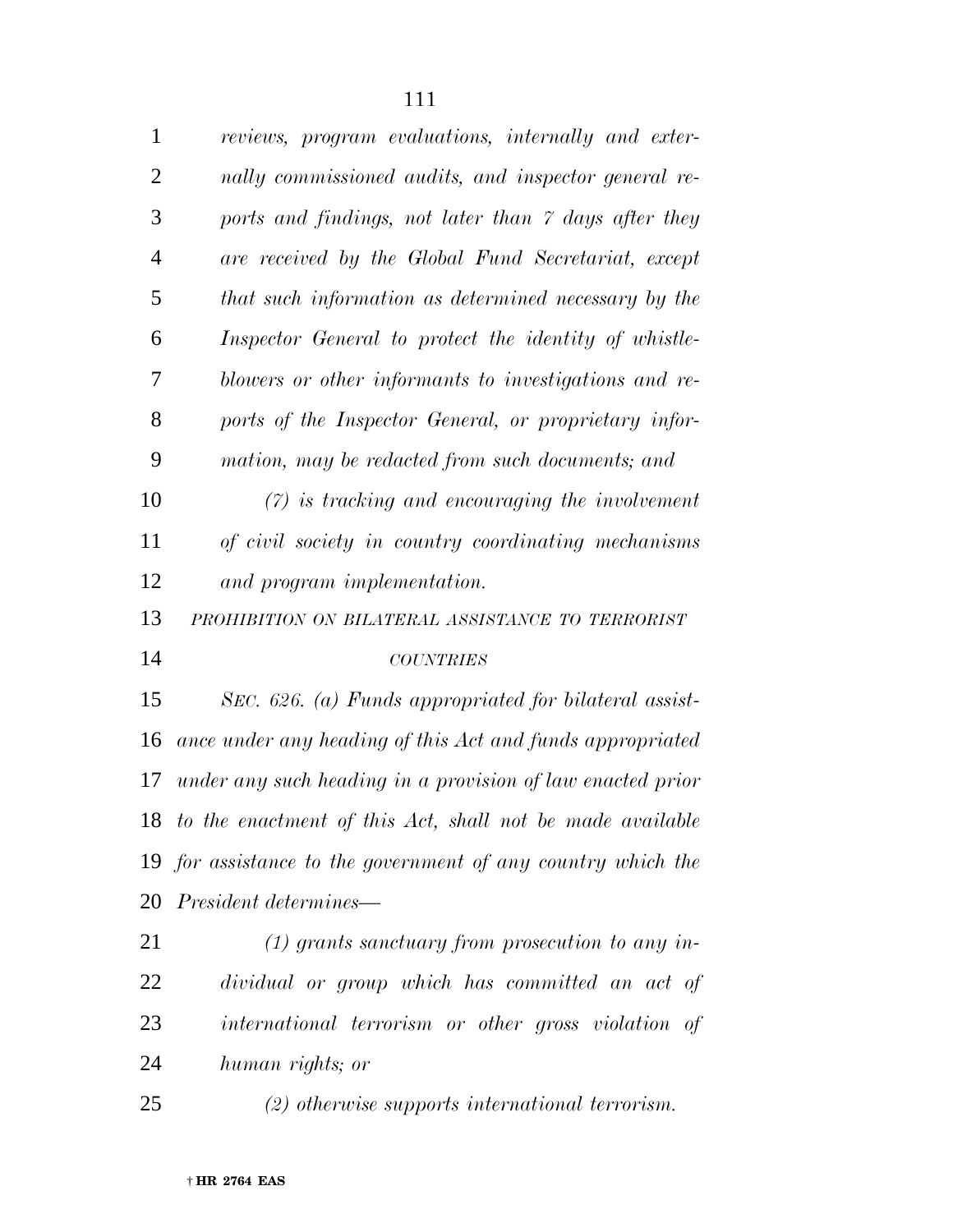*reviews, program evaluations, internally and externally commissioned audits, and inspector general reports and findings, not later than 7 days after they are received by the Global Fund Secretariat, except that such information as determined necessary by the Inspector General to protect the identity of whistleblowers or other informants to investigations and reports of the Inspector General, or proprietary information, may be redacted from such documents; and*

*(7) is tracking and encouraging the involvement of civil society in country coordinating mechanisms and program implementation.*

*PROHIBITION ON BILATERAL ASSISTANCE TO TERRORIST COUNTRIES*

*SEC. 626. (a) Funds appropriated for bilateral assistance under any heading of this Act and funds appropriated under any such heading in a provision of law enacted prior to the enactment of this Act, shall not be made available for assistance to the government of any country which the President determines—*

*(1) grants sanctuary from prosecution to any individual or group which has committed an act of international terrorism or other gross violation of human rights; or*

*(2) otherwise supports international terrorism.*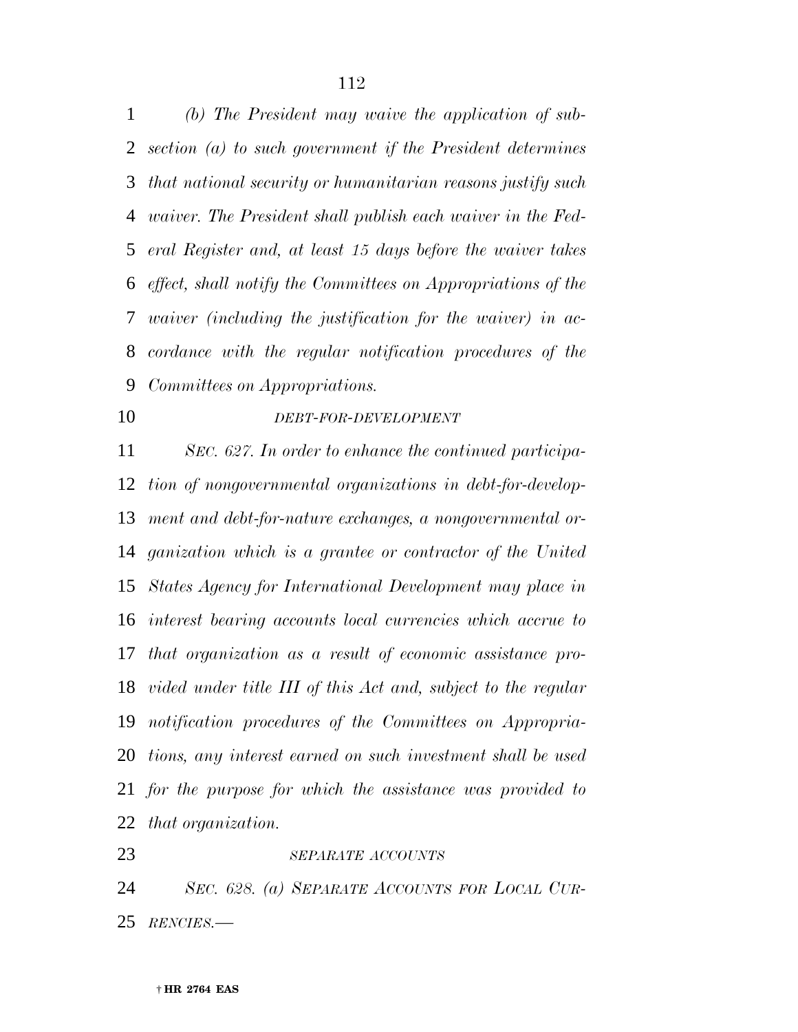*(b) The President may waive the application of subsection (a) to such government if the President determines that national security or humanitarian reasons justify such waiver. The President shall publish each waiver in the Federal Register and, at least 15 days before the waiver takes effect, shall notify the Committees on Appropriations of the waiver (including the justification for the waiver) in accordance with the regular notification procedures of the Committees on Appropriations.*

*DEBT-FOR-DEVELOPMENT*

*SEC. 627. In order to enhance the continued participation of nongovernmental organizations in debt-for-development and debt-for-nature exchanges, a nongovernmental organization which is a grantee or contractor of the United States Agency for International Development may place in interest bearing accounts local currencies which accrue to that organization as a result of economic assistance provided under title III of this Act and, subject to the regular notification procedures of the Committees on Appropriations, any interest earned on such investment shall be used for the purpose for which the assistance was provided to that organization.*

*SEPARATE ACCOUNTS*

*SEC. 628. (a) SEPARATE ACCOUNTS FOR LOCAL CURRENCIES.—*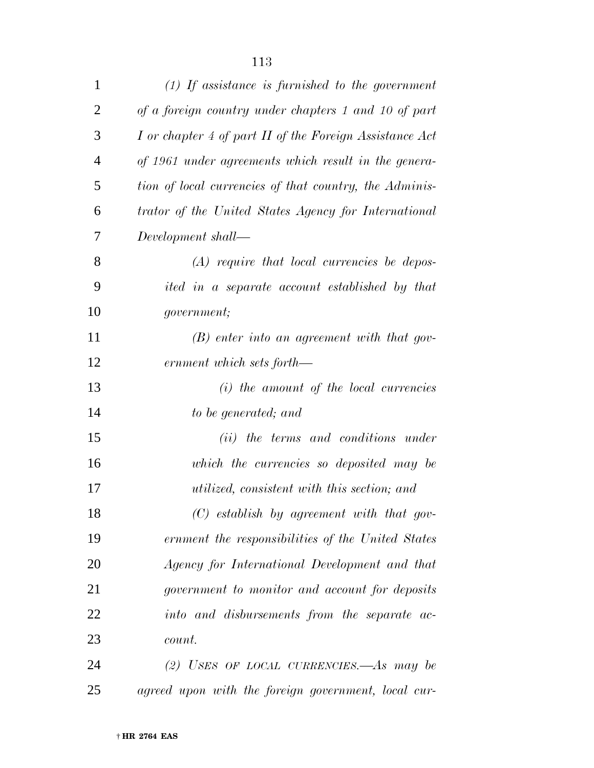*(1) If assistance is furnished to the government of a foreign country under chapters 1 and 10 of part I or chapter 4 of part II of the Foreign Assistance Act of 1961 under agreements which result in the generation of local currencies of that country, the Administrator of the United States Agency for International Development shall—*

*(A) require that local currencies be deposited in a separate account established by that government;*

*(B) enter into an agreement with that government which sets forth—*

*(i) the amount of the local currencies to be generated; and*

*(ii) the terms and conditions under which the currencies so deposited may be utilized, consistent with this section; and*

*(C) establish by agreement with that government the responsibilities of the United States Agency for International Development and that government to monitor and account for deposits into and disbursements from the separate account.*

*(2) USES OF LOCAL CURRENCIES.—As may be agreed upon with the foreign government, local cur-*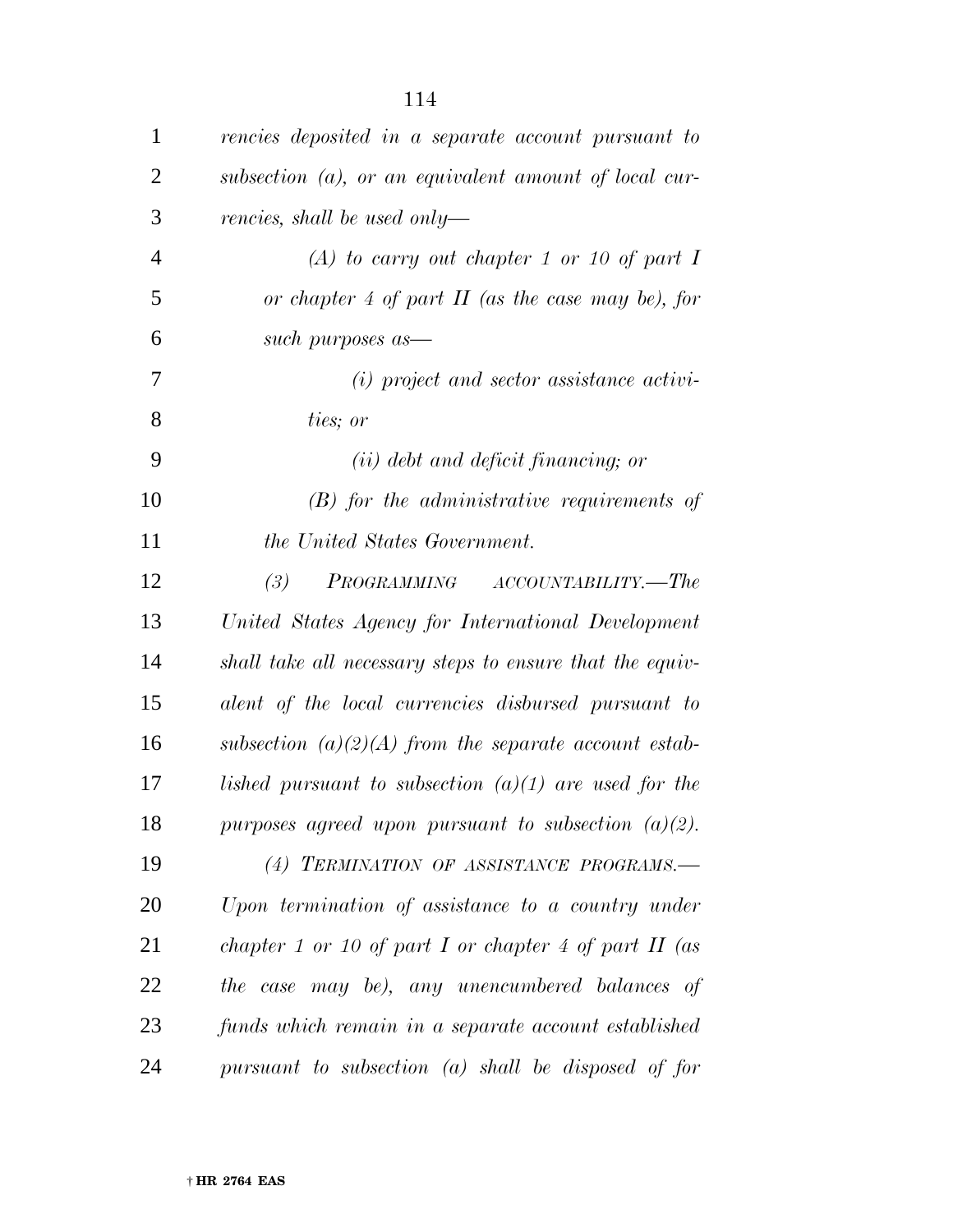*rencies deposited in a separate account pursuant to subsection (a), or an equivalent amount of local currencies, shall be used only—*

*(A) to carry out chapter 1 or 10 of part I or chapter 4 of part II (as the case may be), for such purposes as—*

*(i) project and sector assistance activities; or*

*(ii) debt and deficit financing; or*

*(B) for the administrative requirements of the United States Government.*

*(3) PROGRAMMING ACCOUNTABILITY.—The United States Agency for International Development shall take all necessary steps to ensure that the equivalent of the local currencies disbursed pursuant to subsection (a)(2)(A) from the separate account established pursuant to subsection (a)(1) are used for the purposes agreed upon pursuant to subsection (a)(2).*

*(4) TERMINATION OF ASSISTANCE PROGRAMS.—Upon termination of assistance to a country under chapter 1 or 10 of part I or chapter 4 of part II (as the case may be), any unencumbered balances of funds which remain in a separate account established pursuant to subsection (a) shall be disposed of for*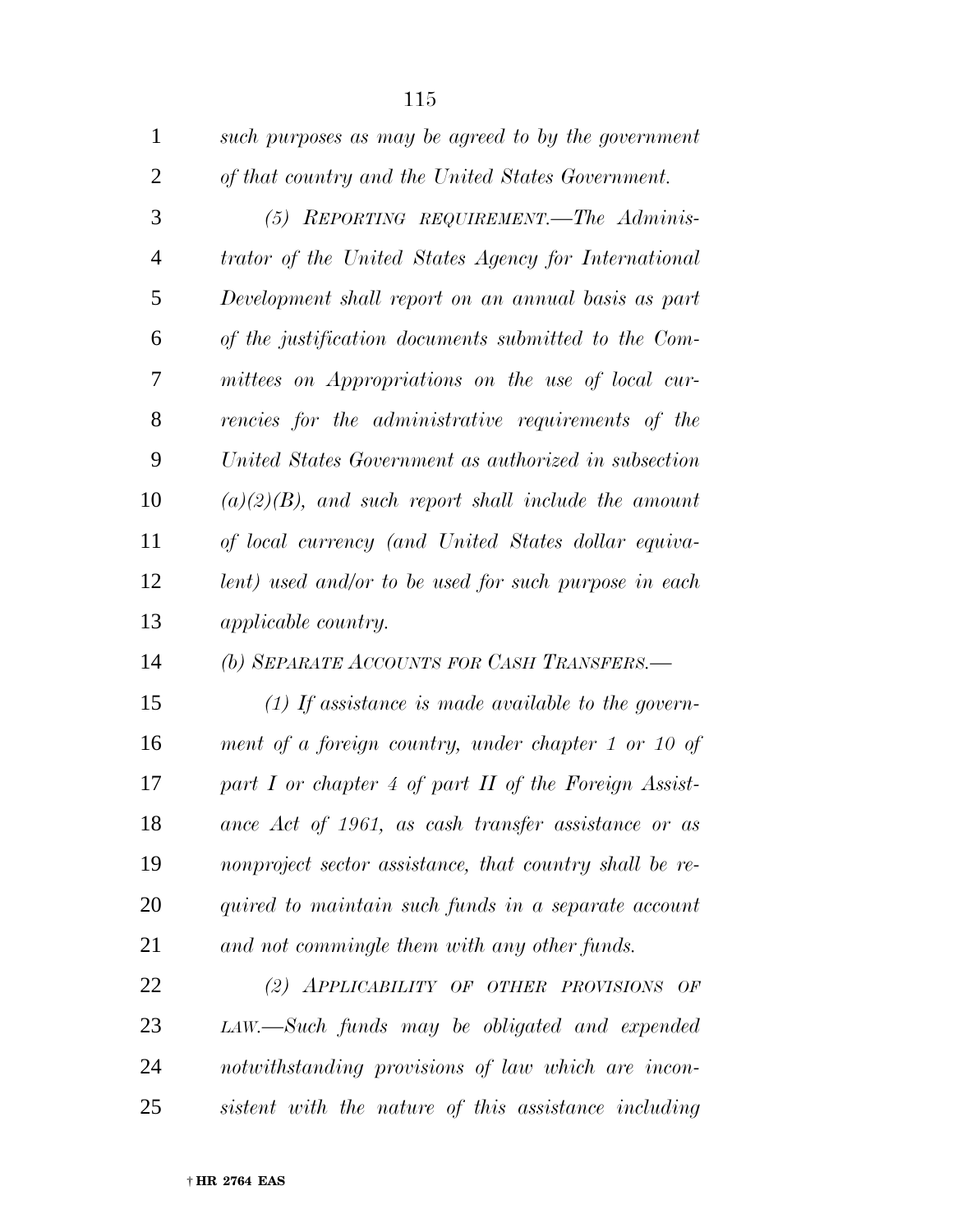*such purposes as may be agreed to by the government of that country and the United States Government.*

*(5) REPORTING REQUIREMENT.—The Administrator of the United States Agency for International Development shall report on an annual basis as part of the justification documents submitted to the Committees on Appropriations on the use of local currencies for the administrative requirements of the United States Government as authorized in subsection (a)(2)(B), and such report shall include the amount of local currency (and United States dollar equivalent) used and/or to be used for such purpose in each applicable country.*

*(b) SEPARATE ACCOUNTS FOR CASH TRANSFERS.—*

*(1) If assistance is made available to the government of a foreign country, under chapter 1 or 10 of part I or chapter 4 of part II of the Foreign Assistance Act of 1961, as cash transfer assistance or as nonproject sector assistance, that country shall be required to maintain such funds in a separate account and not commingle them with any other funds.*

*(2) APPLICABILITY OF OTHER PROVISIONS OF LAW.—Such funds may be obligated and expended notwithstanding provisions of law which are inconsistent with the nature of this assistance including*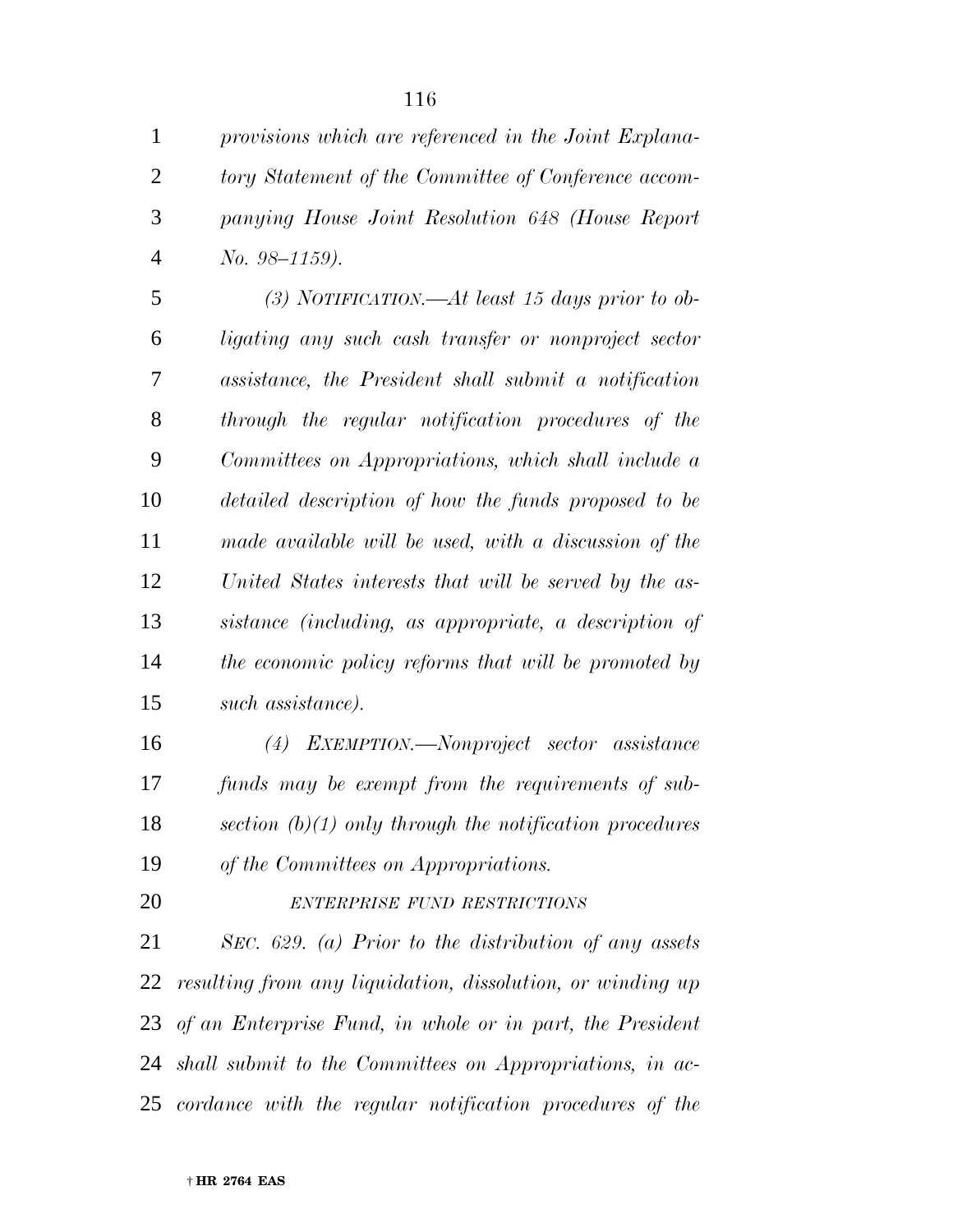*provisions which are referenced in the Joint Explanatory Statement of the Committee of Conference accompanying House Joint Resolution 648 (House Report No. 98–1159).*

*(3) NOTIFICATION.—At least 15 days prior to obligating any such cash transfer or nonproject sector assistance, the President shall submit a notification through the regular notification procedures of the Committees on Appropriations, which shall include a detailed description of how the funds proposed to be made available will be used, with a discussion of the United States interests that will be served by the assistance (including, as appropriate, a description of the economic policy reforms that will be promoted by such assistance).*

*(4) EXEMPTION.—Nonproject sector assistance funds may be exempt from the requirements of subsection (b)(1) only through the notification procedures of the Committees on Appropriations.*

*ENTERPRISE FUND RESTRICTIONS*

*SEC. 629. (a) Prior to the distribution of any assets resulting from any liquidation, dissolution, or winding up of an Enterprise Fund, in whole or in part, the President shall submit to the Committees on Appropriations, in accordance with the regular notification procedures of the*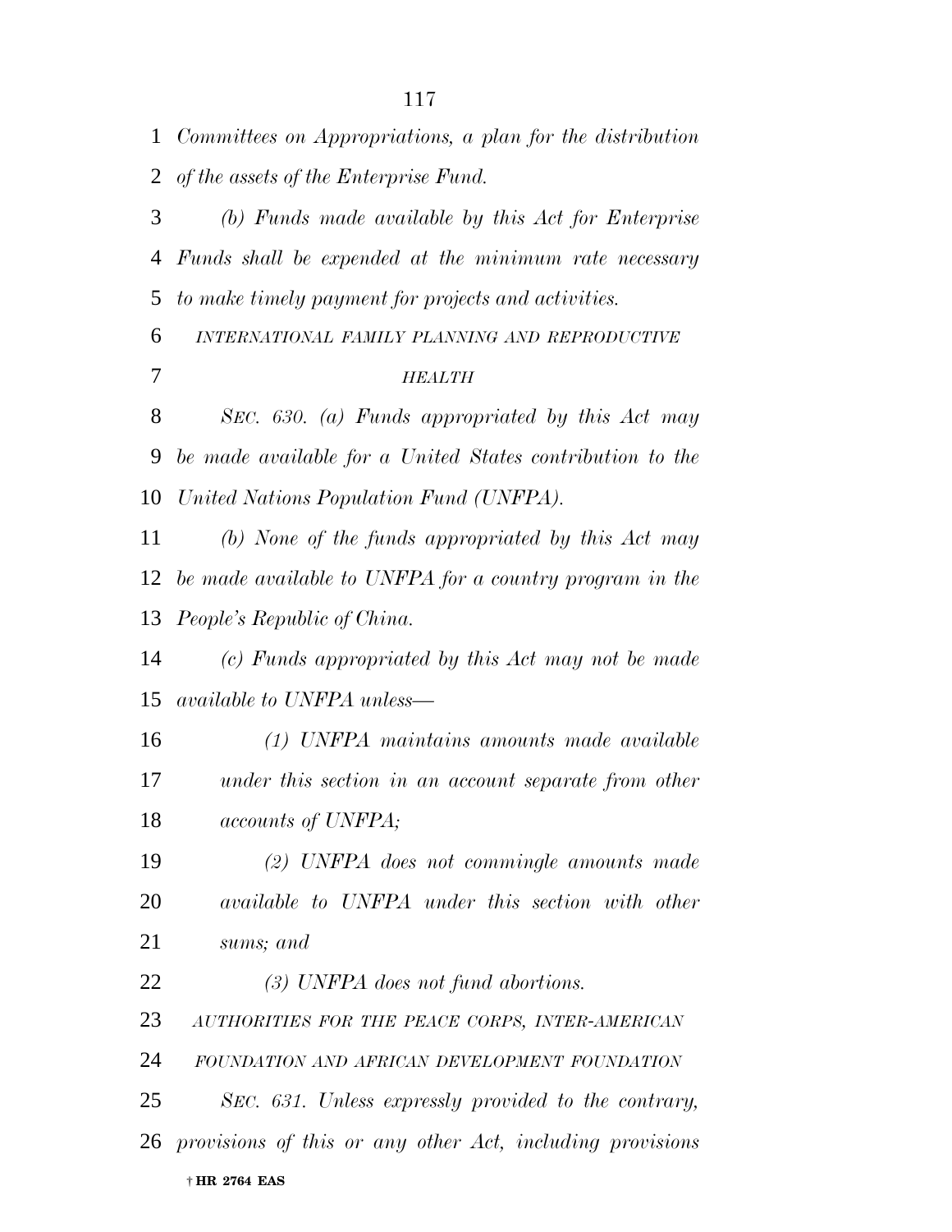*Committees on Appropriations, a plan for the distribution of the assets of the Enterprise Fund.*

*(b) Funds made available by this Act for Enterprise Funds shall be expended at the minimum rate necessary to make timely payment for projects and activities.*

*INTERNATIONAL FAMILY PLANNING AND REPRODUCTIVE HEALTH*

*SEC. 630. (a) Funds appropriated by this Act may be made available for a United States contribution to the United Nations Population Fund (UNFPA).*

*(b) None of the funds appropriated by this Act may be made available to UNFPA for a country program in the People's Republic of China.*

*(c) Funds appropriated by this Act may not be made available to UNFPA unless—*

*(1) UNFPA maintains amounts made available under this section in an account separate from other accounts of UNFPA;*

*(2) UNFPA does not commingle amounts made available to UNFPA under this section with other sums; and*

*(3) UNFPA does not fund abortions.*

*AUTHORITIES FOR THE PEACE CORPS, INTER-AMERICAN FOUNDATION AND AFRICAN DEVELOPMENT FOUNDATION*

*SEC. 631. Unless expressly provided to the contrary, provisions of this or any other Act, including provisions*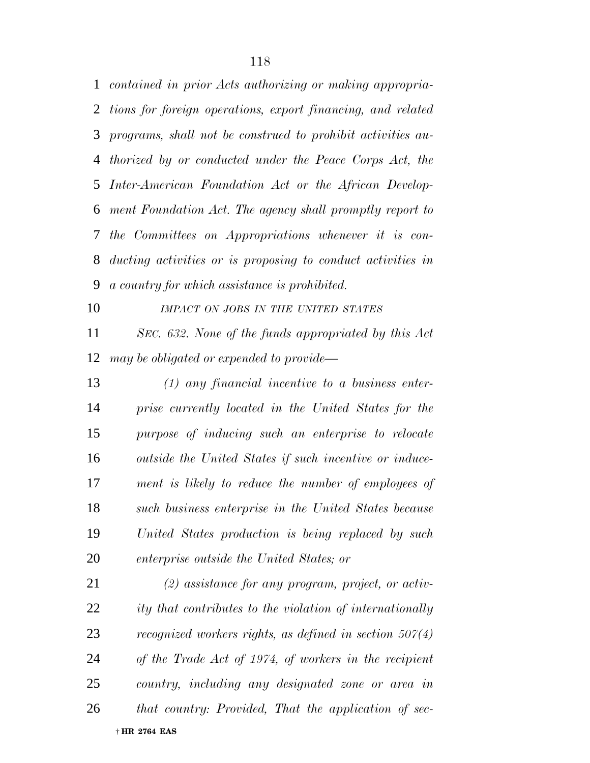*contained in prior Acts authorizing or making appropriations for foreign operations, export financing, and related programs, shall not be construed to prohibit activities authorized by or conducted under the Peace Corps Act, the Inter-American Foundation Act or the African Development Foundation Act. The agency shall promptly report to the Committees on Appropriations whenever it is conducting activities or is proposing to conduct activities in a country for which assistance is prohibited.*

*IMPACT ON JOBS IN THE UNITED STATES*

*SEC. 632. None of the funds appropriated by this Act may be obligated or expended to provide—*

*(1) any financial incentive to a business enterprise currently located in the United States for the purpose of inducing such an enterprise to relocate outside the United States if such incentive or inducement is likely to reduce the number of employees of such business enterprise in the United States because United States production is being replaced by such enterprise outside the United States; or*

*(2) assistance for any program, project, or activity that contributes to the violation of internationally recognized workers rights, as defined in section 507(4) of the Trade Act of 1974, of workers in the recipient country, including any designated zone or area in that country: Provided, That the application of sec-*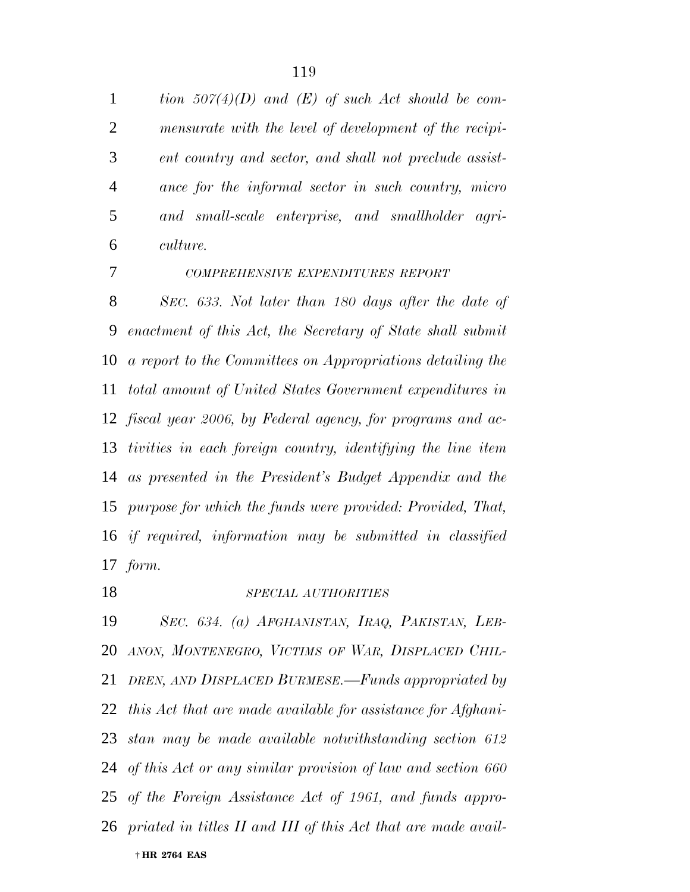*tion 507(4)(D) and (E) of such Act should be commensurate with the level of development of the recipient country and sector, and shall not preclude assistance for the informal sector in such country, micro and small-scale enterprise, and smallholder agriculture.*

*COMPREHENSIVE EXPENDITURES REPORT*

*SEC. 633. Not later than 180 days after the date of enactment of this Act, the Secretary of State shall submit a report to the Committees on Appropriations detailing the total amount of United States Government expenditures in fiscal year 2006, by Federal agency, for programs and activities in each foreign country, identifying the line item as presented in the President's Budget Appendix and the purpose for which the funds were provided: Provided, That, if required, information may be submitted in classified form.*

*SPECIAL AUTHORITIES*

*SEC. 634. (a) AFGHANISTAN, IRAQ, PAKISTAN, LEBANON, MONTENEGRO, VICTIMS OF WAR, DISPLACED CHILDREN, AND DISPLACED BURMESE.—Funds appropriated by this Act that are made available for assistance for Afghanistan may be made available notwithstanding section 612 of this Act or any similar provision of law and section 660 of the Foreign Assistance Act of 1961, and funds appropriated in titles II and III of this Act that are made avail-*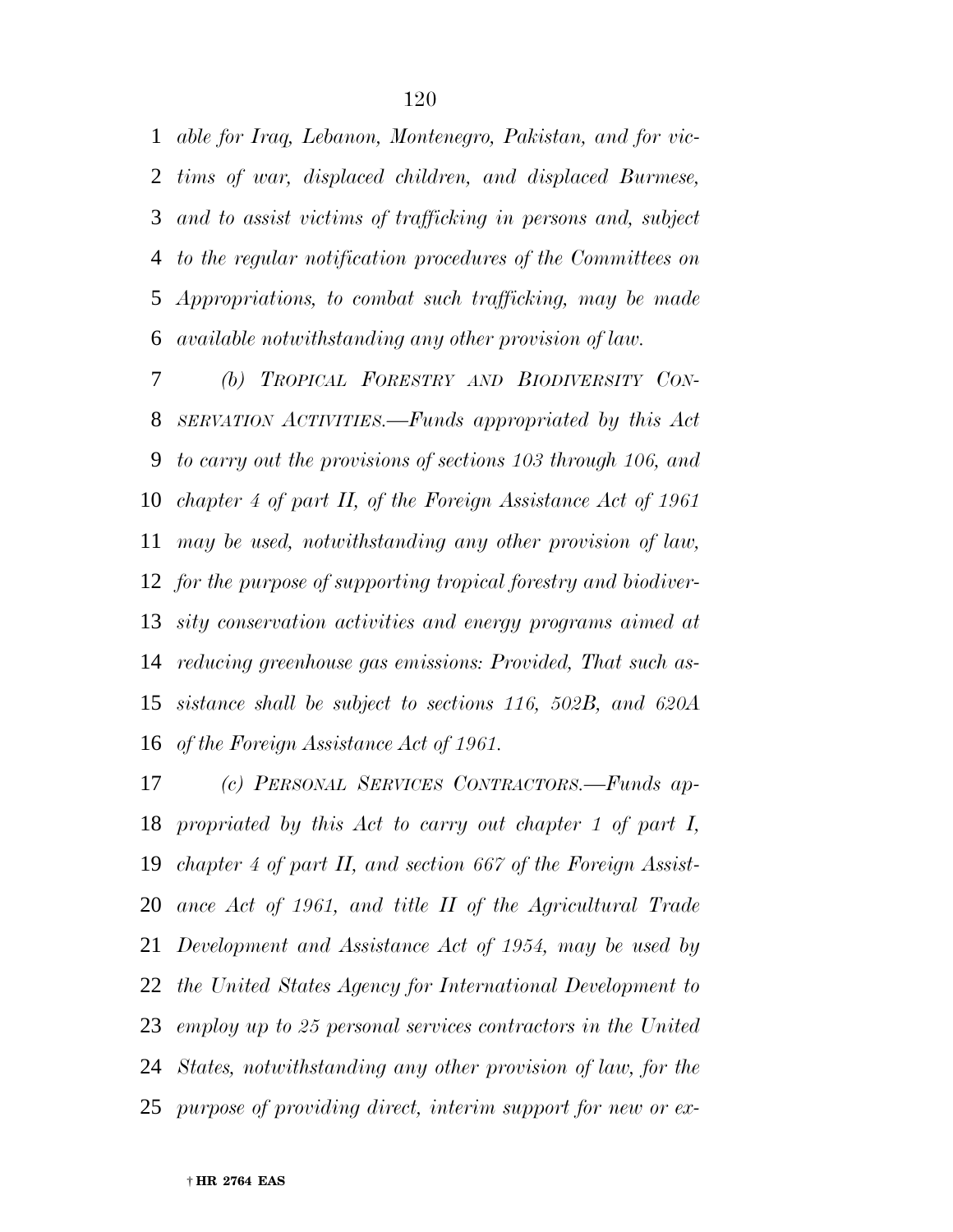*able for Iraq, Lebanon, Montenegro, Pakistan, and for victims of war, displaced children, and displaced Burmese, and to assist victims of trafficking in persons and, subject to the regular notification procedures of the Committees on Appropriations, to combat such trafficking, may be made available notwithstanding any other provision of law.*

*(b) TROPICAL FORESTRY AND BIODIVERSITY CONSERVATION ACTIVITIES.—Funds appropriated by this Act to carry out the provisions of sections 103 through 106, and chapter 4 of part II, of the Foreign Assistance Act of 1961 may be used, notwithstanding any other provision of law, for the purpose of supporting tropical forestry and biodiversity conservation activities and energy programs aimed at reducing greenhouse gas emissions: Provided, That such assistance shall be subject to sections 116, 502B, and 620A of the Foreign Assistance Act of 1961.*

*(c) PERSONAL SERVICES CONTRACTORS.—Funds appropriated by this Act to carry out chapter 1 of part I, chapter 4 of part II, and section 667 of the Foreign Assistance Act of 1961, and title II of the Agricultural Trade Development and Assistance Act of 1954, may be used by the United States Agency for International Development to employ up to 25 personal services contractors in the United States, notwithstanding any other provision of law, for the purpose of providing direct, interim support for new or ex-*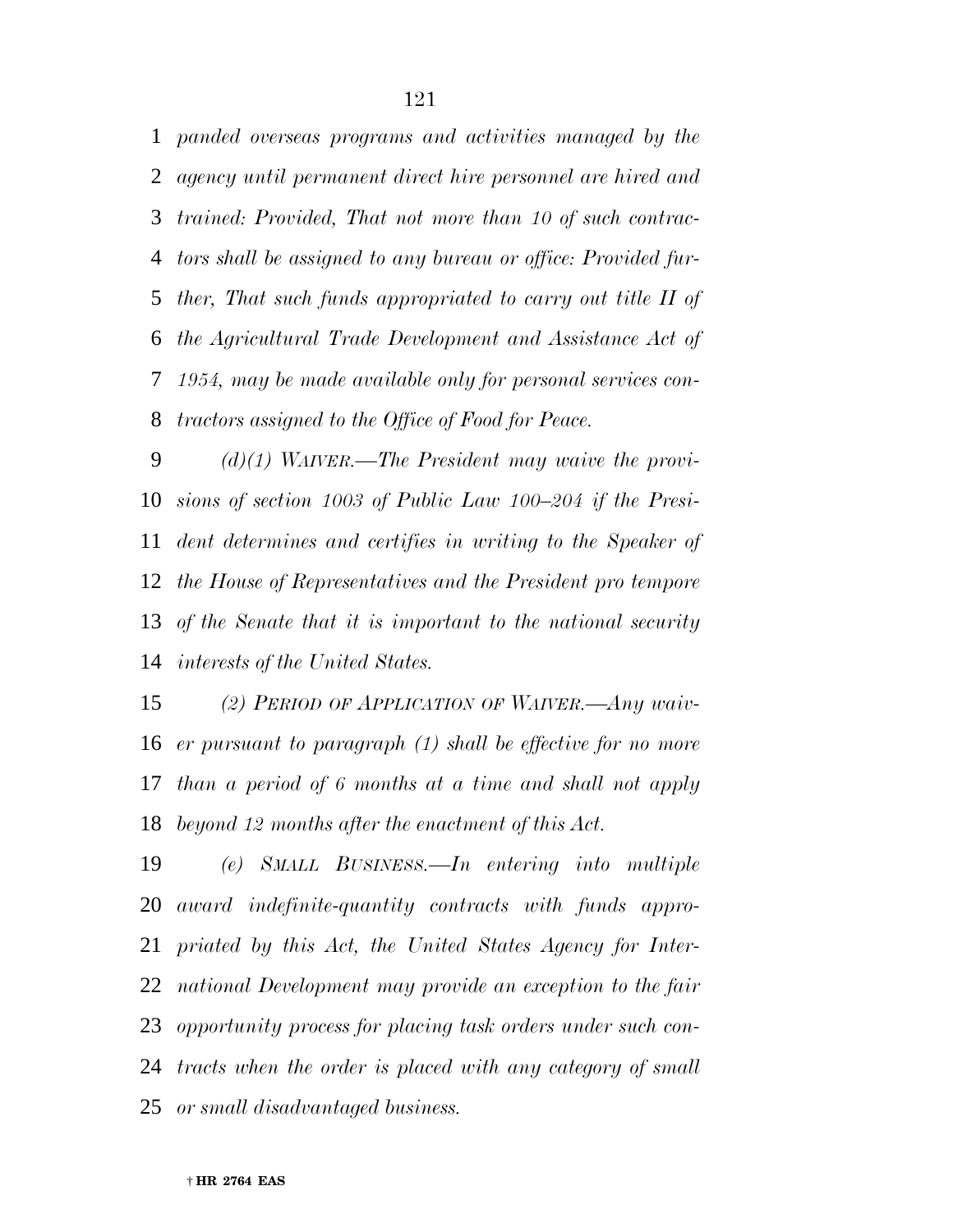*panded overseas programs and activities managed by the agency until permanent direct hire personnel are hired and trained: Provided, That not more than 10 of such contractors shall be assigned to any bureau or office: Provided further, That such funds appropriated to carry out title II of the Agricultural Trade Development and Assistance Act of 1954, may be made available only for personal services contractors assigned to the Office of Food for Peace.*

*(d)(1) WAIVER.—The President may waive the provisions of section 1003 of Public Law 100–204 if the President determines and certifies in writing to the Speaker of the House of Representatives and the President pro tempore of the Senate that it is important to the national security interests of the United States.*

*(2) PERIOD OF APPLICATION OF WAIVER.—Any waiver pursuant to paragraph (1) shall be effective for no more than a period of 6 months at a time and shall not apply beyond 12 months after the enactment of this Act.*

*(e) SMALL BUSINESS.—In entering into multiple award indefinite-quantity contracts with funds appropriated by this Act, the United States Agency for International Development may provide an exception to the fair opportunity process for placing task orders under such contracts when the order is placed with any category of small or small disadvantaged business.*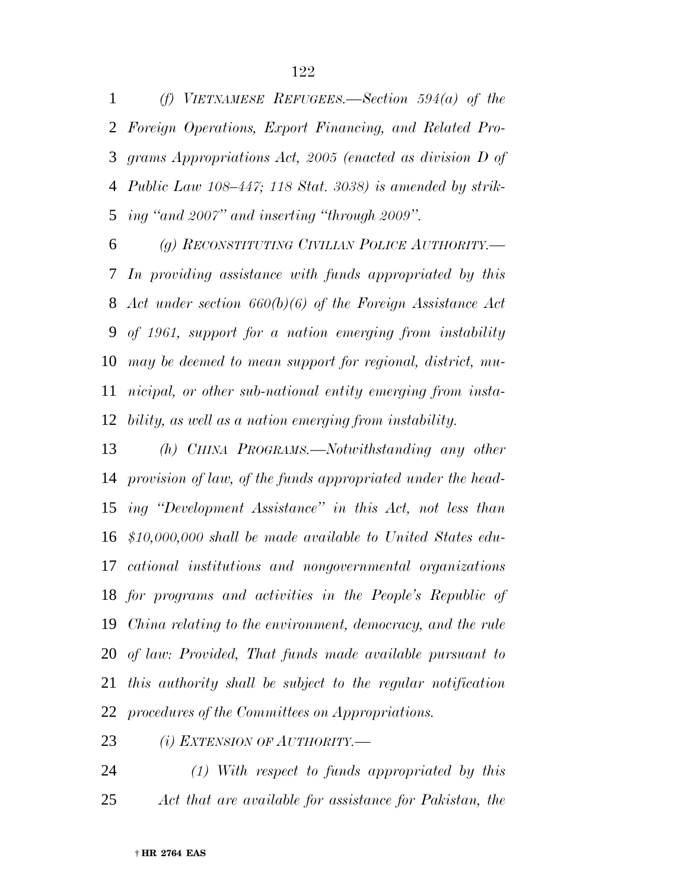*(f) VIETNAMESE REFUGEES.—Section 594(a) of the Foreign Operations, Export Financing, and Related Programs Appropriations Act, 2005 (enacted as division D of Public Law 108–447; 118 Stat. 3038) is amended by striking "and 2007" and inserting "through 2009".*

*(g) RECONSTITUTING CIVILIAN POLICE AUTHORITY.—In providing assistance with funds appropriated by this Act under section 660(b)(6) of the Foreign Assistance Act of 1961, support for a nation emerging from instability may be deemed to mean support for regional, district, municipal, or other sub-national entity emerging from instability, as well as a nation emerging from instability.*

*(h) CHINA PROGRAMS.—Notwithstanding any other provision of law, of the funds appropriated under the heading "Development Assistance" in this Act, not less than $10,000,000 shall be made available to United States educational institutions and nongovernmental organizations for programs and activities in the People's Republic of China relating to the environment, democracy, and the rule of law: Provided, That funds made available pursuant to this authority shall be subject to the regular notification procedures of the Committees on Appropriations.*

*(i) EXTENSION OF AUTHORITY.—*

*(1) With respect to funds appropriated by this Act that are available for assistance for Pakistan, the*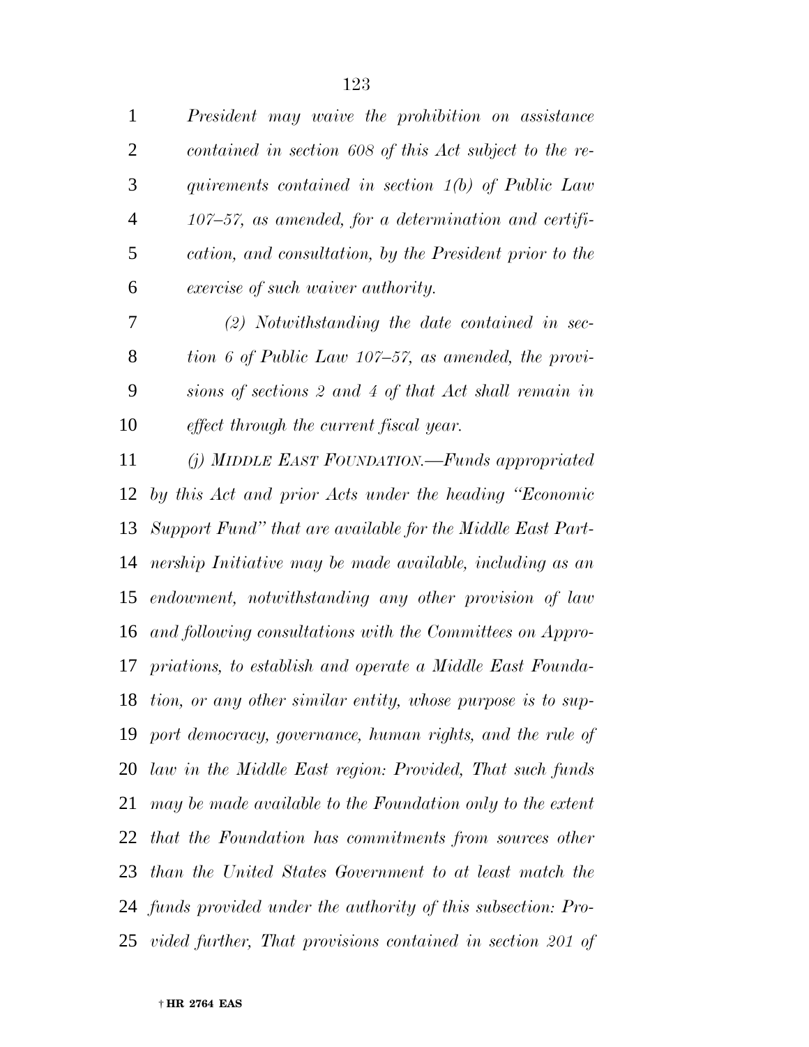*President may waive the prohibition on assistance contained in section 608 of this Act subject to the requirements contained in section 1(b) of Public Law 107–57, as amended, for a determination and certification, and consultation, by the President prior to the exercise of such waiver authority.*

*(2) Notwithstanding the date contained in section 6 of Public Law 107–57, as amended, the provisions of sections 2 and 4 of that Act shall remain in effect through the current fiscal year.*

*(j) MIDDLE EAST FOUNDATION.—Funds appropriated by this Act and prior Acts under the heading "Economic Support Fund" that are available for the Middle East Partnership Initiative may be made available, including as an endowment, notwithstanding any other provision of law and following consultations with the Committees on Appropriations, to establish and operate a Middle East Foundation, or any other similar entity, whose purpose is to support democracy, governance, human rights, and the rule of law in the Middle East region: Provided, That such funds may be made available to the Foundation only to the extent that the Foundation has commitments from sources other than the United States Government to at least match the funds provided under the authority of this subsection: Provided further, That provisions contained in section 201 of*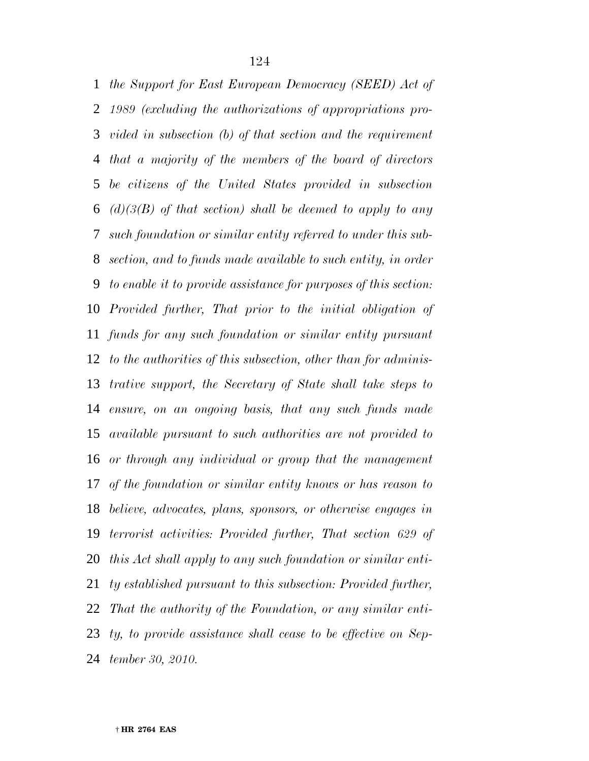*the Support for East European Democracy (SEED) Act of 1989 (excluding the authorizations of appropriations provided in subsection (b) of that section and the requirement that a majority of the members of the board of directors be citizens of the United States provided in subsection (d)(3(B) of that section) shall be deemed to apply to any such foundation or similar entity referred to under this subsection, and to funds made available to such entity, in order to enable it to provide assistance for purposes of this section: Provided further, That prior to the initial obligation of funds for any such foundation or similar entity pursuant to the authorities of this subsection, other than for administrative support, the Secretary of State shall take steps to ensure, on an ongoing basis, that any such funds made available pursuant to such authorities are not provided to or through any individual or group that the management of the foundation or similar entity knows or has reason to believe, advocates, plans, sponsors, or otherwise engages in terrorist activities: Provided further, That section 629 of this Act shall apply to any such foundation or similar entity established pursuant to this subsection: Provided further, That the authority of the Foundation, or any similar entity, to provide assistance shall cease to be effective on September 30, 2010.*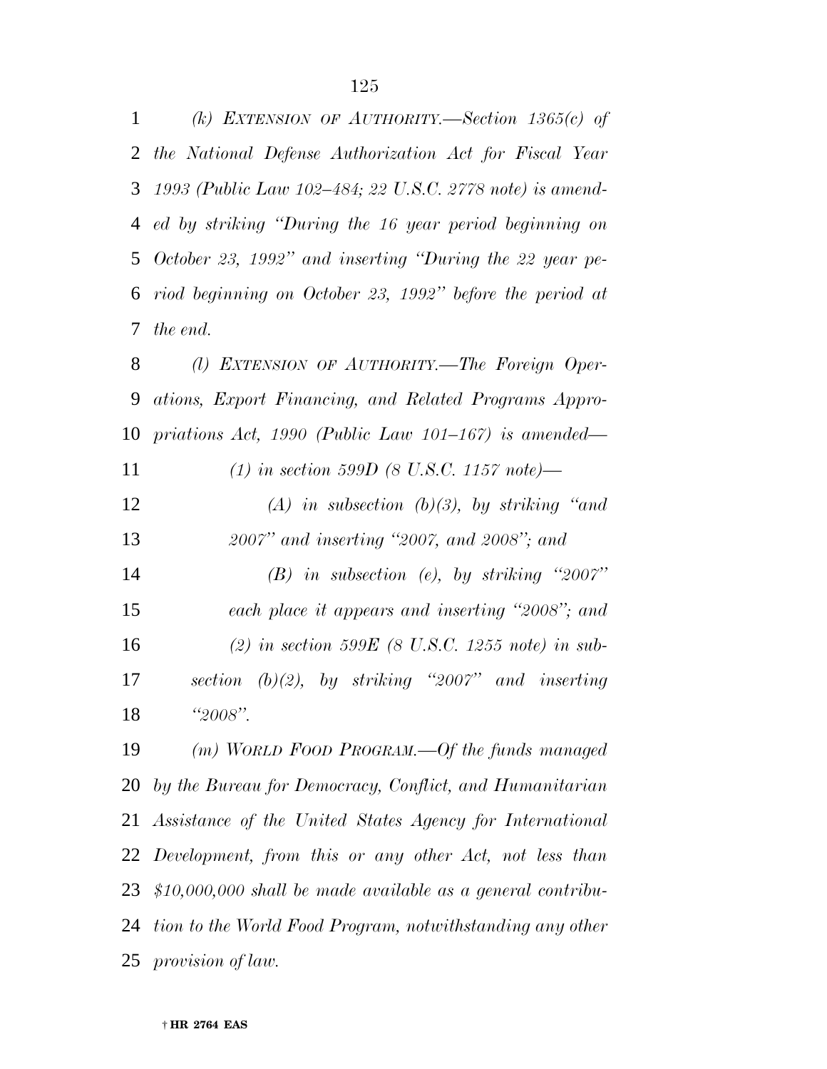*(k) EXTENSION OF AUTHORITY.—Section 1365(c) of the National Defense Authorization Act for Fiscal Year 1993 (Public Law 102–484; 22 U.S.C. 2778 note) is amended by striking "During the 16 year period beginning on October 23, 1992" and inserting "During the 22 year period beginning on October 23, 1992" before the period at the end.*

*(l) EXTENSION OF AUTHORITY.—The Foreign Operations, Export Financing, and Related Programs Appropriations Act, 1990 (Public Law 101–167) is amended—*

*(1) in section 599D (8 U.S.C. 1157 note)—*

*(A) in subsection (b)(3), by striking "and 2007" and inserting "2007, and 2008"; and*

*(B) in subsection (e), by striking "2007" each place it appears and inserting "2008"; and*

*(2) in section 599E (8 U.S.C. 1255 note) in subsection (b)(2), by striking "2007" and inserting "2008".*

*(m) WORLD FOOD PROGRAM.—Of the funds managed by the Bureau for Democracy, Conflict, and Humanitarian Assistance of the United States Agency for International Development, from this or any other Act, not less than $10,000,000 shall be made available as a general contribution to the World Food Program, notwithstanding any other provision of law.*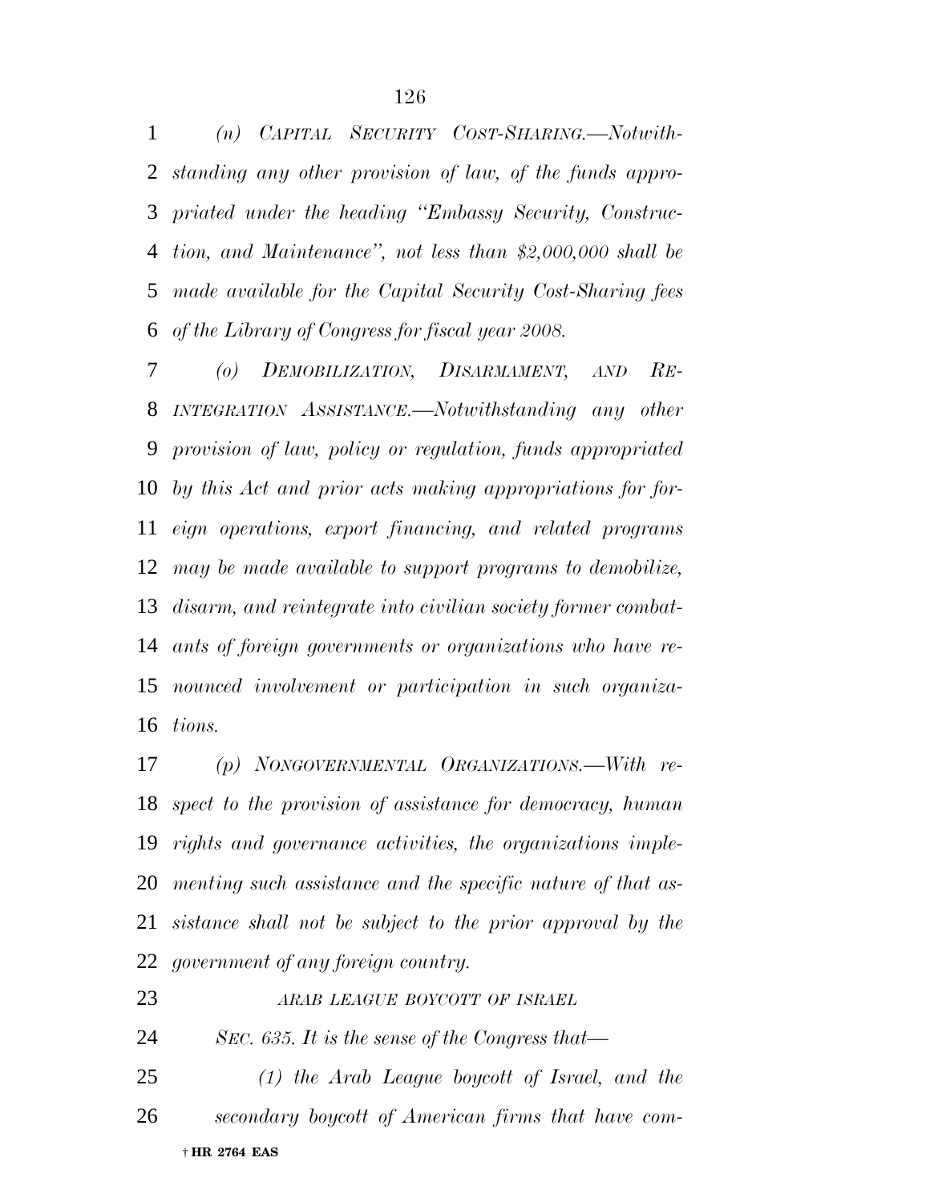*(n) CAPITAL SECURITY COST-SHARING.—Notwithstanding any other provision of law, of the funds appropriated under the heading "Embassy Security, Construction, and Maintenance", not less than $2,000,000 shall be made available for the Capital Security Cost-Sharing fees of the Library of Congress for fiscal year 2008.*

*(o) DEMOBILIZATION, DISARMAMENT, AND REINTEGRATION ASSISTANCE.—Notwithstanding any other provision of law, policy or regulation, funds appropriated by this Act and prior acts making appropriations for foreign operations, export financing, and related programs may be made available to support programs to demobilize, disarm, and reintegrate into civilian society former combatants of foreign governments or organizations who have renounced involvement or participation in such organizations.*

*(p) NONGOVERNMENTAL ORGANIZATIONS.—With respect to the provision of assistance for democracy, human rights and governance activities, the organizations implementing such assistance and the specific nature of that assistance shall not be subject to the prior approval by the government of any foreign country.*

*ARAB LEAGUE BOYCOTT OF ISRAEL*

*SEC. 635. It is the sense of the Congress that—*

*(1) the Arab League boycott of Israel, and the secondary boycott of American firms that have com-*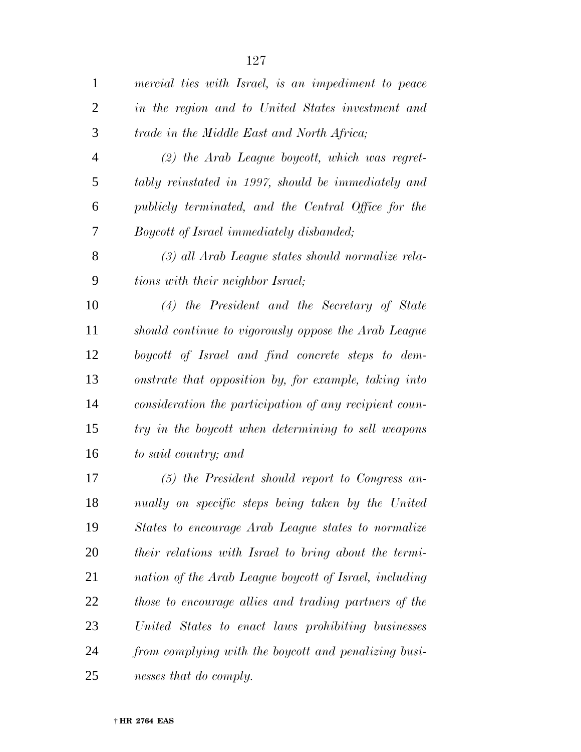*mercial ties with Israel, is an impediment to peace in the region and to United States investment and trade in the Middle East and North Africa;*

*(2) the Arab League boycott, which was regrettably reinstated in 1997, should be immediately and publicly terminated, and the Central Office for the Boycott of Israel immediately disbanded;*

*(3) all Arab League states should normalize relations with their neighbor Israel;*

*(4) the President and the Secretary of State should continue to vigorously oppose the Arab League boycott of Israel and find concrete steps to demonstrate that opposition by, for example, taking into consideration the participation of any recipient country in the boycott when determining to sell weapons to said country; and*

*(5) the President should report to Congress annually on specific steps being taken by the United States to encourage Arab League states to normalize their relations with Israel to bring about the termination of the Arab League boycott of Israel, including those to encourage allies and trading partners of the United States to enact laws prohibiting businesses from complying with the boycott and penalizing businesses that do comply.*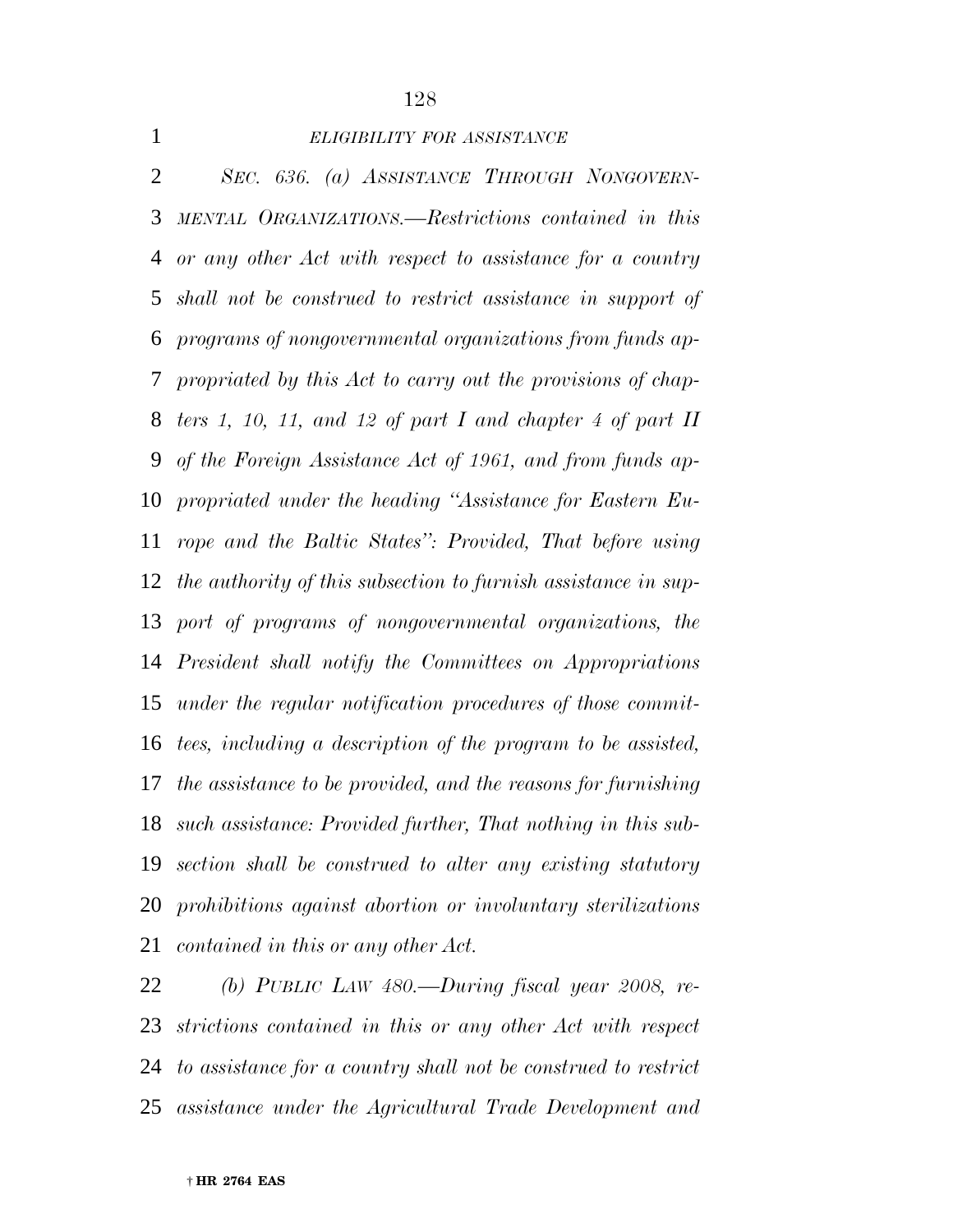*ELIGIBILITY FOR ASSISTANCE*

*SEC. 636. (a) ASSISTANCE THROUGH NONGOVERNMENTAL ORGANIZATIONS.—Restrictions contained in this or any other Act with respect to assistance for a country shall not be construed to restrict assistance in support of programs of nongovernmental organizations from funds appropriated by this Act to carry out the provisions of chapters 1, 10, 11, and 12 of part I and chapter 4 of part II of the Foreign Assistance Act of 1961, and from funds appropriated under the heading "Assistance for Eastern Europe and the Baltic States": Provided, That before using the authority of this subsection to furnish assistance in support of programs of nongovernmental organizations, the President shall notify the Committees on Appropriations under the regular notification procedures of those committees, including a description of the program to be assisted, the assistance to be provided, and the reasons for furnishing such assistance: Provided further, That nothing in this subsection shall be construed to alter any existing statutory prohibitions against abortion or involuntary sterilizations contained in this or any other Act.*

*(b) PUBLIC LAW 480.—During fiscal year 2008, restrictions contained in this or any other Act with respect to assistance for a country shall not be construed to restrict assistance under the Agricultural Trade Development and*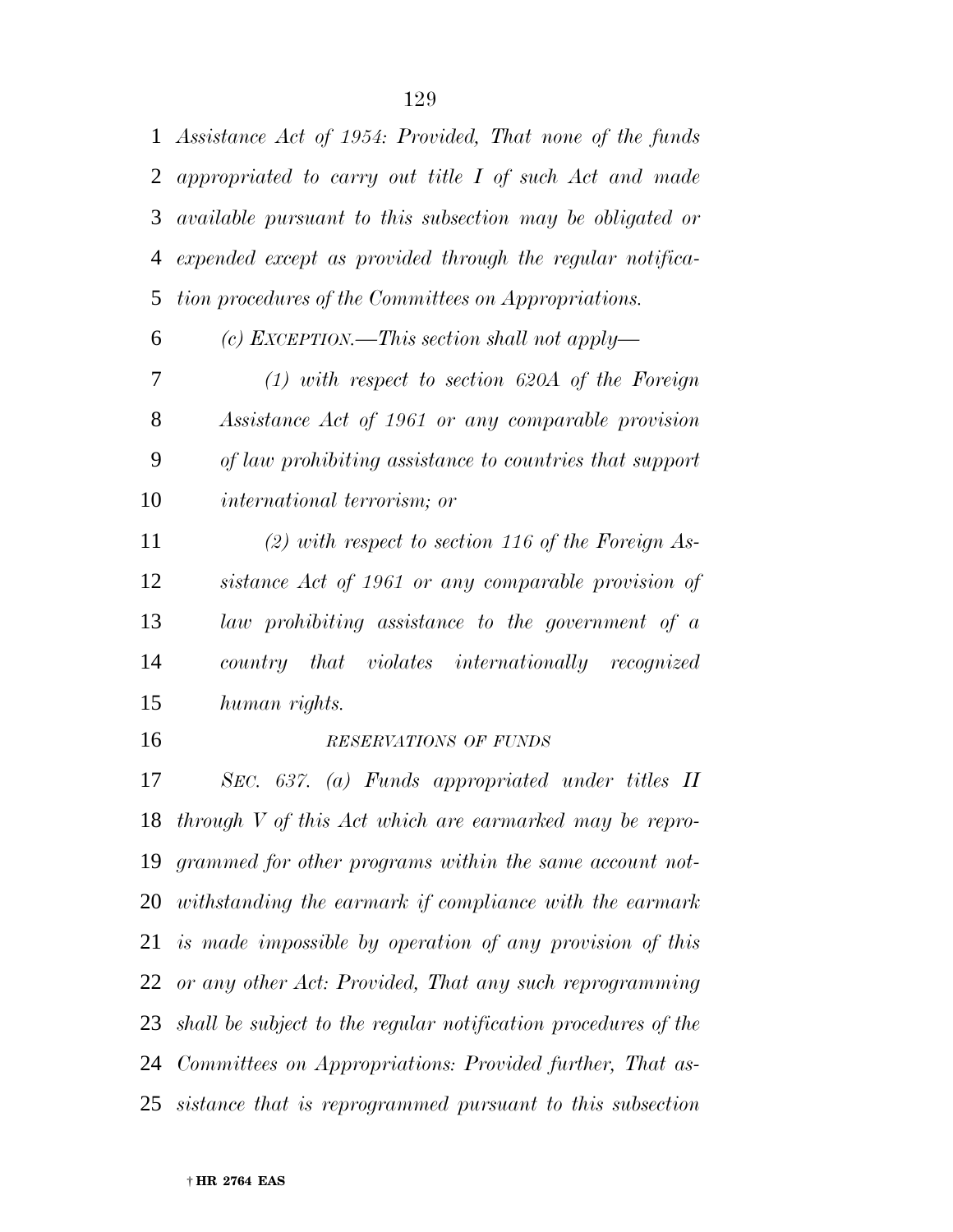*Assistance Act of 1954: Provided, That none of the funds appropriated to carry out title I of such Act and made available pursuant to this subsection may be obligated or expended except as provided through the regular notification procedures of the Committees on Appropriations.*

*(c) EXCEPTION.—This section shall not apply—*

*(1) with respect to section 620A of the Foreign Assistance Act of 1961 or any comparable provision of law prohibiting assistance to countries that support international terrorism; or*

*(2) with respect to section 116 of the Foreign Assistance Act of 1961 or any comparable provision of law prohibiting assistance to the government of a country that violates internationally recognized human rights.*

*RESERVATIONS OF FUNDS*

*SEC. 637. (a) Funds appropriated under titles II through V of this Act which are earmarked may be reprogrammed for other programs within the same account notwithstanding the earmark if compliance with the earmark is made impossible by operation of any provision of this or any other Act: Provided, That any such reprogramming shall be subject to the regular notification procedures of the Committees on Appropriations: Provided further, That assistance that is reprogrammed pursuant to this subsection*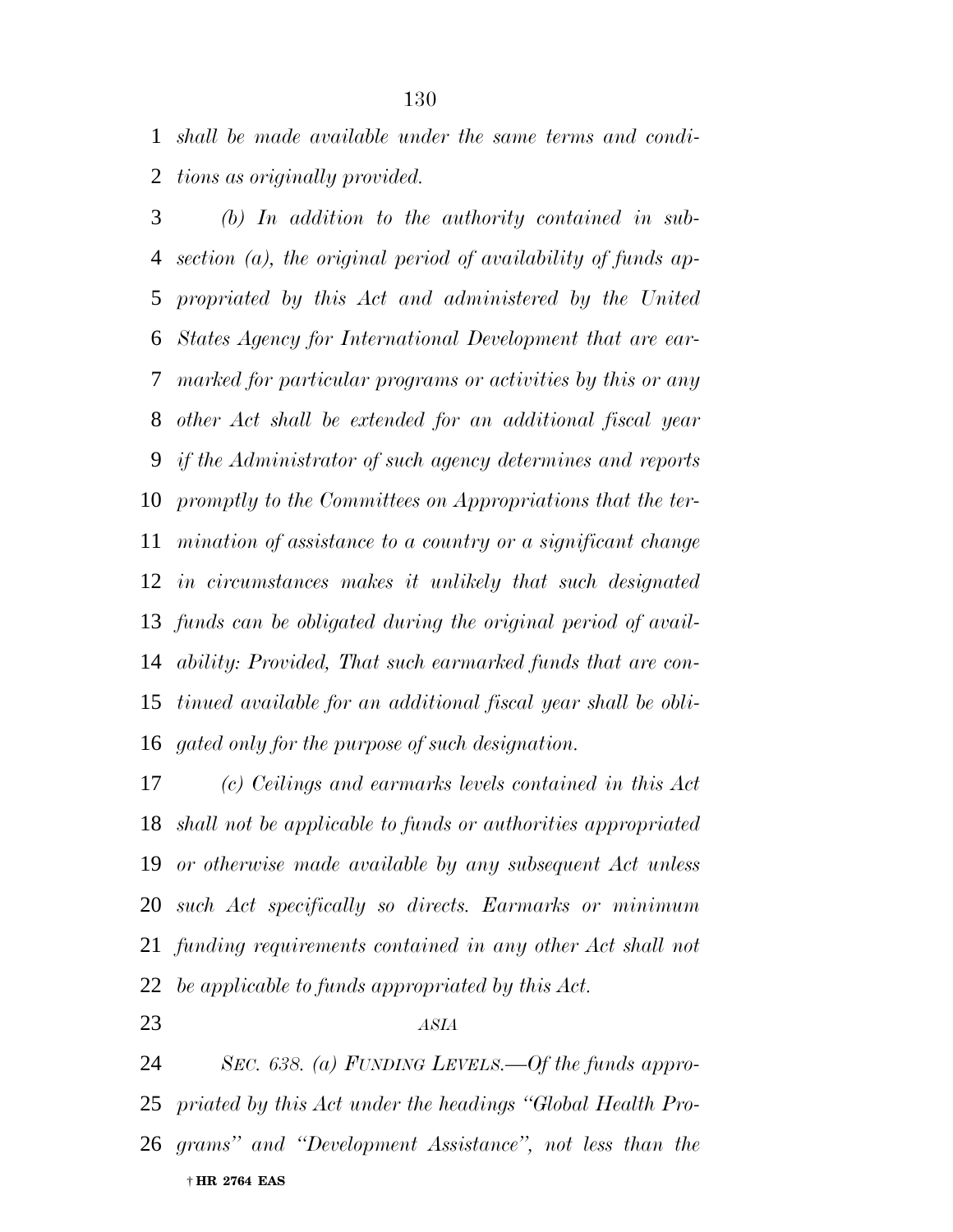*shall be made available under the same terms and conditions as originally provided.*

*(b) In addition to the authority contained in subsection (a), the original period of availability of funds appropriated by this Act and administered by the United States Agency for International Development that are earmarked for particular programs or activities by this or any other Act shall be extended for an additional fiscal year if the Administrator of such agency determines and reports promptly to the Committees on Appropriations that the termination of assistance to a country or a significant change in circumstances makes it unlikely that such designated funds can be obligated during the original period of availability: Provided, That such earmarked funds that are continued available for an additional fiscal year shall be obligated only for the purpose of such designation.*

*(c) Ceilings and earmarks levels contained in this Act shall not be applicable to funds or authorities appropriated or otherwise made available by any subsequent Act unless such Act specifically so directs. Earmarks or minimum funding requirements contained in any other Act shall not be applicable to funds appropriated by this Act.*

*ASIA*

*SEC. 638. (a) FUNDING LEVELS.—Of the funds appropriated by this Act under the headings "Global Health Programs" and "Development Assistance", not less than the*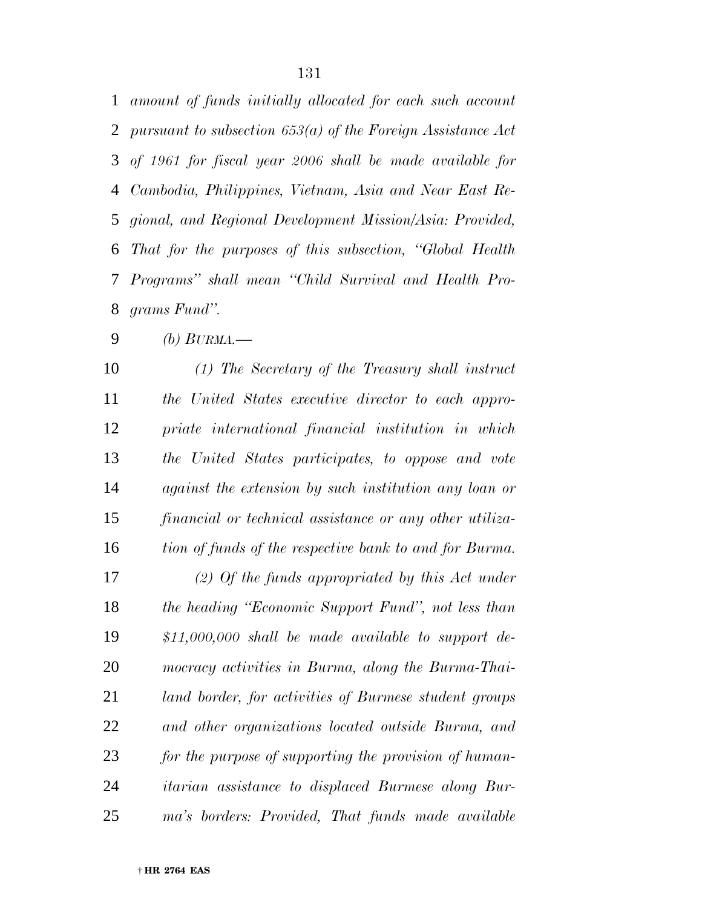*amount of funds initially allocated for each such account pursuant to subsection 653(a) of the Foreign Assistance Act of 1961 for fiscal year 2006 shall be made available for Cambodia, Philippines, Vietnam, Asia and Near East Regional, and Regional Development Mission/Asia: Provided, That for the purposes of this subsection, ''Global Health Programs'' shall mean ''Child Survival and Health Programs Fund''.*

*(b) BURMA.—*

*(1) The Secretary of the Treasury shall instruct the United States executive director to each appropriate international financial institution in which the United States participates, to oppose and vote against the extension by such institution any loan or financial or technical assistance or any other utilization of funds of the respective bank to and for Burma.*

*(2) Of the funds appropriated by this Act under the heading ''Economic Support Fund'', not less than $11,000,000 shall be made available to support democracy activities in Burma, along the Burma-Thailand border, for activities of Burmese student groups and other organizations located outside Burma, and for the purpose of supporting the provision of humanitarian assistance to displaced Burmese along Burma's borders: Provided, That funds made available*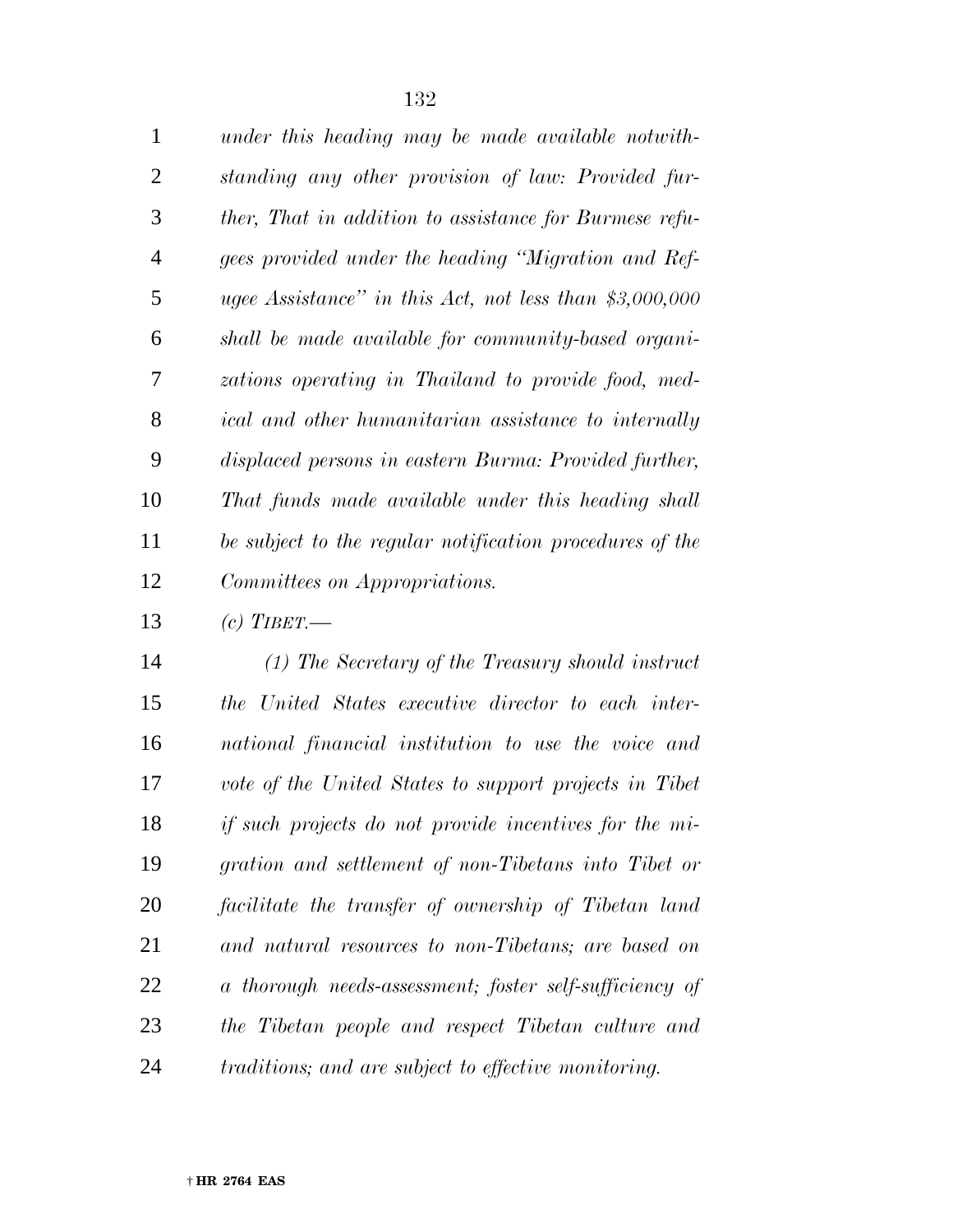*under this heading may be made available notwithstanding any other provision of law: Provided further, That in addition to assistance for Burmese refugees provided under the heading "Migration and Refugee Assistance" in this Act, not less than $3,000,000 shall be made available for community-based organizations operating in Thailand to provide food, medical and other humanitarian assistance to internally displaced persons in eastern Burma: Provided further, That funds made available under this heading shall be subject to the regular notification procedures of the Committees on Appropriations.*

*(c) TIBET.—*

*(1) The Secretary of the Treasury should instruct the United States executive director to each international financial institution to use the voice and vote of the United States to support projects in Tibet if such projects do not provide incentives for the migration and settlement of non-Tibetans into Tibet or facilitate the transfer of ownership of Tibetan land and natural resources to non-Tibetans; are based on a thorough needs-assessment; foster self-sufficiency of the Tibetan people and respect Tibetan culture and traditions; and are subject to effective monitoring.*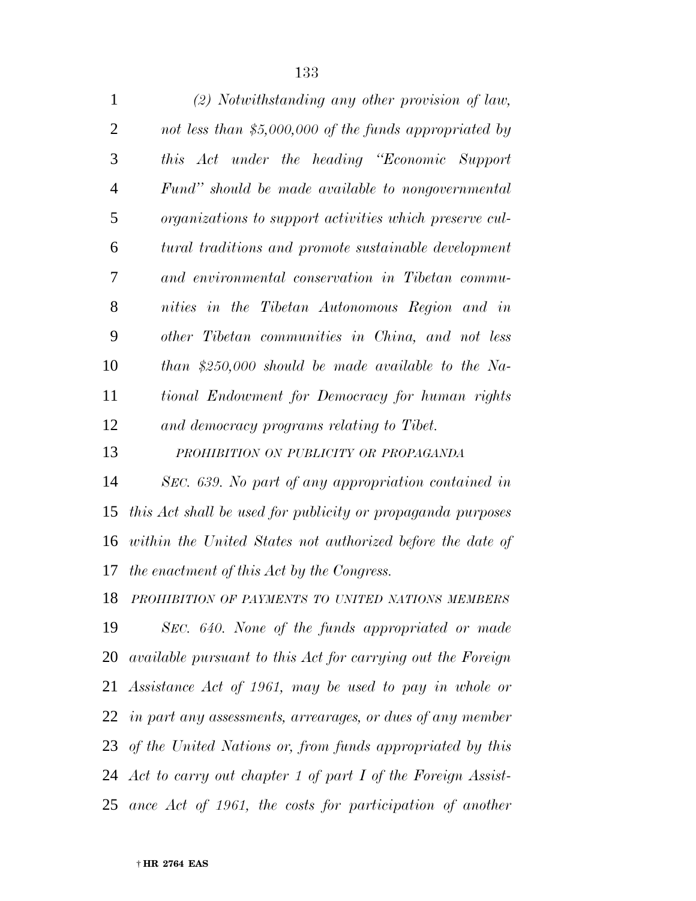*(2) Notwithstanding any other provision of law, not less than $5,000,000 of the funds appropriated by this Act under the heading "Economic Support Fund" should be made available to nongovernmental organizations to support activities which preserve cultural traditions and promote sustainable development and environmental conservation in Tibetan communities in the Tibetan Autonomous Region and in other Tibetan communities in China, and not less than $250,000 should be made available to the National Endowment for Democracy for human rights and democracy programs relating to Tibet.*

*PROHIBITION ON PUBLICITY OR PROPAGANDA*

*SEC. 639. No part of any appropriation contained in this Act shall be used for publicity or propaganda purposes within the United States not authorized before the date of the enactment of this Act by the Congress.*

*PROHIBITION OF PAYMENTS TO UNITED NATIONS MEMBERS*

*SEC. 640. None of the funds appropriated or made available pursuant to this Act for carrying out the Foreign Assistance Act of 1961, may be used to pay in whole or in part any assessments, arrearages, or dues of any member of the United Nations or, from funds appropriated by this Act to carry out chapter 1 of part I of the Foreign Assistance Act of 1961, the costs for participation of another*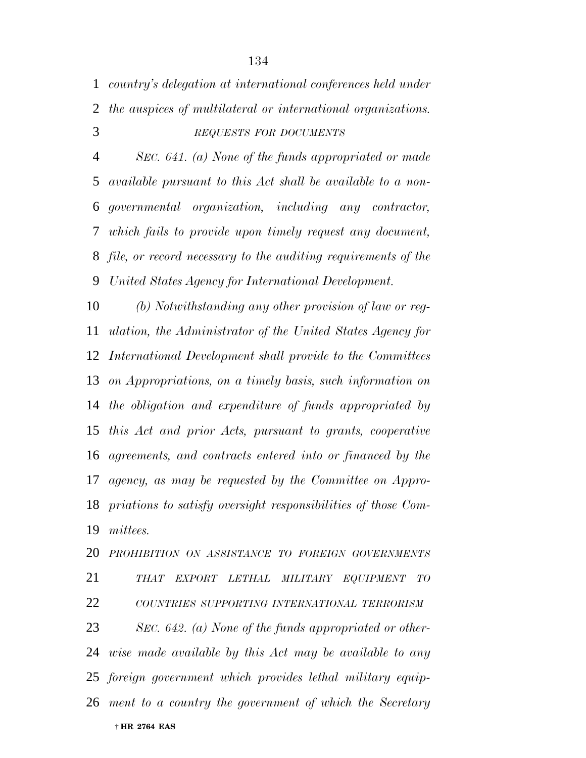*country's delegation at international conferences held under the auspices of multilateral or international organizations.*

*REQUESTS FOR DOCUMENTS*

*SEC. 641. (a) None of the funds appropriated or made available pursuant to this Act shall be available to a non-governmental organization, including any contractor, which fails to provide upon timely request any document, file, or record necessary to the auditing requirements of the United States Agency for International Development.*

*(b) Notwithstanding any other provision of law or regulation, the Administrator of the United States Agency for International Development shall provide to the Committees on Appropriations, on a timely basis, such information on the obligation and expenditure of funds appropriated by this Act and prior Acts, pursuant to grants, cooperative agreements, and contracts entered into or financed by the agency, as may be requested by the Committee on Appropriations to satisfy oversight responsibilities of those Committees.*

*PROHIBITION ON ASSISTANCE TO FOREIGN GOVERNMENTS THAT EXPORT LETHAL MILITARY EQUIPMENT TO COUNTRIES SUPPORTING INTERNATIONAL TERRORISM*

*SEC. 642. (a) None of the funds appropriated or otherwise made available by this Act may be available to any foreign government which provides lethal military equipment to a country the government of which the Secretary*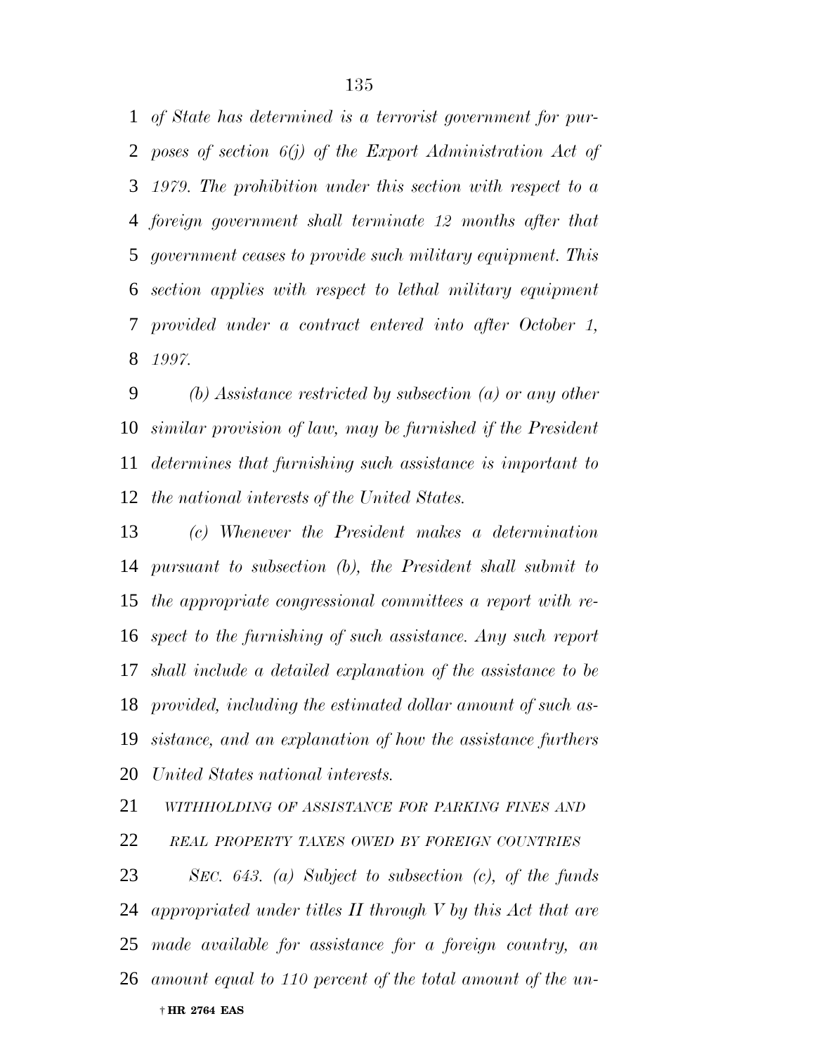*of State has determined is a terrorist government for purposes of section 6(j) of the Export Administration Act of 1979. The prohibition under this section with respect to a foreign government shall terminate 12 months after that government ceases to provide such military equipment. This section applies with respect to lethal military equipment provided under a contract entered into after October 1, 1997.*

*(b) Assistance restricted by subsection (a) or any other similar provision of law, may be furnished if the President determines that furnishing such assistance is important to the national interests of the United States.*

*(c) Whenever the President makes a determination pursuant to subsection (b), the President shall submit to the appropriate congressional committees a report with respect to the furnishing of such assistance. Any such report shall include a detailed explanation of the assistance to be provided, including the estimated dollar amount of such assistance, and an explanation of how the assistance furthers United States national interests.*

*WITHHOLDING OF ASSISTANCE FOR PARKING FINES AND REAL PROPERTY TAXES OWED BY FOREIGN COUNTRIES*

*SEC. 643. (a) Subject to subsection (c), of the funds appropriated under titles II through V by this Act that are made available for assistance for a foreign country, an amount equal to 110 percent of the total amount of the un-*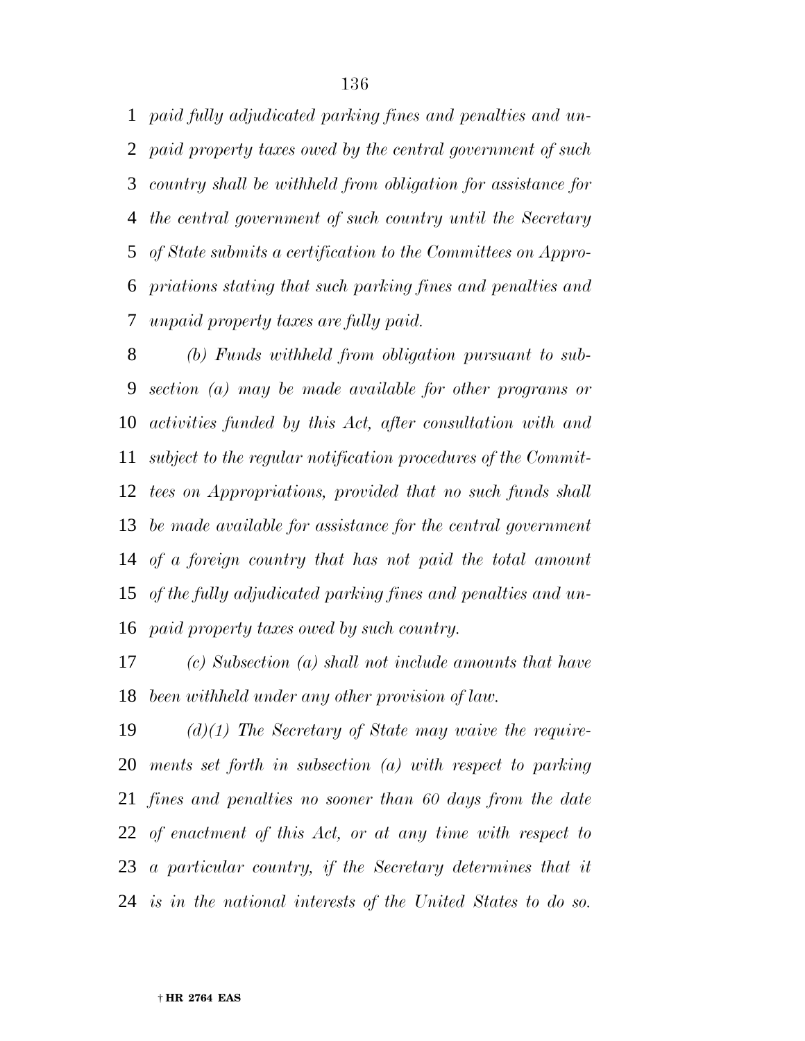*paid fully adjudicated parking fines and penalties and unpaid property taxes owed by the central government of such country shall be withheld from obligation for assistance for the central government of such country until the Secretary of State submits a certification to the Committees on Appropriations stating that such parking fines and penalties and unpaid property taxes are fully paid.*

*(b) Funds withheld from obligation pursuant to subsection (a) may be made available for other programs or activities funded by this Act, after consultation with and subject to the regular notification procedures of the Committees on Appropriations, provided that no such funds shall be made available for assistance for the central government of a foreign country that has not paid the total amount of the fully adjudicated parking fines and penalties and unpaid property taxes owed by such country.*

*(c) Subsection (a) shall not include amounts that have been withheld under any other provision of law.*

*(d)(1) The Secretary of State may waive the requirements set forth in subsection (a) with respect to parking fines and penalties no sooner than 60 days from the date of enactment of this Act, or at any time with respect to a particular country, if the Secretary determines that it is in the national interests of the United States to do so.*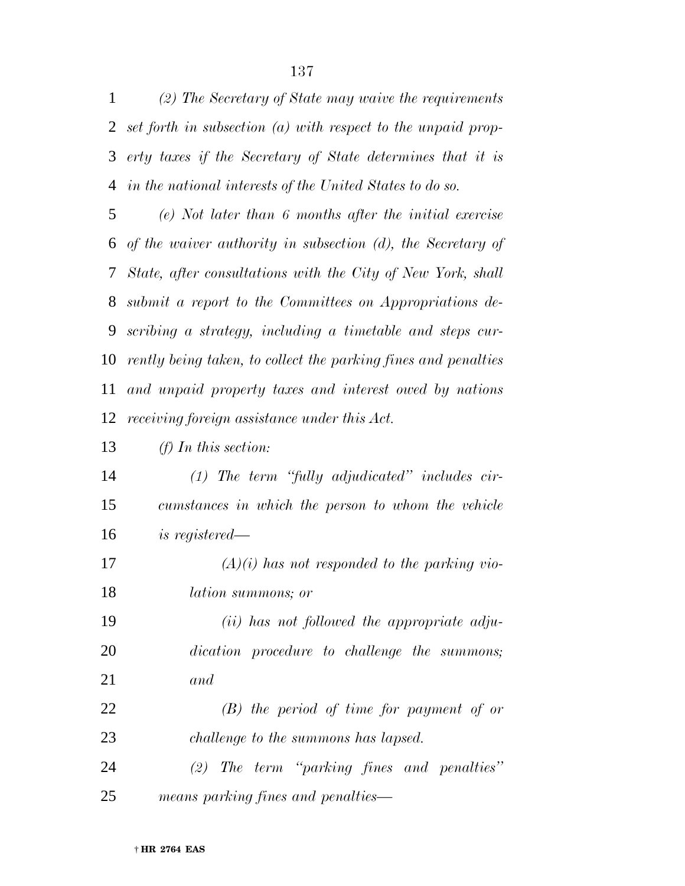*(2) The Secretary of State may waive the requirements set forth in subsection (a) with respect to the unpaid property taxes if the Secretary of State determines that it is in the national interests of the United States to do so.*

*(e) Not later than 6 months after the initial exercise of the waiver authority in subsection (d), the Secretary of State, after consultations with the City of New York, shall submit a report to the Committees on Appropriations describing a strategy, including a timetable and steps currently being taken, to collect the parking fines and penalties and unpaid property taxes and interest owed by nations receiving foreign assistance under this Act.*

*(f) In this section:*

*(1) The term "fully adjudicated" includes circumstances in which the person to whom the vehicle is registered—*

*(A)(i) has not responded to the parking violation summons; or*

*(ii) has not followed the appropriate adjudication procedure to challenge the summons; and*

*(B) the period of time for payment of or challenge to the summons has lapsed.*

*(2) The term "parking fines and penalties" means parking fines and penalties—*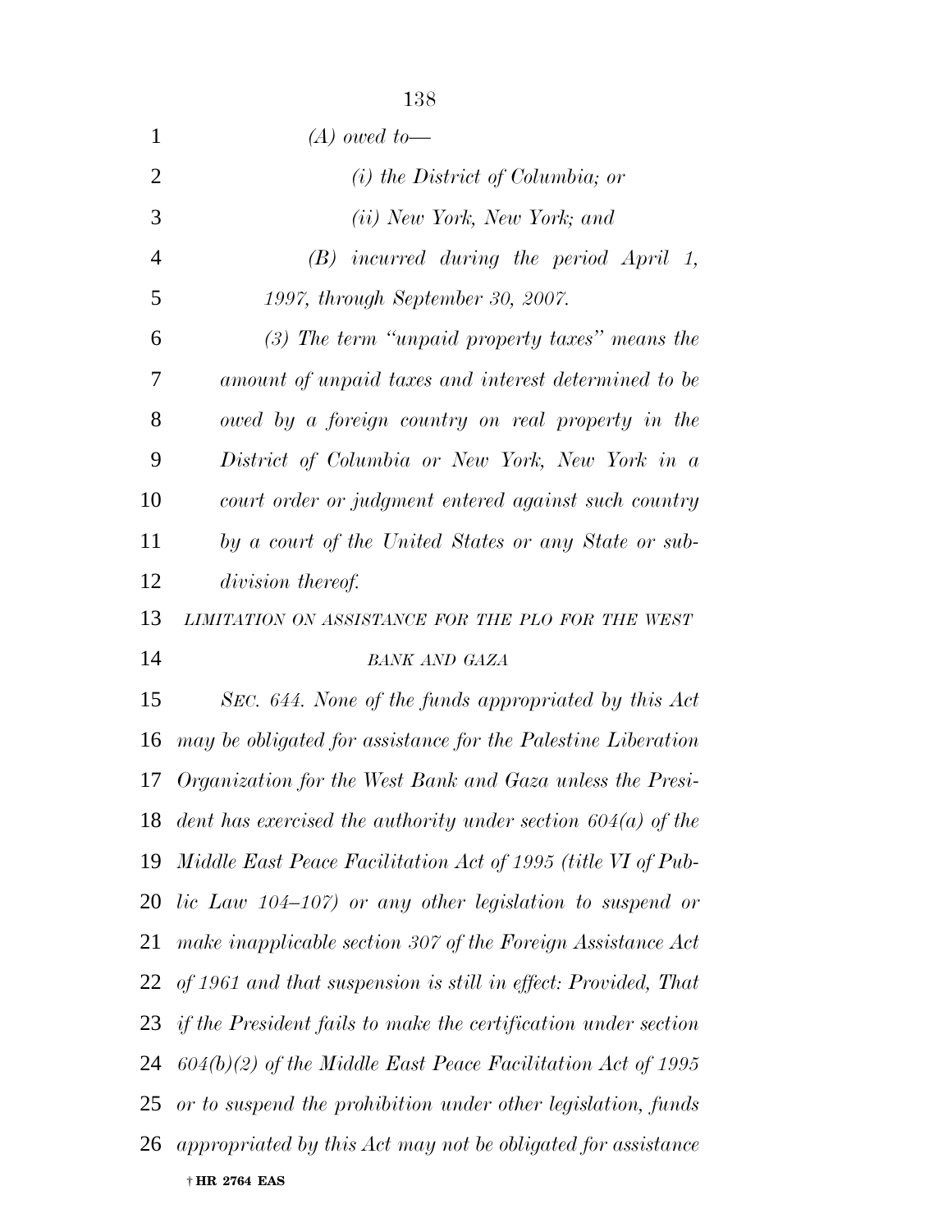*(A) owed to—*

*(i) the District of Columbia; or*

*(ii) New York, New York; and*

*(B) incurred during the period April 1, 1997, through September 30, 2007.*

*(3) The term "unpaid property taxes" means the amount of unpaid taxes and interest determined to be owed by a foreign country on real property in the District of Columbia or New York, New York in a court order or judgment entered against such country by a court of the United States or any State or subdivision thereof.*

*LIMITATION ON ASSISTANCE FOR THE PLO FOR THE WEST BANK AND GAZA*

*SEC. 644. None of the funds appropriated by this Act may be obligated for assistance for the Palestine Liberation Organization for the West Bank and Gaza unless the President has exercised the authority under section 604(a) of the Middle East Peace Facilitation Act of 1995 (title VI of Public Law 104–107) or any other legislation to suspend or make inapplicable section 307 of the Foreign Assistance Act of 1961 and that suspension is still in effect: Provided, That if the President fails to make the certification under section 604(b)(2) of the Middle East Peace Facilitation Act of 1995 or to suspend the prohibition under other legislation, funds appropriated by this Act may not be obligated for assistance*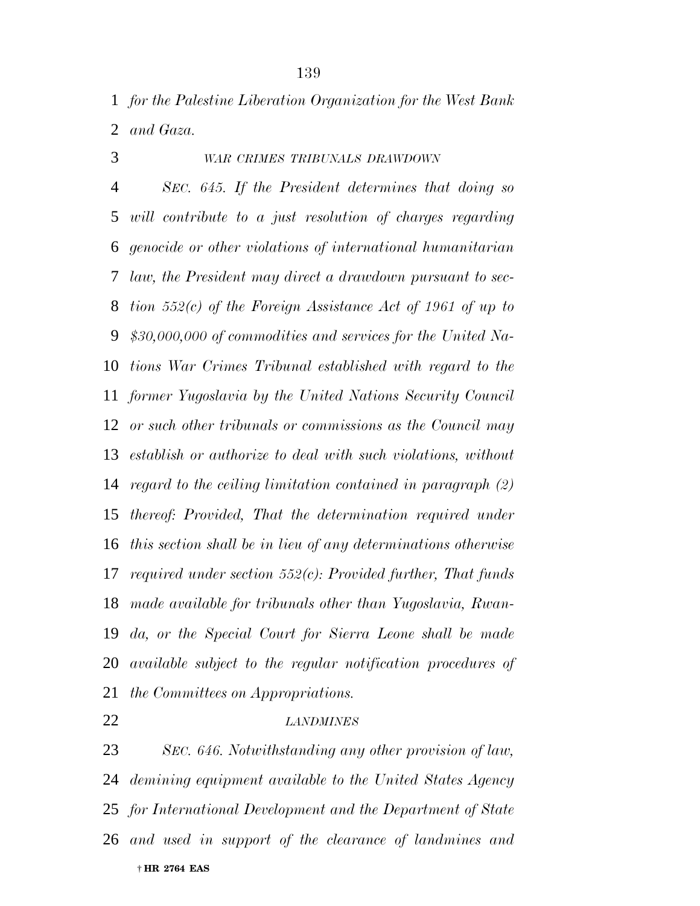*for the Palestine Liberation Organization for the West Bank and Gaza.*

*WAR CRIMES TRIBUNALS DRAWDOWN*

*SEC. 645. If the President determines that doing so will contribute to a just resolution of charges regarding genocide or other violations of international humanitarian law, the President may direct a drawdown pursuant to section 552(c) of the Foreign Assistance Act of 1961 of up to $30,000,000 of commodities and services for the United Nations War Crimes Tribunal established with regard to the former Yugoslavia by the United Nations Security Council or such other tribunals or commissions as the Council may establish or authorize to deal with such violations, without regard to the ceiling limitation contained in paragraph (2) thereof: Provided, That the determination required under this section shall be in lieu of any determinations otherwise required under section 552(c): Provided further, That funds made available for tribunals other than Yugoslavia, Rwanda, or the Special Court for Sierra Leone shall be made available subject to the regular notification procedures of the Committees on Appropriations.*

*LANDMINES*

*SEC. 646. Notwithstanding any other provision of law, demining equipment available to the United States Agency for International Development and the Department of State and used in support of the clearance of landmines and*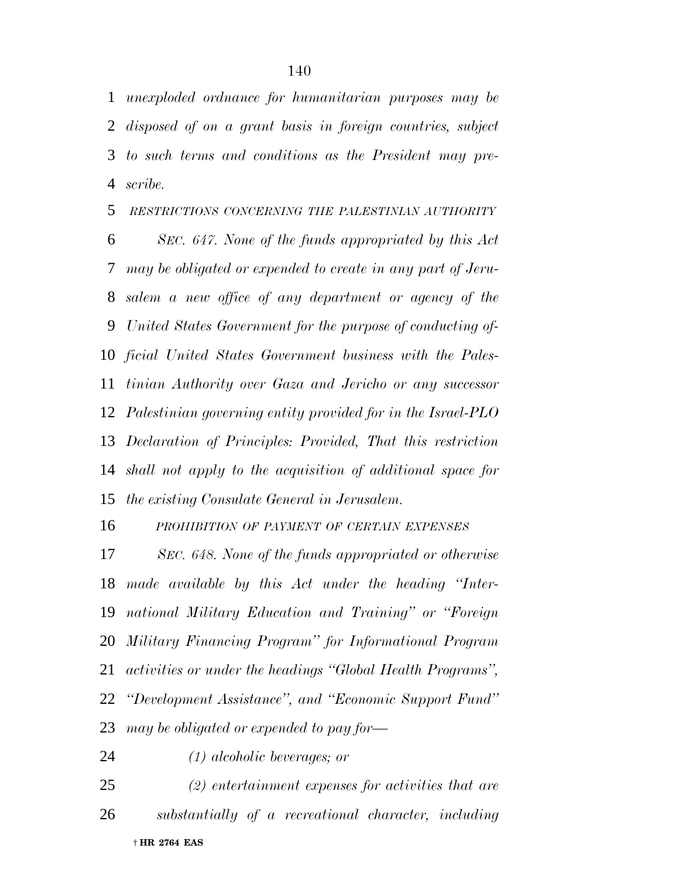*unexploded ordnance for humanitarian purposes may be disposed of on a grant basis in foreign countries, subject to such terms and conditions as the President may prescribe.*

*RESTRICTIONS CONCERNING THE PALESTINIAN AUTHORITY*

*SEC. 647. None of the funds appropriated by this Act may be obligated or expended to create in any part of Jerusalem a new office of any department or agency of the United States Government for the purpose of conducting official United States Government business with the Palestinian Authority over Gaza and Jericho or any successor Palestinian governing entity provided for in the Israel-PLO Declaration of Principles: Provided, That this restriction shall not apply to the acquisition of additional space for the existing Consulate General in Jerusalem.*

*PROHIBITION OF PAYMENT OF CERTAIN EXPENSES*

*SEC. 648. None of the funds appropriated or otherwise made available by this Act under the heading "International Military Education and Training" or "Foreign Military Financing Program" for Informational Program activities or under the headings "Global Health Programs", "Development Assistance", and "Economic Support Fund" may be obligated or expended to pay for—*

*(1) alcoholic beverages; or*

*(2) entertainment expenses for activities that are substantially of a recreational character, including*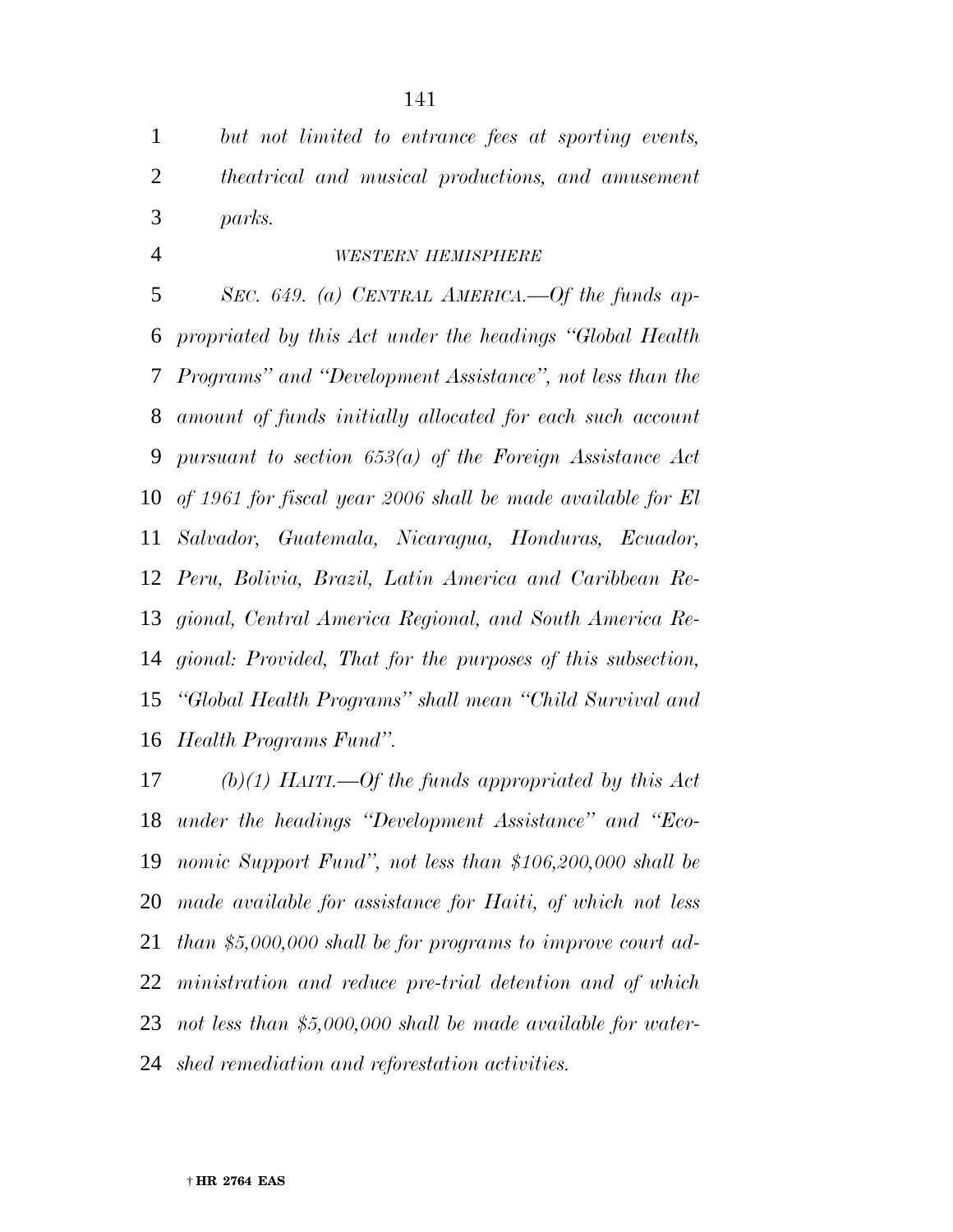*but not limited to entrance fees at sporting events, theatrical and musical productions, and amusement parks.*

*WESTERN HEMISPHERE*

*SEC. 649. (a) CENTRAL AMERICA.—Of the funds appropriated by this Act under the headings ''Global Health Programs'' and ''Development Assistance'', not less than the amount of funds initially allocated for each such account pursuant to section 653(a) of the Foreign Assistance Act of 1961 for fiscal year 2006 shall be made available for El Salvador, Guatemala, Nicaragua, Honduras, Ecuador, Peru, Bolivia, Brazil, Latin America and Caribbean Regional, Central America Regional, and South America Regional: Provided, That for the purposes of this subsection, ''Global Health Programs'' shall mean ''Child Survival and Health Programs Fund''.*

*(b)(1) HAITI.—Of the funds appropriated by this Act under the headings ''Development Assistance'' and ''Economic Support Fund'', not less than $106,200,000 shall be made available for assistance for Haiti, of which not less than $5,000,000 shall be for programs to improve court administration and reduce pre-trial detention and of which not less than $5,000,000 shall be made available for watershed remediation and reforestation activities.*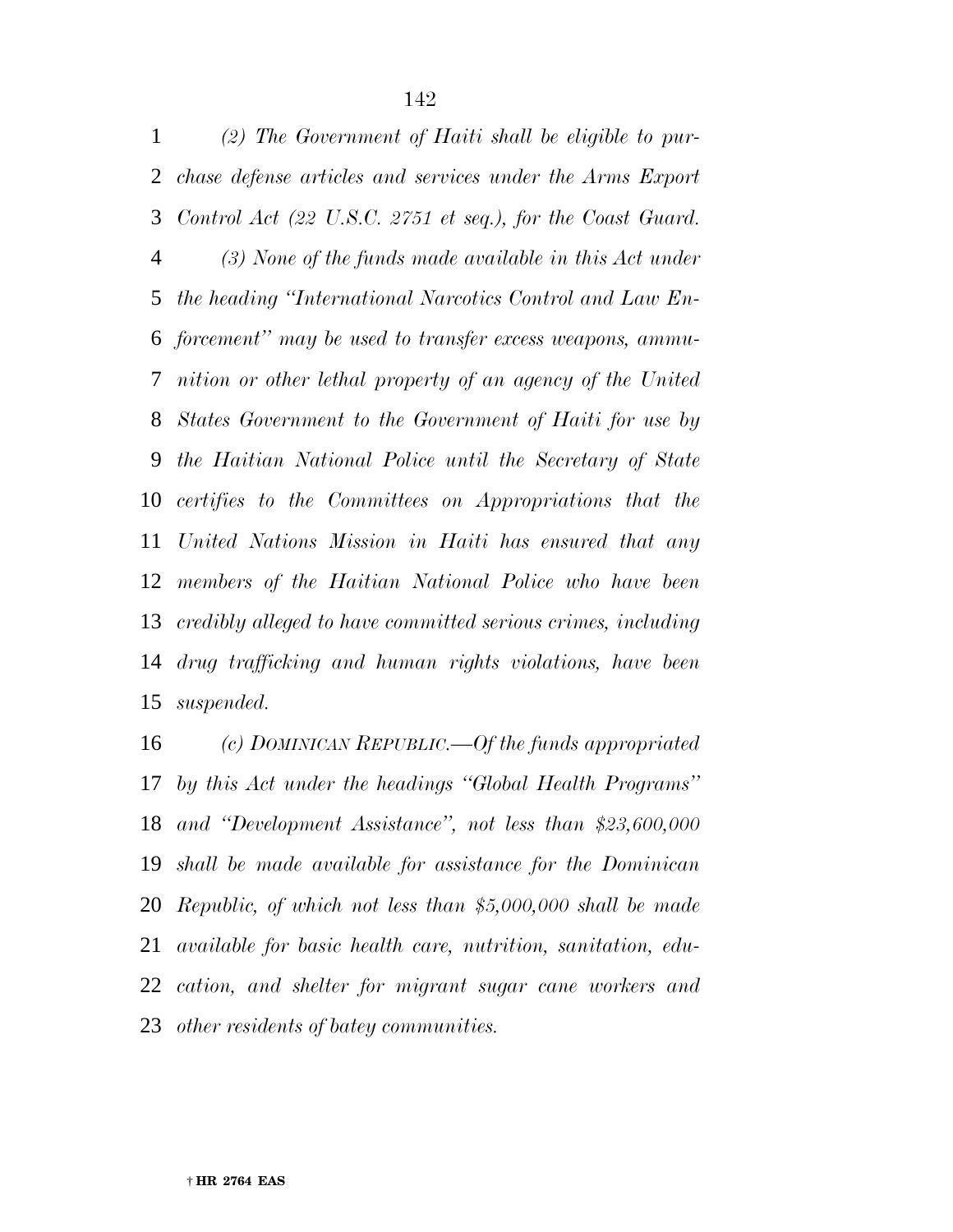*(2) The Government of Haiti shall be eligible to purchase defense articles and services under the Arms Export Control Act (22 U.S.C. 2751 et seq.), for the Coast Guard.*

*(3) None of the funds made available in this Act under the heading "International Narcotics Control and Law Enforcement" may be used to transfer excess weapons, ammunition or other lethal property of an agency of the United States Government to the Government of Haiti for use by the Haitian National Police until the Secretary of State certifies to the Committees on Appropriations that the United Nations Mission in Haiti has ensured that any members of the Haitian National Police who have been credibly alleged to have committed serious crimes, including drug trafficking and human rights violations, have been suspended.*

*(c) DOMINICAN REPUBLIC.—Of the funds appropriated by this Act under the headings "Global Health Programs" and "Development Assistance", not less than $23,600,000 shall be made available for assistance for the Dominican Republic, of which not less than $5,000,000 shall be made available for basic health care, nutrition, sanitation, education, and shelter for migrant sugar cane workers and other residents of batey communities.*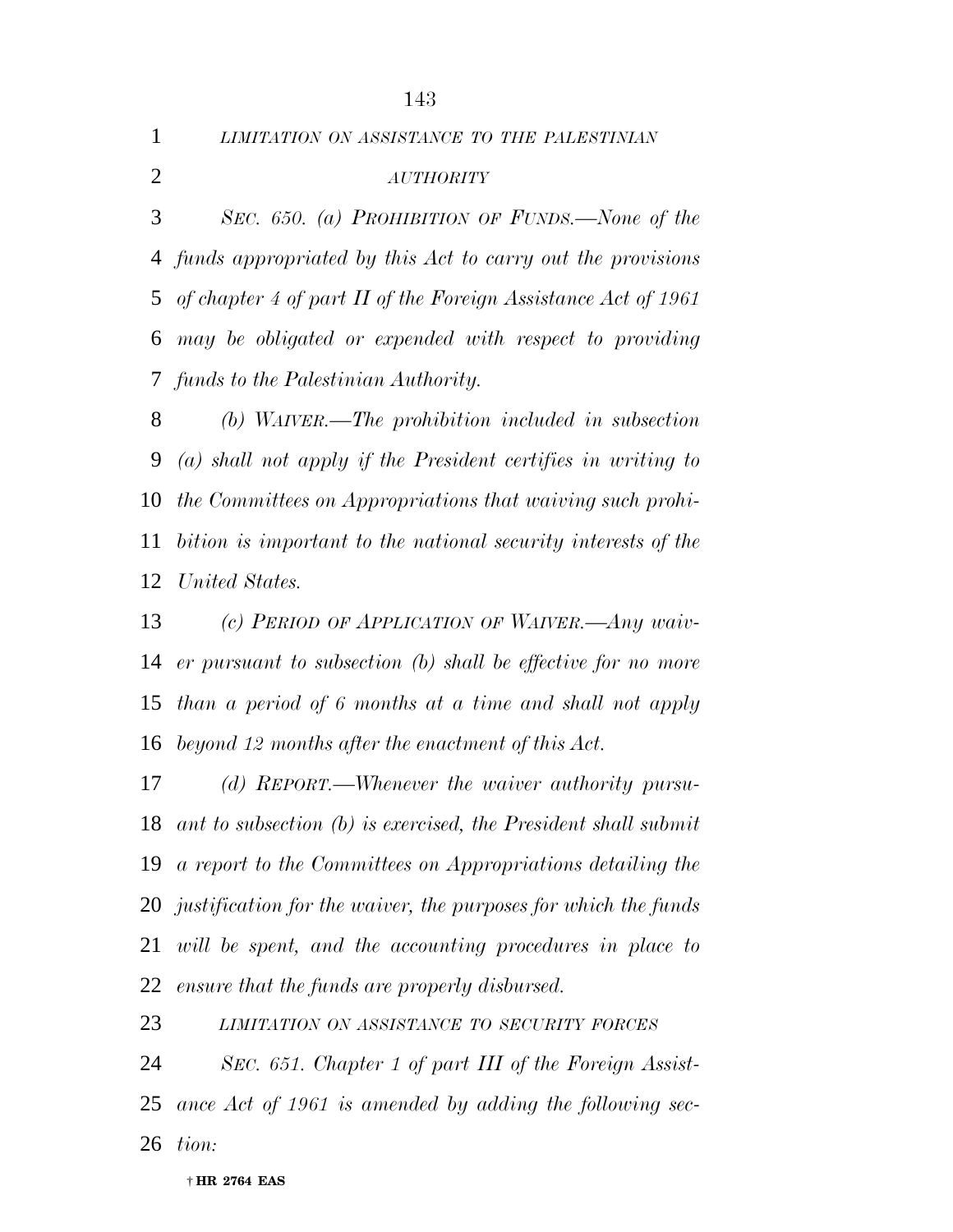*LIMITATION ON ASSISTANCE TO THE PALESTINIAN AUTHORITY*

*SEC. 650. (a) PROHIBITION OF FUNDS.—None of the funds appropriated by this Act to carry out the provisions of chapter 4 of part II of the Foreign Assistance Act of 1961 may be obligated or expended with respect to providing funds to the Palestinian Authority.*

*(b) WAIVER.—The prohibition included in subsection (a) shall not apply if the President certifies in writing to the Committees on Appropriations that waiving such prohibition is important to the national security interests of the United States.*

*(c) PERIOD OF APPLICATION OF WAIVER.—Any waiver pursuant to subsection (b) shall be effective for no more than a period of 6 months at a time and shall not apply beyond 12 months after the enactment of this Act.*

*(d) REPORT.—Whenever the waiver authority pursuant to subsection (b) is exercised, the President shall submit a report to the Committees on Appropriations detailing the justification for the waiver, the purposes for which the funds will be spent, and the accounting procedures in place to ensure that the funds are properly disbursed.*

*LIMITATION ON ASSISTANCE TO SECURITY FORCES*

*SEC. 651. Chapter 1 of part III of the Foreign Assistance Act of 1961 is amended by adding the following section:*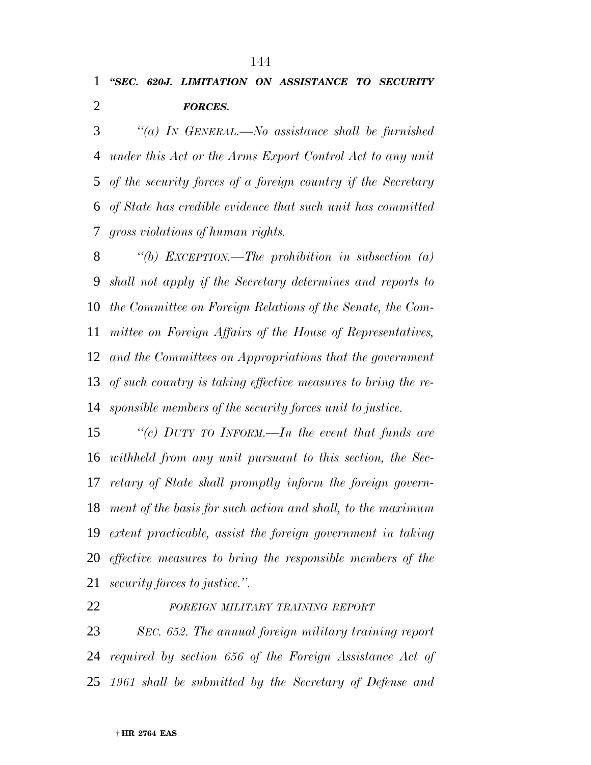***"SEC. 620J. LIMITATION ON ASSISTANCE TO SECURITY FORCES.***

*"(a) IN GENERAL.—No assistance shall be furnished under this Act or the Arms Export Control Act to any unit of the security forces of a foreign country if the Secretary of State has credible evidence that such unit has committed gross violations of human rights.*

*"(b) EXCEPTION.—The prohibition in subsection (a) shall not apply if the Secretary determines and reports to the Committee on Foreign Relations of the Senate, the Committee on Foreign Affairs of the House of Representatives, and the Committees on Appropriations that the government of such country is taking effective measures to bring the responsible members of the security forces unit to justice.*

*"(c) DUTY TO INFORM.—In the event that funds are withheld from any unit pursuant to this section, the Secretary of State shall promptly inform the foreign government of the basis for such action and shall, to the maximum extent practicable, assist the foreign government in taking effective measures to bring the responsible members of the security forces to justice.".*

*FOREIGN MILITARY TRAINING REPORT*

*SEC. 652. The annual foreign military training report required by section 656 of the Foreign Assistance Act of 1961 shall be submitted by the Secretary of Defense and*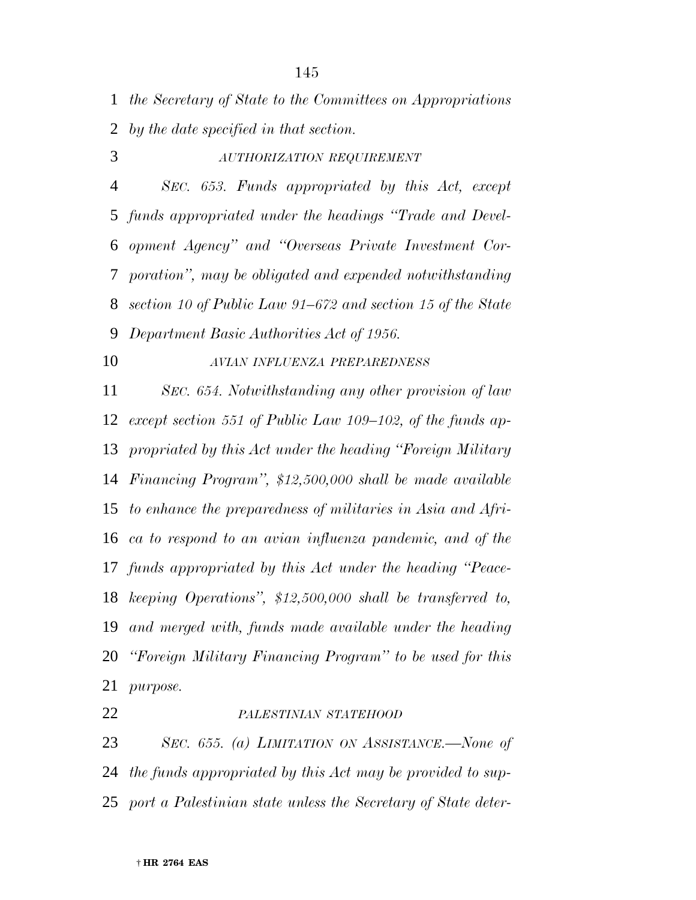*the Secretary of State to the Committees on Appropriations by the date specified in that section.*

*AUTHORIZATION REQUIREMENT*

*SEC. 653. Funds appropriated by this Act, except funds appropriated under the headings "Trade and Development Agency" and "Overseas Private Investment Corporation", may be obligated and expended notwithstanding section 10 of Public Law 91–672 and section 15 of the State Department Basic Authorities Act of 1956.*

*AVIAN INFLUENZA PREPAREDNESS*

*SEC. 654. Notwithstanding any other provision of law except section 551 of Public Law 109–102, of the funds appropriated by this Act under the heading "Foreign Military Financing Program", $12,500,000 shall be made available to enhance the preparedness of militaries in Asia and Africa to respond to an avian influenza pandemic, and of the funds appropriated by this Act under the heading "Peacekeeping Operations", $12,500,000 shall be transferred to, and merged with, funds made available under the heading "Foreign Military Financing Program" to be used for this purpose.*

*PALESTINIAN STATEHOOD*

*SEC. 655. (a) LIMITATION ON ASSISTANCE.—None of the funds appropriated by this Act may be provided to support a Palestinian state unless the Secretary of State deter-*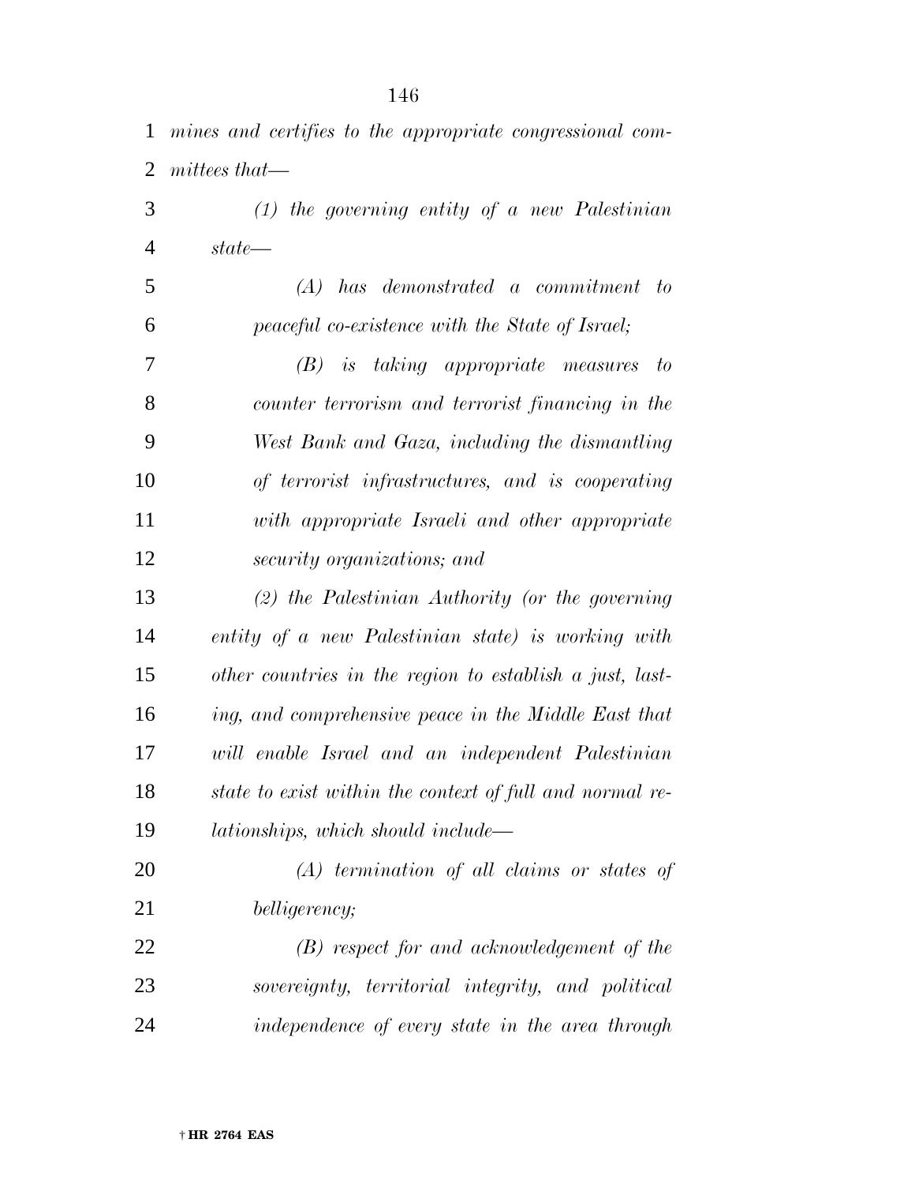*mines and certifies to the appropriate congressional committees that—*

*(1) the governing entity of a new Palestinian state—*

*(A) has demonstrated a commitment to peaceful co-existence with the State of Israel;*

*(B) is taking appropriate measures to counter terrorism and terrorist financing in the West Bank and Gaza, including the dismantling of terrorist infrastructures, and is cooperating with appropriate Israeli and other appropriate security organizations; and*

*(2) the Palestinian Authority (or the governing entity of a new Palestinian state) is working with other countries in the region to establish a just, lasting, and comprehensive peace in the Middle East that will enable Israel and an independent Palestinian state to exist within the context of full and normal relationships, which should include—*

*(A) termination of all claims or states of belligerency;*

*(B) respect for and acknowledgement of the sovereignty, territorial integrity, and political independence of every state in the area through*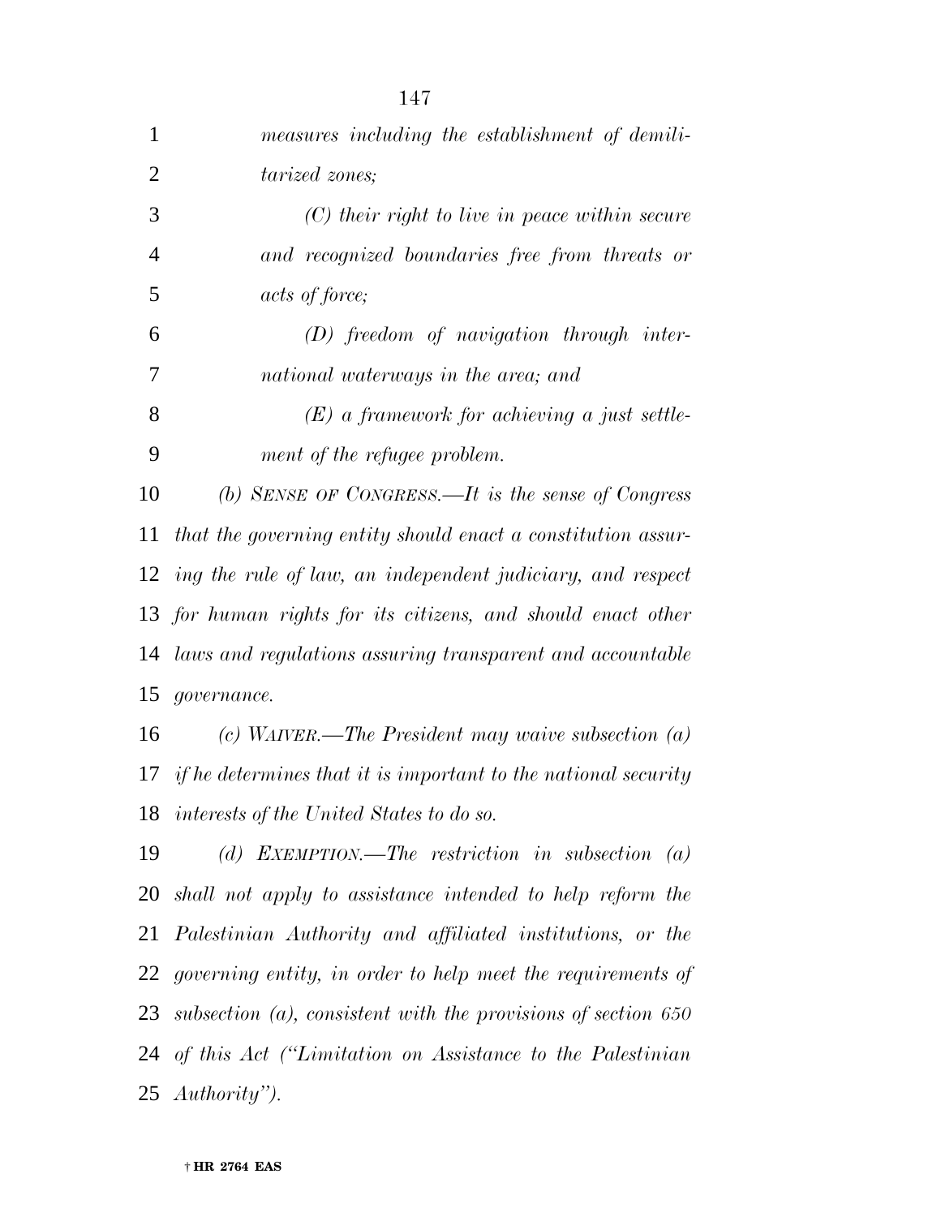*measures including the establishment of demilitarized zones;*

*(C) their right to live in peace within secure and recognized boundaries free from threats or acts of force;*

*(D) freedom of navigation through international waterways in the area; and*

*(E) a framework for achieving a just settlement of the refugee problem.*

*(b) SENSE OF CONGRESS.—It is the sense of Congress that the governing entity should enact a constitution assuring the rule of law, an independent judiciary, and respect for human rights for its citizens, and should enact other laws and regulations assuring transparent and accountable governance.*

*(c) WAIVER.—The President may waive subsection (a) if he determines that it is important to the national security interests of the United States to do so.*

*(d) EXEMPTION.—The restriction in subsection (a) shall not apply to assistance intended to help reform the Palestinian Authority and affiliated institutions, or the governing entity, in order to help meet the requirements of subsection (a), consistent with the provisions of section 650 of this Act ("Limitation on Assistance to the Palestinian Authority").*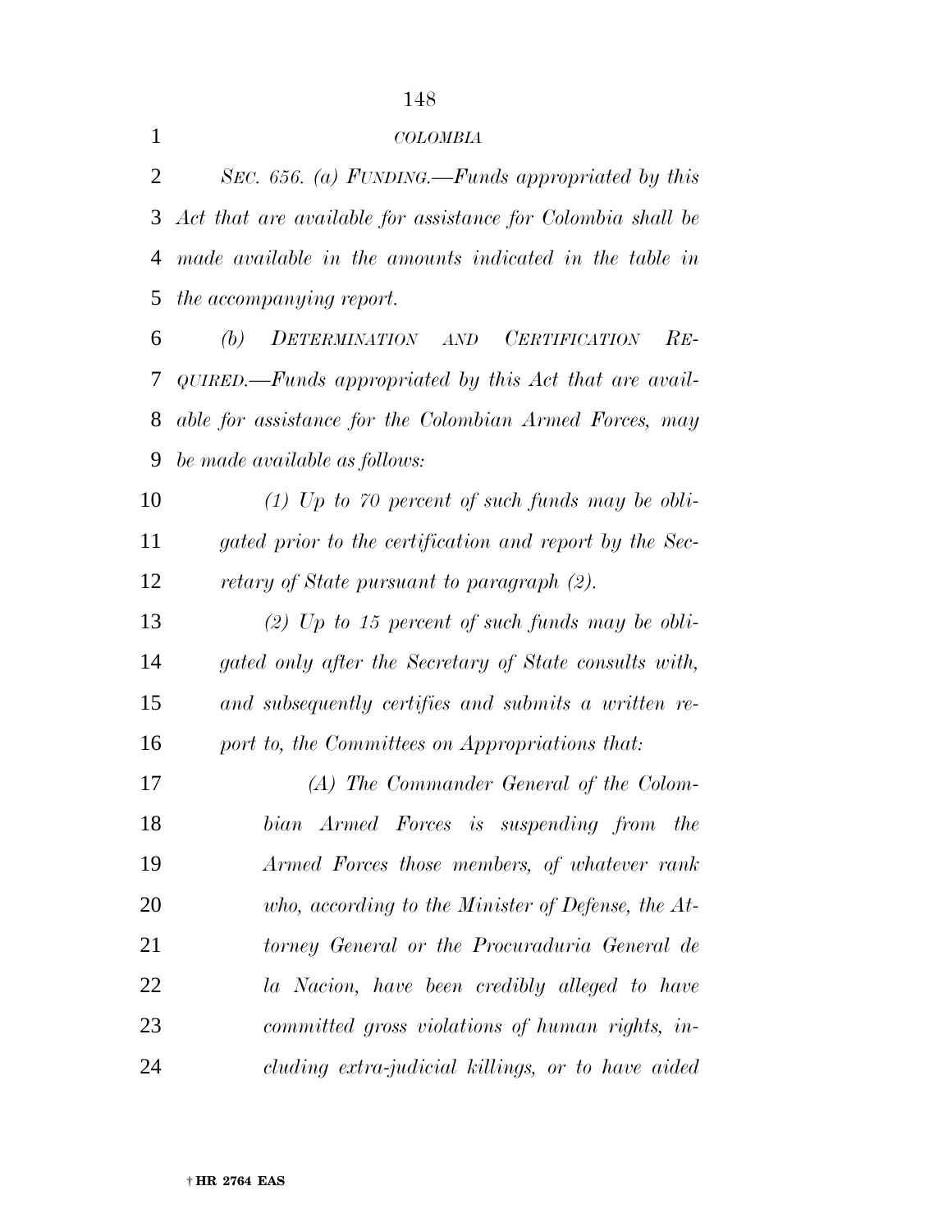*COLOMBIA*

*SEC. 656. (a) FUNDING.—Funds appropriated by this Act that are available for assistance for Colombia shall be made available in the amounts indicated in the table in the accompanying report.*

*(b) DETERMINATION AND CERTIFICATION REQUIRED.—Funds appropriated by this Act that are available for assistance for the Colombian Armed Forces, may be made available as follows:*

*(1) Up to 70 percent of such funds may be obligated prior to the certification and report by the Secretary of State pursuant to paragraph (2).*

*(2) Up to 15 percent of such funds may be obligated only after the Secretary of State consults with, and subsequently certifies and submits a written report to, the Committees on Appropriations that:*

*(A) The Commander General of the Colombian Armed Forces is suspending from the Armed Forces those members, of whatever rank who, according to the Minister of Defense, the Attorney General or the Procuraduria General de la Nacion, have been credibly alleged to have committed gross violations of human rights, including extra-judicial killings, or to have aided*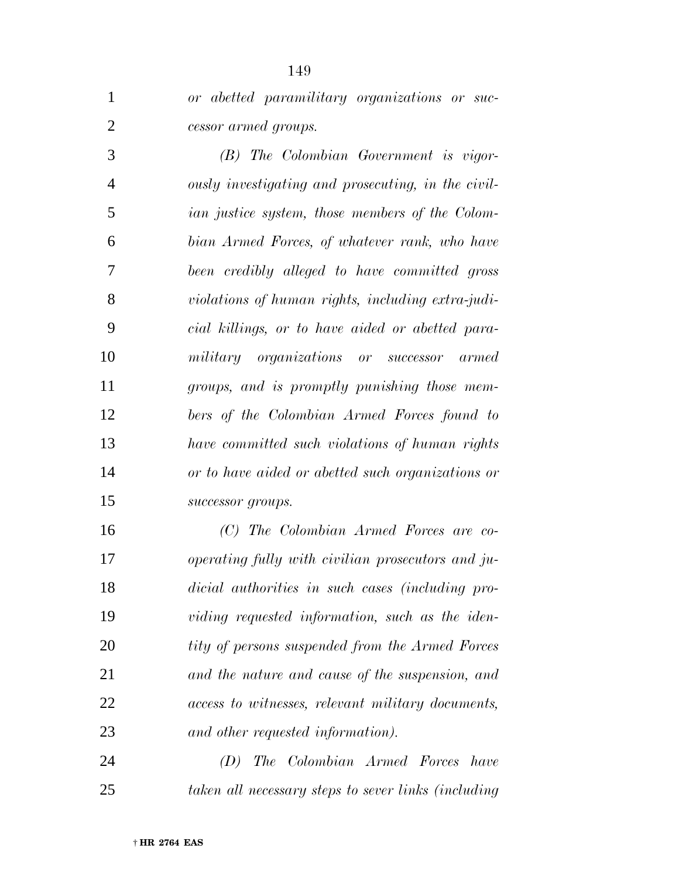*or abetted paramilitary organizations or successor armed groups.*

*(B) The Colombian Government is vigorously investigating and prosecuting, in the civilian justice system, those members of the Colombian Armed Forces, of whatever rank, who have been credibly alleged to have committed gross violations of human rights, including extra-judicial killings, or to have aided or abetted paramilitary organizations or successor armed groups, and is promptly punishing those members of the Colombian Armed Forces found to have committed such violations of human rights or to have aided or abetted such organizations or successor groups.*

*(C) The Colombian Armed Forces are cooperating fully with civilian prosecutors and judicial authorities in such cases (including providing requested information, such as the identity of persons suspended from the Armed Forces and the nature and cause of the suspension, and access to witnesses, relevant military documents, and other requested information).*

*(D) The Colombian Armed Forces have taken all necessary steps to sever links (including*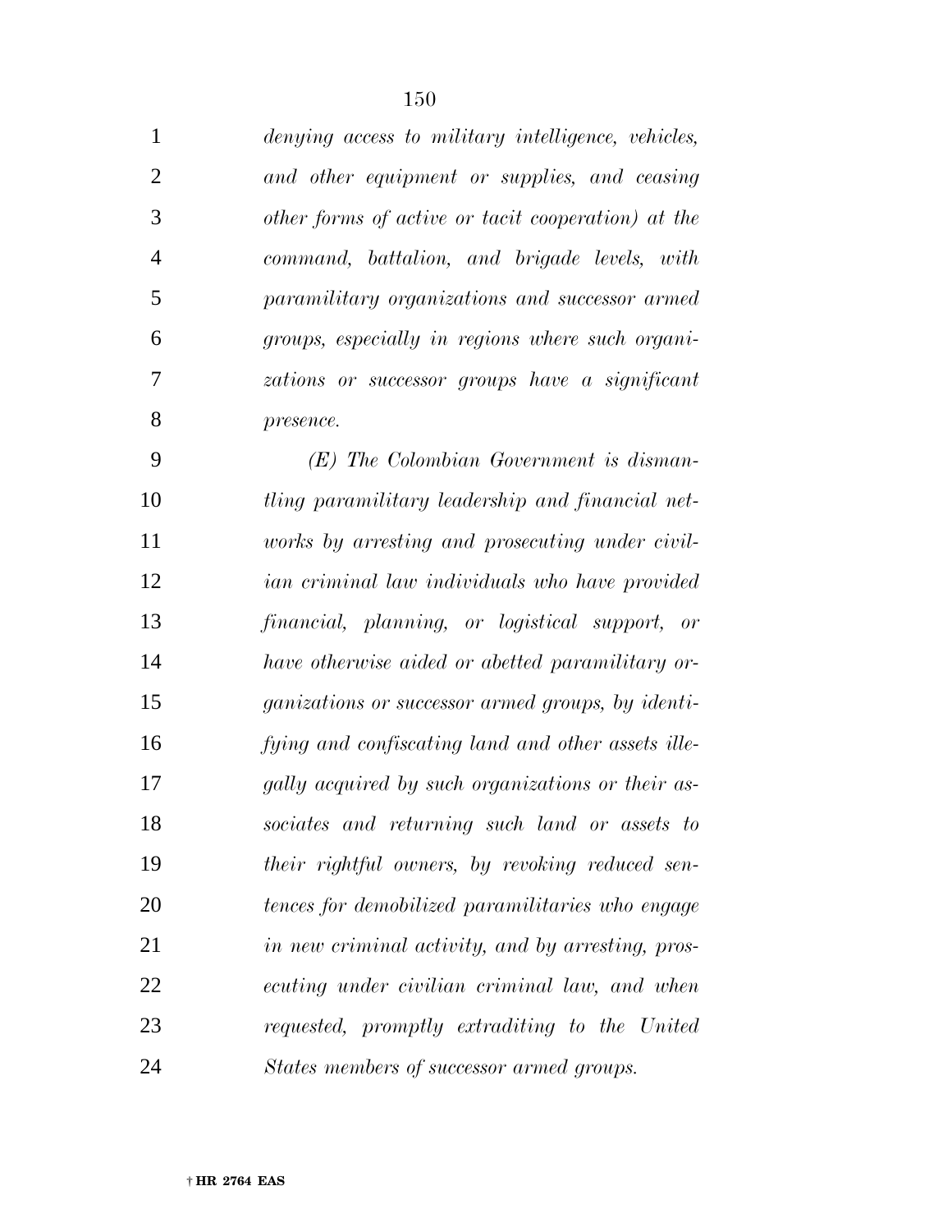*denying access to military intelligence, vehicles, and other equipment or supplies, and ceasing other forms of active or tacit cooperation) at the command, battalion, and brigade levels, with paramilitary organizations and successor armed groups, especially in regions where such organizations or successor groups have a significant presence.*

*(E) The Colombian Government is dismantling paramilitary leadership and financial networks by arresting and prosecuting under civilian criminal law individuals who have provided financial, planning, or logistical support, or have otherwise aided or abetted paramilitary organizations or successor armed groups, by identifying and confiscating land and other assets illegally acquired by such organizations or their associates and returning such land or assets to their rightful owners, by revoking reduced sentences for demobilized paramilitaries who engage in new criminal activity, and by arresting, prosecuting under civilian criminal law, and when requested, promptly extraditing to the United States members of successor armed groups.*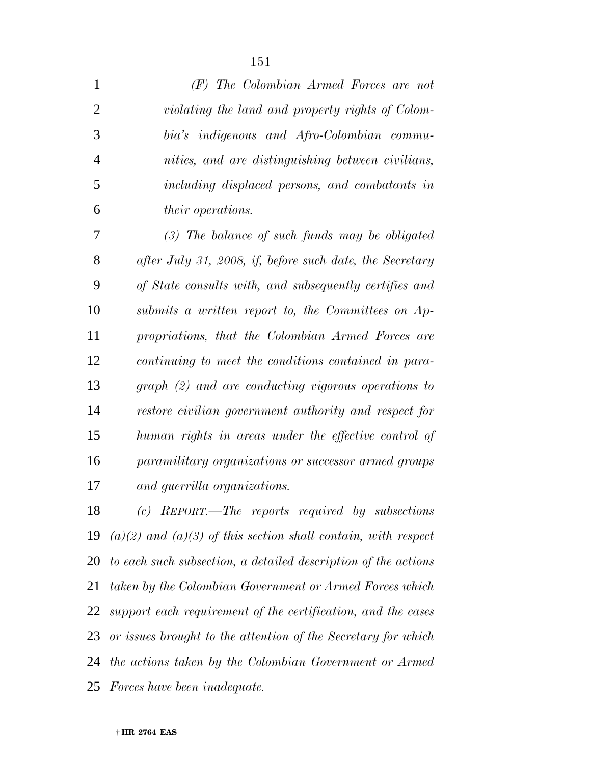*(F) The Colombian Armed Forces are not violating the land and property rights of Colombia's indigenous and Afro-Colombian communities, and are distinguishing between civilians, including displaced persons, and combatants in their operations.*

*(3) The balance of such funds may be obligated after July 31, 2008, if, before such date, the Secretary of State consults with, and subsequently certifies and submits a written report to, the Committees on Appropriations, that the Colombian Armed Forces are continuing to meet the conditions contained in paragraph (2) and are conducting vigorous operations to restore civilian government authority and respect for human rights in areas under the effective control of paramilitary organizations or successor armed groups and guerrilla organizations.*

*(c) REPORT.—The reports required by subsections (a)(2) and (a)(3) of this section shall contain, with respect to each such subsection, a detailed description of the actions taken by the Colombian Government or Armed Forces which support each requirement of the certification, and the cases or issues brought to the attention of the Secretary for which the actions taken by the Colombian Government or Armed Forces have been inadequate.*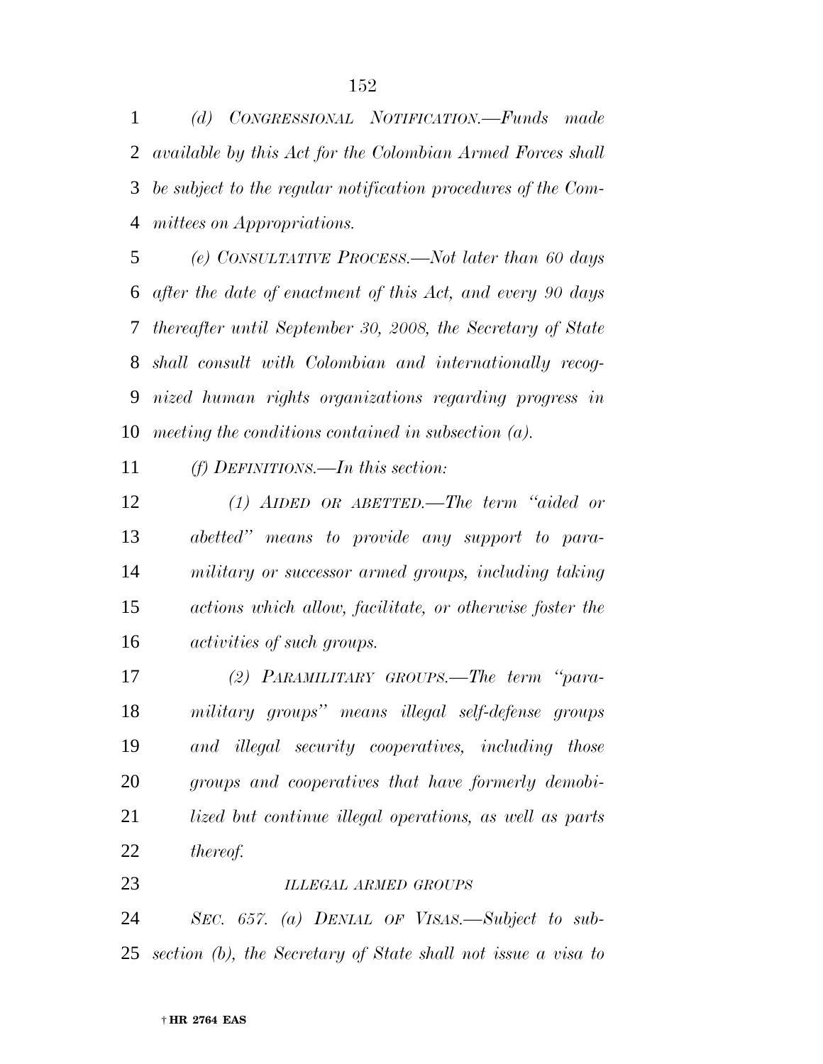*(d) CONGRESSIONAL NOTIFICATION.—Funds made available by this Act for the Colombian Armed Forces shall be subject to the regular notification procedures of the Committees on Appropriations.*

*(e) CONSULTATIVE PROCESS.—Not later than 60 days after the date of enactment of this Act, and every 90 days thereafter until September 30, 2008, the Secretary of State shall consult with Colombian and internationally recognized human rights organizations regarding progress in meeting the conditions contained in subsection (a).*

*(f) DEFINITIONS.—In this section:*

*(1) AIDED OR ABETTED.—The term "aided or abetted" means to provide any support to paramilitary or successor armed groups, including taking actions which allow, facilitate, or otherwise foster the activities of such groups.*

*(2) PARAMILITARY GROUPS.—The term "paramilitary groups" means illegal self-defense groups and illegal security cooperatives, including those groups and cooperatives that have formerly demobilized but continue illegal operations, as well as parts thereof.*

*ILLEGAL ARMED GROUPS*

*SEC. 657. (a) DENIAL OF VISAS.—Subject to subsection (b), the Secretary of State shall not issue a visa to*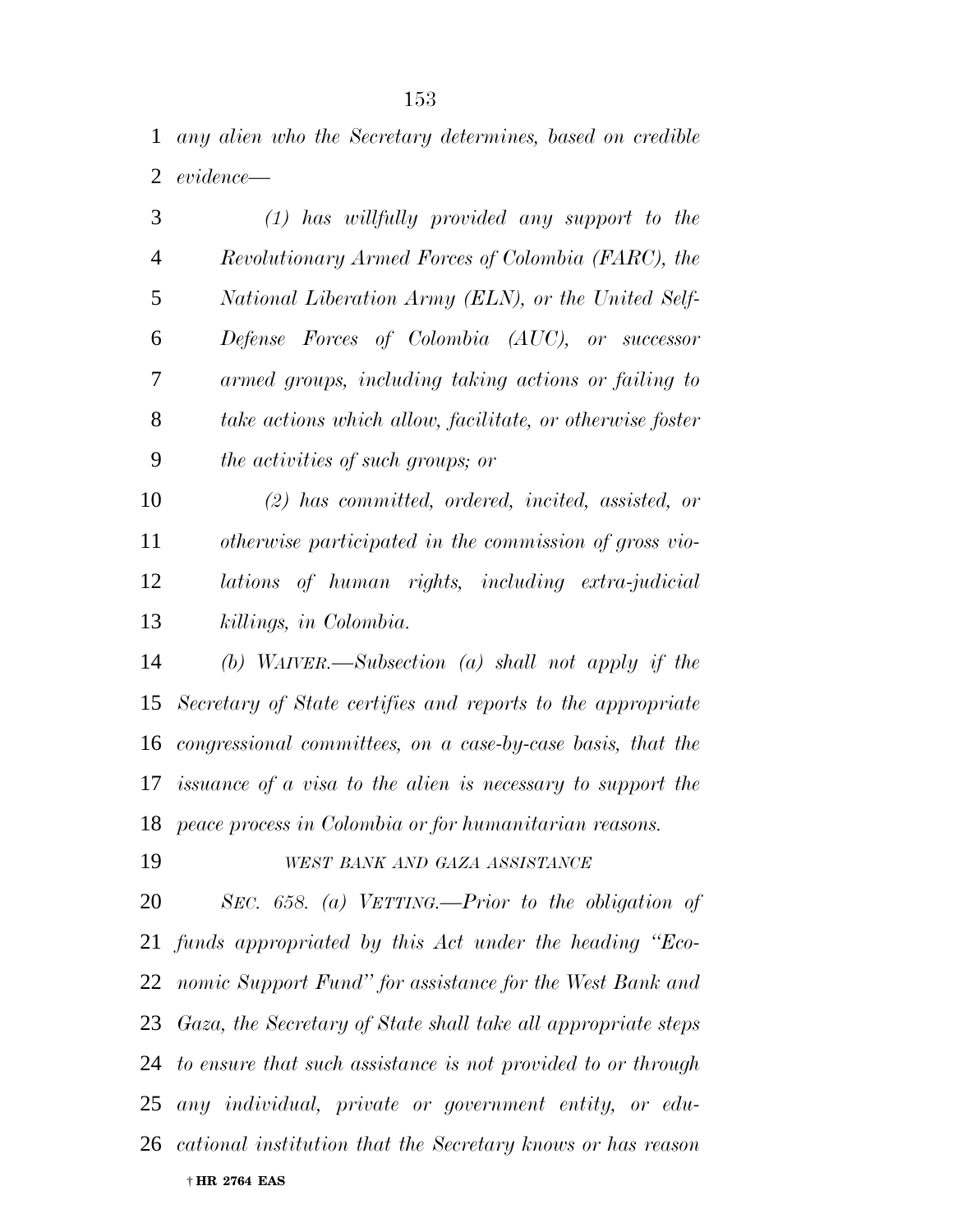*any alien who the Secretary determines, based on credible evidence—*

*(1) has willfully provided any support to the Revolutionary Armed Forces of Colombia (FARC), the National Liberation Army (ELN), or the United Self-Defense Forces of Colombia (AUC), or successor armed groups, including taking actions or failing to take actions which allow, facilitate, or otherwise foster the activities of such groups; or*

*(2) has committed, ordered, incited, assisted, or otherwise participated in the commission of gross violations of human rights, including extra-judicial killings, in Colombia.*

*(b) WAIVER.—Subsection (a) shall not apply if the Secretary of State certifies and reports to the appropriate congressional committees, on a case-by-case basis, that the issuance of a visa to the alien is necessary to support the peace process in Colombia or for humanitarian reasons.*

*WEST BANK AND GAZA ASSISTANCE*

*SEC. 658. (a) VETTING.—Prior to the obligation of funds appropriated by this Act under the heading "Economic Support Fund" for assistance for the West Bank and Gaza, the Secretary of State shall take all appropriate steps to ensure that such assistance is not provided to or through any individual, private or government entity, or educational institution that the Secretary knows or has reason*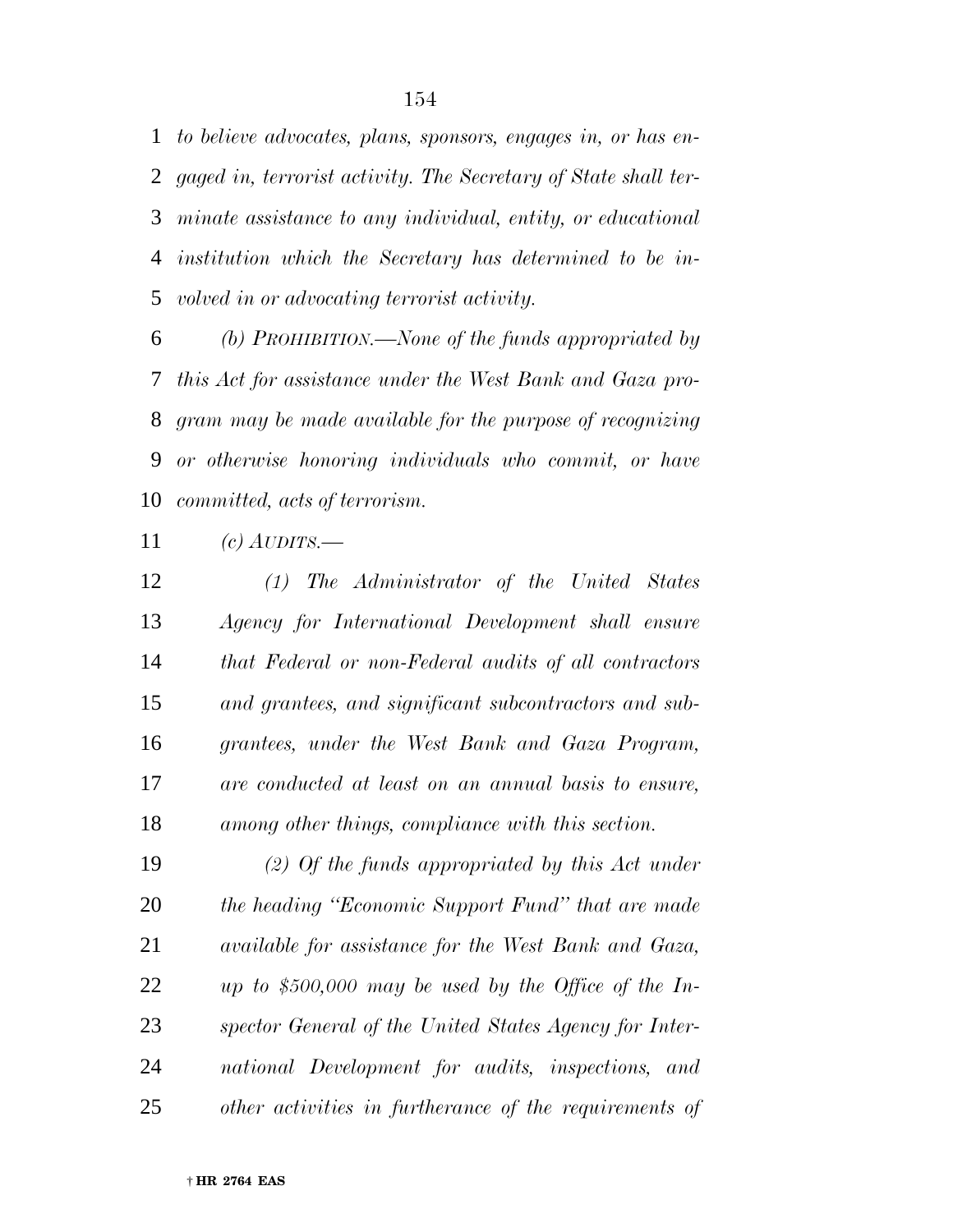*to believe advocates, plans, sponsors, engages in, or has engaged in, terrorist activity. The Secretary of State shall terminate assistance to any individual, entity, or educational institution which the Secretary has determined to be involved in or advocating terrorist activity.*

*(b) PROHIBITION.—None of the funds appropriated by this Act for assistance under the West Bank and Gaza program may be made available for the purpose of recognizing or otherwise honoring individuals who commit, or have committed, acts of terrorism.*

*(c) AUDITS.—*

*(1) The Administrator of the United States Agency for International Development shall ensure that Federal or non-Federal audits of all contractors and grantees, and significant subcontractors and subgrantees, under the West Bank and Gaza Program, are conducted at least on an annual basis to ensure, among other things, compliance with this section.*

*(2) Of the funds appropriated by this Act under the heading "Economic Support Fund" that are made available for assistance for the West Bank and Gaza, up to $500,000 may be used by the Office of the Inspector General of the United States Agency for International Development for audits, inspections, and other activities in furtherance of the requirements of*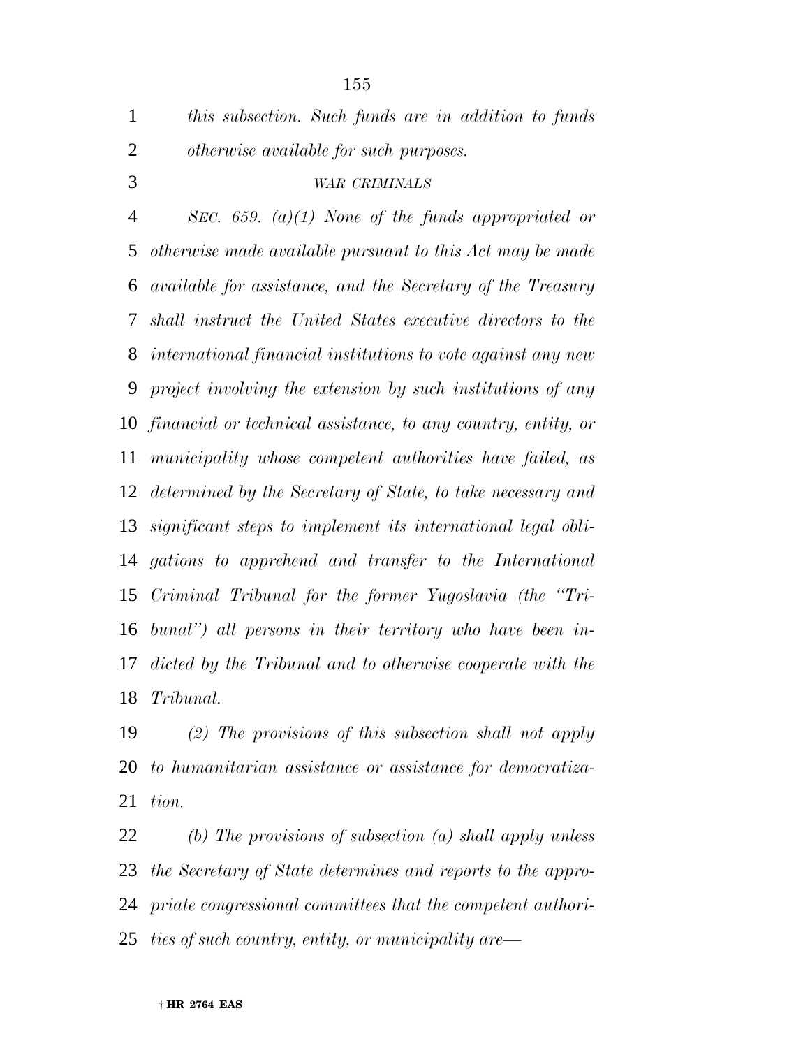*this subsection. Such funds are in addition to funds otherwise available for such purposes.*

*WAR CRIMINALS*

*SEC. 659. (a)(1) None of the funds appropriated or otherwise made available pursuant to this Act may be made available for assistance, and the Secretary of the Treasury shall instruct the United States executive directors to the international financial institutions to vote against any new project involving the extension by such institutions of any financial or technical assistance, to any country, entity, or municipality whose competent authorities have failed, as determined by the Secretary of State, to take necessary and significant steps to implement its international legal obligations to apprehend and transfer to the International Criminal Tribunal for the former Yugoslavia (the "Tribunal") all persons in their territory who have been indicted by the Tribunal and to otherwise cooperate with the Tribunal.*

*(2) The provisions of this subsection shall not apply to humanitarian assistance or assistance for democratization.*

*(b) The provisions of subsection (a) shall apply unless the Secretary of State determines and reports to the appropriate congressional committees that the competent authorities of such country, entity, or municipality are—*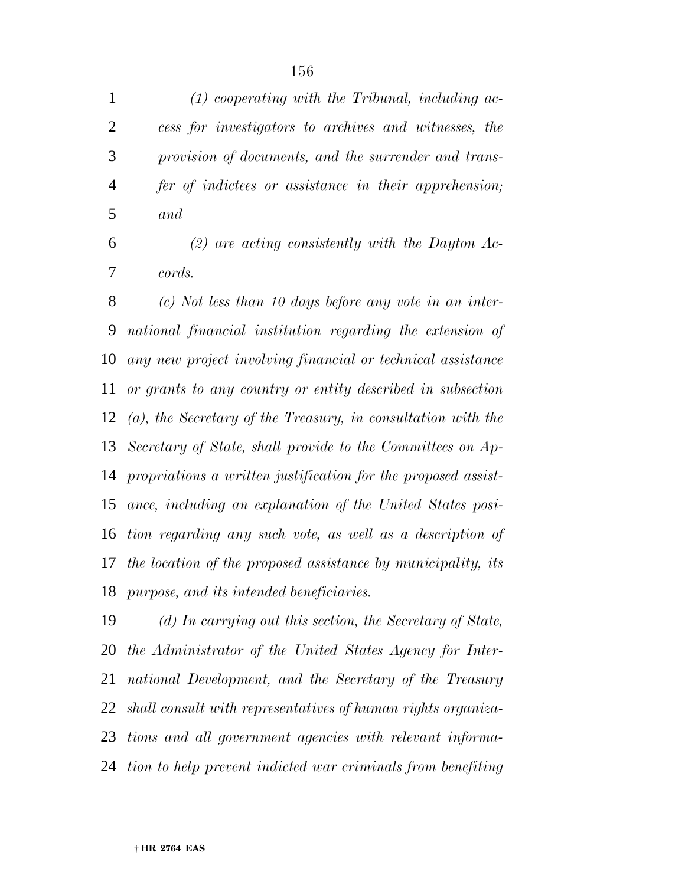*(1) cooperating with the Tribunal, including access for investigators to archives and witnesses, the provision of documents, and the surrender and transfer of indictees or assistance in their apprehension; and*

*(2) are acting consistently with the Dayton Accords.*

*(c) Not less than 10 days before any vote in an international financial institution regarding the extension of any new project involving financial or technical assistance or grants to any country or entity described in subsection (a), the Secretary of the Treasury, in consultation with the Secretary of State, shall provide to the Committees on Appropriations a written justification for the proposed assistance, including an explanation of the United States position regarding any such vote, as well as a description of the location of the proposed assistance by municipality, its purpose, and its intended beneficiaries.*

*(d) In carrying out this section, the Secretary of State, the Administrator of the United States Agency for International Development, and the Secretary of the Treasury shall consult with representatives of human rights organizations and all government agencies with relevant information to help prevent indicted war criminals from benefiting*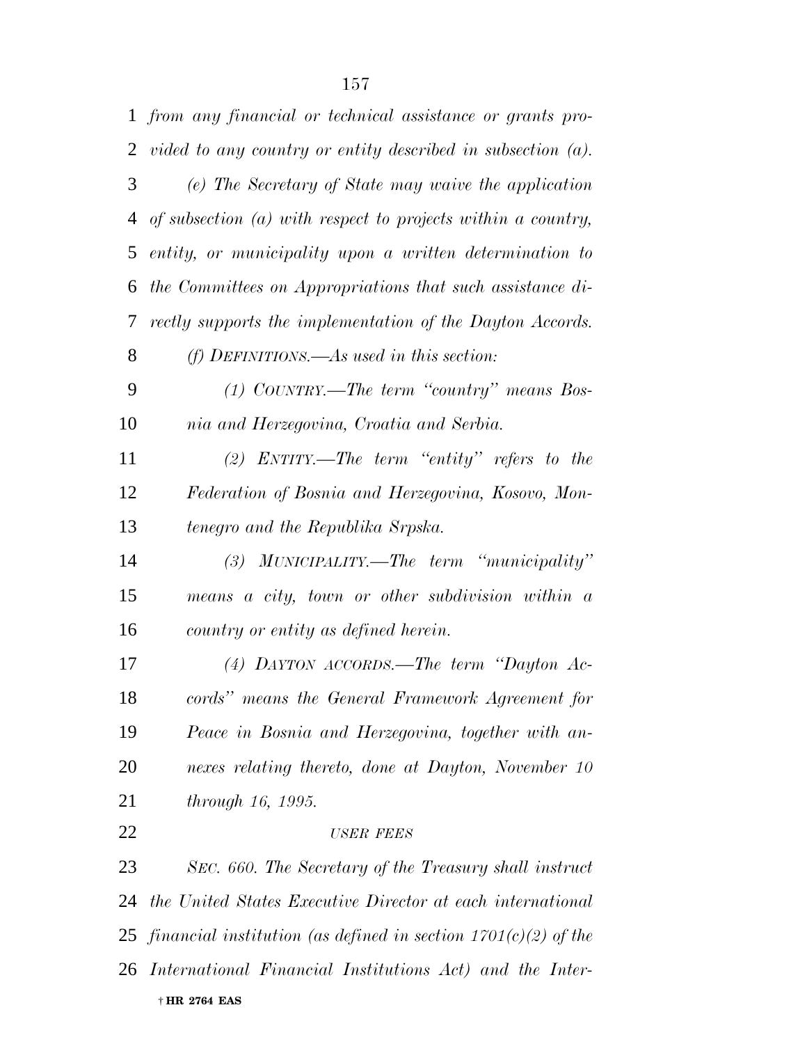*from any financial or technical assistance or grants provided to any country or entity described in subsection (a).*

*(e) The Secretary of State may waive the application of subsection (a) with respect to projects within a country, entity, or municipality upon a written determination to the Committees on Appropriations that such assistance directly supports the implementation of the Dayton Accords.*

*(f) DEFINITIONS.—As used in this section:*

*(1) COUNTRY.—The term "country" means Bosnia and Herzegovina, Croatia and Serbia.*

*(2) ENTITY.—The term "entity" refers to the Federation of Bosnia and Herzegovina, Kosovo, Montenegro and the Republika Srpska.*

*(3) MUNICIPALITY.—The term "municipality" means a city, town or other subdivision within a country or entity as defined herein.*

*(4) DAYTON ACCORDS.—The term "Dayton Accords" means the General Framework Agreement for Peace in Bosnia and Herzegovina, together with annexes relating thereto, done at Dayton, November 10 through 16, 1995.*

*USER FEES*

*SEC. 660. The Secretary of the Treasury shall instruct the United States Executive Director at each international financial institution (as defined in section 1701(c)(2) of the International Financial Institutions Act) and the Inter-*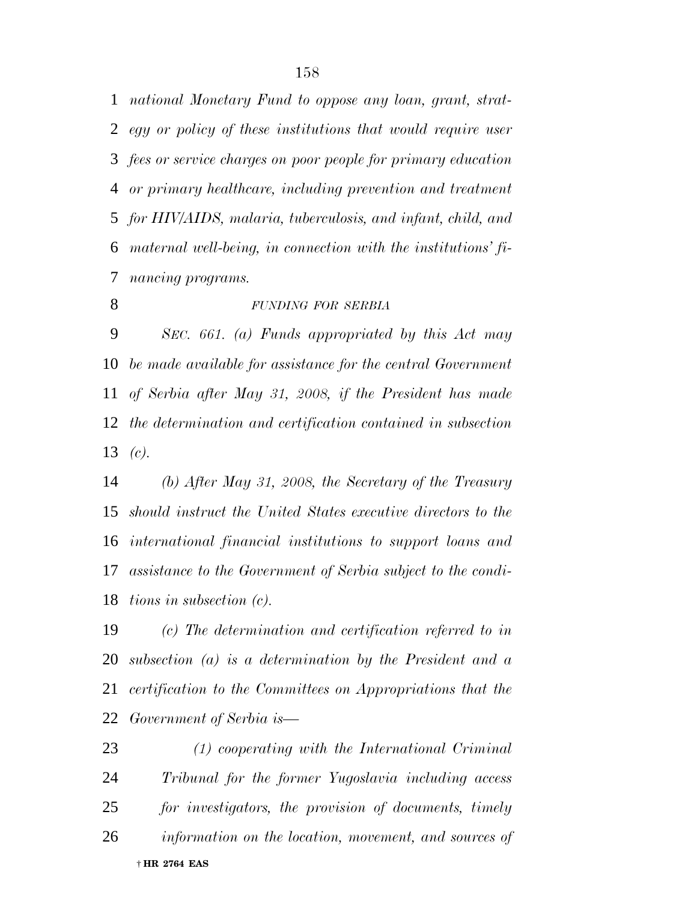*national Monetary Fund to oppose any loan, grant, strategy or policy of these institutions that would require user fees or service charges on poor people for primary education or primary healthcare, including prevention and treatment for HIV/AIDS, malaria, tuberculosis, and infant, child, and maternal well-being, in connection with the institutions' financing programs.*

*FUNDING FOR SERBIA*

*SEC. 661. (a) Funds appropriated by this Act may be made available for assistance for the central Government of Serbia after May 31, 2008, if the President has made the determination and certification contained in subsection (c).*

*(b) After May 31, 2008, the Secretary of the Treasury should instruct the United States executive directors to the international financial institutions to support loans and assistance to the Government of Serbia subject to the conditions in subsection (c).*

*(c) The determination and certification referred to in subsection (a) is a determination by the President and a certification to the Committees on Appropriations that the Government of Serbia is—*

*(1) cooperating with the International Criminal Tribunal for the former Yugoslavia including access for investigators, the provision of documents, timely information on the location, movement, and sources of*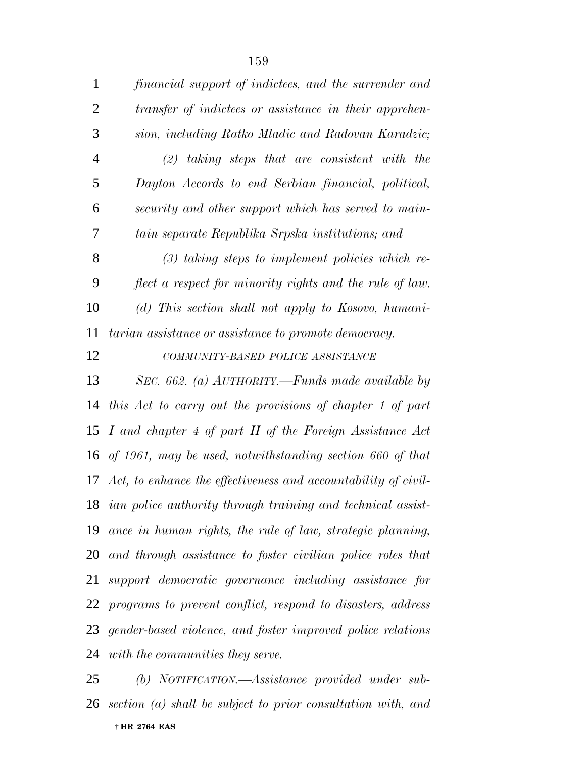*financial support of indictees, and the surrender and transfer of indictees or assistance in their apprehension, including Ratko Mladic and Radovan Karadzic;*

*(2) taking steps that are consistent with the Dayton Accords to end Serbian financial, political, security and other support which has served to maintain separate Republika Srpska institutions; and*

*(3) taking steps to implement policies which reflect a respect for minority rights and the rule of law.*

*(d) This section shall not apply to Kosovo, humanitarian assistance or assistance to promote democracy.*

*COMMUNITY-BASED POLICE ASSISTANCE*

*SEC. 662. (a) AUTHORITY.—Funds made available by this Act to carry out the provisions of chapter 1 of part I and chapter 4 of part II of the Foreign Assistance Act of 1961, may be used, notwithstanding section 660 of that Act, to enhance the effectiveness and accountability of civilian police authority through training and technical assistance in human rights, the rule of law, strategic planning, and through assistance to foster civilian police roles that support democratic governance including assistance for programs to prevent conflict, respond to disasters, address gender-based violence, and foster improved police relations with the communities they serve.*

*(b) NOTIFICATION.—Assistance provided under subsection (a) shall be subject to prior consultation with, and*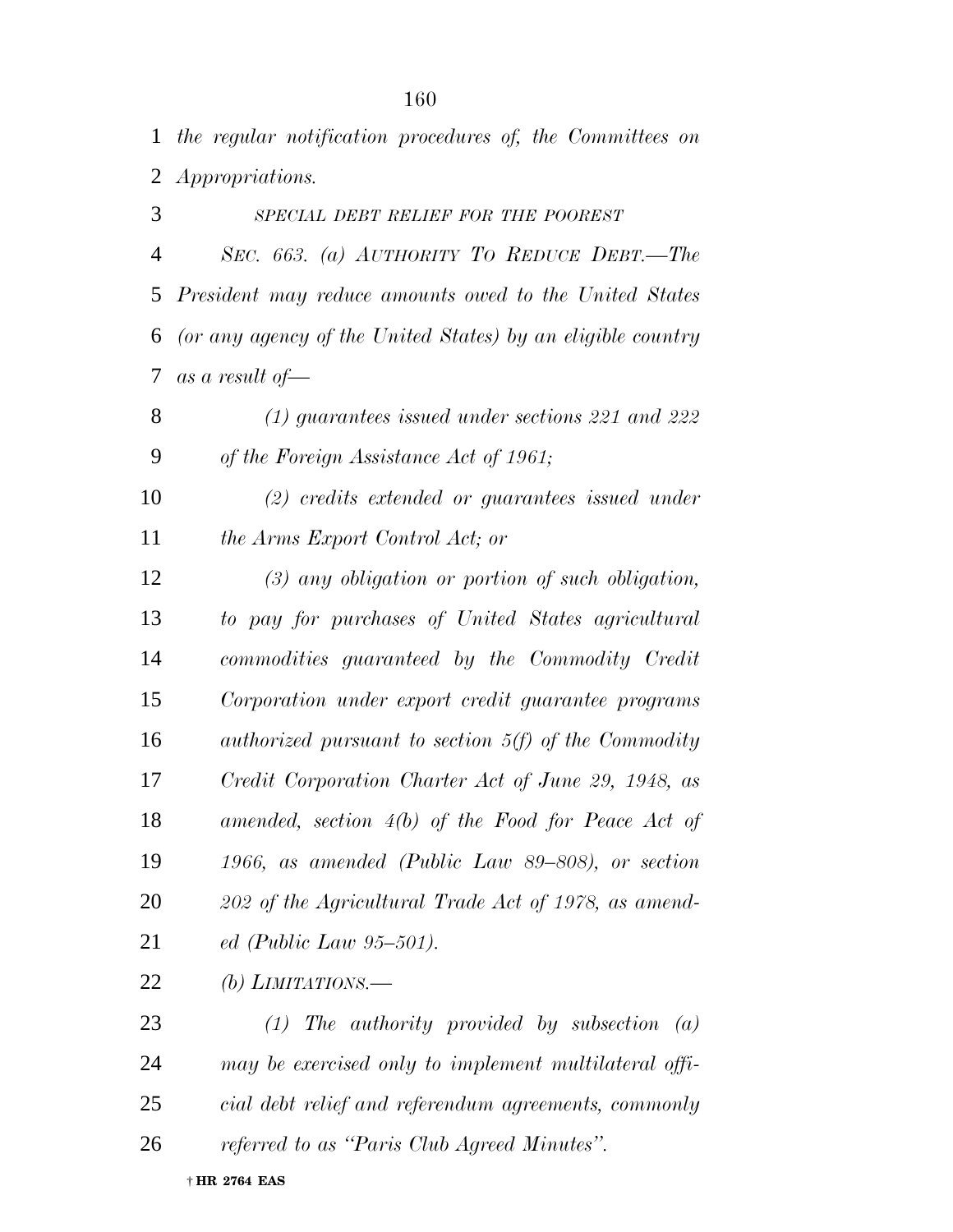*the regular notification procedures of, the Committees on Appropriations.*

*SPECIAL DEBT RELIEF FOR THE POOREST*

*SEC. 663. (a) AUTHORITY TO REDUCE DEBT.—The President may reduce amounts owed to the United States (or any agency of the United States) by an eligible country as a result of—*

*(1) guarantees issued under sections 221 and 222 of the Foreign Assistance Act of 1961;*

*(2) credits extended or guarantees issued under the Arms Export Control Act; or*

*(3) any obligation or portion of such obligation, to pay for purchases of United States agricultural commodities guaranteed by the Commodity Credit Corporation under export credit guarantee programs authorized pursuant to section 5(f) of the Commodity Credit Corporation Charter Act of June 29, 1948, as amended, section 4(b) of the Food for Peace Act of 1966, as amended (Public Law 89–808), or section 202 of the Agricultural Trade Act of 1978, as amended (Public Law 95–501).*

*(b) LIMITATIONS.—*

*(1) The authority provided by subsection (a) may be exercised only to implement multilateral official debt relief and referendum agreements, commonly referred to as "Paris Club Agreed Minutes".*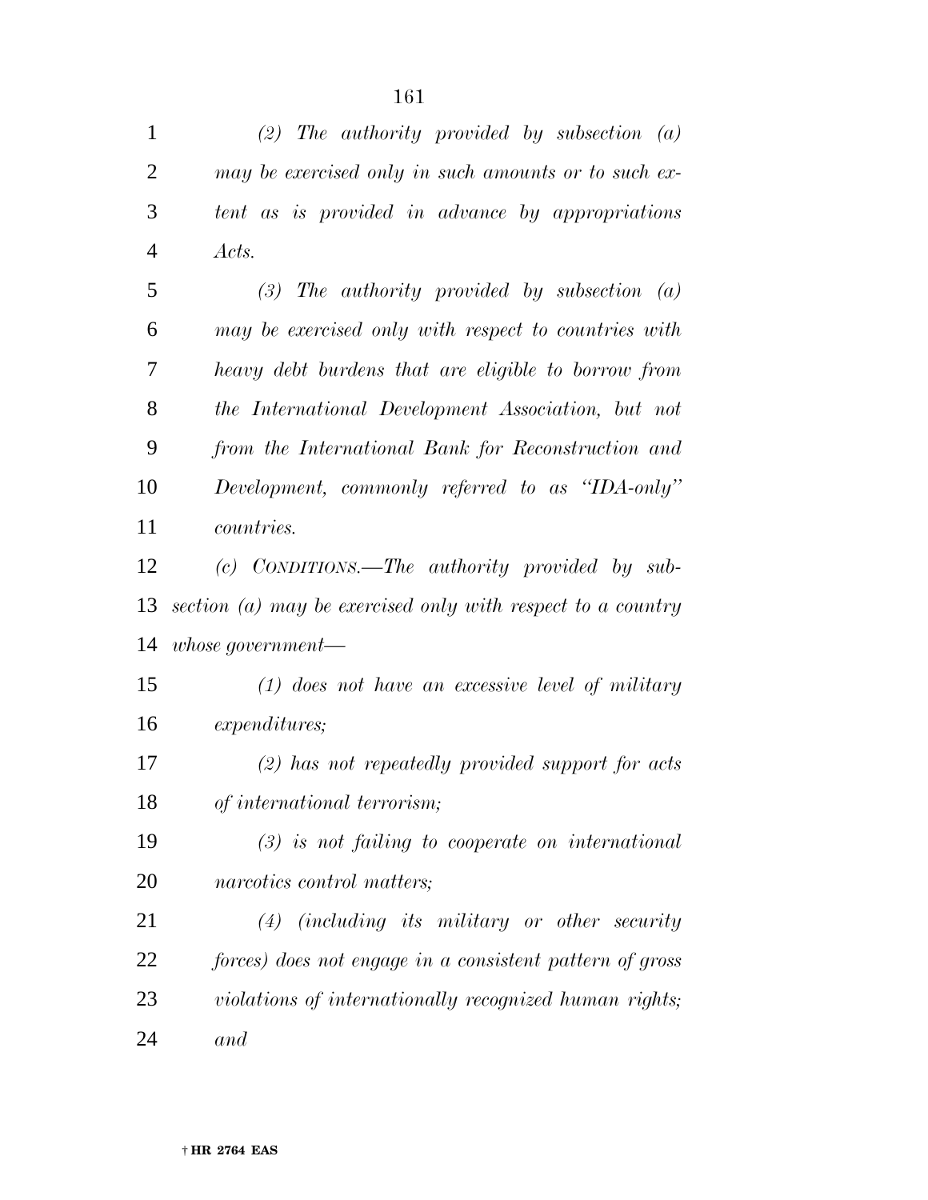*(2) The authority provided by subsection (a) may be exercised only in such amounts or to such extent as is provided in advance by appropriations Acts.*

*(3) The authority provided by subsection (a) may be exercised only with respect to countries with heavy debt burdens that are eligible to borrow from the International Development Association, but not from the International Bank for Reconstruction and Development, commonly referred to as "IDA-only" countries.*

*(c) CONDITIONS.—The authority provided by subsection (a) may be exercised only with respect to a country whose government—*

*(1) does not have an excessive level of military expenditures;*

*(2) has not repeatedly provided support for acts of international terrorism;*

*(3) is not failing to cooperate on international narcotics control matters;*

*(4) (including its military or other security forces) does not engage in a consistent pattern of gross violations of internationally recognized human rights; and*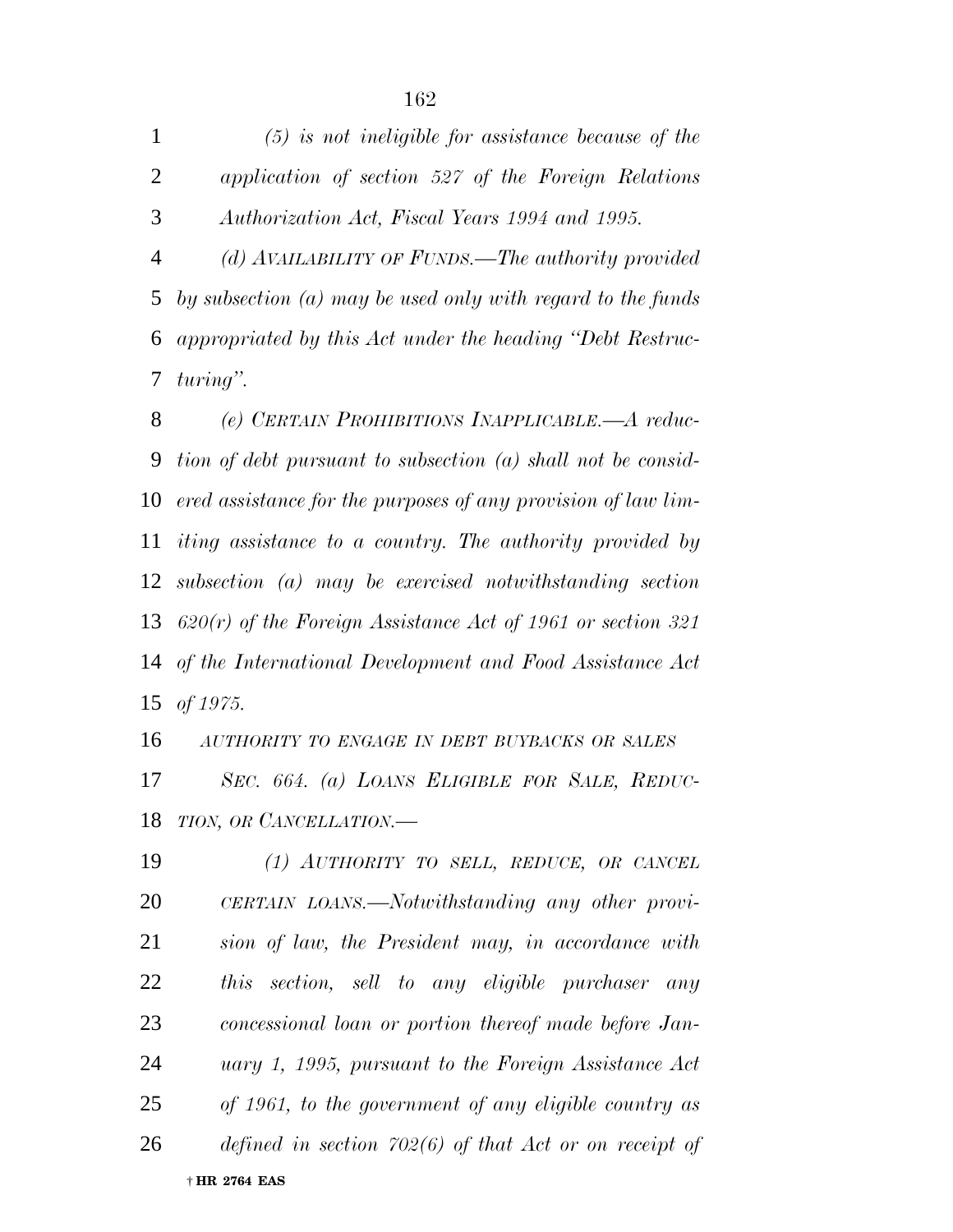*(5) is not ineligible for assistance because of the application of section 527 of the Foreign Relations Authorization Act, Fiscal Years 1994 and 1995.*

*(d) AVAILABILITY OF FUNDS.—The authority provided by subsection (a) may be used only with regard to the funds appropriated by this Act under the heading "Debt Restructuring".*

*(e) CERTAIN PROHIBITIONS INAPPLICABLE.—A reduction of debt pursuant to subsection (a) shall not be considered assistance for the purposes of any provision of law limiting assistance to a country. The authority provided by subsection (a) may be exercised notwithstanding section 620(r) of the Foreign Assistance Act of 1961 or section 321 of the International Development and Food Assistance Act of 1975.*

*AUTHORITY TO ENGAGE IN DEBT BUYBACKS OR SALES*

*SEC. 664. (a) LOANS ELIGIBLE FOR SALE, REDUCTION, OR CANCELLATION.—*

*(1) AUTHORITY TO SELL, REDUCE, OR CANCEL CERTAIN LOANS.—Notwithstanding any other provision of law, the President may, in accordance with this section, sell to any eligible purchaser any concessional loan or portion thereof made before January 1, 1995, pursuant to the Foreign Assistance Act of 1961, to the government of any eligible country as defined in section 702(6) of that Act or on receipt of*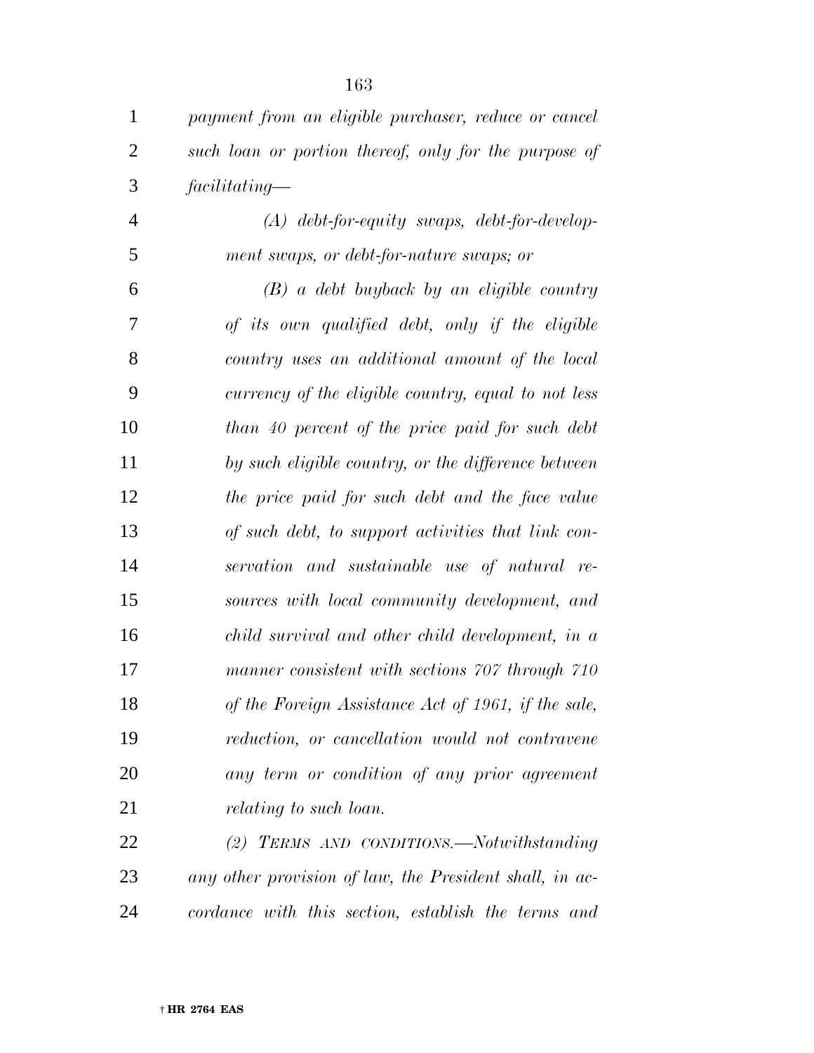*payment from an eligible purchaser, reduce or cancel such loan or portion thereof, only for the purpose of facilitating—*

*(A) debt-for-equity swaps, debt-for-development swaps, or debt-for-nature swaps; or*

*(B) a debt buyback by an eligible country of its own qualified debt, only if the eligible country uses an additional amount of the local currency of the eligible country, equal to not less than 40 percent of the price paid for such debt by such eligible country, or the difference between the price paid for such debt and the face value of such debt, to support activities that link conservation and sustainable use of natural resources with local community development, and child survival and other child development, in a manner consistent with sections 707 through 710 of the Foreign Assistance Act of 1961, if the sale, reduction, or cancellation would not contravene any term or condition of any prior agreement relating to such loan.*

*(2) TERMS AND CONDITIONS.—Notwithstanding any other provision of law, the President shall, in accordance with this section, establish the terms and*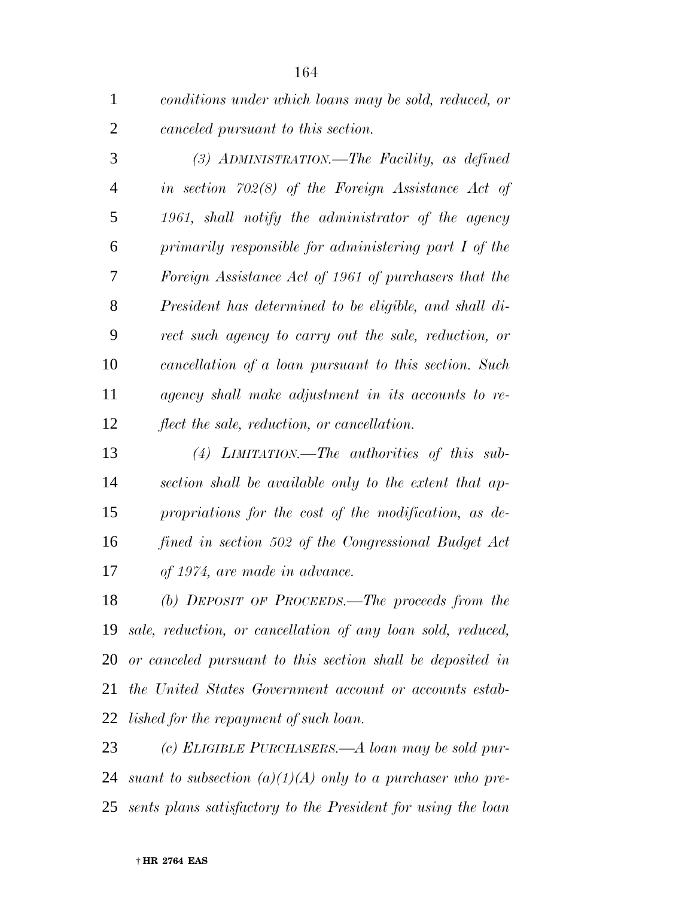*conditions under which loans may be sold, reduced, or canceled pursuant to this section.*

*(3) ADMINISTRATION.—The Facility, as defined in section 702(8) of the Foreign Assistance Act of 1961, shall notify the administrator of the agency primarily responsible for administering part I of the Foreign Assistance Act of 1961 of purchasers that the President has determined to be eligible, and shall direct such agency to carry out the sale, reduction, or cancellation of a loan pursuant to this section. Such agency shall make adjustment in its accounts to reflect the sale, reduction, or cancellation.*

*(4) LIMITATION.—The authorities of this subsection shall be available only to the extent that appropriations for the cost of the modification, as defined in section 502 of the Congressional Budget Act of 1974, are made in advance.*

*(b) DEPOSIT OF PROCEEDS.—The proceeds from the sale, reduction, or cancellation of any loan sold, reduced, or canceled pursuant to this section shall be deposited in the United States Government account or accounts established for the repayment of such loan.*

*(c) ELIGIBLE PURCHASERS.—A loan may be sold pursuant to subsection (a)(1)(A) only to a purchaser who presents plans satisfactory to the President for using the loan*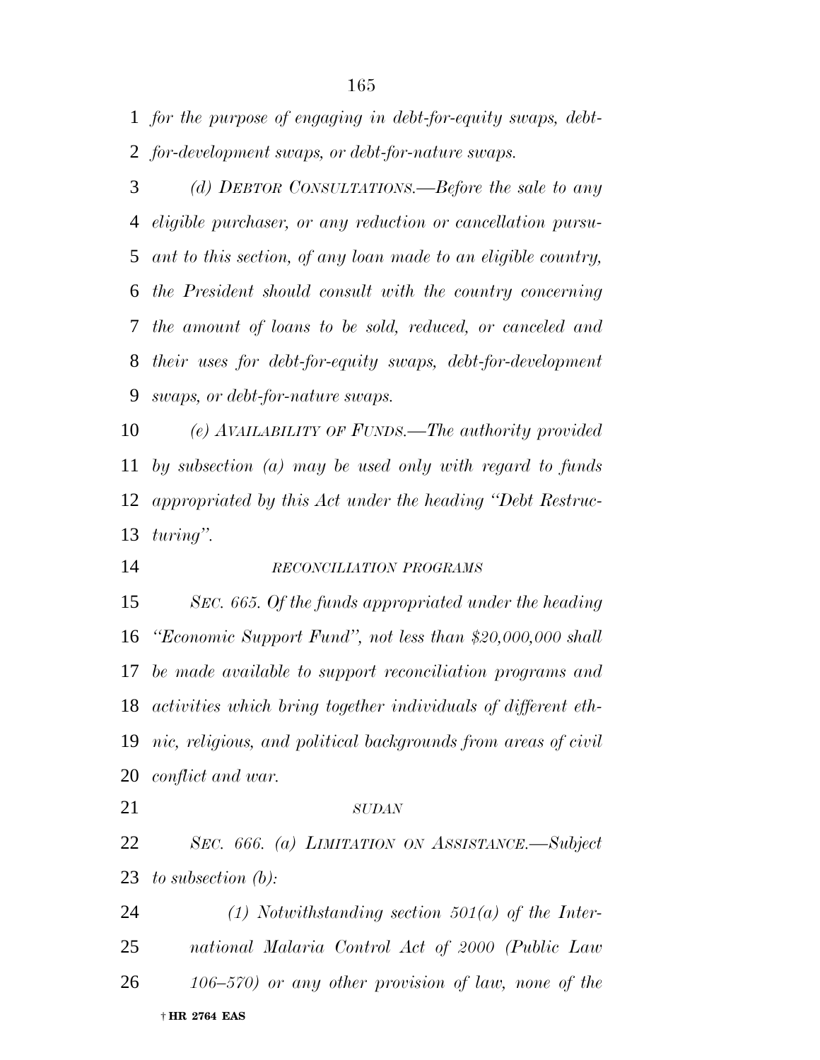*for the purpose of engaging in debt-for-equity swaps, debt-for-development swaps, or debt-for-nature swaps.*

*(d) DEBTOR CONSULTATIONS.—Before the sale to any eligible purchaser, or any reduction or cancellation pursuant to this section, of any loan made to an eligible country, the President should consult with the country concerning the amount of loans to be sold, reduced, or canceled and their uses for debt-for-equity swaps, debt-for-development swaps, or debt-for-nature swaps.*

*(e) AVAILABILITY OF FUNDS.—The authority provided by subsection (a) may be used only with regard to funds appropriated by this Act under the heading "Debt Restructuring".*

*RECONCILIATION PROGRAMS*

*SEC. 665. Of the funds appropriated under the heading "Economic Support Fund", not less than $20,000,000 shall be made available to support reconciliation programs and activities which bring together individuals of different ethnic, religious, and political backgrounds from areas of civil conflict and war.*

*SUDAN*

*SEC. 666. (a) LIMITATION ON ASSISTANCE.—Subject to subsection (b):*

*(1) Notwithstanding section 501(a) of the International Malaria Control Act of 2000 (Public Law 106–570) or any other provision of law, none of the*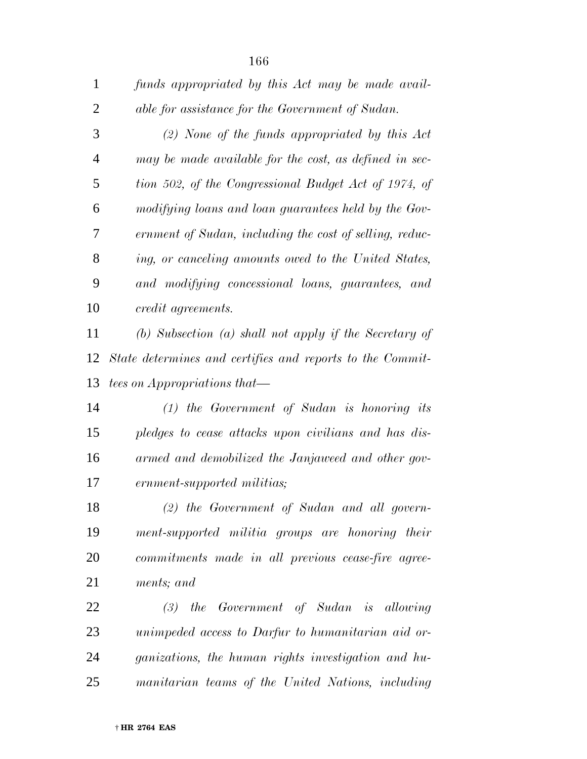*funds appropriated by this Act may be made available for assistance for the Government of Sudan.*

*(2) None of the funds appropriated by this Act may be made available for the cost, as defined in section 502, of the Congressional Budget Act of 1974, of modifying loans and loan guarantees held by the Government of Sudan, including the cost of selling, reducing, or canceling amounts owed to the United States, and modifying concessional loans, guarantees, and credit agreements.*

*(b) Subsection (a) shall not apply if the Secretary of State determines and certifies and reports to the Committees on Appropriations that—*

*(1) the Government of Sudan is honoring its pledges to cease attacks upon civilians and has disarmed and demobilized the Janjaweed and other government-supported militias;*

*(2) the Government of Sudan and all government-supported militia groups are honoring their commitments made in all previous cease-fire agreements; and*

*(3) the Government of Sudan is allowing unimpeded access to Darfur to humanitarian aid organizations, the human rights investigation and humanitarian teams of the United Nations, including*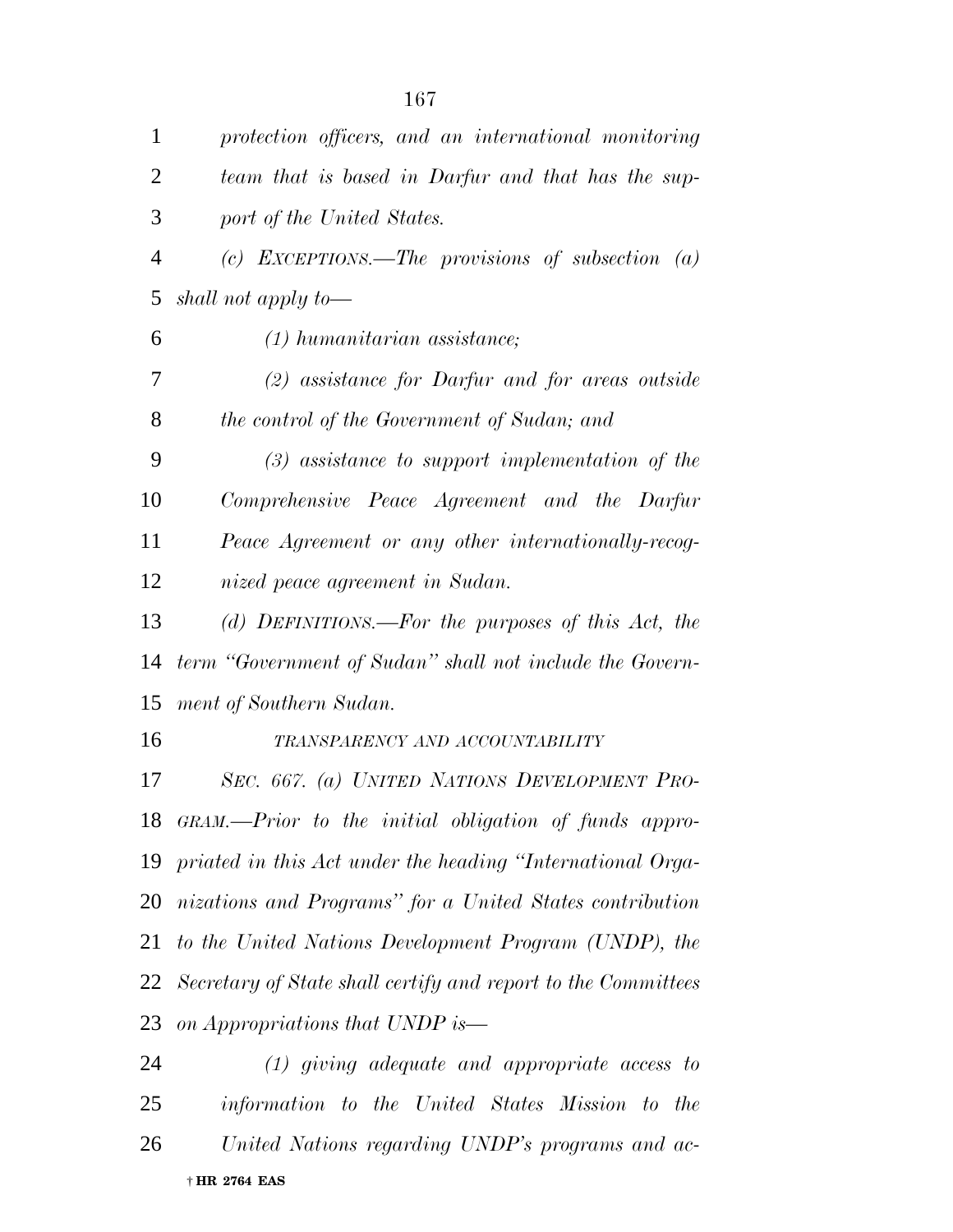*protection officers, and an international monitoring team that is based in Darfur and that has the support of the United States.*

*(c) EXCEPTIONS.—The provisions of subsection (a) shall not apply to—*

*(1) humanitarian assistance;*

*(2) assistance for Darfur and for areas outside the control of the Government of Sudan; and*

*(3) assistance to support implementation of the Comprehensive Peace Agreement and the Darfur Peace Agreement or any other internationally-recognized peace agreement in Sudan.*

*(d) DEFINITIONS.—For the purposes of this Act, the term "Government of Sudan" shall not include the Government of Southern Sudan.*

*TRANSPARENCY AND ACCOUNTABILITY*

*SEC. 667. (a) UNITED NATIONS DEVELOPMENT PROGRAM.—Prior to the initial obligation of funds appropriated in this Act under the heading "International Organizations and Programs" for a United States contribution to the United Nations Development Program (UNDP), the Secretary of State shall certify and report to the Committees on Appropriations that UNDP is—*

*(1) giving adequate and appropriate access to information to the United States Mission to the United Nations regarding UNDP's programs and ac-*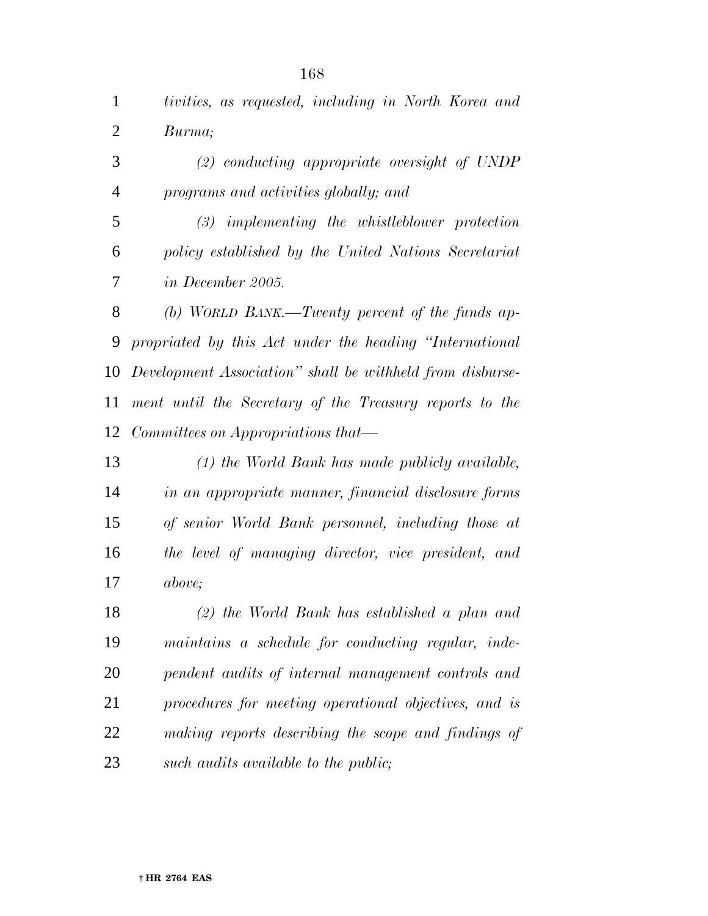*tivities, as requested, including in North Korea and Burma;*

*(2) conducting appropriate oversight of UNDP programs and activities globally; and*

*(3) implementing the whistleblower protection policy established by the United Nations Secretariat in December 2005.*

*(b) WORLD BANK.—Twenty percent of the funds appropriated by this Act under the heading "International Development Association" shall be withheld from disbursement until the Secretary of the Treasury reports to the Committees on Appropriations that—*

*(1) the World Bank has made publicly available, in an appropriate manner, financial disclosure forms of senior World Bank personnel, including those at the level of managing director, vice president, and above;*

*(2) the World Bank has established a plan and maintains a schedule for conducting regular, independent audits of internal management controls and procedures for meeting operational objectives, and is making reports describing the scope and findings of such audits available to the public;*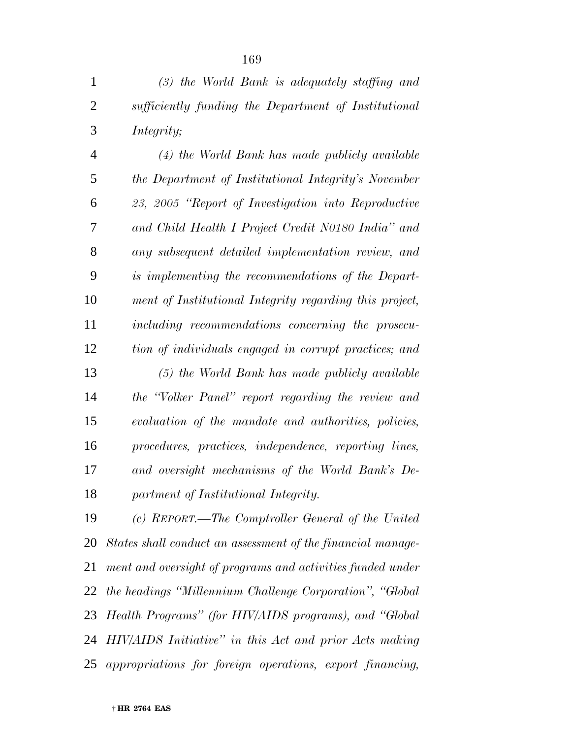*(3) the World Bank is adequately staffing and sufficiently funding the Department of Institutional Integrity;*

*(4) the World Bank has made publicly available the Department of Institutional Integrity's November 23, 2005 "Report of Investigation into Reproductive and Child Health I Project Credit N0180 India" and any subsequent detailed implementation review, and is implementing the recommendations of the Department of Institutional Integrity regarding this project, including recommendations concerning the prosecution of individuals engaged in corrupt practices; and*

*(5) the World Bank has made publicly available the "Volker Panel" report regarding the review and evaluation of the mandate and authorities, policies, procedures, practices, independence, reporting lines, and oversight mechanisms of the World Bank's Department of Institutional Integrity.*

*(c) REPORT.—The Comptroller General of the United States shall conduct an assessment of the financial management and oversight of programs and activities funded under the headings "Millennium Challenge Corporation", "Global Health Programs" (for HIV/AIDS programs), and "Global HIV/AIDS Initiative" in this Act and prior Acts making appropriations for foreign operations, export financing,*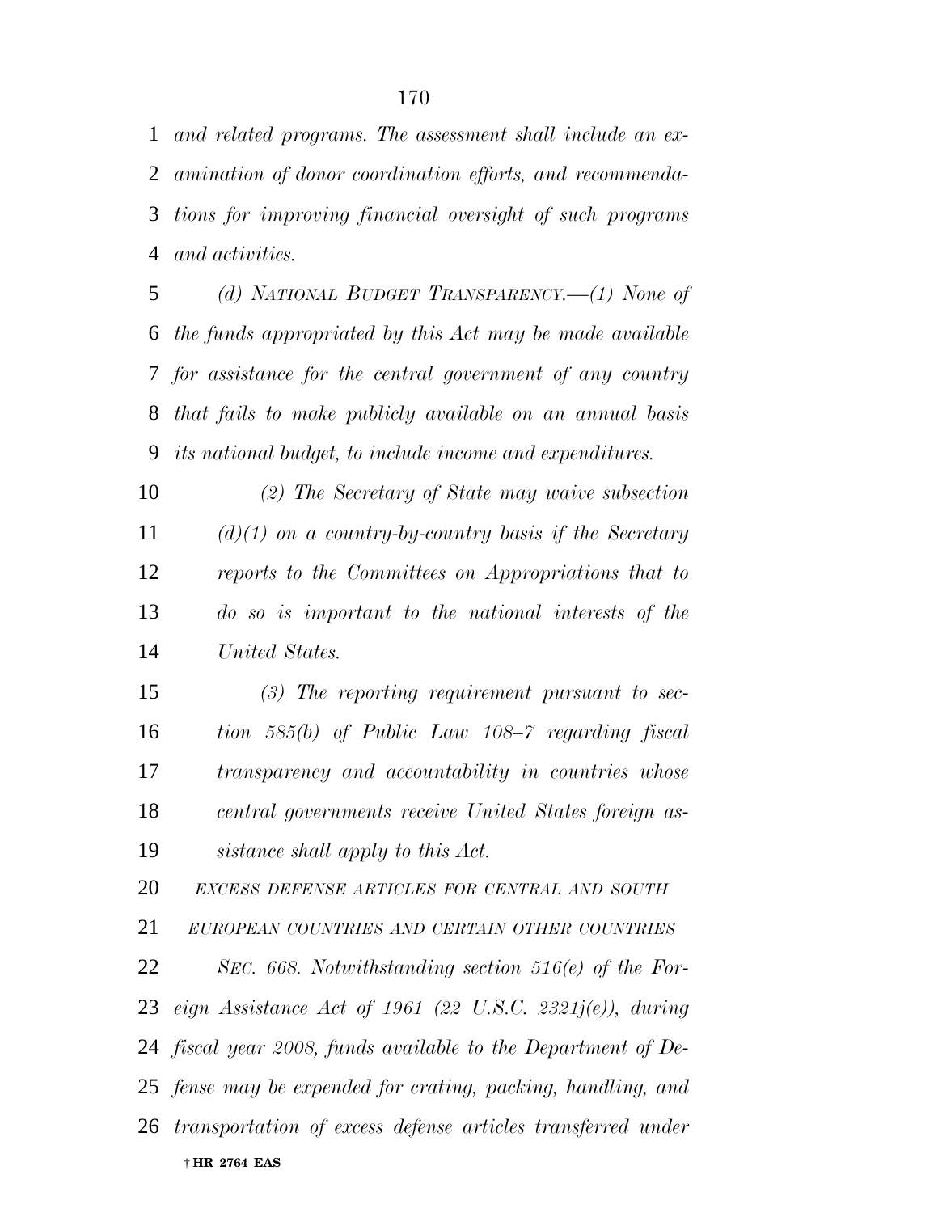*and related programs. The assessment shall include an examination of donor coordination efforts, and recommendations for improving financial oversight of such programs and activities.*

*(d) NATIONAL BUDGET TRANSPARENCY.—(1) None of the funds appropriated by this Act may be made available for assistance for the central government of any country that fails to make publicly available on an annual basis its national budget, to include income and expenditures.*

*(2) The Secretary of State may waive subsection (d)(1) on a country-by-country basis if the Secretary reports to the Committees on Appropriations that to do so is important to the national interests of the United States.*

*(3) The reporting requirement pursuant to section 585(b) of Public Law 108–7 regarding fiscal transparency and accountability in countries whose central governments receive United States foreign assistance shall apply to this Act.*

*EXCESS DEFENSE ARTICLES FOR CENTRAL AND SOUTH EUROPEAN COUNTRIES AND CERTAIN OTHER COUNTRIES*

*SEC. 668. Notwithstanding section 516(e) of the Foreign Assistance Act of 1961 (22 U.S.C. 2321j(e)), during fiscal year 2008, funds available to the Department of Defense may be expended for crating, packing, handling, and transportation of excess defense articles transferred under*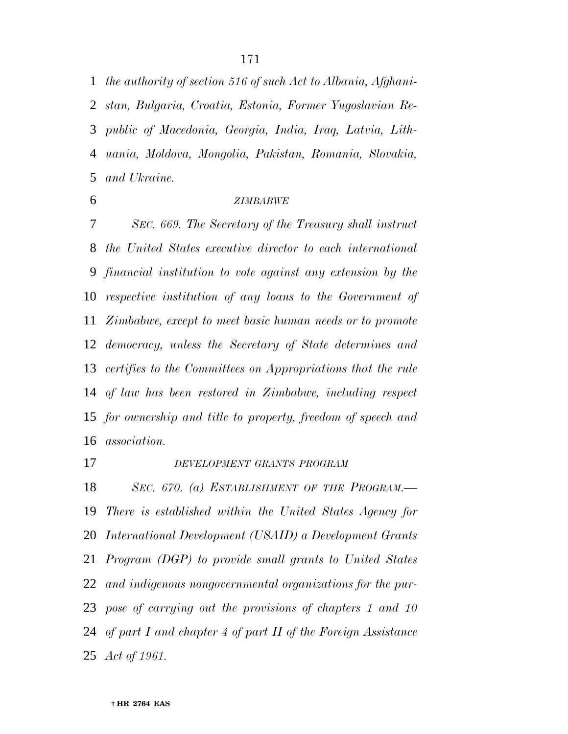*the authority of section 516 of such Act to Albania, Afghanistan, Bulgaria, Croatia, Estonia, Former Yugoslavian Republic of Macedonia, Georgia, India, Iraq, Latvia, Lithuania, Moldova, Mongolia, Pakistan, Romania, Slovakia, and Ukraine.*

*ZIMBABWE*

*SEC. 669. The Secretary of the Treasury shall instruct the United States executive director to each international financial institution to vote against any extension by the respective institution of any loans to the Government of Zimbabwe, except to meet basic human needs or to promote democracy, unless the Secretary of State determines and certifies to the Committees on Appropriations that the rule of law has been restored in Zimbabwe, including respect for ownership and title to property, freedom of speech and association.*

*DEVELOPMENT GRANTS PROGRAM*

*SEC. 670. (a) ESTABLISHMENT OF THE PROGRAM.—There is established within the United States Agency for International Development (USAID) a Development Grants Program (DGP) to provide small grants to United States and indigenous nongovernmental organizations for the purpose of carrying out the provisions of chapters 1 and 10 of part I and chapter 4 of part II of the Foreign Assistance Act of 1961.*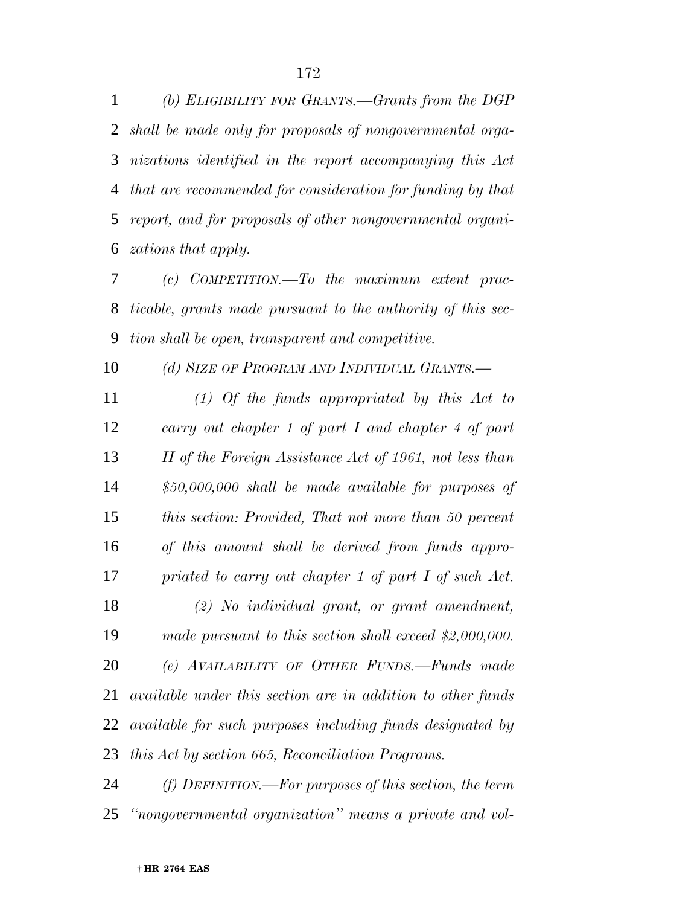*(b) ELIGIBILITY FOR GRANTS.—Grants from the DGP shall be made only for proposals of nongovernmental organizations identified in the report accompanying this Act that are recommended for consideration for funding by that report, and for proposals of other nongovernmental organizations that apply.*

*(c) COMPETITION.—To the maximum extent practicable, grants made pursuant to the authority of this section shall be open, transparent and competitive.*

*(d) SIZE OF PROGRAM AND INDIVIDUAL GRANTS.—*

*(1) Of the funds appropriated by this Act to carry out chapter 1 of part I and chapter 4 of part II of the Foreign Assistance Act of 1961, not less than $50,000,000 shall be made available for purposes of this section: Provided, That not more than 50 percent of this amount shall be derived from funds appropriated to carry out chapter 1 of part I of such Act.*

*(2) No individual grant, or grant amendment, made pursuant to this section shall exceed $2,000,000.*

*(e) AVAILABILITY OF OTHER FUNDS.—Funds made available under this section are in addition to other funds available for such purposes including funds designated by this Act by section 665, Reconciliation Programs.*

*(f) DEFINITION.—For purposes of this section, the term ''nongovernmental organization'' means a private and vol-*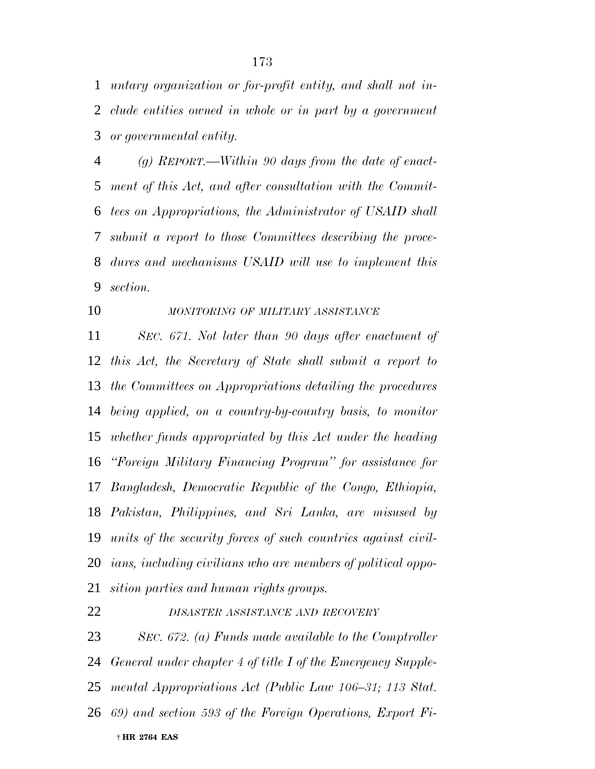*untary organization or for-profit entity, and shall not include entities owned in whole or in part by a government or governmental entity.*

*(g) REPORT.—Within 90 days from the date of enactment of this Act, and after consultation with the Committees on Appropriations, the Administrator of USAID shall submit a report to those Committees describing the procedures and mechanisms USAID will use to implement this section.*

*MONITORING OF MILITARY ASSISTANCE*

*SEC. 671. Not later than 90 days after enactment of this Act, the Secretary of State shall submit a report to the Committees on Appropriations detailing the procedures being applied, on a country-by-country basis, to monitor whether funds appropriated by this Act under the heading "Foreign Military Financing Program" for assistance for Bangladesh, Democratic Republic of the Congo, Ethiopia, Pakistan, Philippines, and Sri Lanka, are misused by units of the security forces of such countries against civilians, including civilians who are members of political opposition parties and human rights groups.*

*DISASTER ASSISTANCE AND RECOVERY*

*SEC. 672. (a) Funds made available to the Comptroller General under chapter 4 of title I of the Emergency Supplemental Appropriations Act (Public Law 106–31; 113 Stat. 69) and section 593 of the Foreign Operations, Export Fi-*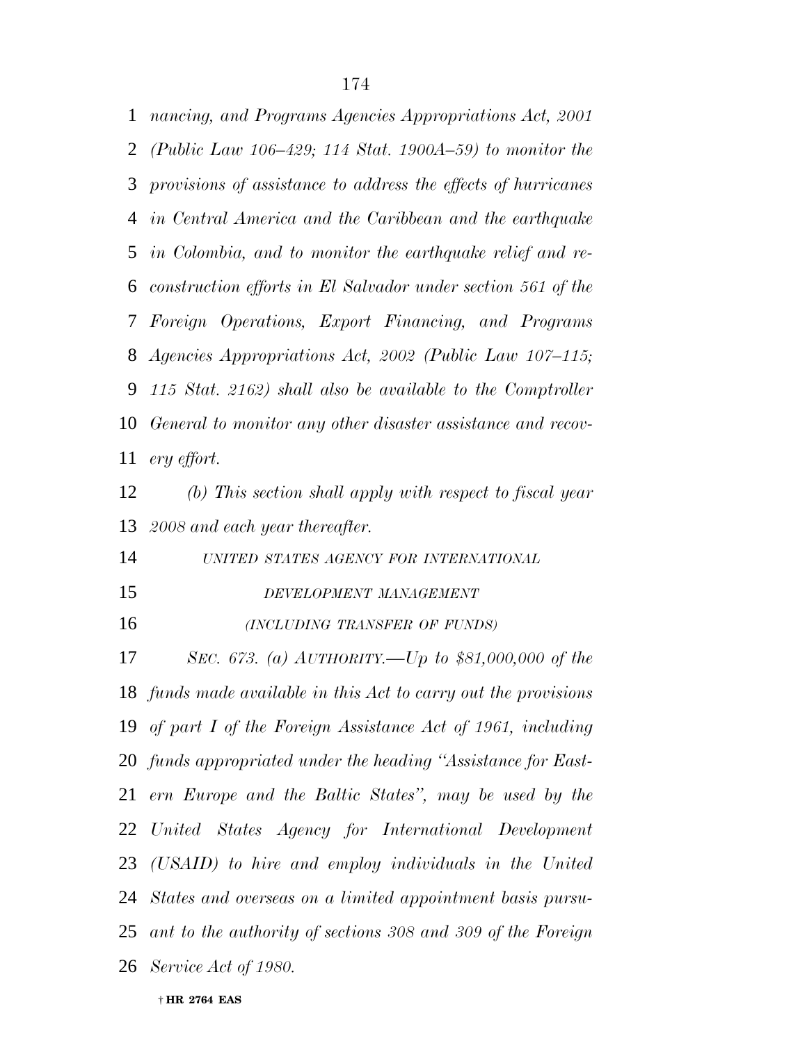*nancing, and Programs Agencies Appropriations Act, 2001 (Public Law 106–429; 114 Stat. 1900A–59) to monitor the provisions of assistance to address the effects of hurricanes in Central America and the Caribbean and the earthquake in Colombia, and to monitor the earthquake relief and reconstruction efforts in El Salvador under section 561 of the Foreign Operations, Export Financing, and Programs Agencies Appropriations Act, 2002 (Public Law 107–115; 115 Stat. 2162) shall also be available to the Comptroller General to monitor any other disaster assistance and recovery effort.*

*(b) This section shall apply with respect to fiscal year 2008 and each year thereafter.*

*UNITED STATES AGENCY FOR INTERNATIONAL DEVELOPMENT MANAGEMENT*

*(INCLUDING TRANSFER OF FUNDS)*

*SEC. 673. (a) AUTHORITY.—Up to $81,000,000 of the funds made available in this Act to carry out the provisions of part I of the Foreign Assistance Act of 1961, including funds appropriated under the heading "Assistance for Eastern Europe and the Baltic States", may be used by the United States Agency for International Development (USAID) to hire and employ individuals in the United States and overseas on a limited appointment basis pursuant to the authority of sections 308 and 309 of the Foreign Service Act of 1980.*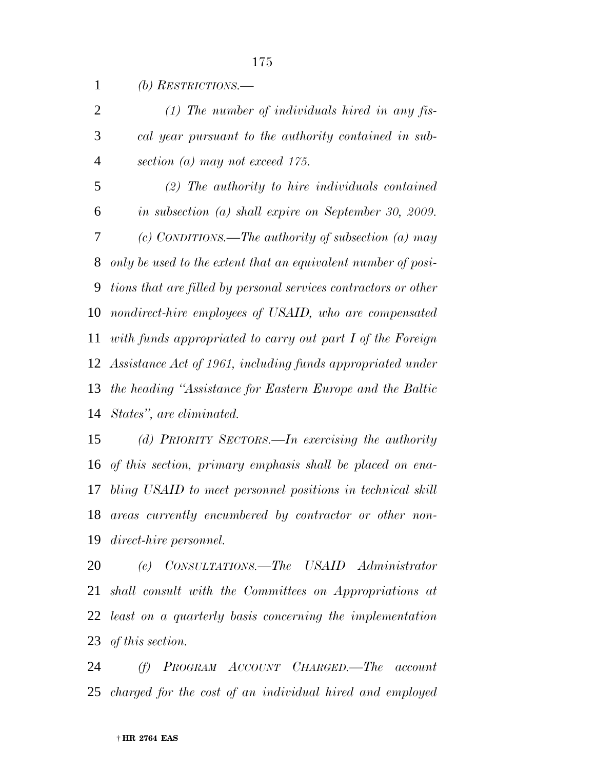*(b) RESTRICTIONS.—*

*(1) The number of individuals hired in any fiscal year pursuant to the authority contained in subsection (a) may not exceed 175.*

*(2) The authority to hire individuals contained in subsection (a) shall expire on September 30, 2009.*

*(c) CONDITIONS.—The authority of subsection (a) may only be used to the extent that an equivalent number of positions that are filled by personal services contractors or other nondirect-hire employees of USAID, who are compensated with funds appropriated to carry out part I of the Foreign Assistance Act of 1961, including funds appropriated under the heading "Assistance for Eastern Europe and the Baltic States", are eliminated.*

*(d) PRIORITY SECTORS.—In exercising the authority of this section, primary emphasis shall be placed on enabling USAID to meet personnel positions in technical skill areas currently encumbered by contractor or other nondirect-hire personnel.*

*(e) CONSULTATIONS.—The USAID Administrator shall consult with the Committees on Appropriations at least on a quarterly basis concerning the implementation of this section.*

*(f) PROGRAM ACCOUNT CHARGED.—The account charged for the cost of an individual hired and employed*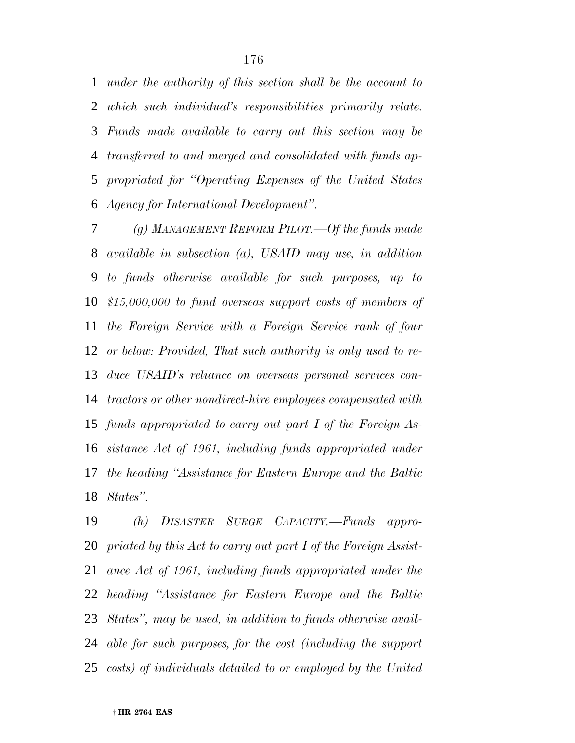*under the authority of this section shall be the account to which such individual's responsibilities primarily relate. Funds made available to carry out this section may be transferred to and merged and consolidated with funds appropriated for "Operating Expenses of the United States Agency for International Development".*

*(g) MANAGEMENT REFORM PILOT.—Of the funds made available in subsection (a), USAID may use, in addition to funds otherwise available for such purposes, up to $15,000,000 to fund overseas support costs of members of the Foreign Service with a Foreign Service rank of four or below: Provided, That such authority is only used to reduce USAID's reliance on overseas personal services contractors or other nondirect-hire employees compensated with funds appropriated to carry out part I of the Foreign Assistance Act of 1961, including funds appropriated under the heading "Assistance for Eastern Europe and the Baltic States".*

*(h) DISASTER SURGE CAPACITY.—Funds appropriated by this Act to carry out part I of the Foreign Assistance Act of 1961, including funds appropriated under the heading "Assistance for Eastern Europe and the Baltic States", may be used, in addition to funds otherwise available for such purposes, for the cost (including the support costs) of individuals detailed to or employed by the United*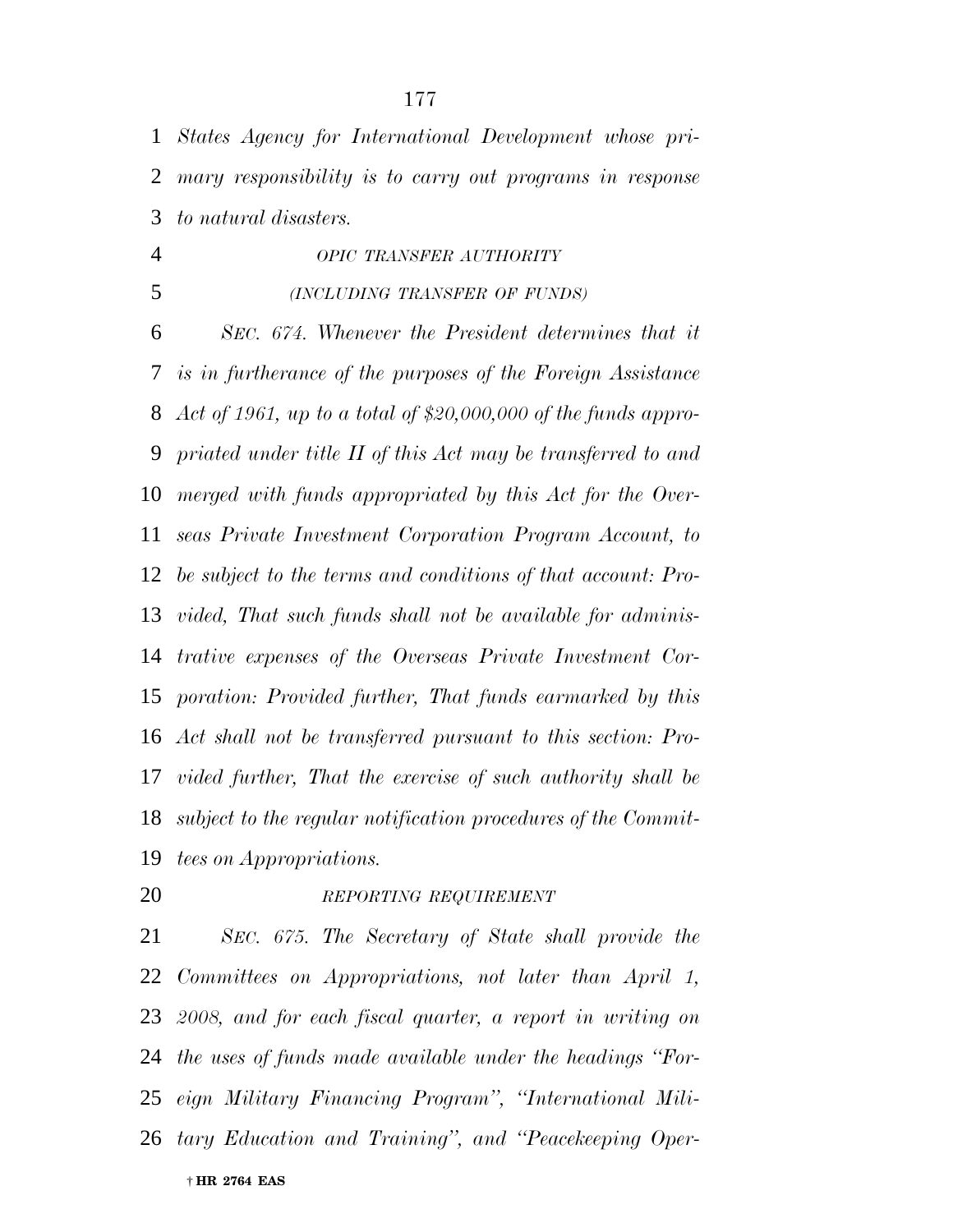*States Agency for International Development whose primary responsibility is to carry out programs in response to natural disasters.*

*OPIC TRANSFER AUTHORITY*

*(INCLUDING TRANSFER OF FUNDS)*

*SEC. 674. Whenever the President determines that it is in furtherance of the purposes of the Foreign Assistance Act of 1961, up to a total of $20,000,000 of the funds appropriated under title II of this Act may be transferred to and merged with funds appropriated by this Act for the Overseas Private Investment Corporation Program Account, to be subject to the terms and conditions of that account: Provided, That such funds shall not be available for administrative expenses of the Overseas Private Investment Corporation: Provided further, That funds earmarked by this Act shall not be transferred pursuant to this section: Provided further, That the exercise of such authority shall be subject to the regular notification procedures of the Committees on Appropriations.*

*REPORTING REQUIREMENT*

*SEC. 675. The Secretary of State shall provide the Committees on Appropriations, not later than April 1, 2008, and for each fiscal quarter, a report in writing on the uses of funds made available under the headings "Foreign Military Financing Program", "International Military Education and Training", and "Peacekeeping Oper-*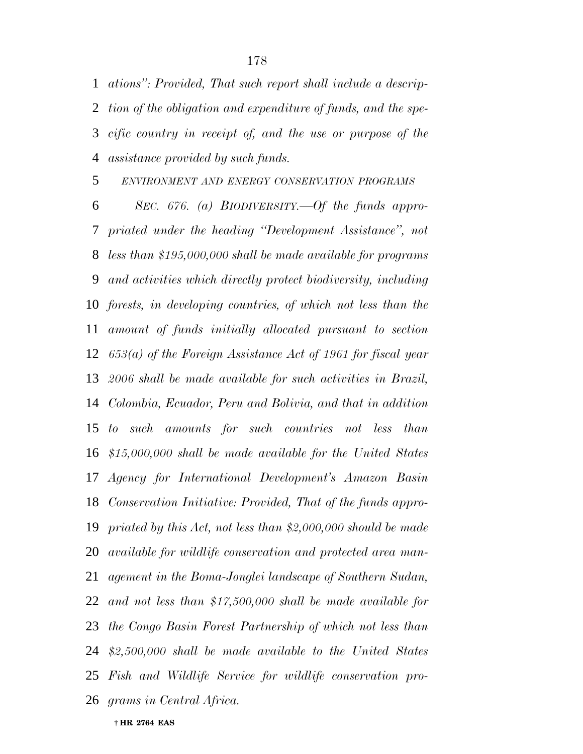*ations'': Provided, That such report shall include a description of the obligation and expenditure of funds, and the specific country in receipt of, and the use or purpose of the assistance provided by such funds.*

*ENVIRONMENT AND ENERGY CONSERVATION PROGRAMS*

*SEC. 676. (a) BIODIVERSITY.—Of the funds appropriated under the heading ''Development Assistance'', not less than $195,000,000 shall be made available for programs and activities which directly protect biodiversity, including forests, in developing countries, of which not less than the amount of funds initially allocated pursuant to section 653(a) of the Foreign Assistance Act of 1961 for fiscal year 2006 shall be made available for such activities in Brazil, Colombia, Ecuador, Peru and Bolivia, and that in addition to such amounts for such countries not less than $15,000,000 shall be made available for the United States Agency for International Development's Amazon Basin Conservation Initiative: Provided, That of the funds appropriated by this Act, not less than $2,000,000 should be made available for wildlife conservation and protected area management in the Boma-Jonglei landscape of Southern Sudan, and not less than $17,500,000 shall be made available for the Congo Basin Forest Partnership of which not less than $2,500,000 shall be made available to the United States Fish and Wildlife Service for wildlife conservation programs in Central Africa.*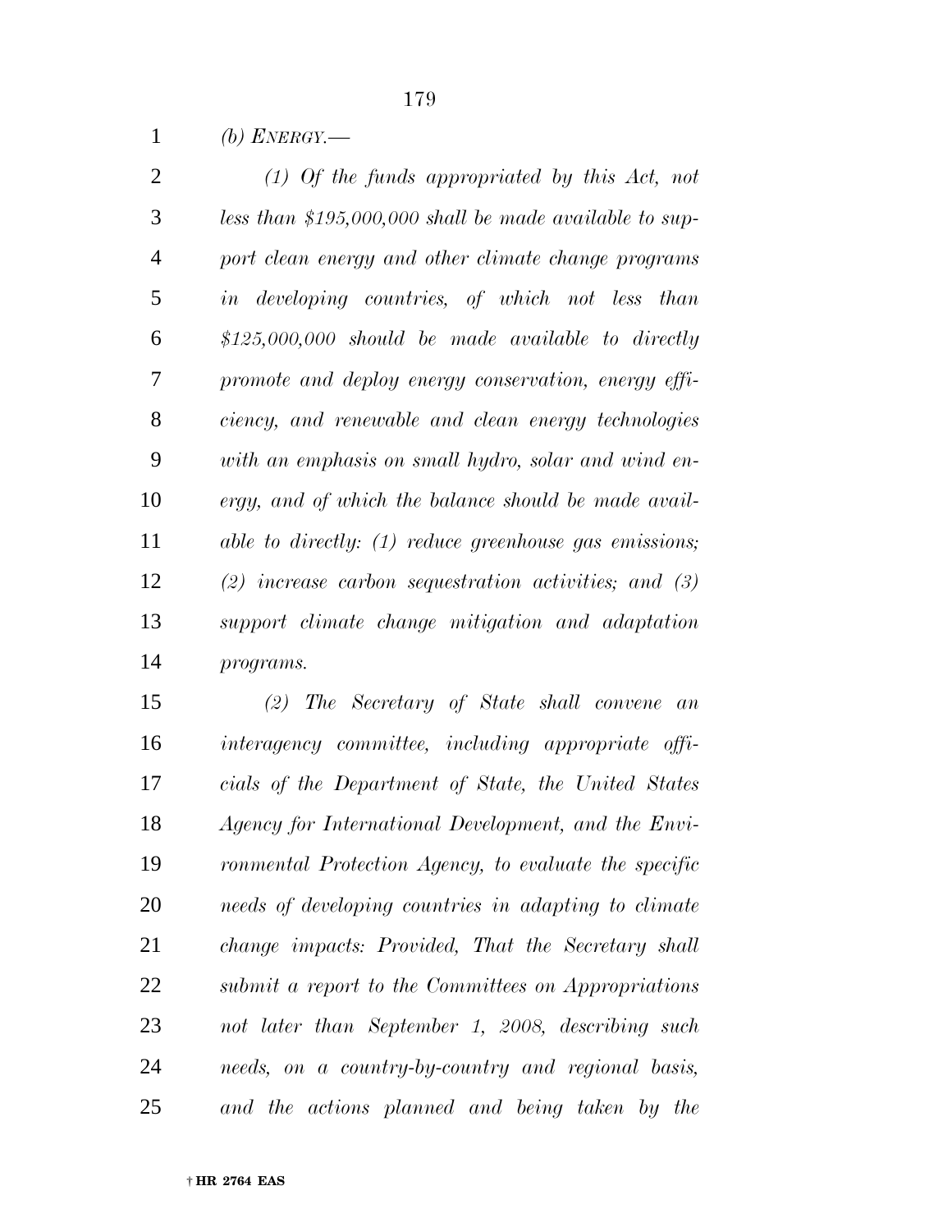*(b) ENERGY.—*

*(1) Of the funds appropriated by this Act, not less than $195,000,000 shall be made available to support clean energy and other climate change programs in developing countries, of which not less than $125,000,000 should be made available to directly promote and deploy energy conservation, energy efficiency, and renewable and clean energy technologies with an emphasis on small hydro, solar and wind energy, and of which the balance should be made available to directly: (1) reduce greenhouse gas emissions; (2) increase carbon sequestration activities; and (3) support climate change mitigation and adaptation programs.*

*(2) The Secretary of State shall convene an interagency committee, including appropriate officials of the Department of State, the United States Agency for International Development, and the Environmental Protection Agency, to evaluate the specific needs of developing countries in adapting to climate change impacts: Provided, That the Secretary shall submit a report to the Committees on Appropriations not later than September 1, 2008, describing such needs, on a country-by-country and regional basis, and the actions planned and being taken by the*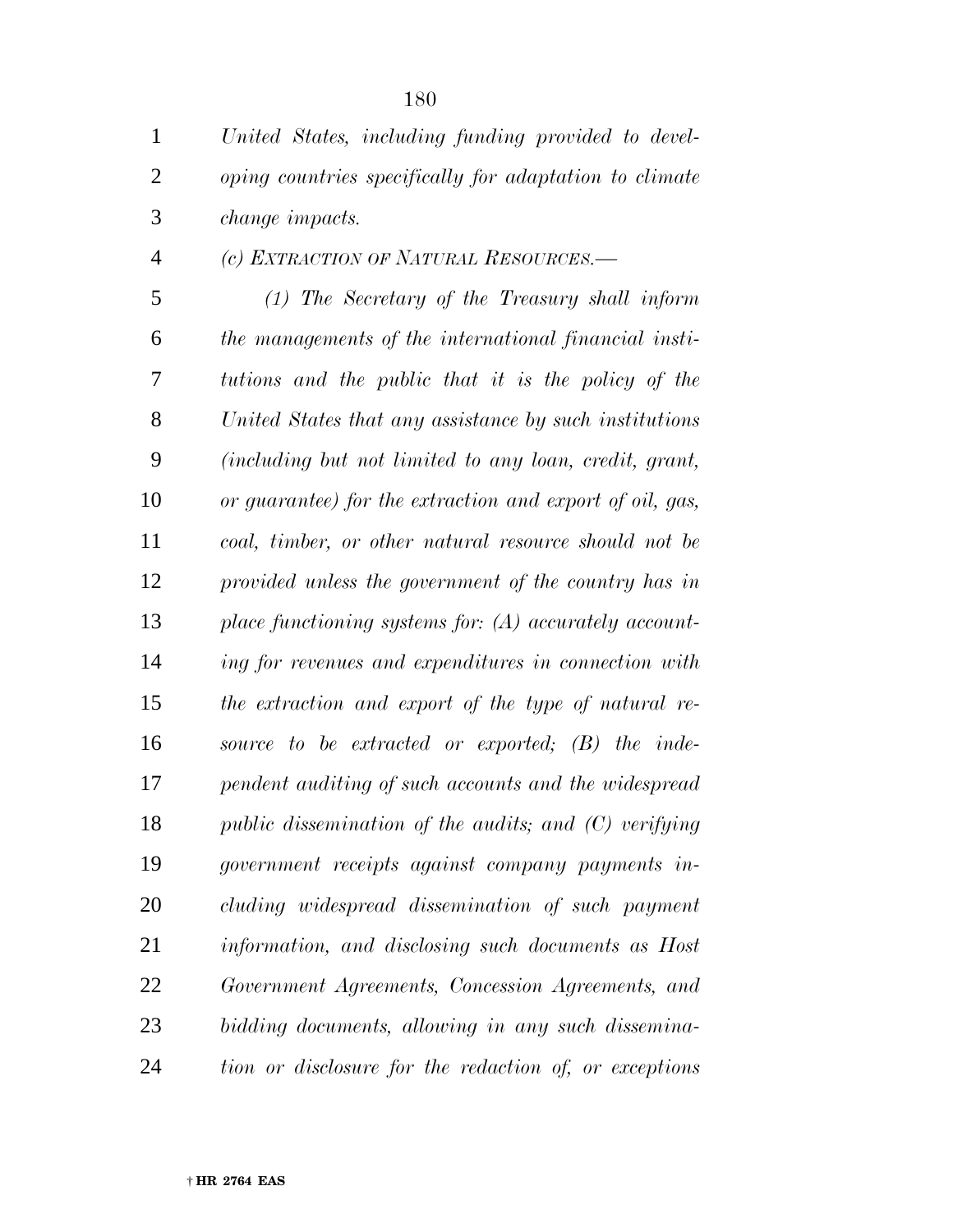*United States, including funding provided to developing countries specifically for adaptation to climate change impacts.*

*(c) EXTRACTION OF NATURAL RESOURCES.—*

*(1) The Secretary of the Treasury shall inform the managements of the international financial institutions and the public that it is the policy of the United States that any assistance by such institutions (including but not limited to any loan, credit, grant, or guarantee) for the extraction and export of oil, gas, coal, timber, or other natural resource should not be provided unless the government of the country has in place functioning systems for: (A) accurately accounting for revenues and expenditures in connection with the extraction and export of the type of natural resource to be extracted or exported; (B) the independent auditing of such accounts and the widespread public dissemination of the audits; and (C) verifying government receipts against company payments including widespread dissemination of such payment information, and disclosing such documents as Host Government Agreements, Concession Agreements, and bidding documents, allowing in any such dissemination or disclosure for the redaction of, or exceptions*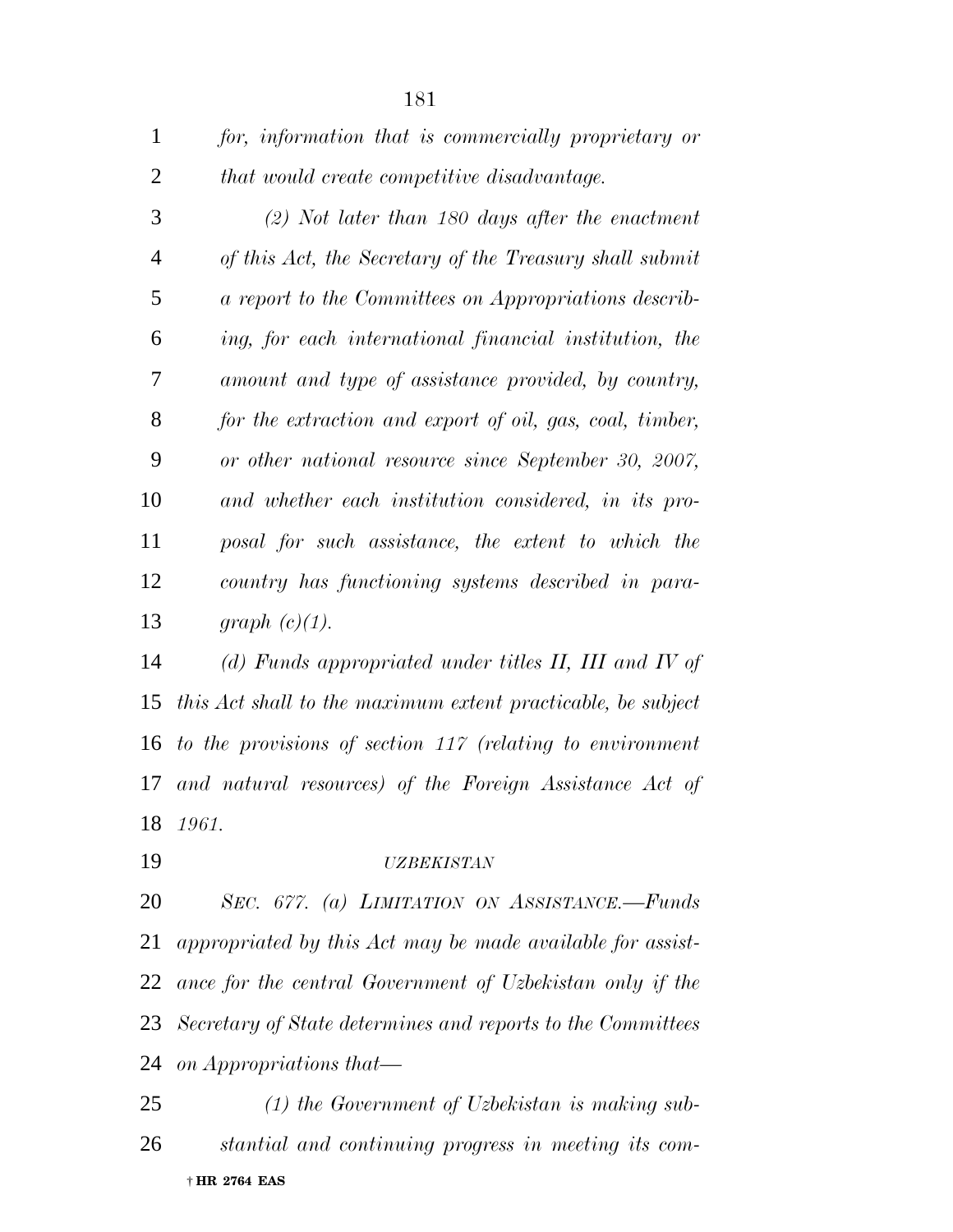*for, information that is commercially proprietary or that would create competitive disadvantage.*

*(2) Not later than 180 days after the enactment of this Act, the Secretary of the Treasury shall submit a report to the Committees on Appropriations describing, for each international financial institution, the amount and type of assistance provided, by country, for the extraction and export of oil, gas, coal, timber, or other national resource since September 30, 2007, and whether each institution considered, in its proposal for such assistance, the extent to which the country has functioning systems described in paragraph (c)(1).*

*(d) Funds appropriated under titles II, III and IV of this Act shall to the maximum extent practicable, be subject to the provisions of section 117 (relating to environment and natural resources) of the Foreign Assistance Act of 1961.*

*UZBEKISTAN*

*SEC. 677. (a) LIMITATION ON ASSISTANCE.—Funds appropriated by this Act may be made available for assistance for the central Government of Uzbekistan only if the Secretary of State determines and reports to the Committees on Appropriations that—*

*(1) the Government of Uzbekistan is making substantial and continuing progress in meeting its com-*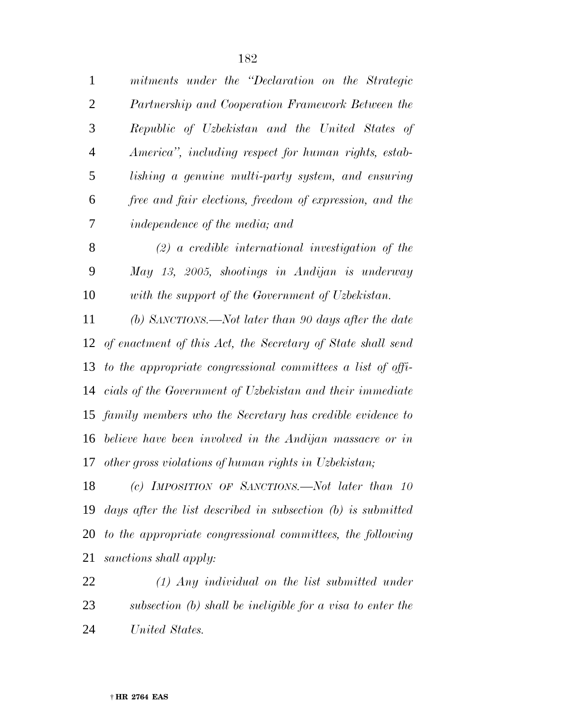*mitments under the "Declaration on the Strategic Partnership and Cooperation Framework Between the Republic of Uzbekistan and the United States of America", including respect for human rights, establishing a genuine multi-party system, and ensuring free and fair elections, freedom of expression, and the independence of the media; and*

*(2) a credible international investigation of the May 13, 2005, shootings in Andijan is underway with the support of the Government of Uzbekistan.*

*(b) SANCTIONS.—Not later than 90 days after the date of enactment of this Act, the Secretary of State shall send to the appropriate congressional committees a list of officials of the Government of Uzbekistan and their immediate family members who the Secretary has credible evidence to believe have been involved in the Andijan massacre or in other gross violations of human rights in Uzbekistan;*

*(c) IMPOSITION OF SANCTIONS.—Not later than 10 days after the list described in subsection (b) is submitted to the appropriate congressional committees, the following sanctions shall apply:*

*(1) Any individual on the list submitted under subsection (b) shall be ineligible for a visa to enter the United States.*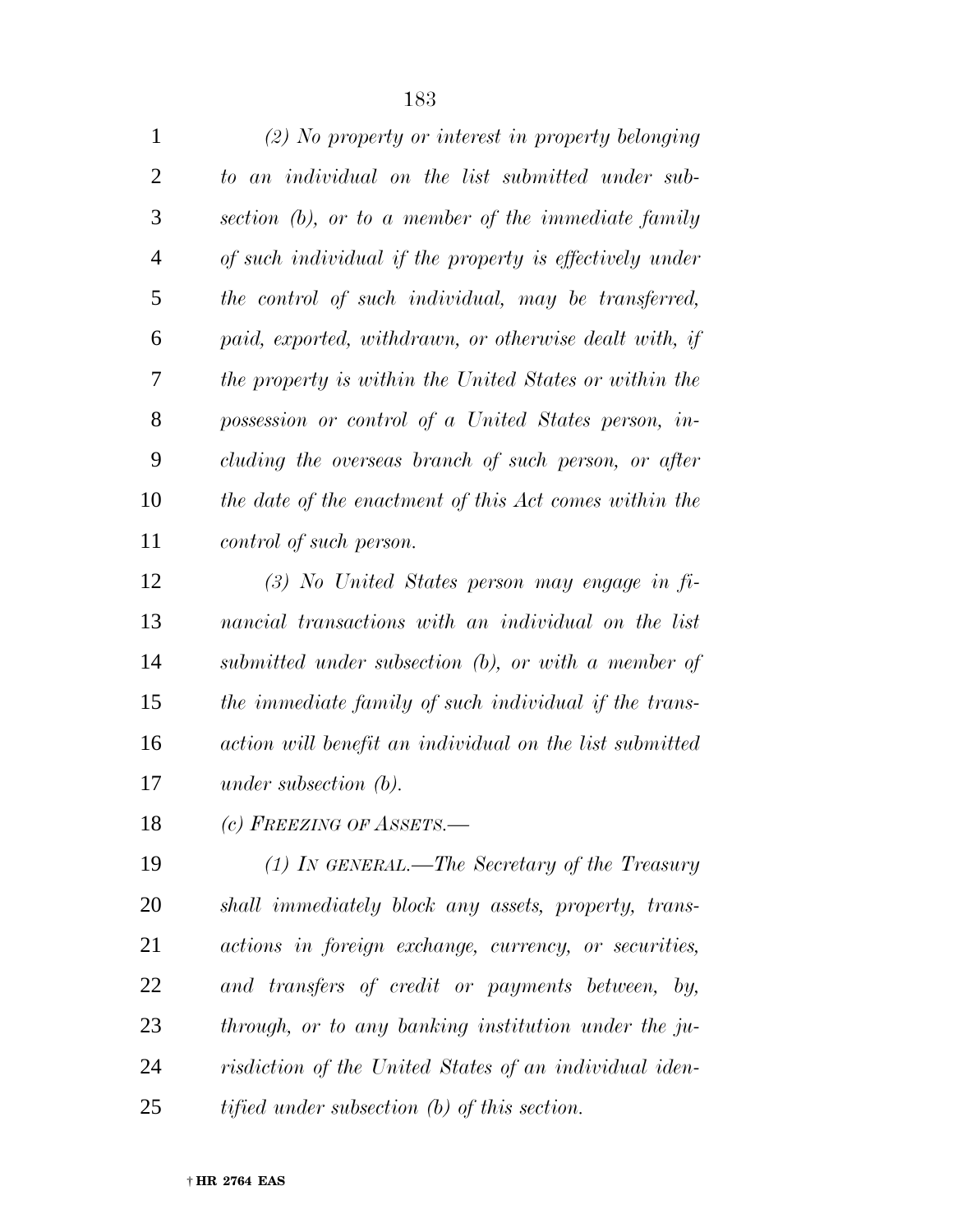*(2) No property or interest in property belonging to an individual on the list submitted under subsection (b), or to a member of the immediate family of such individual if the property is effectively under the control of such individual, may be transferred, paid, exported, withdrawn, or otherwise dealt with, if the property is within the United States or within the possession or control of a United States person, including the overseas branch of such person, or after the date of the enactment of this Act comes within the control of such person.*

*(3) No United States person may engage in financial transactions with an individual on the list submitted under subsection (b), or with a member of the immediate family of such individual if the transaction will benefit an individual on the list submitted under subsection (b).*

*(c) FREEZING OF ASSETS.—*

*(1) IN GENERAL.—The Secretary of the Treasury shall immediately block any assets, property, transactions in foreign exchange, currency, or securities, and transfers of credit or payments between, by, through, or to any banking institution under the jurisdiction of the United States of an individual identified under subsection (b) of this section.*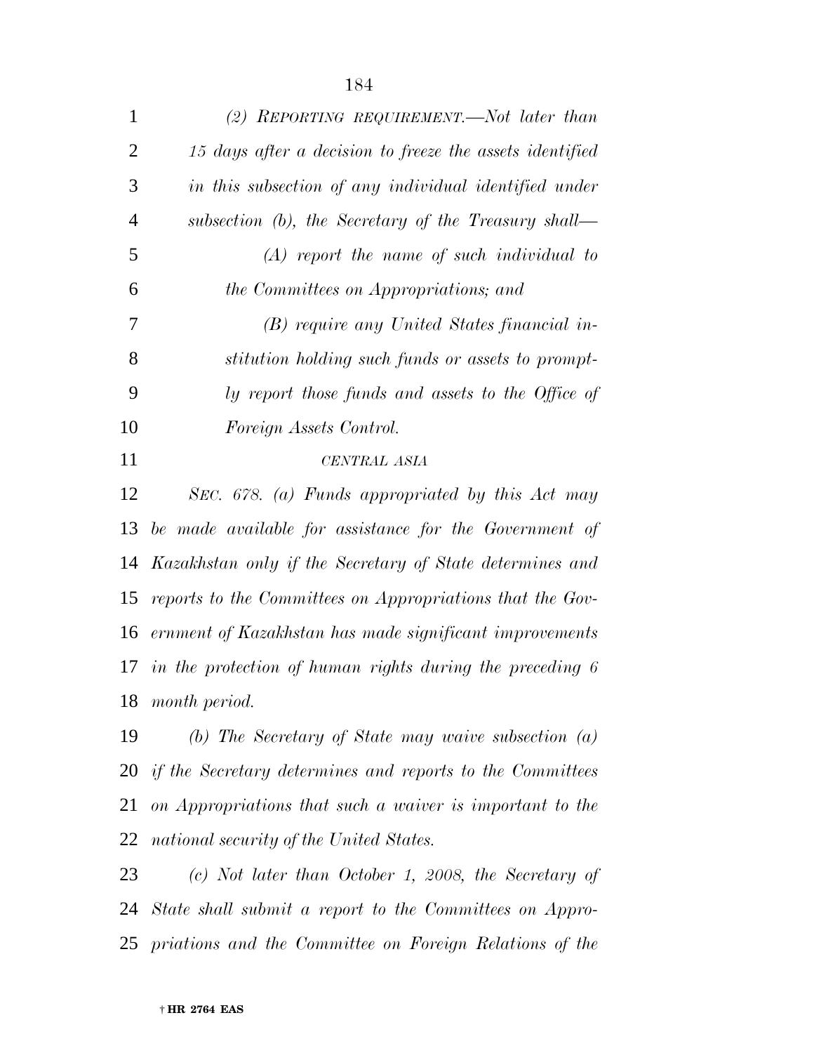*(2) REPORTING REQUIREMENT.—Not later than 15 days after a decision to freeze the assets identified in this subsection of any individual identified under subsection (b), the Secretary of the Treasury shall—*

*(A) report the name of such individual to the Committees on Appropriations; and*

*(B) require any United States financial institution holding such funds or assets to promptly report those funds and assets to the Office of Foreign Assets Control.*

*CENTRAL ASIA*

*SEC. 678. (a) Funds appropriated by this Act may be made available for assistance for the Government of Kazakhstan only if the Secretary of State determines and reports to the Committees on Appropriations that the Government of Kazakhstan has made significant improvements in the protection of human rights during the preceding 6 month period.*

*(b) The Secretary of State may waive subsection (a) if the Secretary determines and reports to the Committees on Appropriations that such a waiver is important to the national security of the United States.*

*(c) Not later than October 1, 2008, the Secretary of State shall submit a report to the Committees on Appropriations and the Committee on Foreign Relations of the*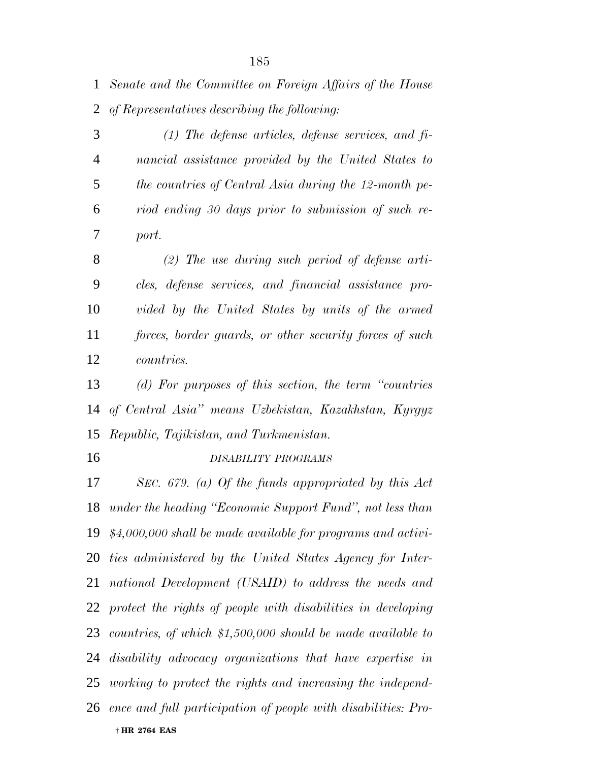*Senate and the Committee on Foreign Affairs of the House of Representatives describing the following:*

*(1) The defense articles, defense services, and financial assistance provided by the United States to the countries of Central Asia during the 12-month period ending 30 days prior to submission of such report.*

*(2) The use during such period of defense articles, defense services, and financial assistance provided by the United States by units of the armed forces, border guards, or other security forces of such countries.*

*(d) For purposes of this section, the term "countries of Central Asia" means Uzbekistan, Kazakhstan, Kyrgyz Republic, Tajikistan, and Turkmenistan.*

*DISABILITY PROGRAMS*

*SEC. 679. (a) Of the funds appropriated by this Act under the heading "Economic Support Fund", not less than $4,000,000 shall be made available for programs and activities administered by the United States Agency for International Development (USAID) to address the needs and protect the rights of people with disabilities in developing countries, of which $1,500,000 should be made available to disability advocacy organizations that have expertise in working to protect the rights and increasing the independence and full participation of people with disabilities: Pro-*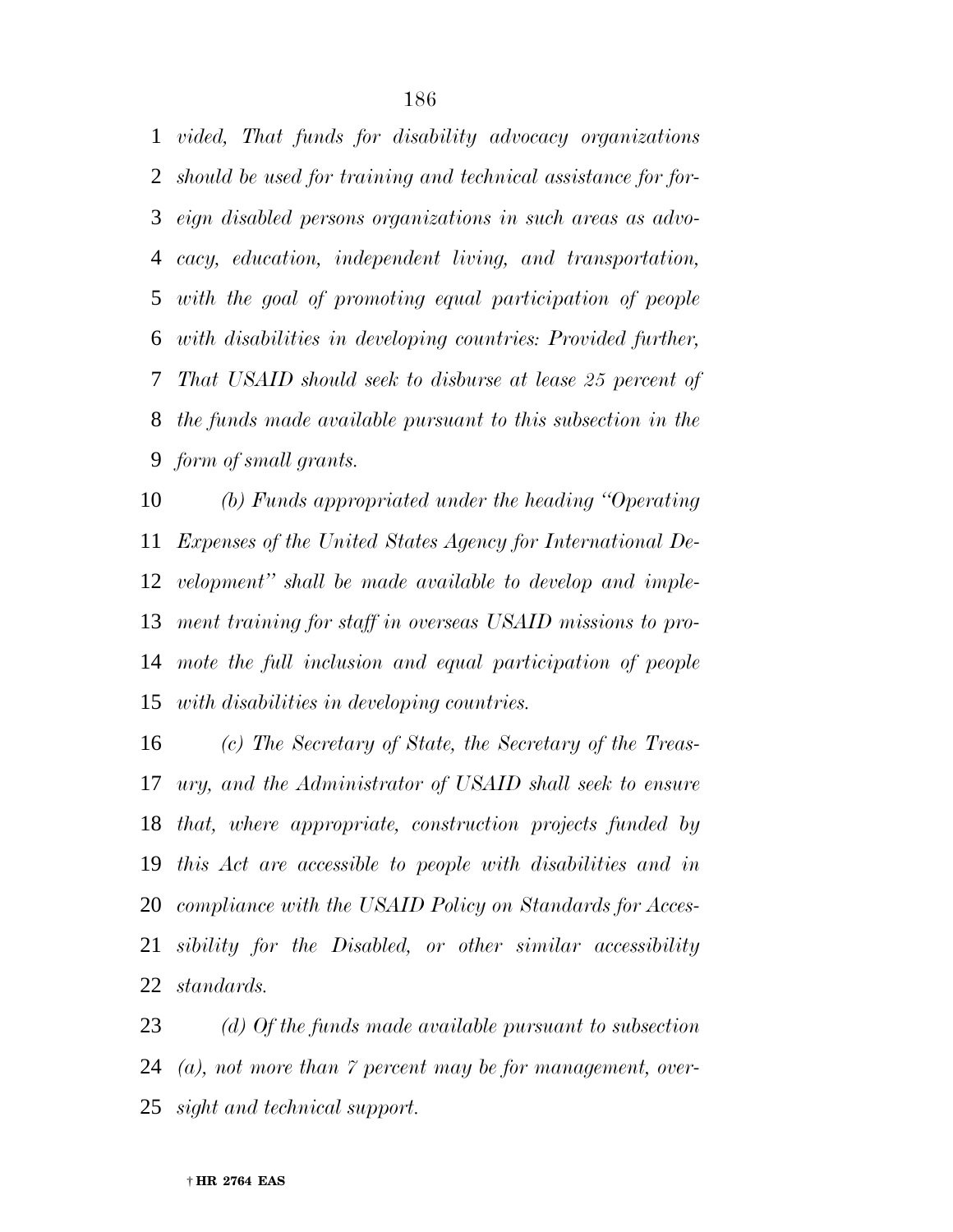*vided, That funds for disability advocacy organizations should be used for training and technical assistance for foreign disabled persons organizations in such areas as advocacy, education, independent living, and transportation, with the goal of promoting equal participation of people with disabilities in developing countries: Provided further, That USAID should seek to disburse at lease 25 percent of the funds made available pursuant to this subsection in the form of small grants.*

*(b) Funds appropriated under the heading "Operating Expenses of the United States Agency for International Development" shall be made available to develop and implement training for staff in overseas USAID missions to promote the full inclusion and equal participation of people with disabilities in developing countries.*

*(c) The Secretary of State, the Secretary of the Treasury, and the Administrator of USAID shall seek to ensure that, where appropriate, construction projects funded by this Act are accessible to people with disabilities and in compliance with the USAID Policy on Standards for Accessibility for the Disabled, or other similar accessibility standards.*

*(d) Of the funds made available pursuant to subsection (a), not more than 7 percent may be for management, oversight and technical support.*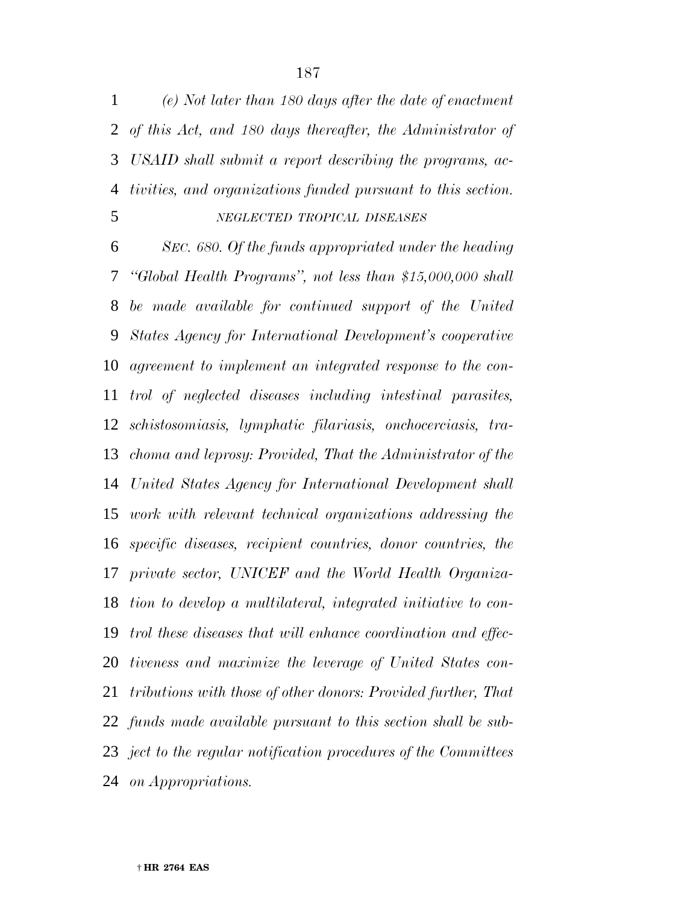*(e) Not later than 180 days after the date of enactment of this Act, and 180 days thereafter, the Administrator of USAID shall submit a report describing the programs, activities, and organizations funded pursuant to this section.*

*NEGLECTED TROPICAL DISEASES*

*SEC. 680. Of the funds appropriated under the heading "Global Health Programs", not less than $15,000,000 shall be made available for continued support of the United States Agency for International Development's cooperative agreement to implement an integrated response to the control of neglected diseases including intestinal parasites, schistosomiasis, lymphatic filariasis, onchocerciasis, trachoma and leprosy: Provided, That the Administrator of the United States Agency for International Development shall work with relevant technical organizations addressing the specific diseases, recipient countries, donor countries, the private sector, UNICEF and the World Health Organization to develop a multilateral, integrated initiative to control these diseases that will enhance coordination and effectiveness and maximize the leverage of United States contributions with those of other donors: Provided further, That funds made available pursuant to this section shall be subject to the regular notification procedures of the Committees on Appropriations.*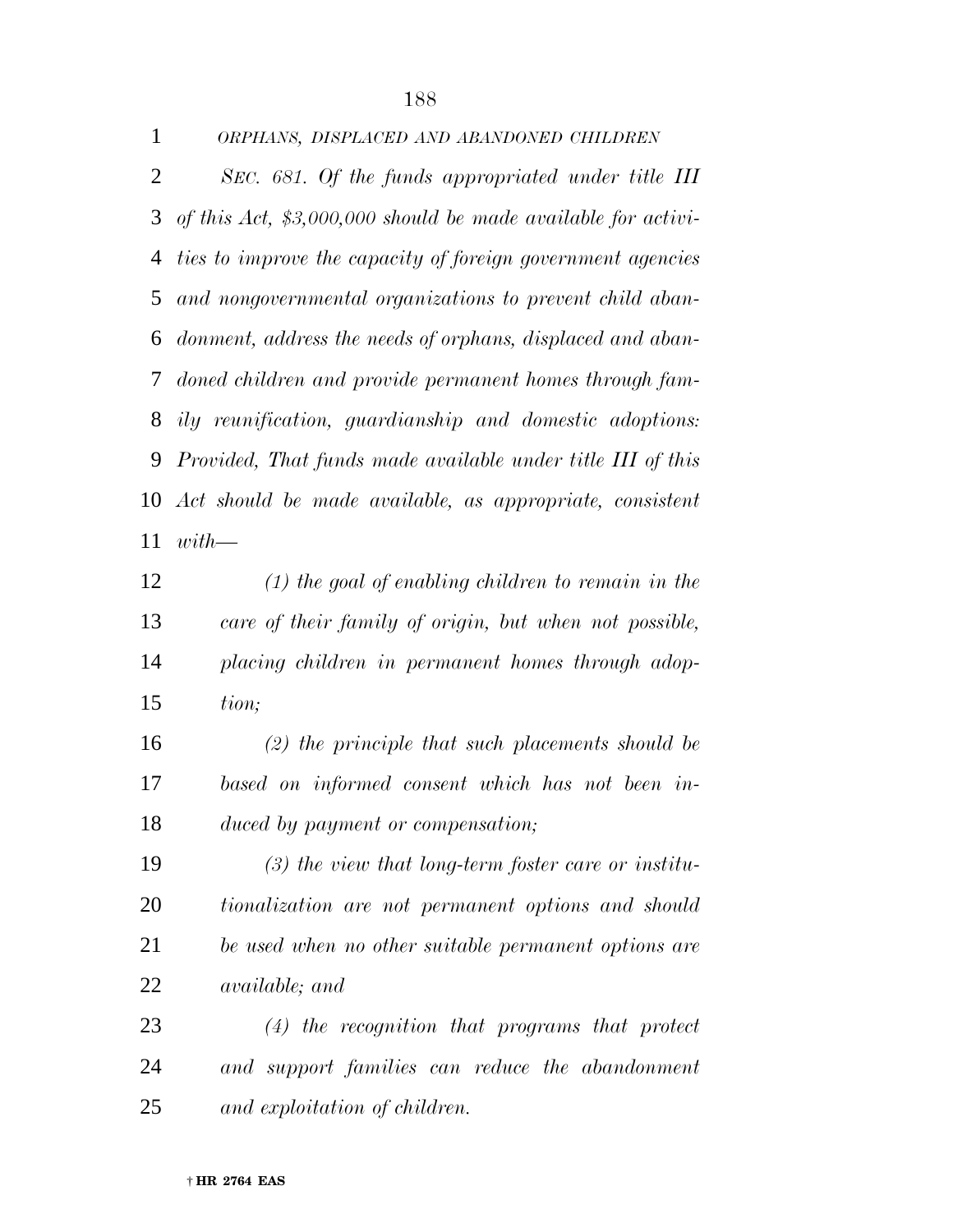*ORPHANS, DISPLACED AND ABANDONED CHILDREN*

*SEC. 681. Of the funds appropriated under title III of this Act, $3,000,000 should be made available for activities to improve the capacity of foreign government agencies and nongovernmental organizations to prevent child abandonment, address the needs of orphans, displaced and abandoned children and provide permanent homes through family reunification, guardianship and domestic adoptions: Provided, That funds made available under title III of this Act should be made available, as appropriate, consistent with—*

*(1) the goal of enabling children to remain in the care of their family of origin, but when not possible, placing children in permanent homes through adoption;*

*(2) the principle that such placements should be based on informed consent which has not been induced by payment or compensation;*

*(3) the view that long-term foster care or institutionalization are not permanent options and should be used when no other suitable permanent options are available; and*

*(4) the recognition that programs that protect and support families can reduce the abandonment and exploitation of children.*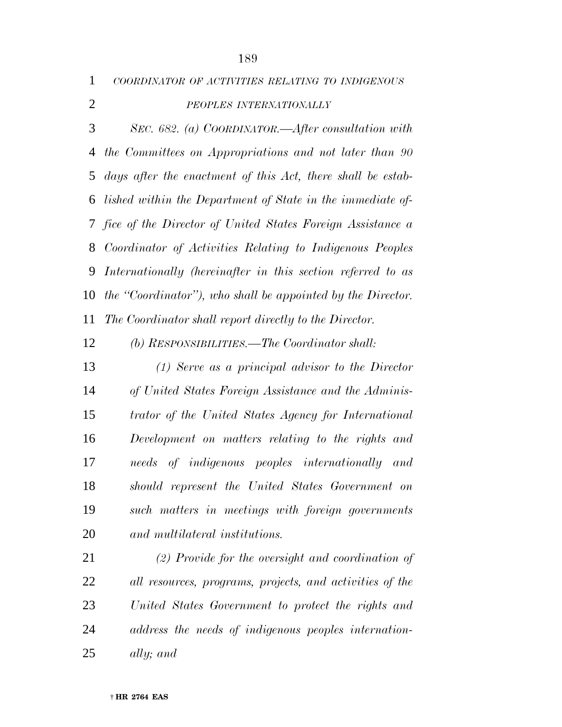*COORDINATOR OF ACTIVITIES RELATING TO INDIGENOUS PEOPLES INTERNATIONALLY*

*SEC. 682. (a) COORDINATOR.—After consultation with the Committees on Appropriations and not later than 90 days after the enactment of this Act, there shall be established within the Department of State in the immediate office of the Director of United States Foreign Assistance a Coordinator of Activities Relating to Indigenous Peoples Internationally (hereinafter in this section referred to as the "Coordinator"), who shall be appointed by the Director. The Coordinator shall report directly to the Director.*

*(b) RESPONSIBILITIES.—The Coordinator shall:*

*(1) Serve as a principal advisor to the Director of United States Foreign Assistance and the Administrator of the United States Agency for International Development on matters relating to the rights and needs of indigenous peoples internationally and should represent the United States Government on such matters in meetings with foreign governments and multilateral institutions.*

*(2) Provide for the oversight and coordination of all resources, programs, projects, and activities of the United States Government to protect the rights and address the needs of indigenous peoples internationally; and*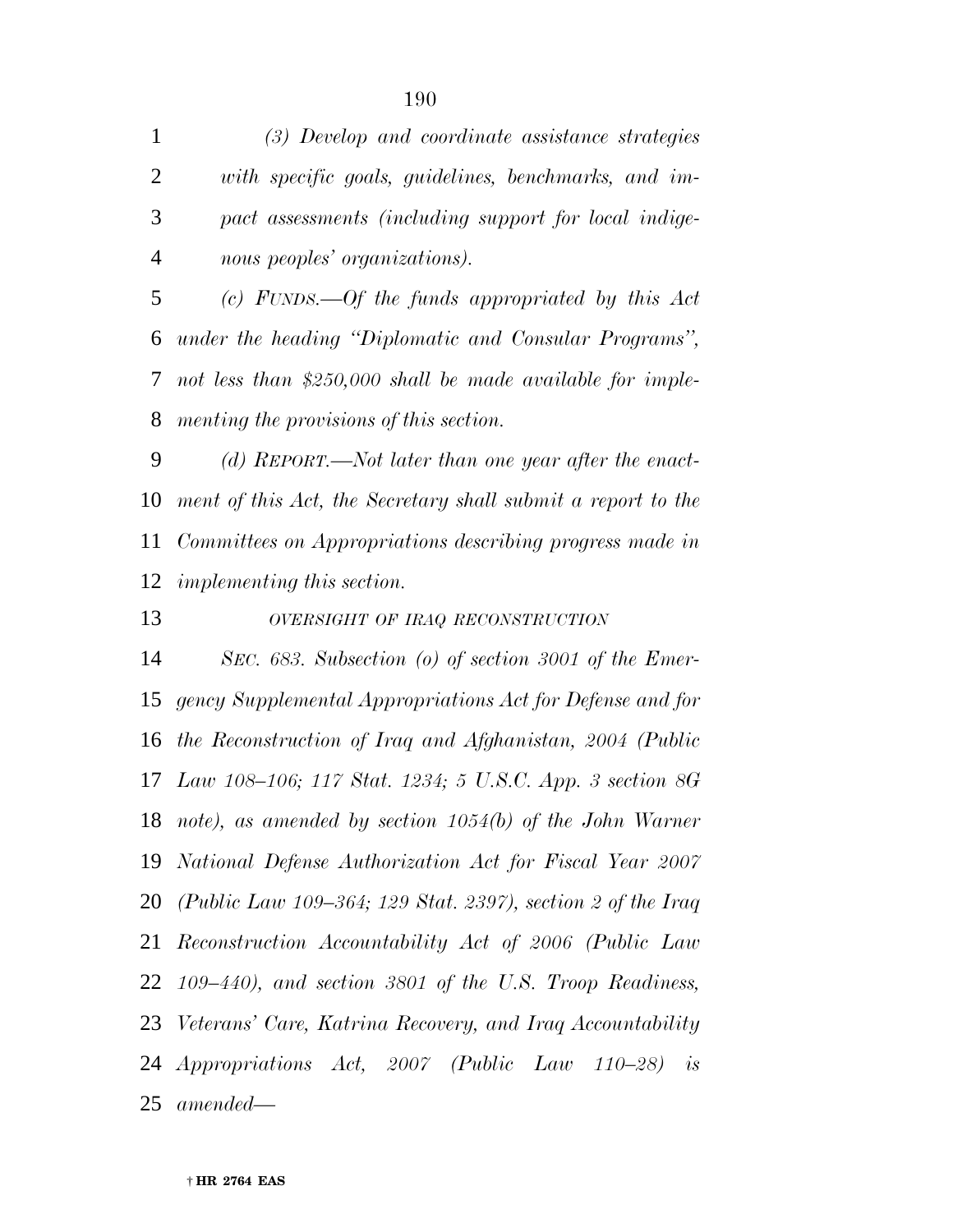*(3) Develop and coordinate assistance strategies with specific goals, guidelines, benchmarks, and impact assessments (including support for local indigenous peoples' organizations).*

*(c) FUNDS.—Of the funds appropriated by this Act under the heading "Diplomatic and Consular Programs", not less than $250,000 shall be made available for implementing the provisions of this section.*

*(d) REPORT.—Not later than one year after the enactment of this Act, the Secretary shall submit a report to the Committees on Appropriations describing progress made in implementing this section.*

*OVERSIGHT OF IRAQ RECONSTRUCTION*

*SEC. 683. Subsection (o) of section 3001 of the Emergency Supplemental Appropriations Act for Defense and for the Reconstruction of Iraq and Afghanistan, 2004 (Public Law 108–106; 117 Stat. 1234; 5 U.S.C. App. 3 section 8G note), as amended by section 1054(b) of the John Warner National Defense Authorization Act for Fiscal Year 2007 (Public Law 109–364; 129 Stat. 2397), section 2 of the Iraq Reconstruction Accountability Act of 2006 (Public Law 109–440), and section 3801 of the U.S. Troop Readiness, Veterans' Care, Katrina Recovery, and Iraq Accountability Appropriations Act, 2007 (Public Law 110–28) is amended—*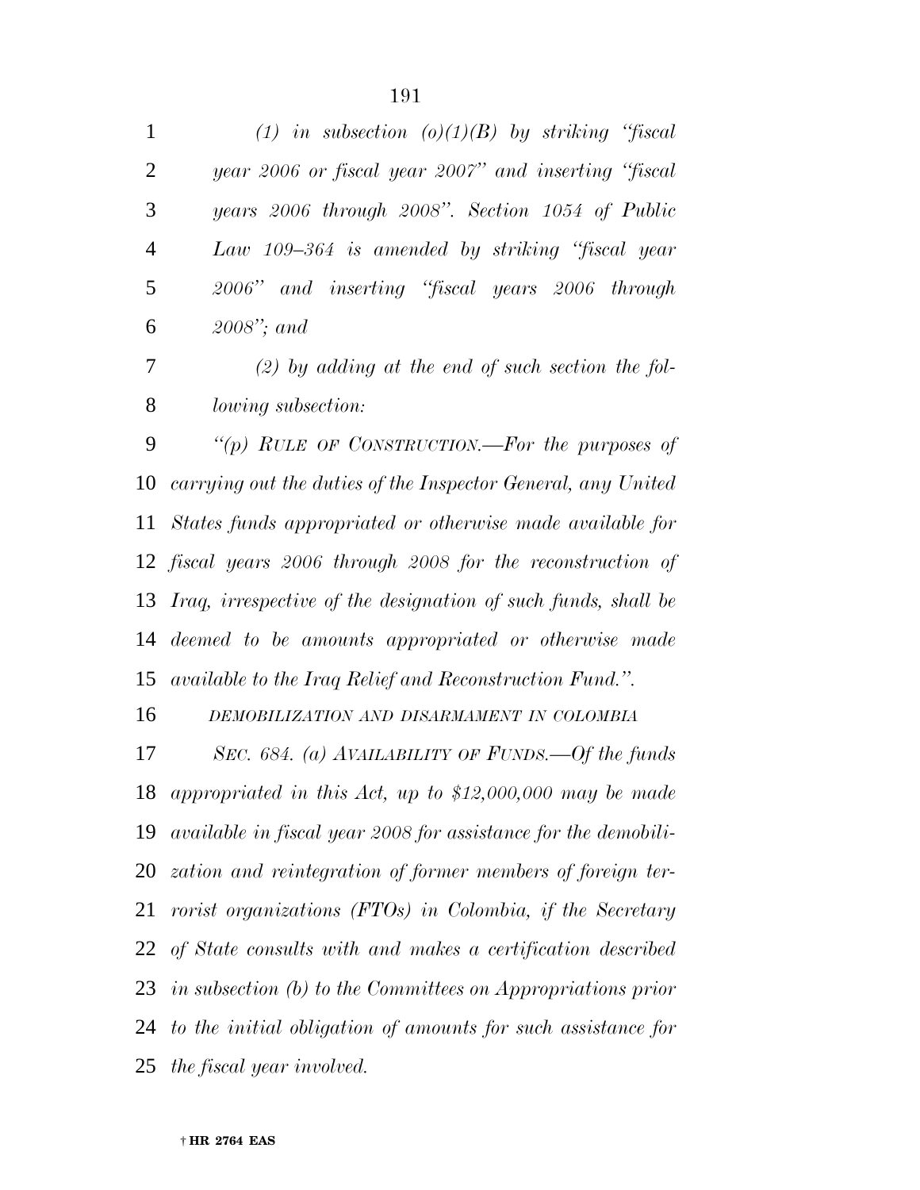*(1) in subsection (o)(1)(B) by striking "fiscal year 2006 or fiscal year 2007" and inserting "fiscal years 2006 through 2008". Section 1054 of Public Law 109–364 is amended by striking "fiscal year 2006" and inserting "fiscal years 2006 through 2008"; and*

*(2) by adding at the end of such section the following subsection:*

*"(p) RULE OF CONSTRUCTION.—For the purposes of carrying out the duties of the Inspector General, any United States funds appropriated or otherwise made available for fiscal years 2006 through 2008 for the reconstruction of Iraq, irrespective of the designation of such funds, shall be deemed to be amounts appropriated or otherwise made available to the Iraq Relief and Reconstruction Fund.".*

*DEMOBILIZATION AND DISARMAMENT IN COLOMBIA*

*SEC. 684. (a) AVAILABILITY OF FUNDS.—Of the funds appropriated in this Act, up to $12,000,000 may be made available in fiscal year 2008 for assistance for the demobilization and reintegration of former members of foreign terrorist organizations (FTOs) in Colombia, if the Secretary of State consults with and makes a certification described in subsection (b) to the Committees on Appropriations prior to the initial obligation of amounts for such assistance for the fiscal year involved.*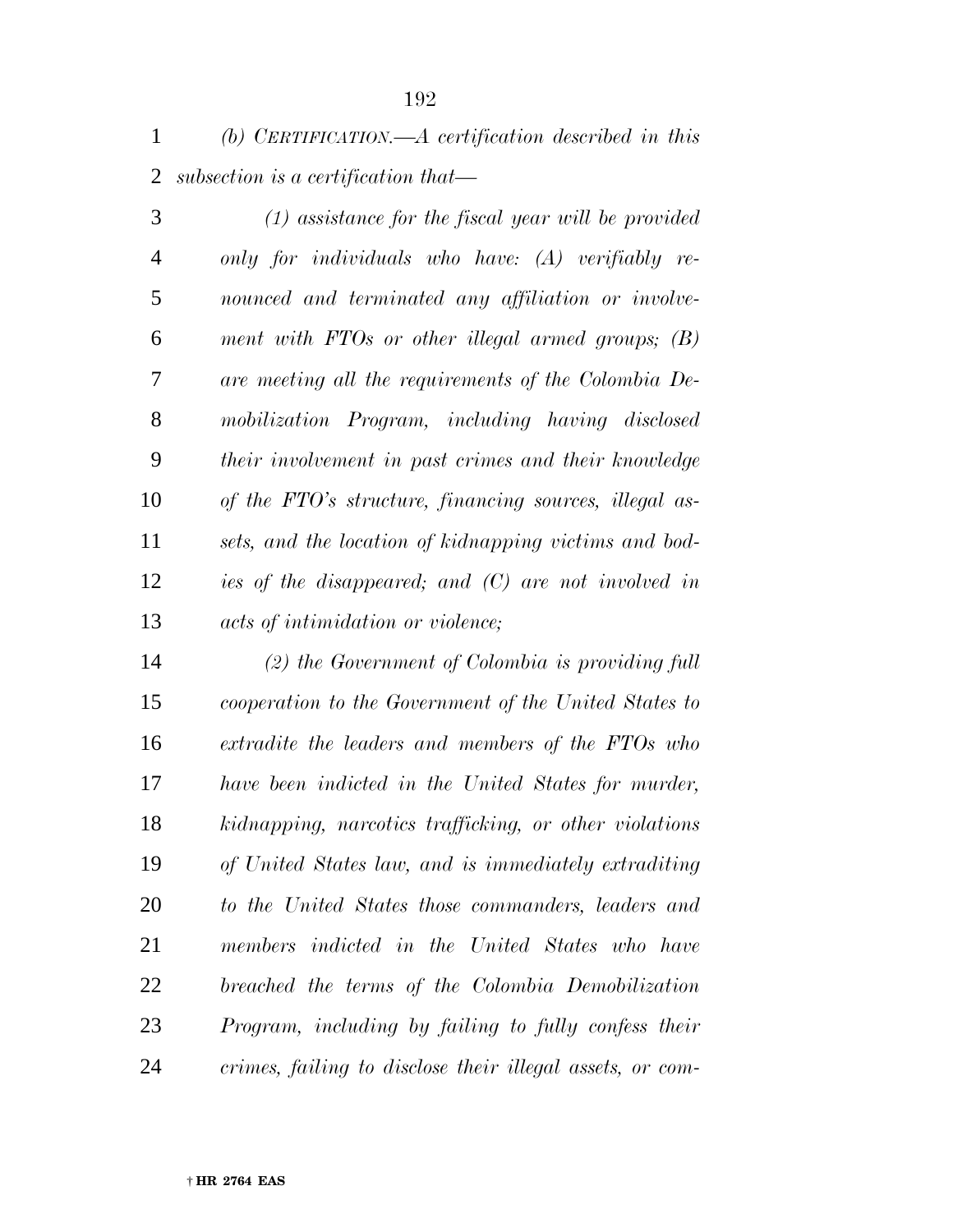*(b) CERTIFICATION.—A certification described in this subsection is a certification that—*

*(1) assistance for the fiscal year will be provided only for individuals who have: (A) verifiably renounced and terminated any affiliation or involvement with FTOs or other illegal armed groups; (B) are meeting all the requirements of the Colombia Demobilization Program, including having disclosed their involvement in past crimes and their knowledge of the FTO's structure, financing sources, illegal assets, and the location of kidnapping victims and bodies of the disappeared; and (C) are not involved in acts of intimidation or violence;*

*(2) the Government of Colombia is providing full cooperation to the Government of the United States to extradite the leaders and members of the FTOs who have been indicted in the United States for murder, kidnapping, narcotics trafficking, or other violations of United States law, and is immediately extraditing to the United States those commanders, leaders and members indicted in the United States who have breached the terms of the Colombia Demobilization Program, including by failing to fully confess their crimes, failing to disclose their illegal assets, or com-*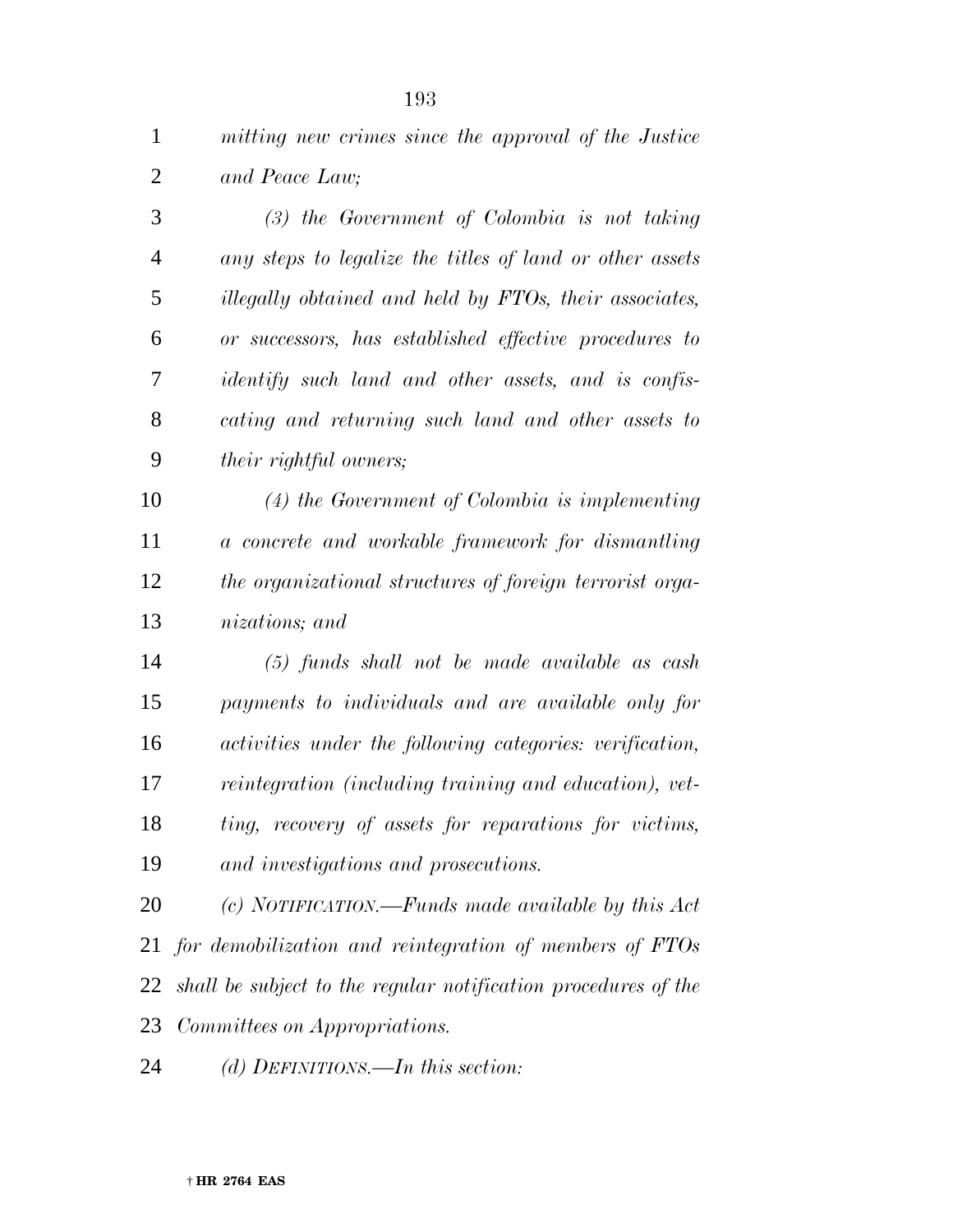*mitting new crimes since the approval of the Justice and Peace Law;*

*(3) the Government of Colombia is not taking any steps to legalize the titles of land or other assets illegally obtained and held by FTOs, their associates, or successors, has established effective procedures to identify such land and other assets, and is confiscating and returning such land and other assets to their rightful owners;*

*(4) the Government of Colombia is implementing a concrete and workable framework for dismantling the organizational structures of foreign terrorist organizations; and*

*(5) funds shall not be made available as cash payments to individuals and are available only for activities under the following categories: verification, reintegration (including training and education), vetting, recovery of assets for reparations for victims, and investigations and prosecutions.*

*(c) NOTIFICATION.—Funds made available by this Act for demobilization and reintegration of members of FTOs shall be subject to the regular notification procedures of the Committees on Appropriations.*

*(d) DEFINITIONS.—In this section:*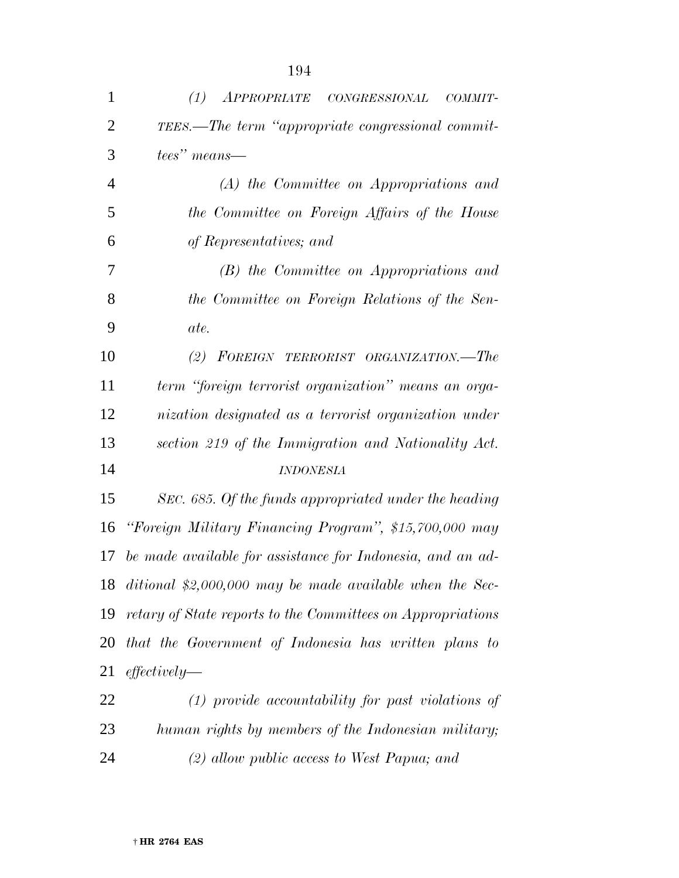*(1) APPROPRIATE CONGRESSIONAL COMMITTEES.—The term "appropriate congressional committees" means—*

*(A) the Committee on Appropriations and the Committee on Foreign Affairs of the House of Representatives; and*

*(B) the Committee on Appropriations and the Committee on Foreign Relations of the Senate.*

*(2) FOREIGN TERRORIST ORGANIZATION.—The term "foreign terrorist organization" means an organization designated as a terrorist organization under section 219 of the Immigration and Nationality Act.*

*INDONESIA*

*SEC. 685. Of the funds appropriated under the heading "Foreign Military Financing Program", $15,700,000 may be made available for assistance for Indonesia, and an additional $2,000,000 may be made available when the Secretary of State reports to the Committees on Appropriations that the Government of Indonesia has written plans to effectively—*

*(1) provide accountability for past violations of human rights by members of the Indonesian military;*

*(2) allow public access to West Papua; and*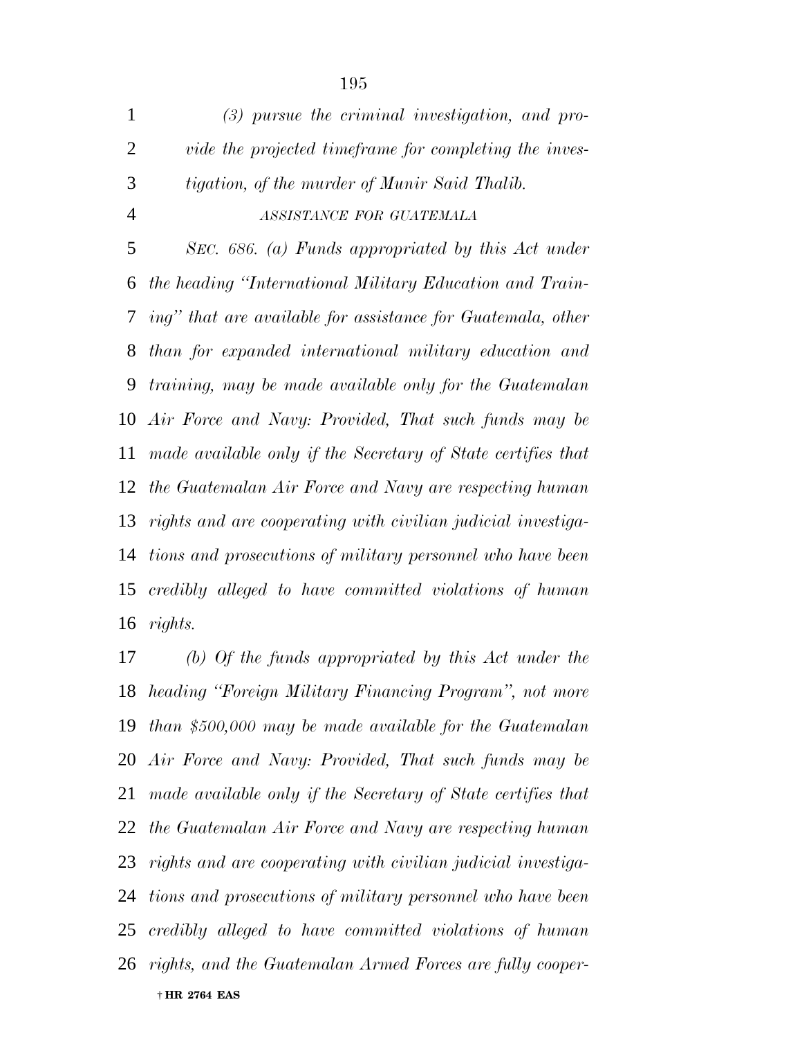*(3) pursue the criminal investigation, and provide the projected timeframe for completing the investigation, of the murder of Munir Said Thalib.*

*ASSISTANCE FOR GUATEMALA*

*SEC. 686. (a) Funds appropriated by this Act under the heading "International Military Education and Training" that are available for assistance for Guatemala, other than for expanded international military education and training, may be made available only for the Guatemalan Air Force and Navy: Provided, That such funds may be made available only if the Secretary of State certifies that the Guatemalan Air Force and Navy are respecting human rights and are cooperating with civilian judicial investigations and prosecutions of military personnel who have been credibly alleged to have committed violations of human rights.*

*(b) Of the funds appropriated by this Act under the heading "Foreign Military Financing Program", not more than $500,000 may be made available for the Guatemalan Air Force and Navy: Provided, That such funds may be made available only if the Secretary of State certifies that the Guatemalan Air Force and Navy are respecting human rights and are cooperating with civilian judicial investigations and prosecutions of military personnel who have been credibly alleged to have committed violations of human rights, and the Guatemalan Armed Forces are fully cooper-*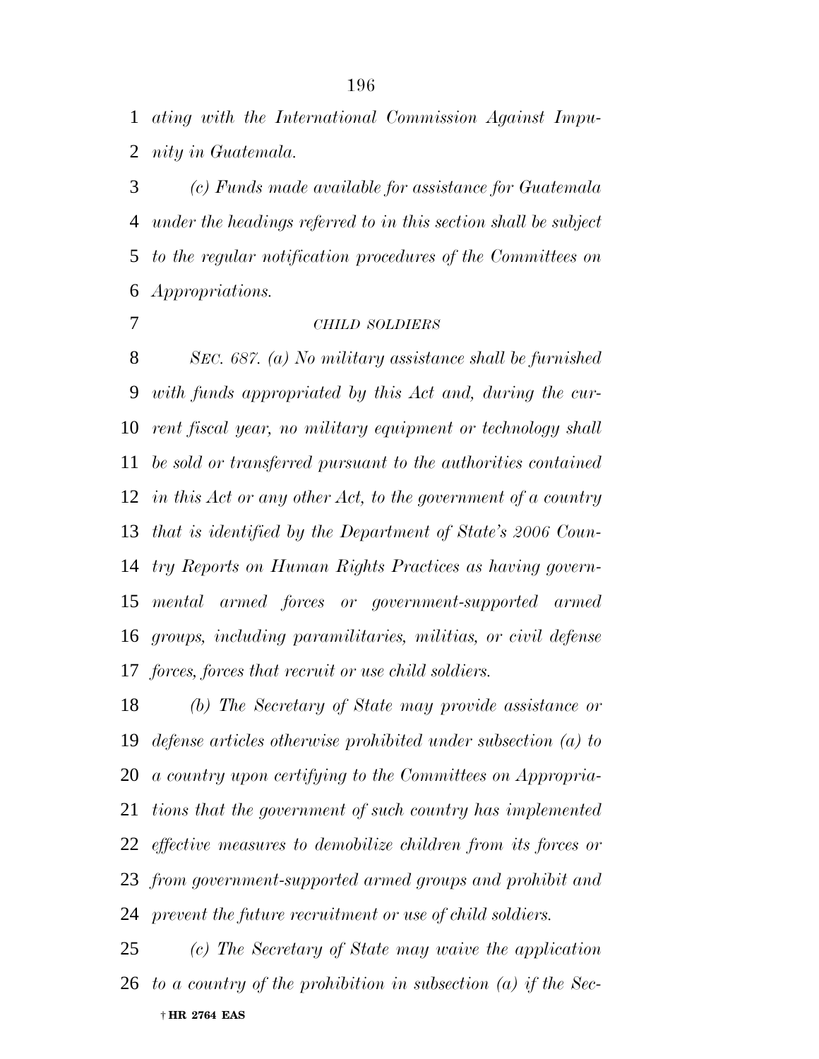*ating with the International Commission Against Impunity in Guatemala.*

*(c) Funds made available for assistance for Guatemala under the headings referred to in this section shall be subject to the regular notification procedures of the Committees on Appropriations.*

*CHILD SOLDIERS*

*SEC. 687. (a) No military assistance shall be furnished with funds appropriated by this Act and, during the current fiscal year, no military equipment or technology shall be sold or transferred pursuant to the authorities contained in this Act or any other Act, to the government of a country that is identified by the Department of State's 2006 Country Reports on Human Rights Practices as having governmental armed forces or government-supported armed groups, including paramilitaries, militias, or civil defense forces, forces that recruit or use child soldiers.*

*(b) The Secretary of State may provide assistance or defense articles otherwise prohibited under subsection (a) to a country upon certifying to the Committees on Appropriations that the government of such country has implemented effective measures to demobilize children from its forces or from government-supported armed groups and prohibit and prevent the future recruitment or use of child soldiers.*

*(c) The Secretary of State may waive the application to a country of the prohibition in subsection (a) if the Sec-*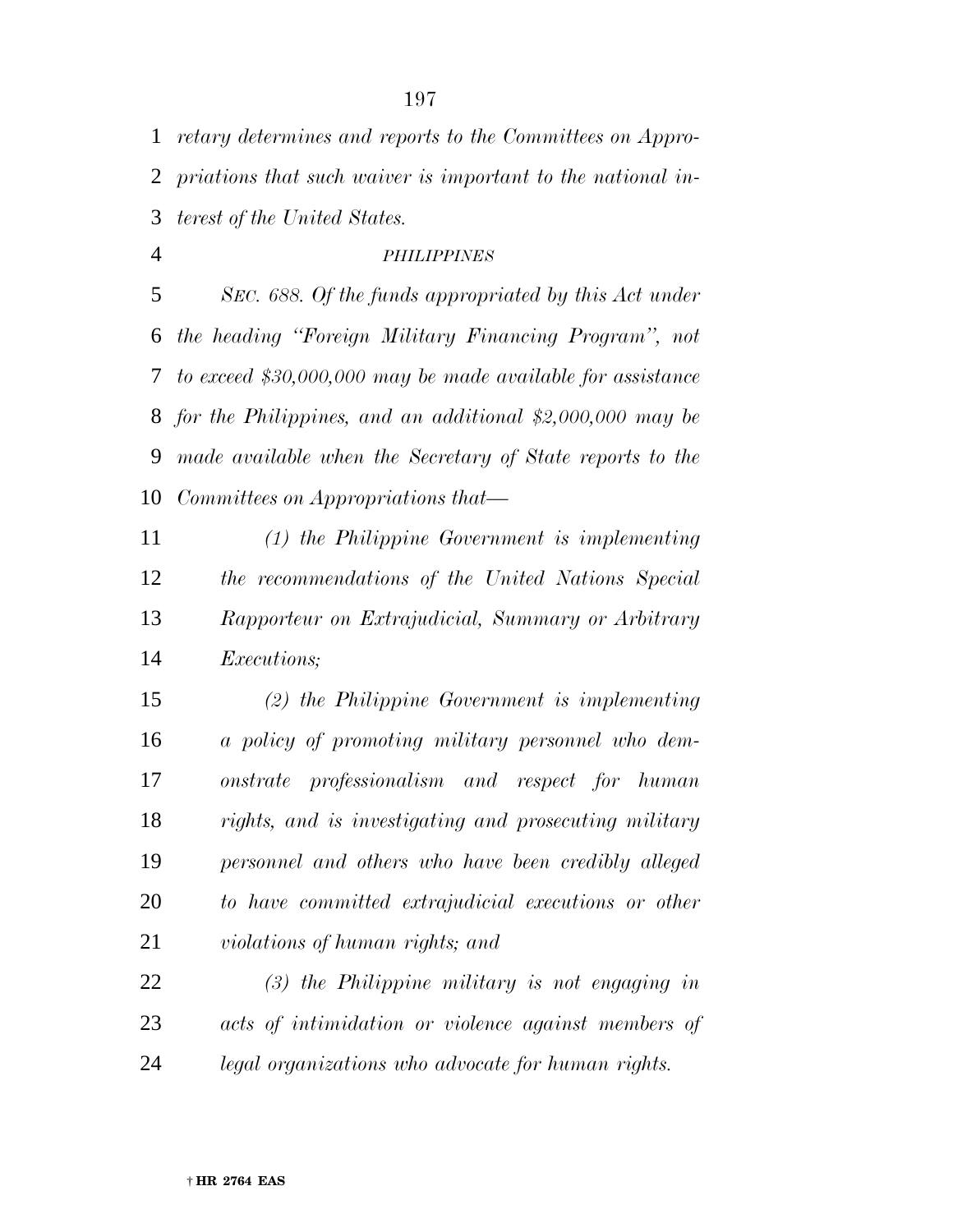*retary determines and reports to the Committees on Appropriations that such waiver is important to the national interest of the United States.*

*PHILIPPINES*

*SEC. 688. Of the funds appropriated by this Act under the heading "Foreign Military Financing Program", not to exceed $30,000,000 may be made available for assistance for the Philippines, and an additional $2,000,000 may be made available when the Secretary of State reports to the Committees on Appropriations that—*

*(1) the Philippine Government is implementing the recommendations of the United Nations Special Rapporteur on Extrajudicial, Summary or Arbitrary Executions;*

*(2) the Philippine Government is implementing a policy of promoting military personnel who demonstrate professionalism and respect for human rights, and is investigating and prosecuting military personnel and others who have been credibly alleged to have committed extrajudicial executions or other violations of human rights; and*

*(3) the Philippine military is not engaging in acts of intimidation or violence against members of legal organizations who advocate for human rights.*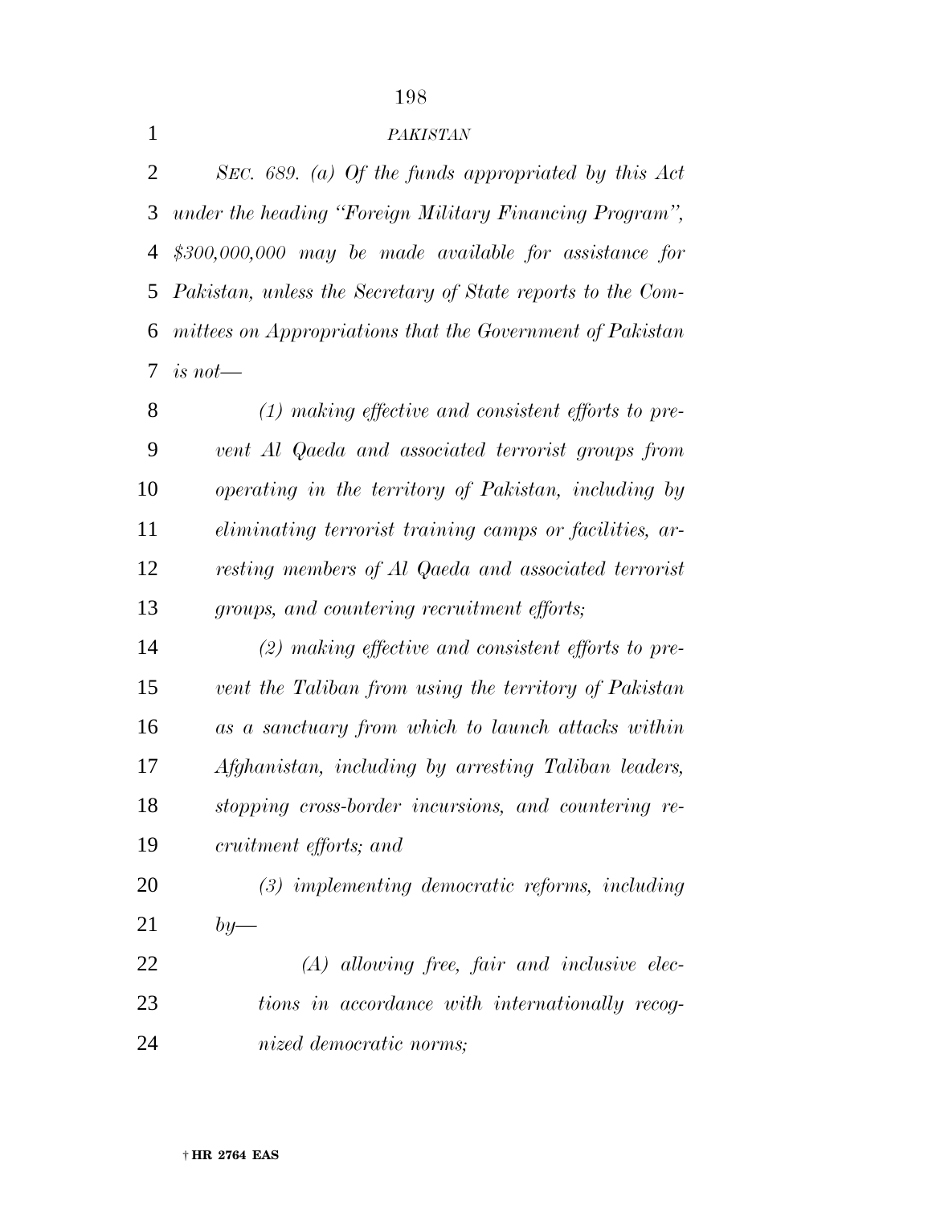*PAKISTAN*

*SEC. 689. (a) Of the funds appropriated by this Act under the heading "Foreign Military Financing Program", $300,000,000 may be made available for assistance for Pakistan, unless the Secretary of State reports to the Committees on Appropriations that the Government of Pakistan is not—*

*(1) making effective and consistent efforts to prevent Al Qaeda and associated terrorist groups from operating in the territory of Pakistan, including by eliminating terrorist training camps or facilities, arresting members of Al Qaeda and associated terrorist groups, and countering recruitment efforts;*

*(2) making effective and consistent efforts to prevent the Taliban from using the territory of Pakistan as a sanctuary from which to launch attacks within Afghanistan, including by arresting Taliban leaders, stopping cross-border incursions, and countering recruitment efforts; and*

*(3) implementing democratic reforms, including by—*

*(A) allowing free, fair and inclusive elections in accordance with internationally recognized democratic norms;*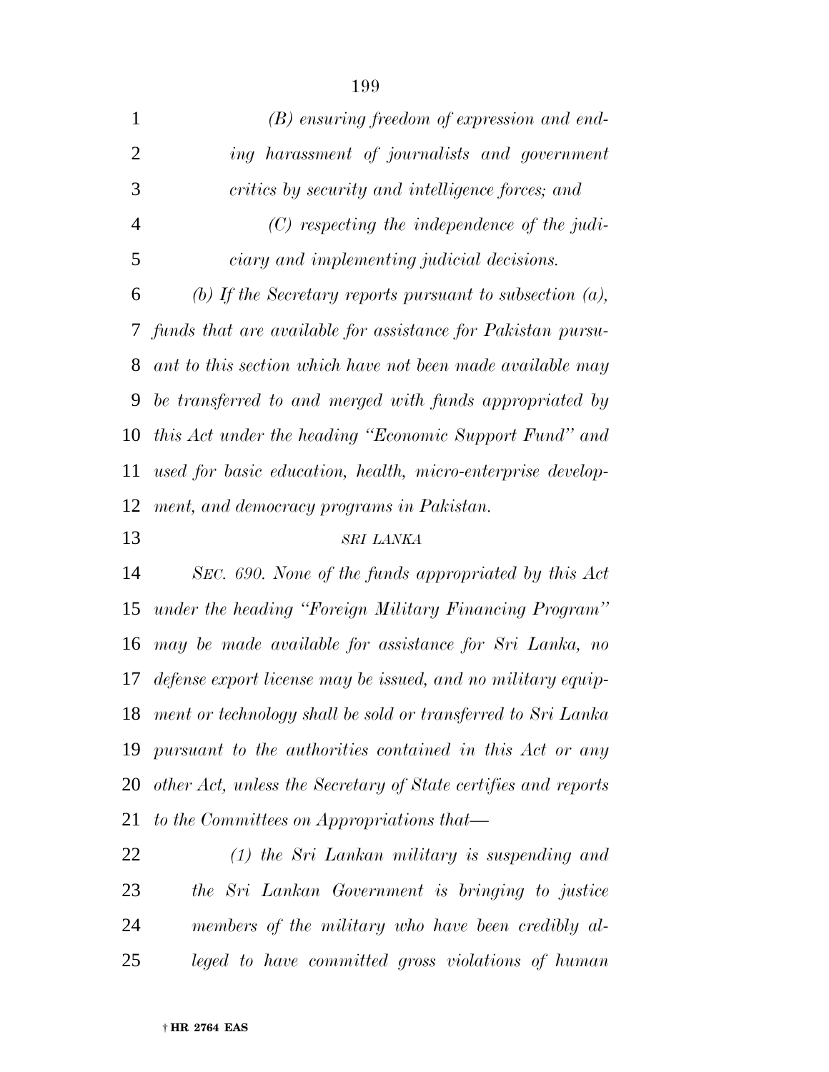*(B) ensuring freedom of expression and ending harassment of journalists and government critics by security and intelligence forces; and*

*(C) respecting the independence of the judiciary and implementing judicial decisions.*

*(b) If the Secretary reports pursuant to subsection (a), funds that are available for assistance for Pakistan pursuant to this section which have not been made available may be transferred to and merged with funds appropriated by this Act under the heading "Economic Support Fund" and used for basic education, health, micro-enterprise development, and democracy programs in Pakistan.*

*SRI LANKA*

*SEC. 690. None of the funds appropriated by this Act under the heading "Foreign Military Financing Program" may be made available for assistance for Sri Lanka, no defense export license may be issued, and no military equipment or technology shall be sold or transferred to Sri Lanka pursuant to the authorities contained in this Act or any other Act, unless the Secretary of State certifies and reports to the Committees on Appropriations that—*

*(1) the Sri Lankan military is suspending and the Sri Lankan Government is bringing to justice members of the military who have been credibly alleged to have committed gross violations of human*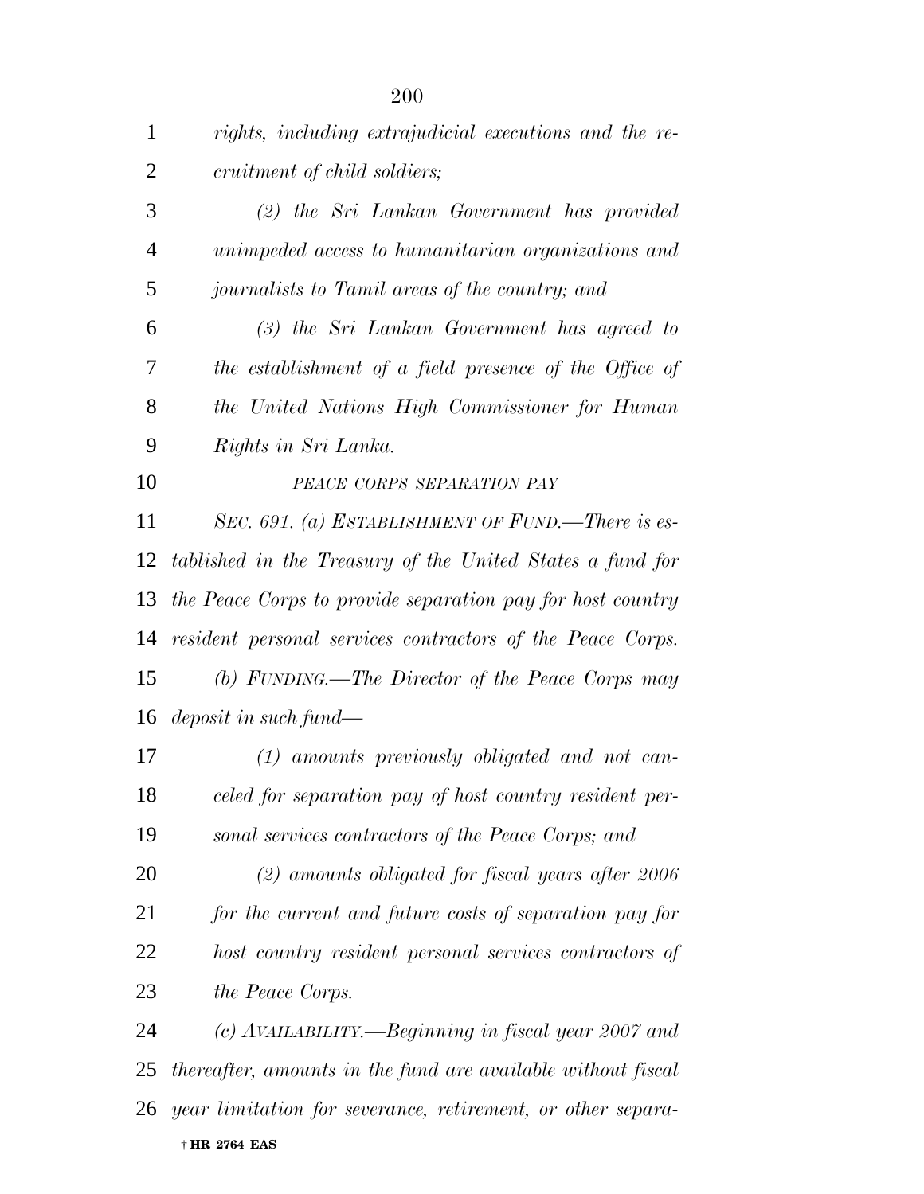*rights, including extrajudicial executions and the recruitment of child soldiers;*

*(2) the Sri Lankan Government has provided unimpeded access to humanitarian organizations and journalists to Tamil areas of the country; and*

*(3) the Sri Lankan Government has agreed to the establishment of a field presence of the Office of the United Nations High Commissioner for Human Rights in Sri Lanka.*

*PEACE CORPS SEPARATION PAY*

*SEC. 691. (a) ESTABLISHMENT OF FUND.—There is established in the Treasury of the United States a fund for the Peace Corps to provide separation pay for host country resident personal services contractors of the Peace Corps.*

*(b) FUNDING.—The Director of the Peace Corps may deposit in such fund—*

*(1) amounts previously obligated and not canceled for separation pay of host country resident personal services contractors of the Peace Corps; and*

*(2) amounts obligated for fiscal years after 2006 for the current and future costs of separation pay for host country resident personal services contractors of the Peace Corps.*

*(c) AVAILABILITY.—Beginning in fiscal year 2007 and thereafter, amounts in the fund are available without fiscal year limitation for severance, retirement, or other separa-*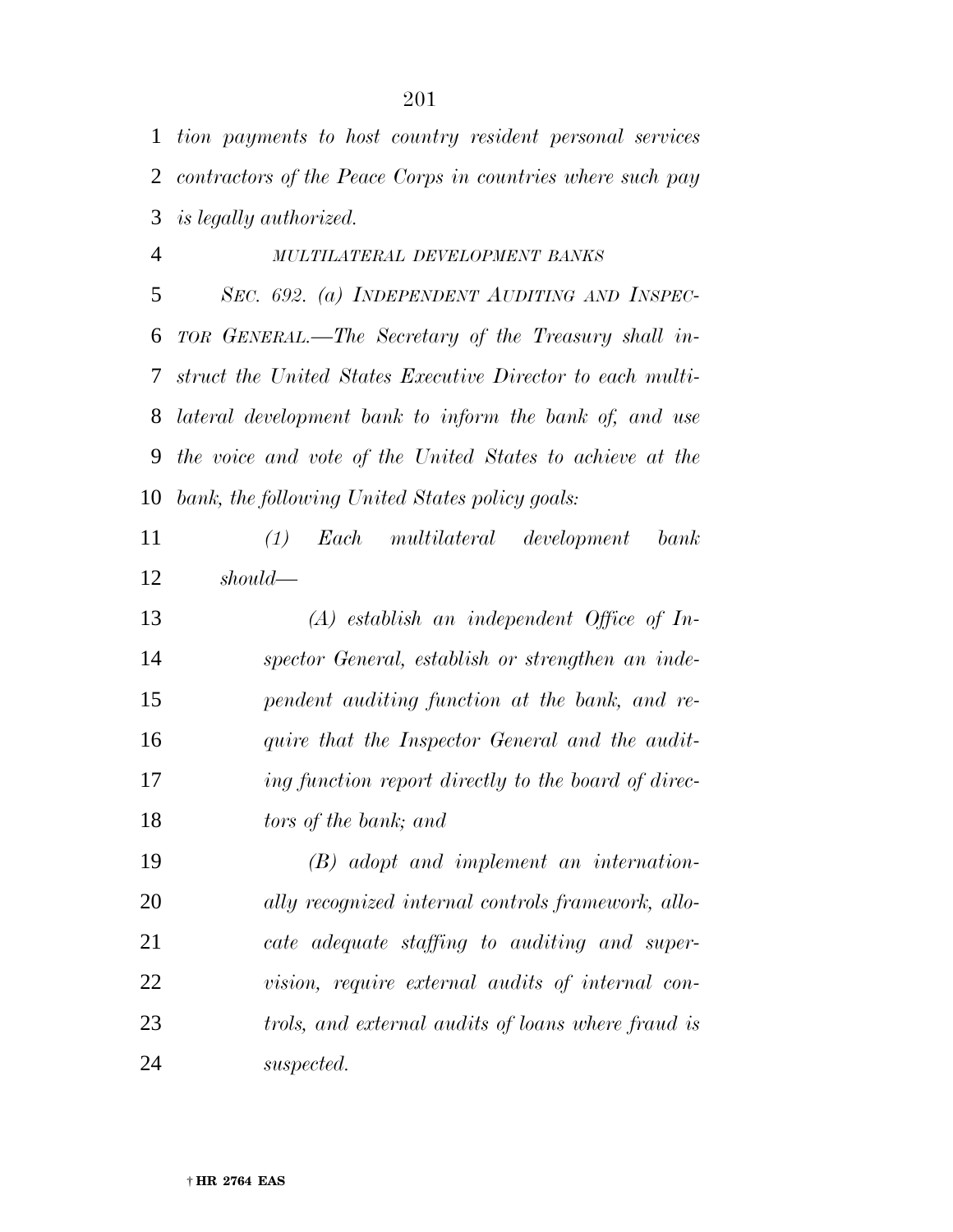*tion payments to host country resident personal services contractors of the Peace Corps in countries where such pay is legally authorized.*

*MULTILATERAL DEVELOPMENT BANKS*

*SEC. 692. (a) INDEPENDENT AUDITING AND INSPECTOR GENERAL.—The Secretary of the Treasury shall instruct the United States Executive Director to each multilateral development bank to inform the bank of, and use the voice and vote of the United States to achieve at the bank, the following United States policy goals:*

*(1) Each multilateral development bank should—*

*(A) establish an independent Office of Inspector General, establish or strengthen an independent auditing function at the bank, and require that the Inspector General and the auditing function report directly to the board of directors of the bank; and*

*(B) adopt and implement an internationally recognized internal controls framework, allocate adequate staffing to auditing and supervision, require external audits of internal controls, and external audits of loans where fraud is suspected.*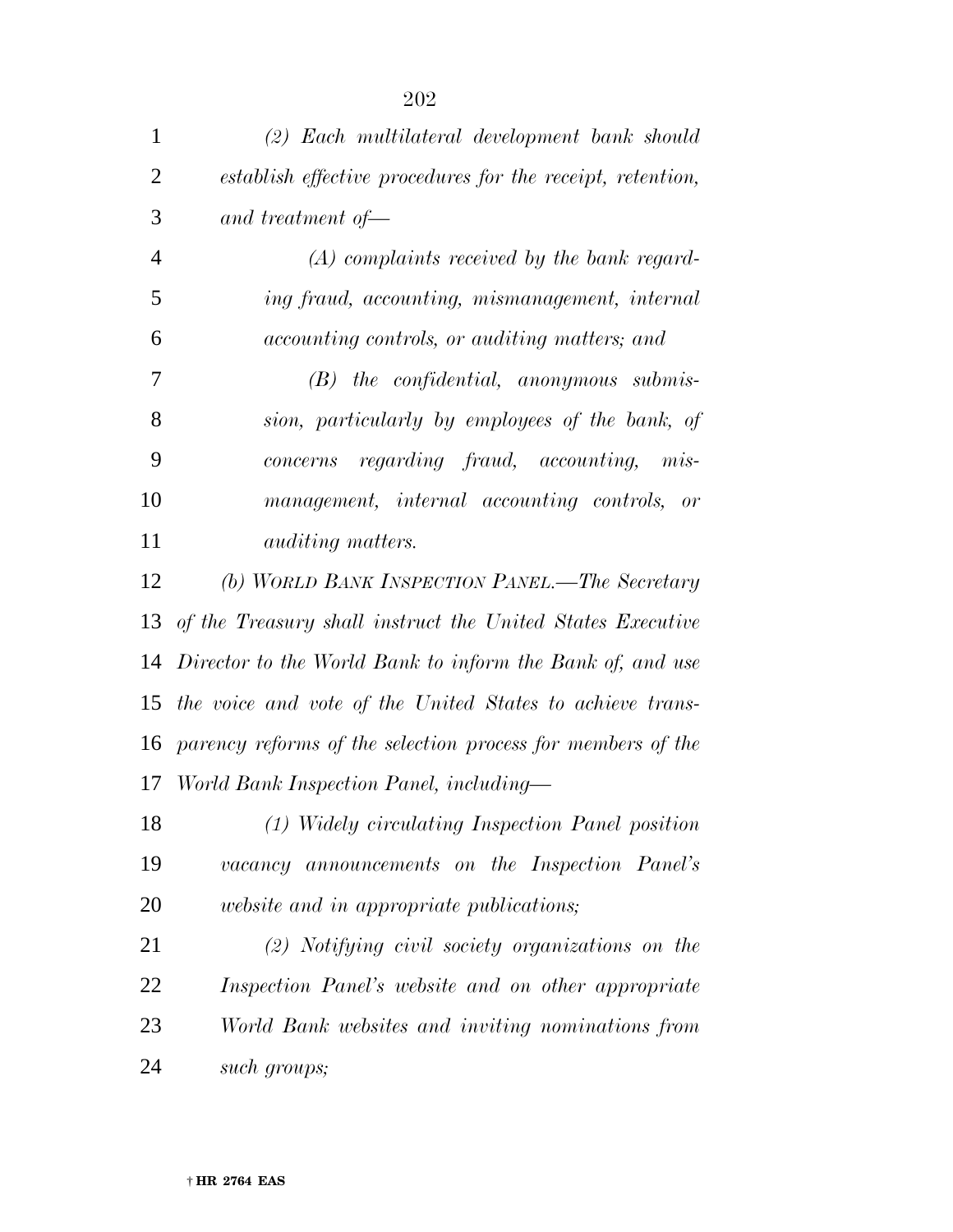*(2) Each multilateral development bank should establish effective procedures for the receipt, retention, and treatment of—*

*(A) complaints received by the bank regarding fraud, accounting, mismanagement, internal accounting controls, or auditing matters; and*

*(B) the confidential, anonymous submission, particularly by employees of the bank, of concerns regarding fraud, accounting, mismanagement, internal accounting controls, or auditing matters.*

*(b) WORLD BANK INSPECTION PANEL.—The Secretary of the Treasury shall instruct the United States Executive Director to the World Bank to inform the Bank of, and use the voice and vote of the United States to achieve transparency reforms of the selection process for members of the World Bank Inspection Panel, including—*

*(1) Widely circulating Inspection Panel position vacancy announcements on the Inspection Panel's website and in appropriate publications;*

*(2) Notifying civil society organizations on the Inspection Panel's website and on other appropriate World Bank websites and inviting nominations from such groups;*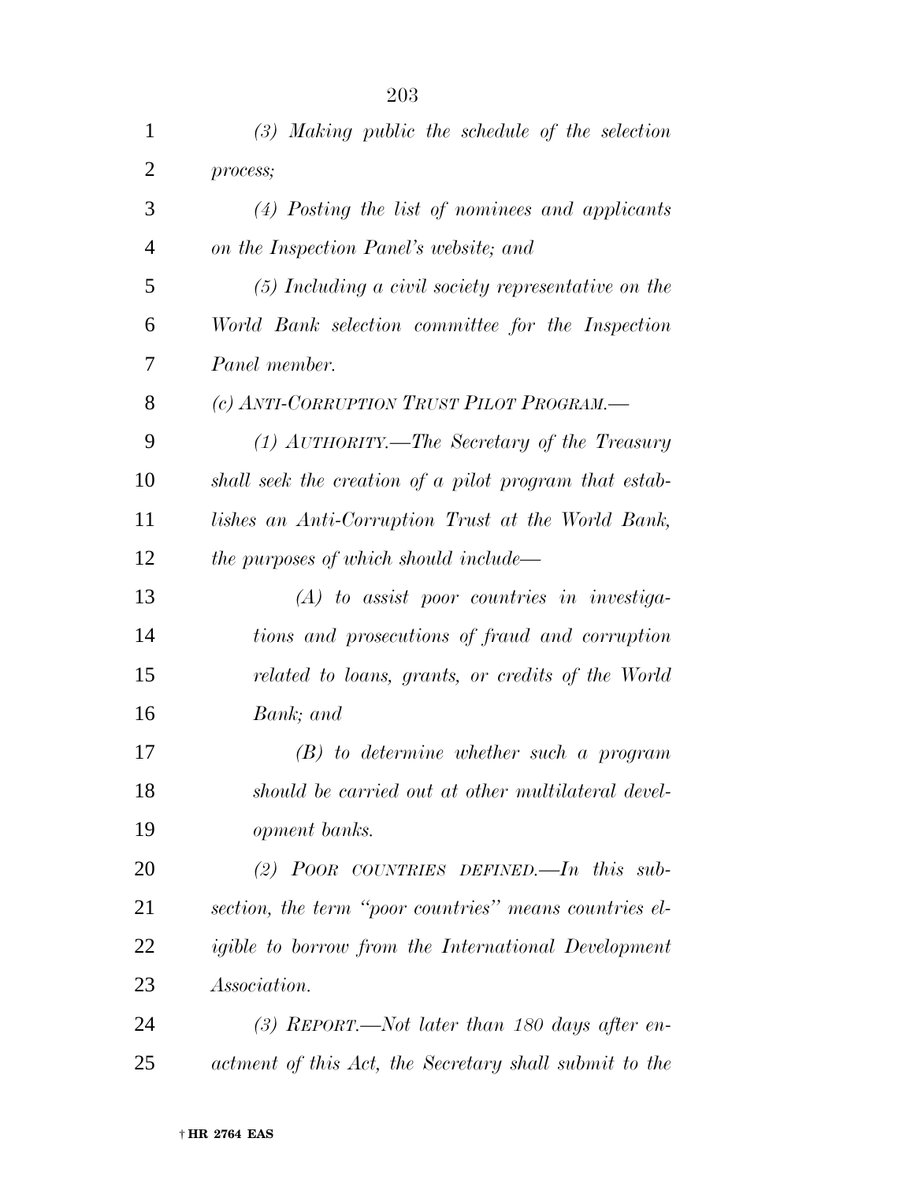*(3) Making public the schedule of the selection process;*

*(4) Posting the list of nominees and applicants on the Inspection Panel's website; and*

*(5) Including a civil society representative on the World Bank selection committee for the Inspection Panel member.*

*(c) ANTI-CORRUPTION TRUST PILOT PROGRAM.—*

*(1) AUTHORITY.—The Secretary of the Treasury shall seek the creation of a pilot program that establishes an Anti-Corruption Trust at the World Bank, the purposes of which should include—*

*(A) to assist poor countries in investigations and prosecutions of fraud and corruption related to loans, grants, or credits of the World Bank; and*

*(B) to determine whether such a program should be carried out at other multilateral development banks.*

*(2) POOR COUNTRIES DEFINED.—In this subsection, the term "poor countries" means countries eligible to borrow from the International Development Association.*

*(3) REPORT.—Not later than 180 days after enactment of this Act, the Secretary shall submit to the*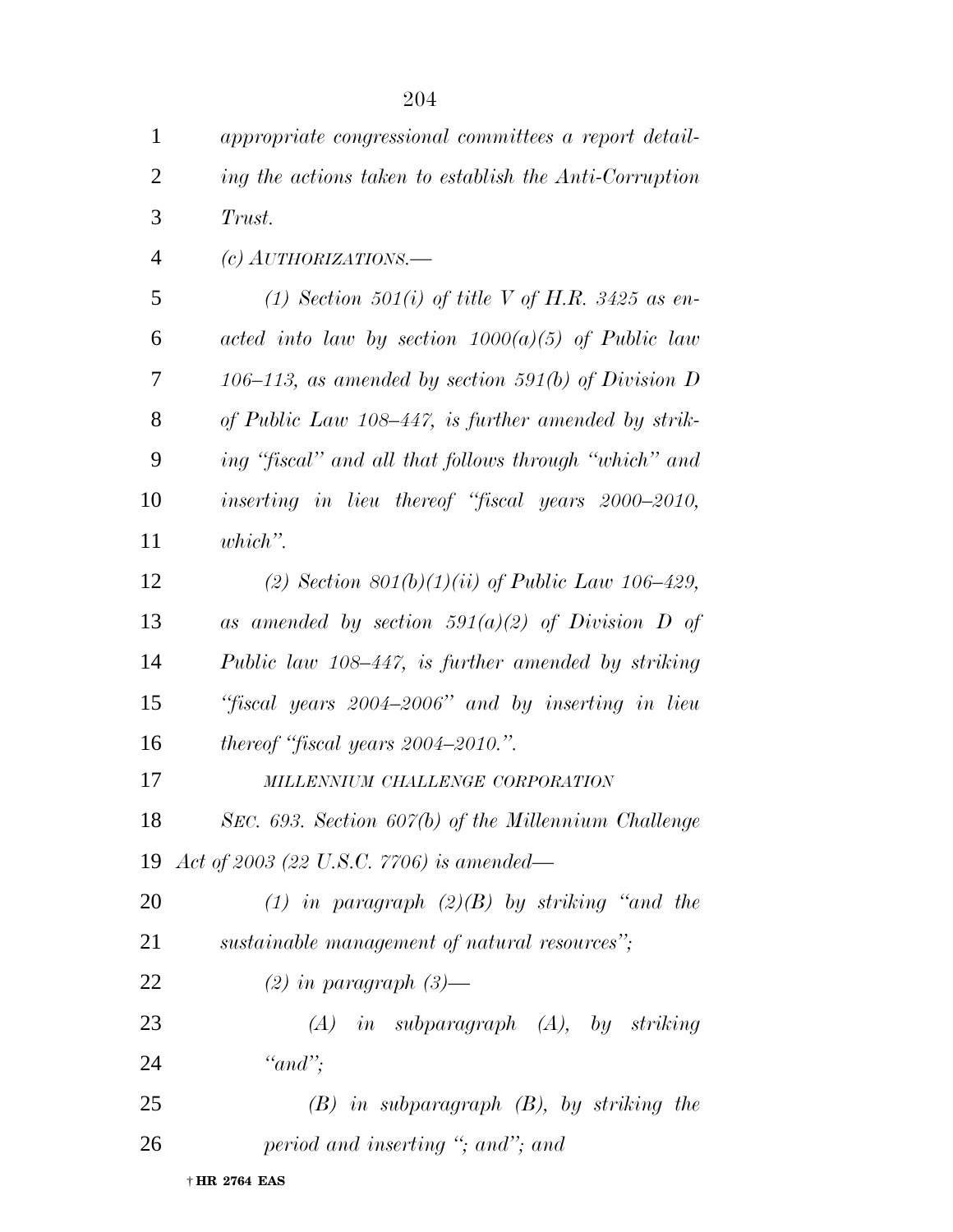*appropriate congressional committees a report detailing the actions taken to establish the Anti-Corruption Trust.*

*(c) AUTHORIZATIONS.—*

*(1) Section 501(i) of title V of H.R. 3425 as enacted into law by section 1000(a)(5) of Public law 106–113, as amended by section 591(b) of Division D of Public Law 108–447, is further amended by striking "fiscal" and all that follows through "which" and inserting in lieu thereof "fiscal years 2000–2010, which".*

*(2) Section 801(b)(1)(ii) of Public Law 106–429, as amended by section 591(a)(2) of Division D of Public law 108–447, is further amended by striking "fiscal years 2004–2006" and by inserting in lieu thereof "fiscal years 2004–2010.".*

*MILLENNIUM CHALLENGE CORPORATION*

*SEC. 693. Section 607(b) of the Millennium Challenge Act of 2003 (22 U.S.C. 7706) is amended—*

*(1) in paragraph (2)(B) by striking "and the sustainable management of natural resources";*

*(2) in paragraph (3)—*

*(A) in subparagraph (A), by striking "and";*

*(B) in subparagraph (B), by striking the period and inserting "; and"; and*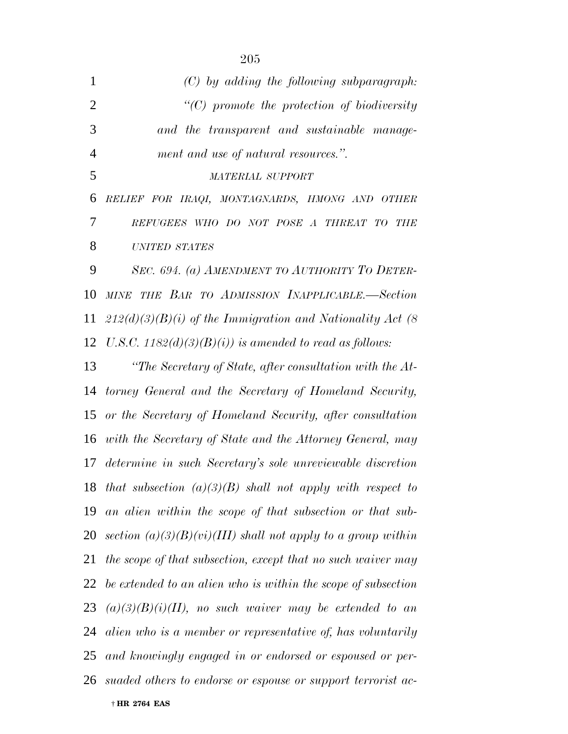*(C) by adding the following subparagraph:*

*"(C) promote the protection of biodiversity and the transparent and sustainable management and use of natural resources.".*

*MATERIAL SUPPORT*

*RELIEF FOR IRAQI, MONTAGNARDS, HMONG AND OTHER REFUGEES WHO DO NOT POSE A THREAT TO THE UNITED STATES*

*SEC. 694. (a) AMENDMENT TO AUTHORITY TO DETERMINE THE BAR TO ADMISSION INAPPLICABLE.—Section 212(d)(3)(B)(i) of the Immigration and Nationality Act (8 U.S.C. 1182(d)(3)(B)(i)) is amended to read as follows:*

*"The Secretary of State, after consultation with the Attorney General and the Secretary of Homeland Security, or the Secretary of Homeland Security, after consultation with the Secretary of State and the Attorney General, may determine in such Secretary's sole unreviewable discretion that subsection (a)(3)(B) shall not apply with respect to an alien within the scope of that subsection or that subsection (a)(3)(B)(vi)(III) shall not apply to a group within the scope of that subsection, except that no such waiver may be extended to an alien who is within the scope of subsection (a)(3)(B)(i)(II), no such waiver may be extended to an alien who is a member or representative of, has voluntarily and knowingly engaged in or endorsed or espoused or persuaded others to endorse or espouse or support terrorist ac-*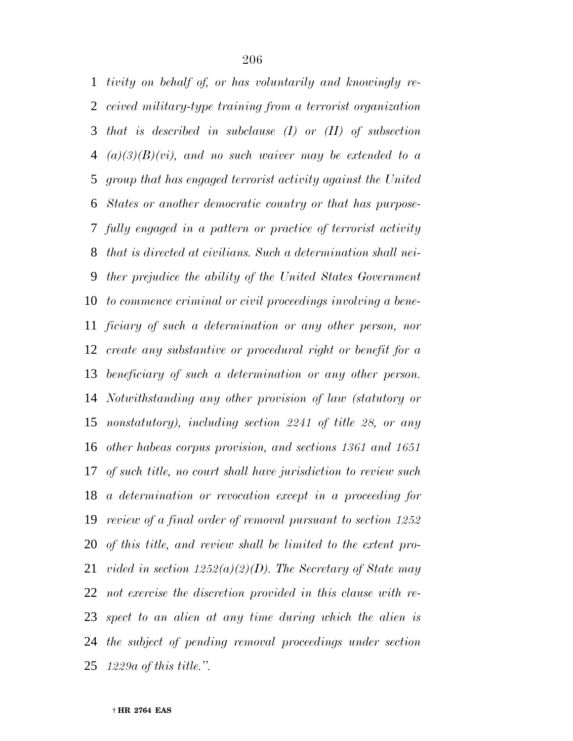*tivity on behalf of, or has voluntarily and knowingly received military-type training from a terrorist organization that is described in subclause (I) or (II) of subsection (a)(3)(B)(vi), and no such waiver may be extended to a group that has engaged terrorist activity against the United States or another democratic country or that has purposefully engaged in a pattern or practice of terrorist activity that is directed at civilians. Such a determination shall neither prejudice the ability of the United States Government to commence criminal or civil proceedings involving a beneficiary of such a determination or any other person, nor create any substantive or procedural right or benefit for a beneficiary of such a determination or any other person. Notwithstanding any other provision of law (statutory or nonstatutory), including section 2241 of title 28, or any other habeas corpus provision, and sections 1361 and 1651 of such title, no court shall have jurisdiction to review such a determination or revocation except in a proceeding for review of a final order of removal pursuant to section 1252 of this title, and review shall be limited to the extent provided in section 1252(a)(2)(D). The Secretary of State may not exercise the discretion provided in this clause with respect to an alien at any time during which the alien is the subject of pending removal proceedings under section 1229a of this title.".*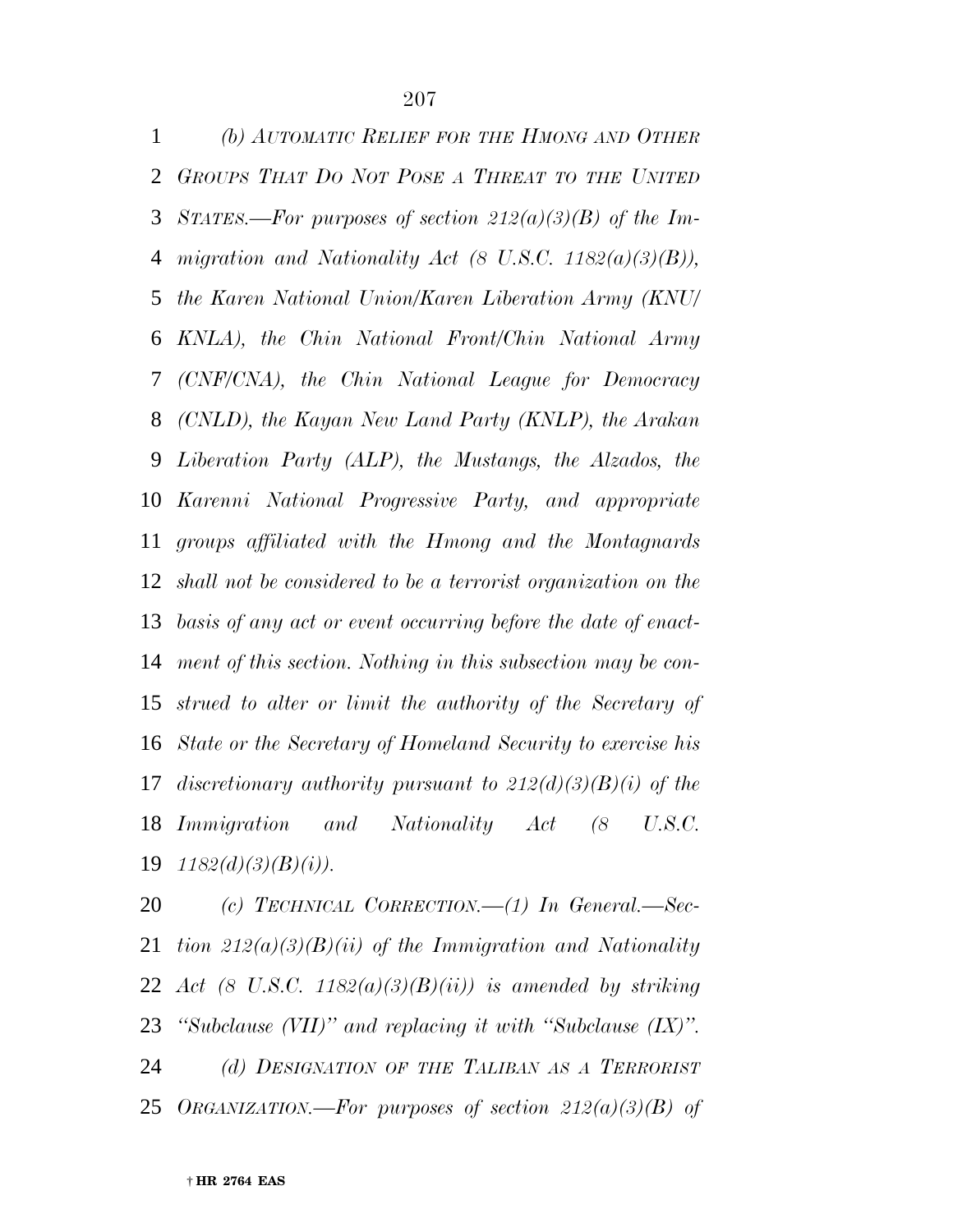*(b) AUTOMATIC RELIEF FOR THE HMONG AND OTHER GROUPS THAT DO NOT POSE A THREAT TO THE UNITED STATES.—For purposes of section 212(a)(3)(B) of the Immigration and Nationality Act (8 U.S.C. 1182(a)(3)(B)), the Karen National Union/Karen Liberation Army (KNU/KNLA), the Chin National Front/Chin National Army (CNF/CNA), the Chin National League for Democracy (CNLD), the Kayan New Land Party (KNLP), the Arakan Liberation Party (ALP), the Mustangs, the Alzados, the Karenni National Progressive Party, and appropriate groups affiliated with the Hmong and the Montagnards shall not be considered to be a terrorist organization on the basis of any act or event occurring before the date of enactment of this section. Nothing in this subsection may be construed to alter or limit the authority of the Secretary of State or the Secretary of Homeland Security to exercise his discretionary authority pursuant to 212(d)(3)(B)(i) of the Immigration and Nationality Act (8 U.S.C. 1182(d)(3)(B)(i)).*

*(c) TECHNICAL CORRECTION.—(1) In General.—Section 212(a)(3)(B)(ii) of the Immigration and Nationality Act (8 U.S.C. 1182(a)(3)(B)(ii)) is amended by striking "Subclause (VII)" and replacing it with "Subclause (IX)".*

*(d) DESIGNATION OF THE TALIBAN AS A TERRORIST ORGANIZATION.—For purposes of section 212(a)(3)(B) of*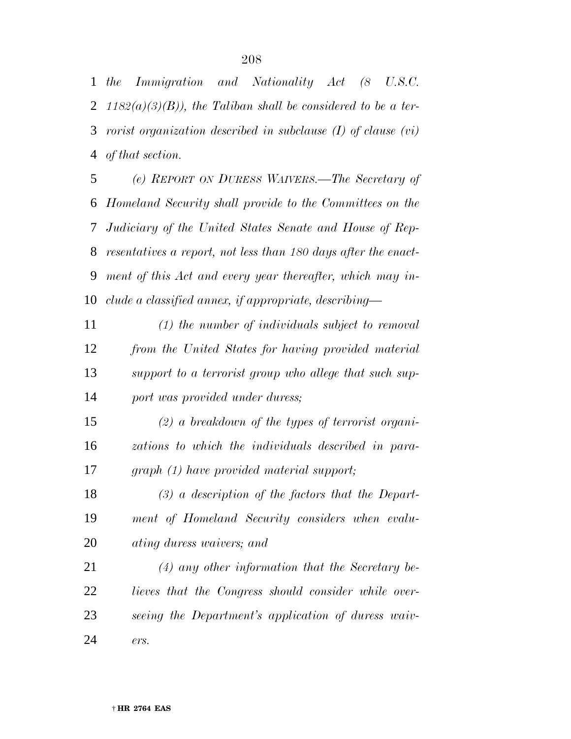*the Immigration and Nationality Act (8 U.S.C. 1182(a)(3)(B)), the Taliban shall be considered to be a terrorist organization described in subclause (I) of clause (vi) of that section.*

*(e) REPORT ON DURESS WAIVERS.—The Secretary of Homeland Security shall provide to the Committees on the Judiciary of the United States Senate and House of Representatives a report, not less than 180 days after the enactment of this Act and every year thereafter, which may include a classified annex, if appropriate, describing—*

*(1) the number of individuals subject to removal from the United States for having provided material support to a terrorist group who allege that such support was provided under duress;*

*(2) a breakdown of the types of terrorist organizations to which the individuals described in paragraph (1) have provided material support;*

*(3) a description of the factors that the Department of Homeland Security considers when evaluating duress waivers; and*

*(4) any other information that the Secretary believes that the Congress should consider while overseeing the Department's application of duress waivers.*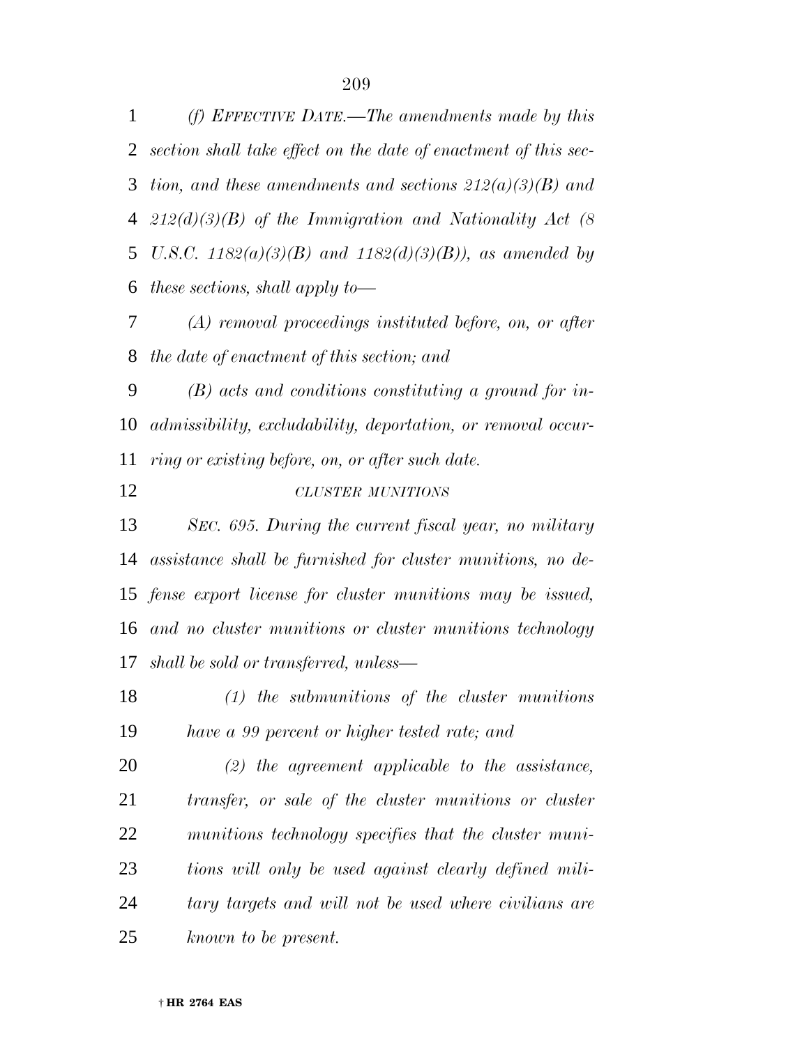*(f) EFFECTIVE DATE.—The amendments made by this section shall take effect on the date of enactment of this section, and these amendments and sections 212(a)(3)(B) and 212(d)(3)(B) of the Immigration and Nationality Act (8 U.S.C. 1182(a)(3)(B) and 1182(d)(3)(B)), as amended by these sections, shall apply to—*

*(A) removal proceedings instituted before, on, or after the date of enactment of this section; and*

*(B) acts and conditions constituting a ground for inadmissibility, excludability, deportation, or removal occurring or existing before, on, or after such date.*

*CLUSTER MUNITIONS*

*SEC. 695. During the current fiscal year, no military assistance shall be furnished for cluster munitions, no defense export license for cluster munitions may be issued, and no cluster munitions or cluster munitions technology shall be sold or transferred, unless—*

*(1) the submunitions of the cluster munitions have a 99 percent or higher tested rate; and*

*(2) the agreement applicable to the assistance, transfer, or sale of the cluster munitions or cluster munitions technology specifies that the cluster munitions will only be used against clearly defined military targets and will not be used where civilians are known to be present.*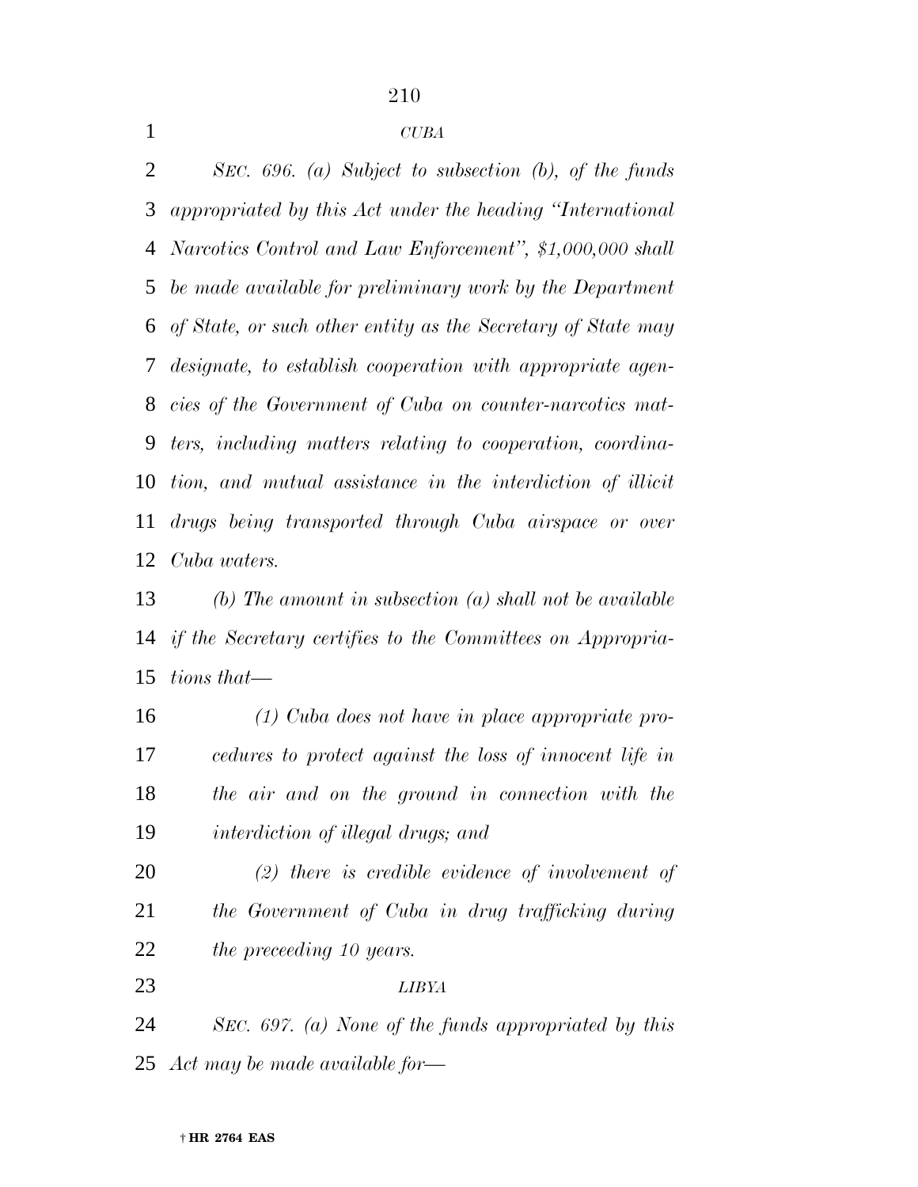*CUBA*

*SEC. 696. (a) Subject to subsection (b), of the funds appropriated by this Act under the heading "International Narcotics Control and Law Enforcement", $1,000,000 shall be made available for preliminary work by the Department of State, or such other entity as the Secretary of State may designate, to establish cooperation with appropriate agencies of the Government of Cuba on counter-narcotics matters, including matters relating to cooperation, coordination, and mutual assistance in the interdiction of illicit drugs being transported through Cuba airspace or over Cuba waters.*

*(b) The amount in subsection (a) shall not be available if the Secretary certifies to the Committees on Appropriations that—*

*(1) Cuba does not have in place appropriate procedures to protect against the loss of innocent life in the air and on the ground in connection with the interdiction of illegal drugs; and*

*(2) there is credible evidence of involvement of the Government of Cuba in drug trafficking during the preceeding 10 years.*

*LIBYA*

*SEC. 697. (a) None of the funds appropriated by this Act may be made available for—*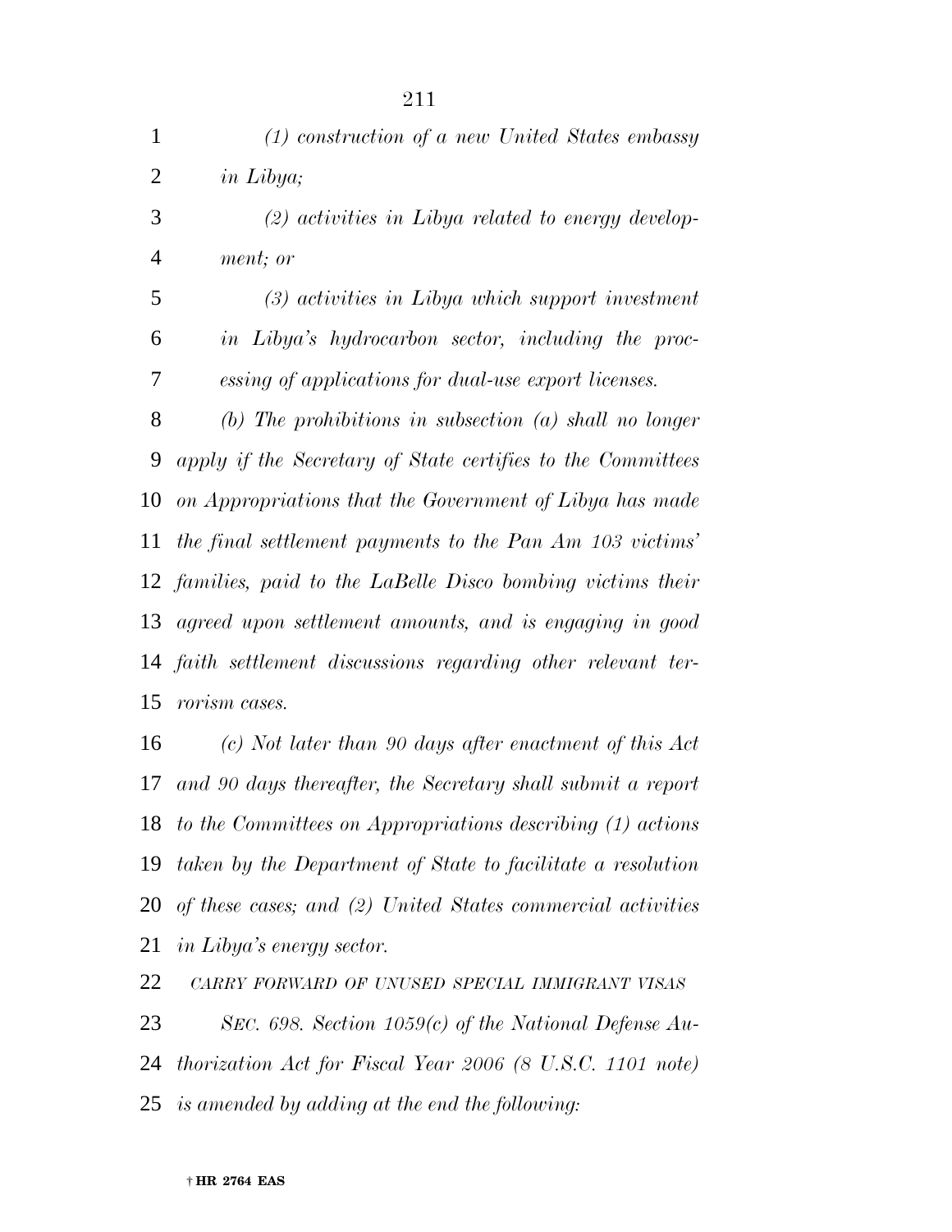*(1) construction of a new United States embassy in Libya;*

*(2) activities in Libya related to energy development; or*

*(3) activities in Libya which support investment in Libya's hydrocarbon sector, including the processing of applications for dual-use export licenses.*

*(b) The prohibitions in subsection (a) shall no longer apply if the Secretary of State certifies to the Committees on Appropriations that the Government of Libya has made the final settlement payments to the Pan Am 103 victims' families, paid to the LaBelle Disco bombing victims their agreed upon settlement amounts, and is engaging in good faith settlement discussions regarding other relevant terrorism cases.*

*(c) Not later than 90 days after enactment of this Act and 90 days thereafter, the Secretary shall submit a report to the Committees on Appropriations describing (1) actions taken by the Department of State to facilitate a resolution of these cases; and (2) United States commercial activities in Libya's energy sector.*

*CARRY FORWARD OF UNUSED SPECIAL IMMIGRANT VISAS*

*SEC. 698. Section 1059(c) of the National Defense Authorization Act for Fiscal Year 2006 (8 U.S.C. 1101 note) is amended by adding at the end the following:*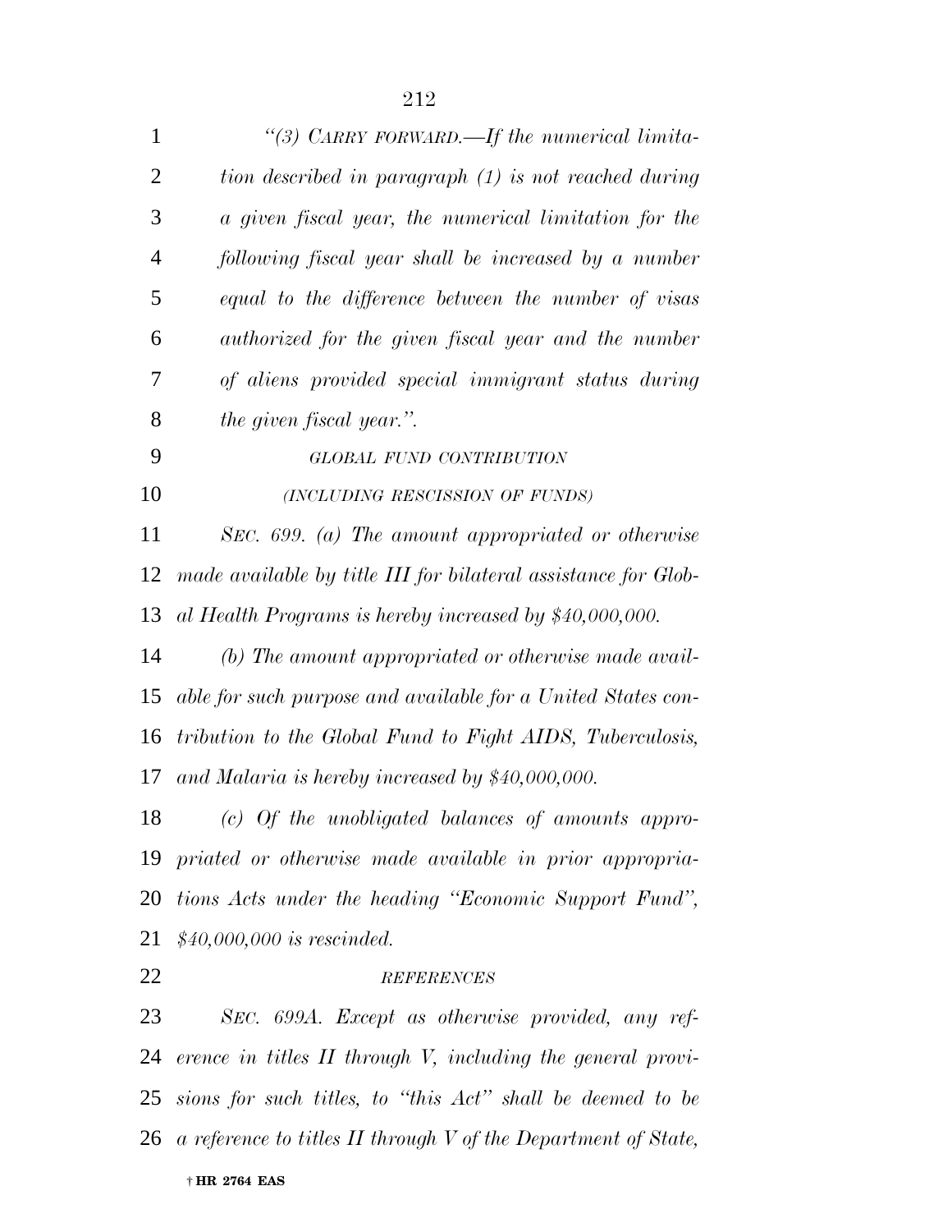*"(3) CARRY FORWARD.—If the numerical limitation described in paragraph (1) is not reached during a given fiscal year, the numerical limitation for the following fiscal year shall be increased by a number equal to the difference between the number of visas authorized for the given fiscal year and the number of aliens provided special immigrant status during the given fiscal year.".*

*GLOBAL FUND CONTRIBUTION*

*(INCLUDING RESCISSION OF FUNDS)*

*SEC. 699. (a) The amount appropriated or otherwise made available by title III for bilateral assistance for Global Health Programs is hereby increased by $40,000,000.*

*(b) The amount appropriated or otherwise made available for such purpose and available for a United States contribution to the Global Fund to Fight AIDS, Tuberculosis, and Malaria is hereby increased by $40,000,000.*

*(c) Of the unobligated balances of amounts appropriated or otherwise made available in prior appropriations Acts under the heading "Economic Support Fund", $40,000,000 is rescinded.*

*REFERENCES*

*SEC. 699A. Except as otherwise provided, any reference in titles II through V, including the general provisions for such titles, to "this Act" shall be deemed to be a reference to titles II through V of the Department of State,*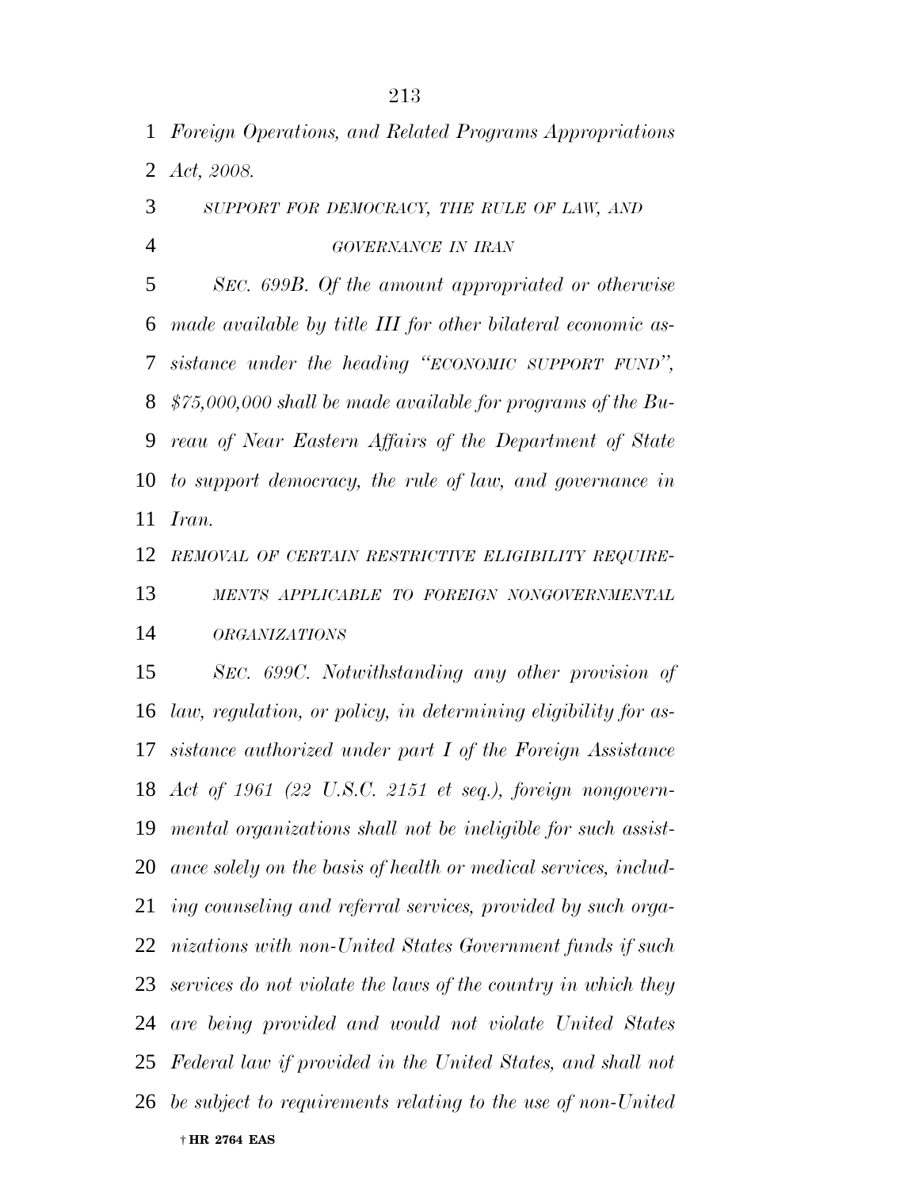*Foreign Operations, and Related Programs Appropriations Act, 2008.*

*SUPPORT FOR DEMOCRACY, THE RULE OF LAW, AND GOVERNANCE IN IRAN*

*SEC. 699B. Of the amount appropriated or otherwise made available by title III for other bilateral economic assistance under the heading "ECONOMIC SUPPORT FUND", $75,000,000 shall be made available for programs of the Bureau of Near Eastern Affairs of the Department of State to support democracy, the rule of law, and governance in Iran.*

*REMOVAL OF CERTAIN RESTRICTIVE ELIGIBILITY REQUIREMENTS APPLICABLE TO FOREIGN NONGOVERNMENTAL ORGANIZATIONS*

*SEC. 699C. Notwithstanding any other provision of law, regulation, or policy, in determining eligibility for assistance authorized under part I of the Foreign Assistance Act of 1961 (22 U.S.C. 2151 et seq.), foreign nongovernmental organizations shall not be ineligible for such assistance solely on the basis of health or medical services, including counseling and referral services, provided by such organizations with non-United States Government funds if such services do not violate the laws of the country in which they are being provided and would not violate United States Federal law if provided in the United States, and shall not be subject to requirements relating to the use of non-United*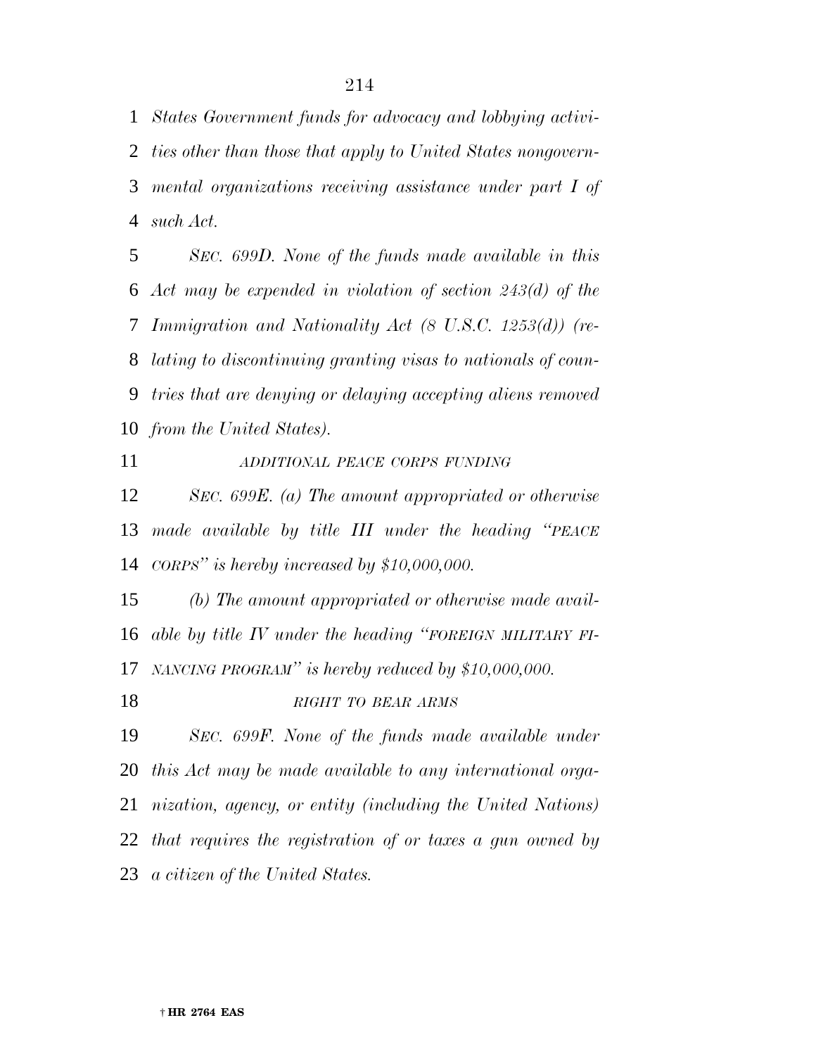*States Government funds for advocacy and lobbying activities other than those that apply to United States nongovernmental organizations receiving assistance under part I of such Act.*

*SEC. 699D. None of the funds made available in this Act may be expended in violation of section 243(d) of the Immigration and Nationality Act (8 U.S.C. 1253(d)) (relating to discontinuing granting visas to nationals of countries that are denying or delaying accepting aliens removed from the United States).*

*ADDITIONAL PEACE CORPS FUNDING*

*SEC. 699E. (a) The amount appropriated or otherwise made available by title III under the heading "PEACE CORPS" is hereby increased by $10,000,000.*

*(b) The amount appropriated or otherwise made available by title IV under the heading "FOREIGN MILITARY FINANCING PROGRAM" is hereby reduced by $10,000,000.*

*RIGHT TO BEAR ARMS*

*SEC. 699F. None of the funds made available under this Act may be made available to any international organization, agency, or entity (including the United Nations) that requires the registration of or taxes a gun owned by a citizen of the United States.*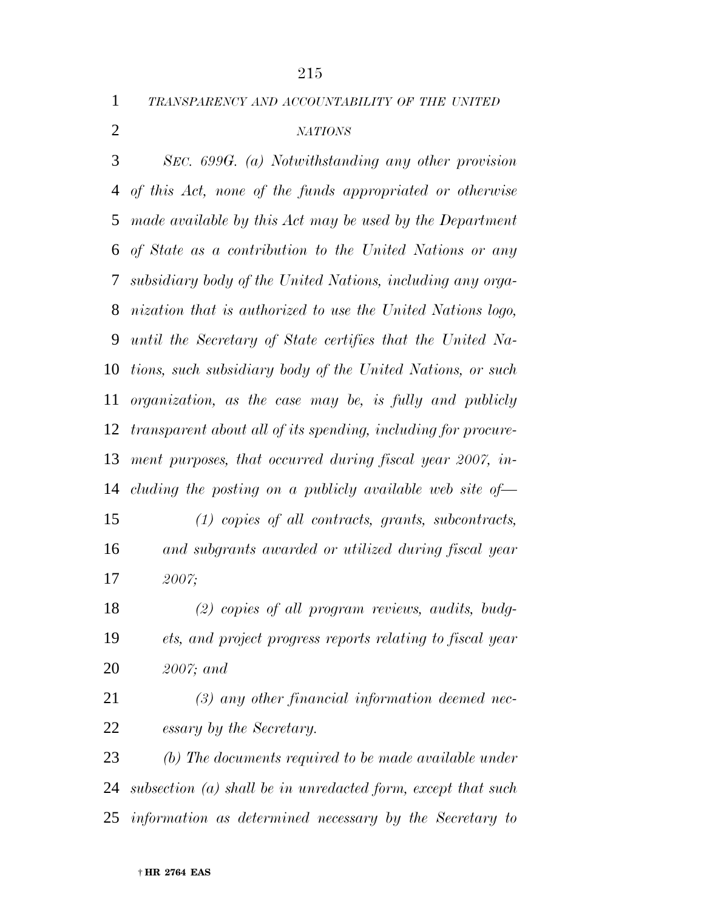*TRANSPARENCY AND ACCOUNTABILITY OF THE UNITED NATIONS*

*SEC. 699G. (a) Notwithstanding any other provision of this Act, none of the funds appropriated or otherwise made available by this Act may be used by the Department of State as a contribution to the United Nations or any subsidiary body of the United Nations, including any organization that is authorized to use the United Nations logo, until the Secretary of State certifies that the United Nations, such subsidiary body of the United Nations, or such organization, as the case may be, is fully and publicly transparent about all of its spending, including for procurement purposes, that occurred during fiscal year 2007, including the posting on a publicly available web site of—*

*(1) copies of all contracts, grants, subcontracts, and subgrants awarded or utilized during fiscal year 2007;*

*(2) copies of all program reviews, audits, budgets, and project progress reports relating to fiscal year 2007; and*

*(3) any other financial information deemed necessary by the Secretary.*

*(b) The documents required to be made available under subsection (a) shall be in unredacted form, except that such information as determined necessary by the Secretary to*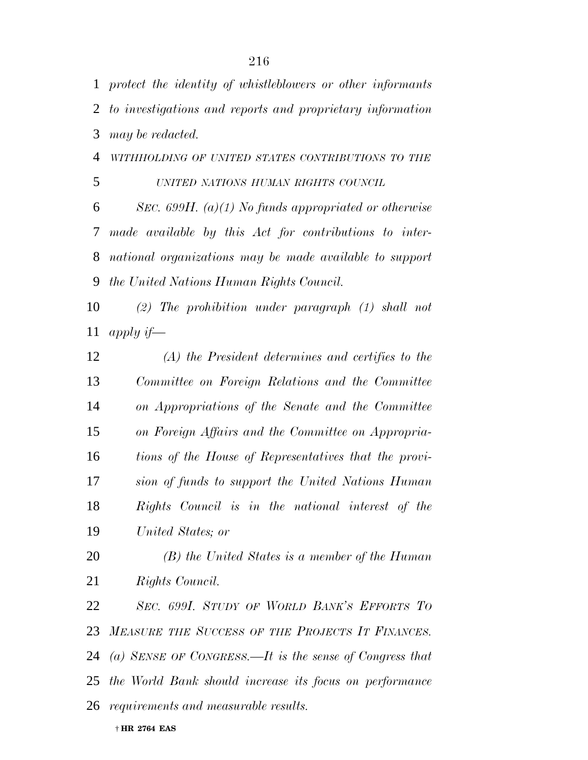*protect the identity of whistleblowers or other informants to investigations and reports and proprietary information may be redacted.*

*WITHHOLDING OF UNITED STATES CONTRIBUTIONS TO THE UNITED NATIONS HUMAN RIGHTS COUNCIL*

*SEC. 699H. (a)(1) No funds appropriated or otherwise made available by this Act for contributions to international organizations may be made available to support the United Nations Human Rights Council.*

*(2) The prohibition under paragraph (1) shall not apply if—*

*(A) the President determines and certifies to the Committee on Foreign Relations and the Committee on Appropriations of the Senate and the Committee on Foreign Affairs and the Committee on Appropriations of the House of Representatives that the provision of funds to support the United Nations Human Rights Council is in the national interest of the United States; or*

*(B) the United States is a member of the Human Rights Council.*

*SEC. 699I. STUDY OF WORLD BANK'S EFFORTS TO MEASURE THE SUCCESS OF THE PROJECTS IT FINANCES.*

*(a) SENSE OF CONGRESS.—It is the sense of Congress that the World Bank should increase its focus on performance requirements and measurable results.*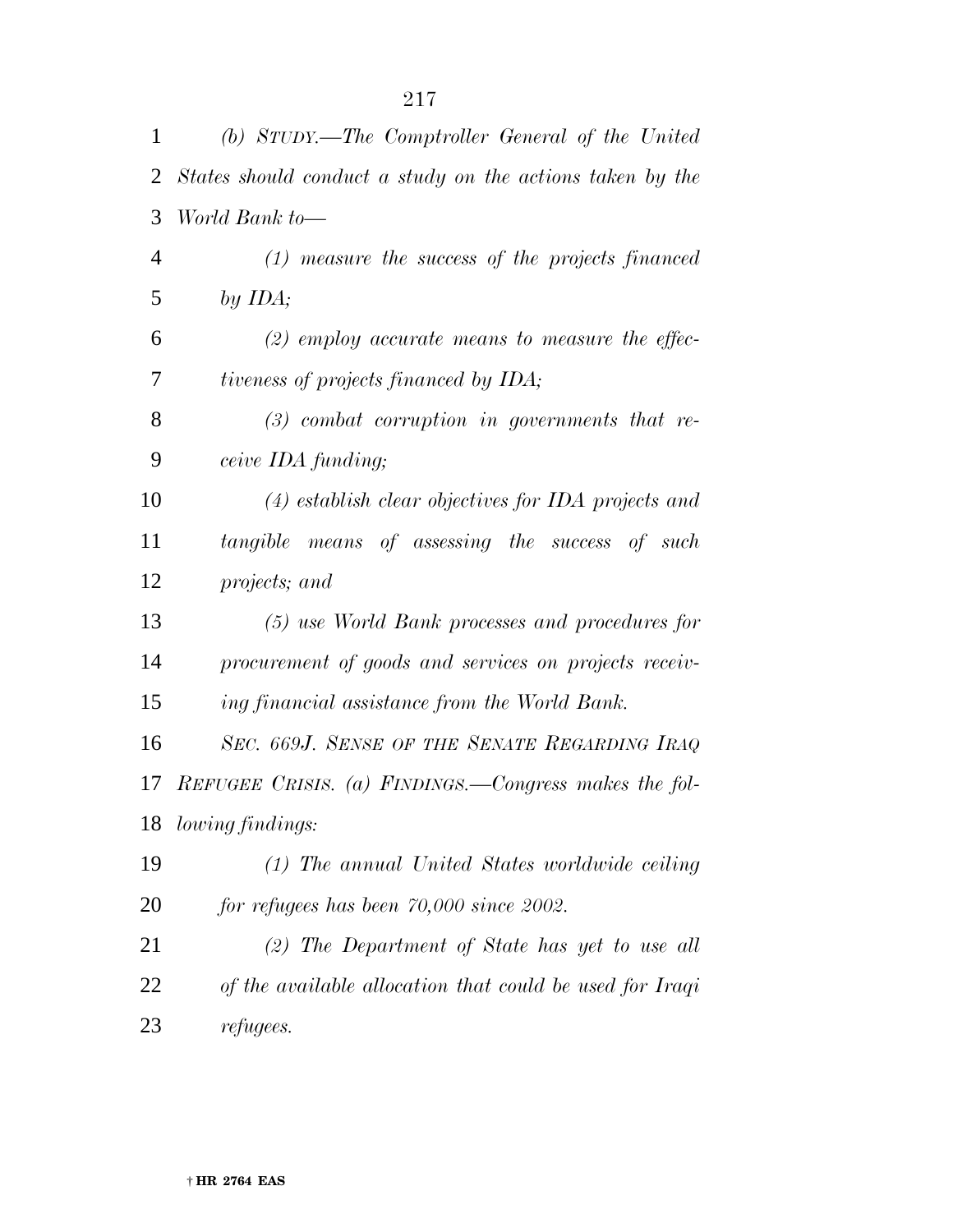*(b) STUDY.—The Comptroller General of the United States should conduct a study on the actions taken by the World Bank to—*

*(1) measure the success of the projects financed by IDA;*

*(2) employ accurate means to measure the effectiveness of projects financed by IDA;*

*(3) combat corruption in governments that receive IDA funding;*

*(4) establish clear objectives for IDA projects and tangible means of assessing the success of such projects; and*

*(5) use World Bank processes and procedures for procurement of goods and services on projects receiving financial assistance from the World Bank.*

*SEC. 669J. SENSE OF THE SENATE REGARDING IRAQ REFUGEE CRISIS. (a) FINDINGS.—Congress makes the following findings:*

*(1) The annual United States worldwide ceiling for refugees has been 70,000 since 2002.*

*(2) The Department of State has yet to use all of the available allocation that could be used for Iraqi refugees.*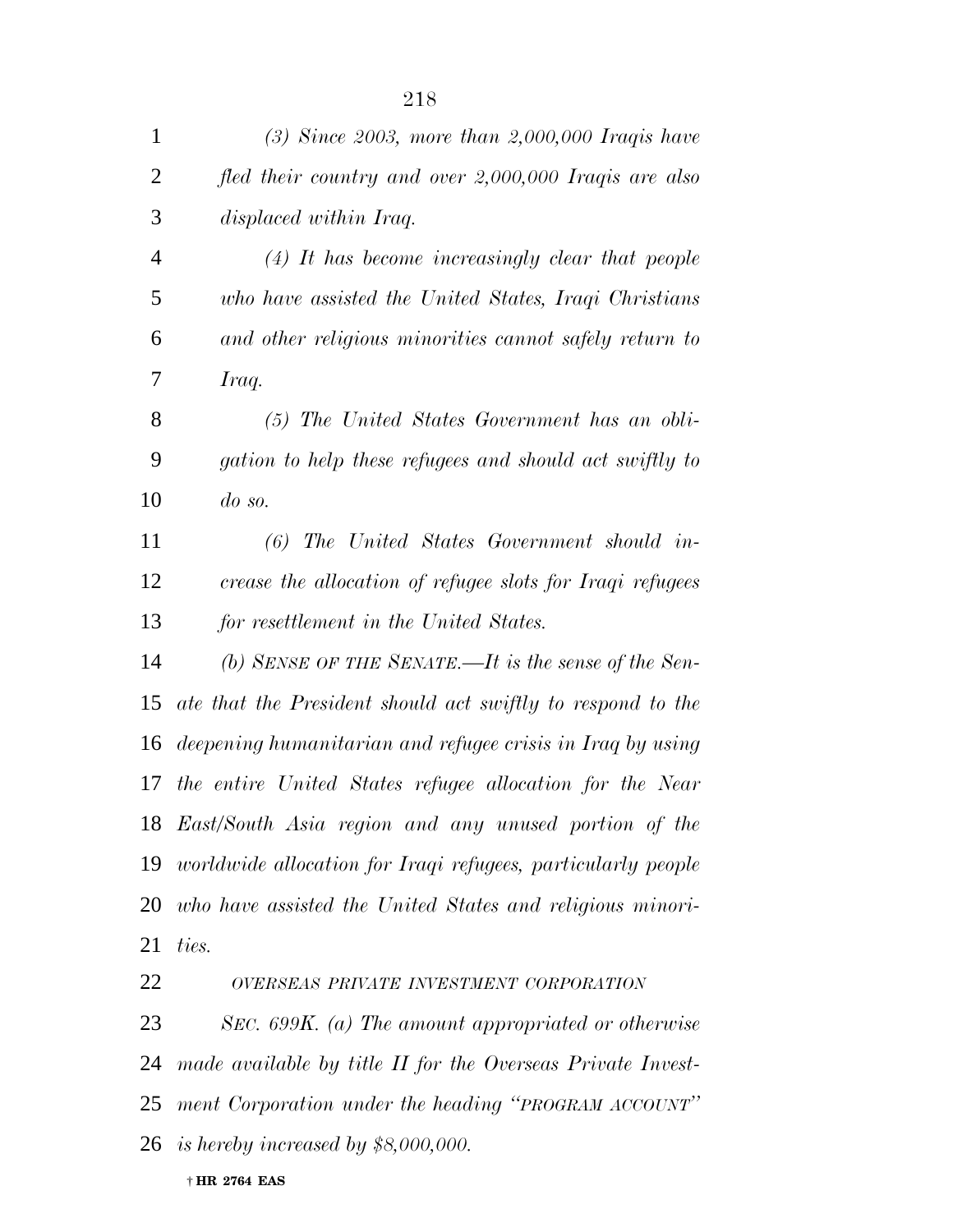*(3) Since 2003, more than 2,000,000 Iraqis have fled their country and over 2,000,000 Iraqis are also displaced within Iraq.*

*(4) It has become increasingly clear that people who have assisted the United States, Iraqi Christians and other religious minorities cannot safely return to Iraq.*

*(5) The United States Government has an obligation to help these refugees and should act swiftly to do so.*

*(6) The United States Government should increase the allocation of refugee slots for Iraqi refugees for resettlement in the United States.*

*(b) SENSE OF THE SENATE.—It is the sense of the Senate that the President should act swiftly to respond to the deepening humanitarian and refugee crisis in Iraq by using the entire United States refugee allocation for the Near East/South Asia region and any unused portion of the worldwide allocation for Iraqi refugees, particularly people who have assisted the United States and religious minorities.*

*OVERSEAS PRIVATE INVESTMENT CORPORATION*

*SEC. 699K. (a) The amount appropriated or otherwise made available by title II for the Overseas Private Investment Corporation under the heading "PROGRAM ACCOUNT" is hereby increased by $8,000,000.*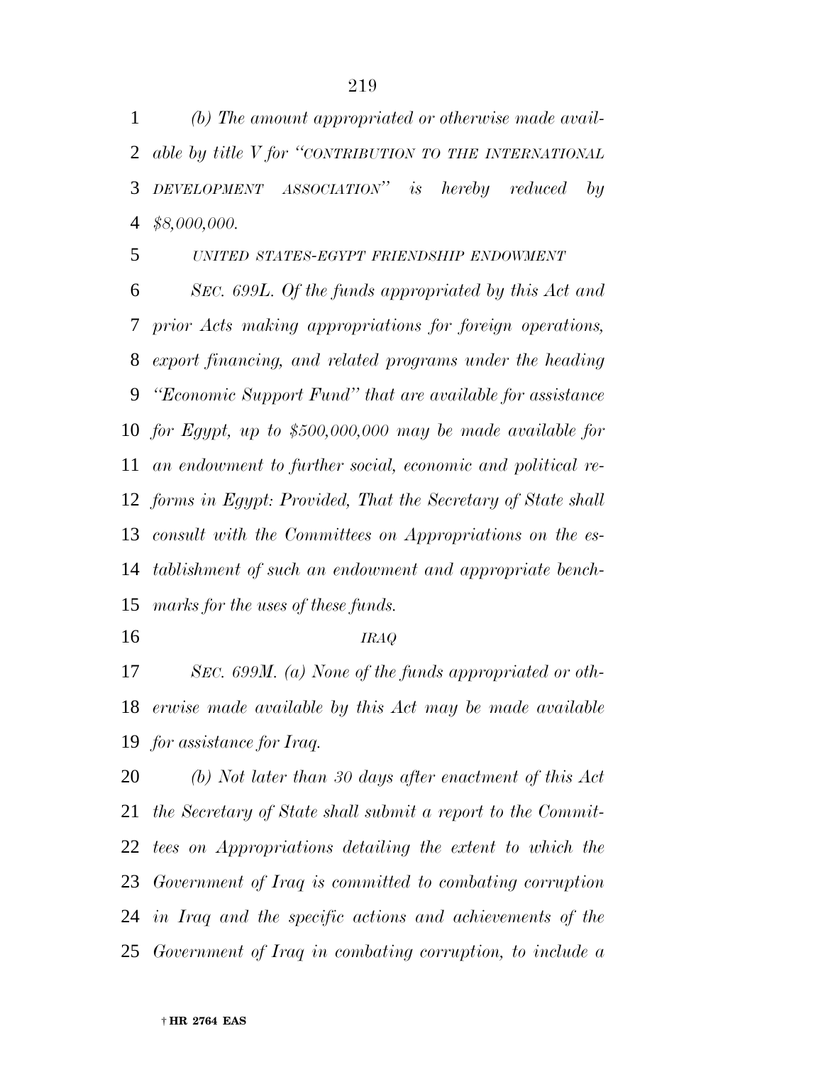*(b) The amount appropriated or otherwise made available by title V for "CONTRIBUTION TO THE INTERNATIONAL DEVELOPMENT ASSOCIATION" is hereby reduced by $8,000,000.*

*UNITED STATES-EGYPT FRIENDSHIP ENDOWMENT*

*SEC. 699L. Of the funds appropriated by this Act and prior Acts making appropriations for foreign operations, export financing, and related programs under the heading "Economic Support Fund" that are available for assistance for Egypt, up to $500,000,000 may be made available for an endowment to further social, economic and political reforms in Egypt: Provided, That the Secretary of State shall consult with the Committees on Appropriations on the establishment of such an endowment and appropriate benchmarks for the uses of these funds.*

*IRAQ*

*SEC. 699M. (a) None of the funds appropriated or otherwise made available by this Act may be made available for assistance for Iraq.*

*(b) Not later than 30 days after enactment of this Act the Secretary of State shall submit a report to the Committees on Appropriations detailing the extent to which the Government of Iraq is committed to combating corruption in Iraq and the specific actions and achievements of the Government of Iraq in combating corruption, to include a*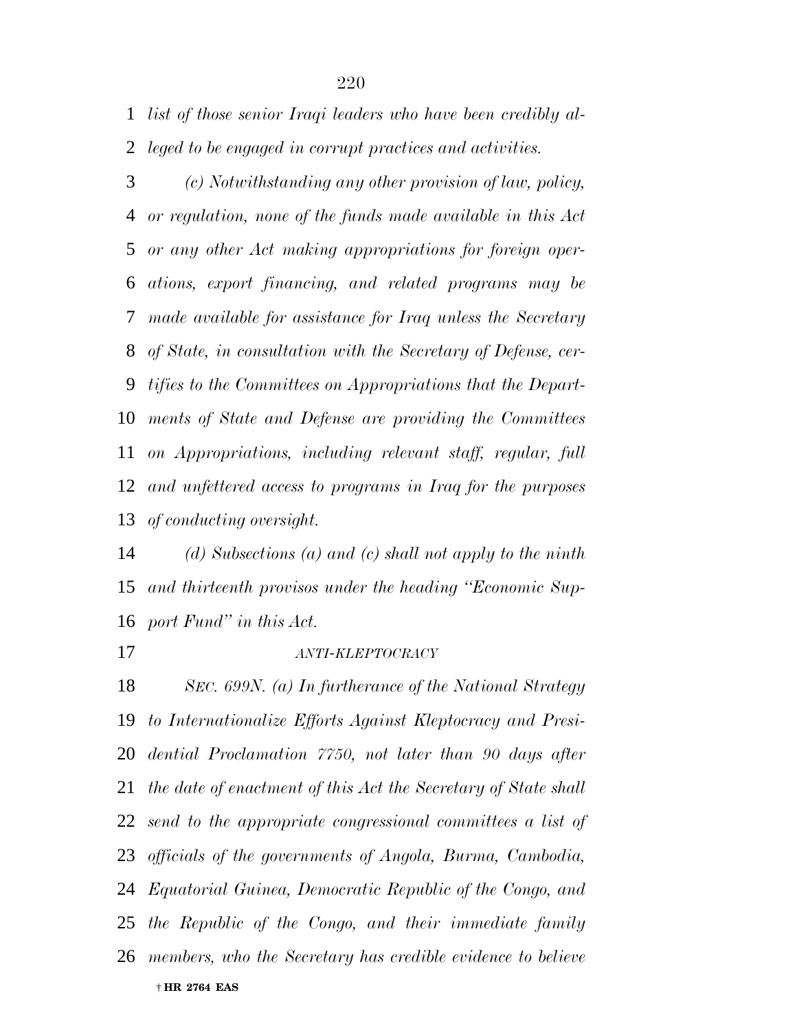*list of those senior Iraqi leaders who have been credibly alleged to be engaged in corrupt practices and activities.*

*(c) Notwithstanding any other provision of law, policy, or regulation, none of the funds made available in this Act or any other Act making appropriations for foreign operations, export financing, and related programs may be made available for assistance for Iraq unless the Secretary of State, in consultation with the Secretary of Defense, certifies to the Committees on Appropriations that the Departments of State and Defense are providing the Committees on Appropriations, including relevant staff, regular, full and unfettered access to programs in Iraq for the purposes of conducting oversight.*

*(d) Subsections (a) and (c) shall not apply to the ninth and thirteenth provisos under the heading "Economic Support Fund" in this Act.*

*ANTI-KLEPTOCRACY*

*SEC. 699N. (a) In furtherance of the National Strategy to Internationalize Efforts Against Kleptocracy and Presidential Proclamation 7750, not later than 90 days after the date of enactment of this Act the Secretary of State shall send to the appropriate congressional committees a list of officials of the governments of Angola, Burma, Cambodia, Equatorial Guinea, Democratic Republic of the Congo, and the Republic of the Congo, and their immediate family members, who the Secretary has credible evidence to believe*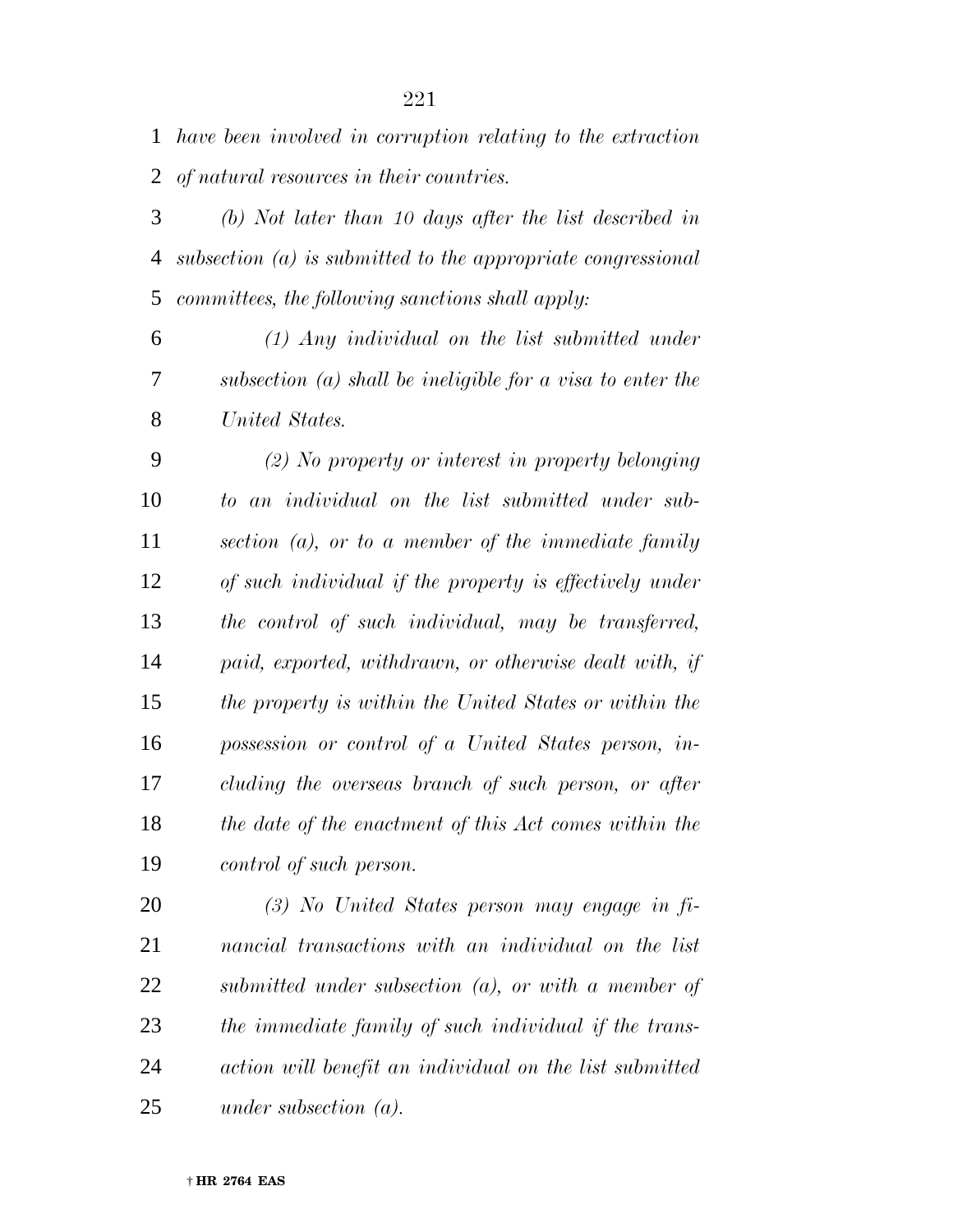*have been involved in corruption relating to the extraction of natural resources in their countries.*

*(b) Not later than 10 days after the list described in subsection (a) is submitted to the appropriate congressional committees, the following sanctions shall apply:*

*(1) Any individual on the list submitted under subsection (a) shall be ineligible for a visa to enter the United States.*

*(2) No property or interest in property belonging to an individual on the list submitted under subsection (a), or to a member of the immediate family of such individual if the property is effectively under the control of such individual, may be transferred, paid, exported, withdrawn, or otherwise dealt with, if the property is within the United States or within the possession or control of a United States person, including the overseas branch of such person, or after the date of the enactment of this Act comes within the control of such person.*

*(3) No United States person may engage in financial transactions with an individual on the list submitted under subsection (a), or with a member of the immediate family of such individual if the transaction will benefit an individual on the list submitted under subsection (a).*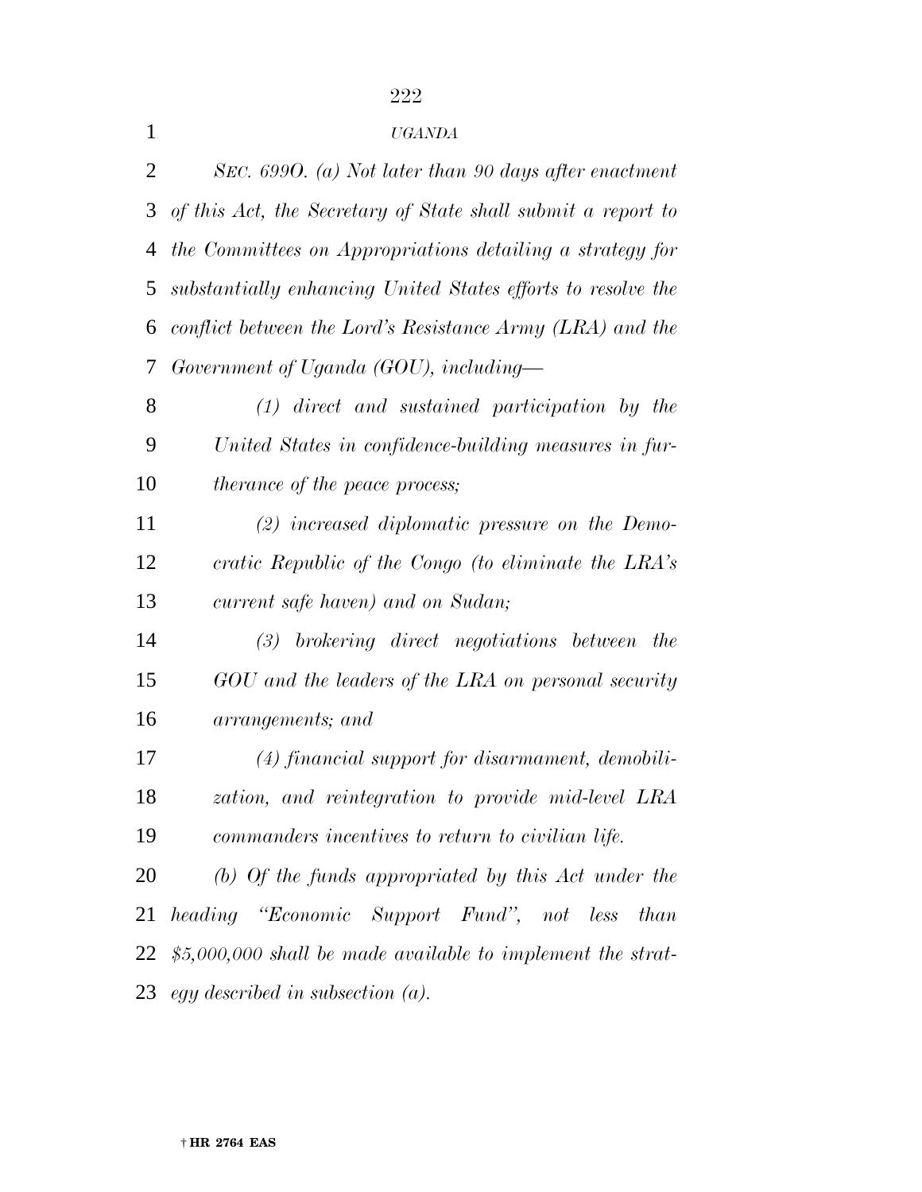*UGANDA*

*SEC. 699O. (a) Not later than 90 days after enactment of this Act, the Secretary of State shall submit a report to the Committees on Appropriations detailing a strategy for substantially enhancing United States efforts to resolve the conflict between the Lord's Resistance Army (LRA) and the Government of Uganda (GOU), including—*

*(1) direct and sustained participation by the United States in confidence-building measures in furtherance of the peace process;*

*(2) increased diplomatic pressure on the Democratic Republic of the Congo (to eliminate the LRA's current safe haven) and on Sudan;*

*(3) brokering direct negotiations between the GOU and the leaders of the LRA on personal security arrangements; and*

*(4) financial support for disarmament, demobilization, and reintegration to provide mid-level LRA commanders incentives to return to civilian life.*

*(b) Of the funds appropriated by this Act under the heading "Economic Support Fund", not less than $5,000,000 shall be made available to implement the strategy described in subsection (a).*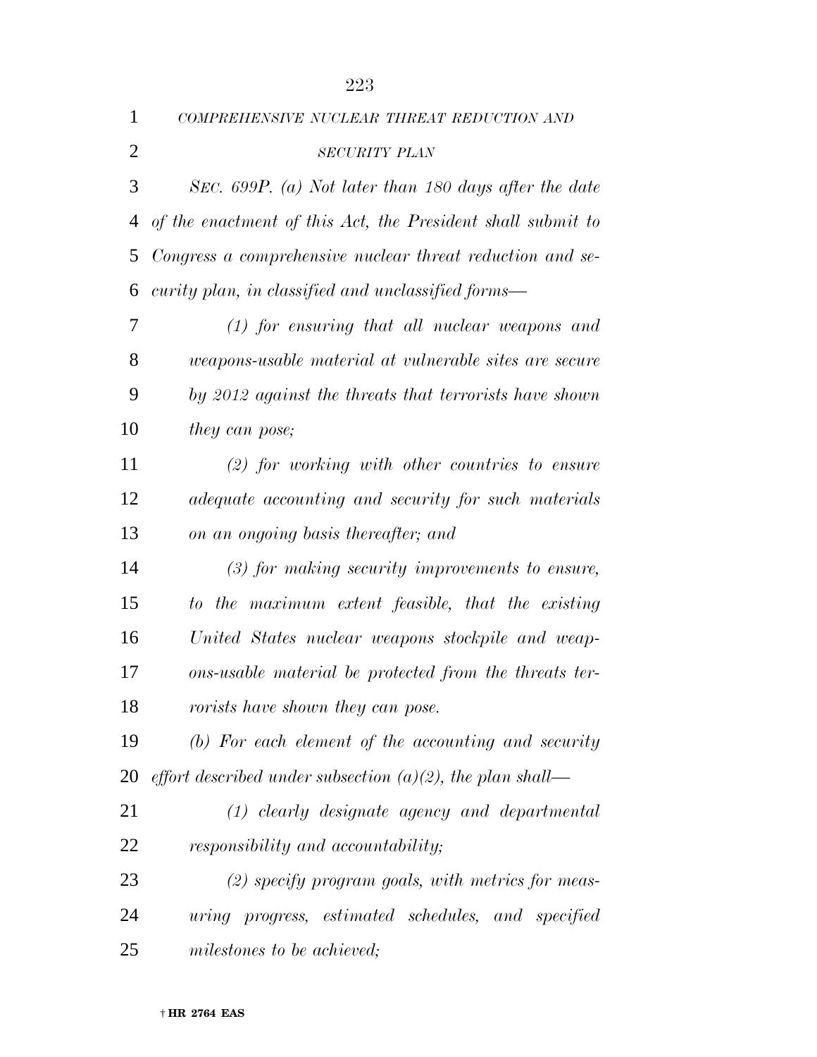*COMPREHENSIVE NUCLEAR THREAT REDUCTION AND SECURITY PLAN*

*SEC. 699P. (a) Not later than 180 days after the date of the enactment of this Act, the President shall submit to Congress a comprehensive nuclear threat reduction and security plan, in classified and unclassified forms—*

*(1) for ensuring that all nuclear weapons and weapons-usable material at vulnerable sites are secure by 2012 against the threats that terrorists have shown they can pose;*

*(2) for working with other countries to ensure adequate accounting and security for such materials on an ongoing basis thereafter; and*

*(3) for making security improvements to ensure, to the maximum extent feasible, that the existing United States nuclear weapons stockpile and weapons-usable material be protected from the threats terrorists have shown they can pose.*

*(b) For each element of the accounting and security effort described under subsection (a)(2), the plan shall—*

*(1) clearly designate agency and departmental responsibility and accountability;*

*(2) specify program goals, with metrics for measuring progress, estimated schedules, and specified milestones to be achieved;*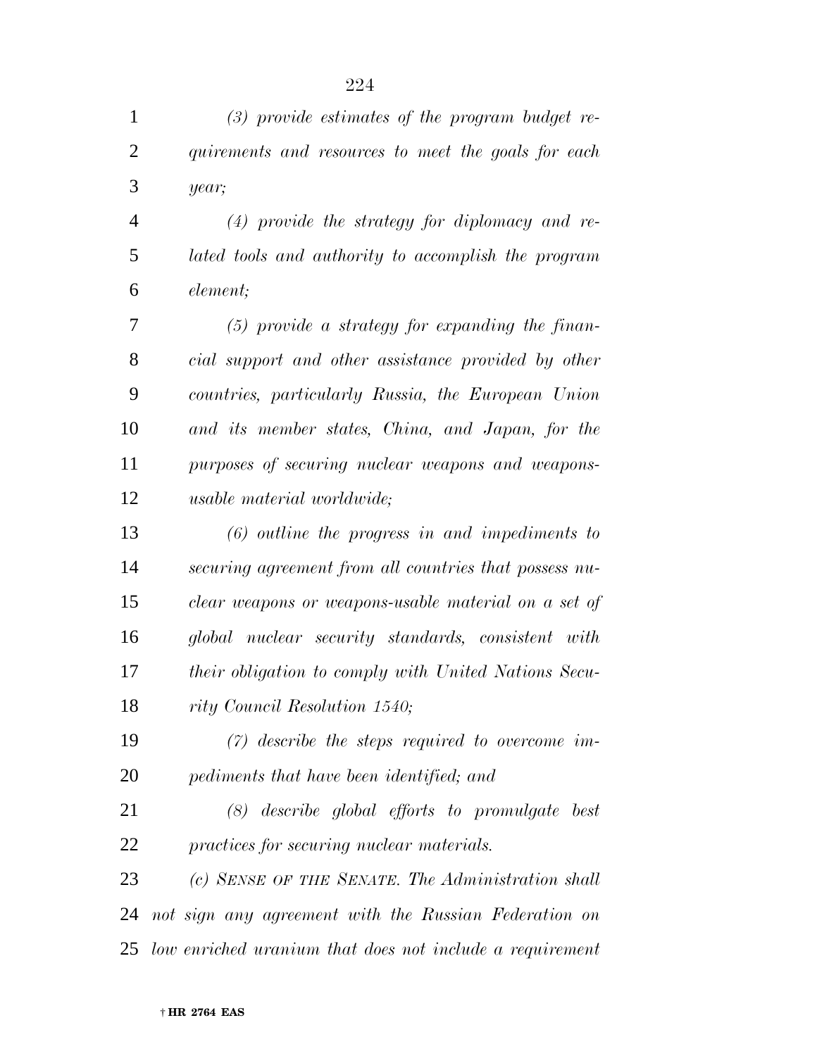*(3) provide estimates of the program budget requirements and resources to meet the goals for each year;*

*(4) provide the strategy for diplomacy and related tools and authority to accomplish the program element;*

*(5) provide a strategy for expanding the financial support and other assistance provided by other countries, particularly Russia, the European Union and its member states, China, and Japan, for the purposes of securing nuclear weapons and weapons-usable material worldwide;*

*(6) outline the progress in and impediments to securing agreement from all countries that possess nuclear weapons or weapons-usable material on a set of global nuclear security standards, consistent with their obligation to comply with United Nations Security Council Resolution 1540;*

*(7) describe the steps required to overcome impediments that have been identified; and*

*(8) describe global efforts to promulgate best practices for securing nuclear materials.*

*(c) SENSE OF THE SENATE. The Administration shall not sign any agreement with the Russian Federation on low enriched uranium that does not include a requirement*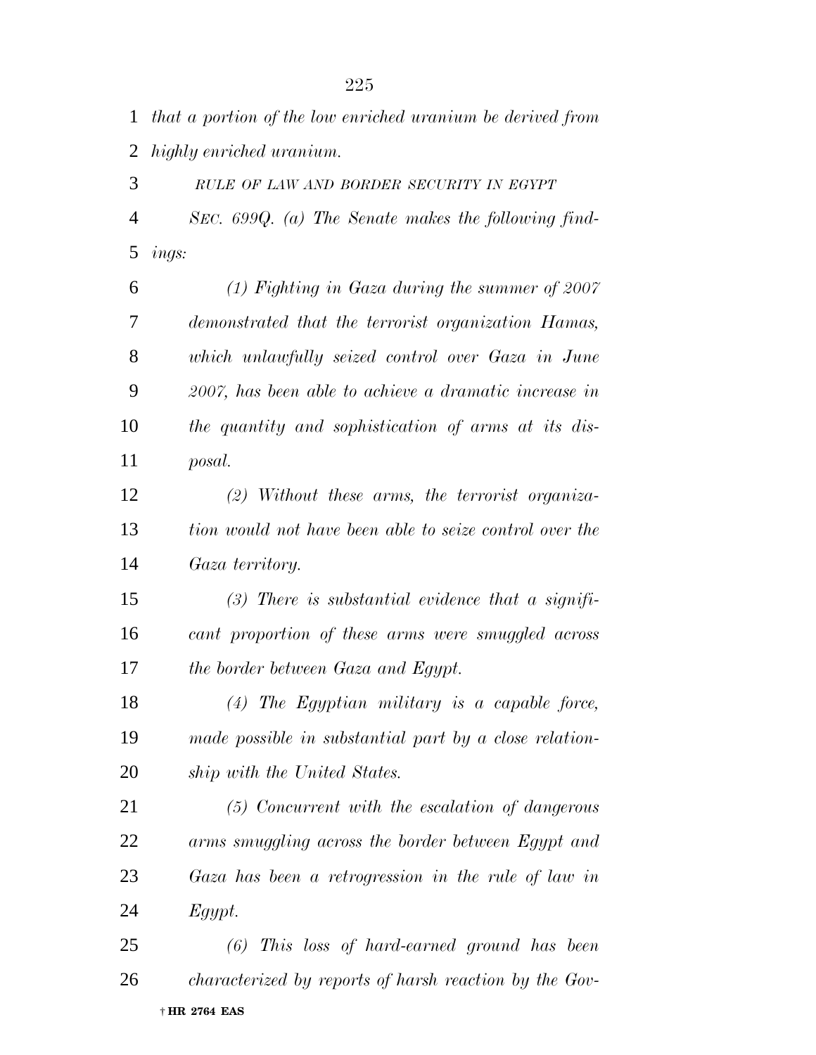*that a portion of the low enriched uranium be derived from highly enriched uranium.*

*RULE OF LAW AND BORDER SECURITY IN EGYPT*

*SEC. 699Q. (a) The Senate makes the following findings:*

*(1) Fighting in Gaza during the summer of 2007 demonstrated that the terrorist organization Hamas, which unlawfully seized control over Gaza in June 2007, has been able to achieve a dramatic increase in the quantity and sophistication of arms at its disposal.*

*(2) Without these arms, the terrorist organization would not have been able to seize control over the Gaza territory.*

*(3) There is substantial evidence that a significant proportion of these arms were smuggled across the border between Gaza and Egypt.*

*(4) The Egyptian military is a capable force, made possible in substantial part by a close relationship with the United States.*

*(5) Concurrent with the escalation of dangerous arms smuggling across the border between Egypt and Gaza has been a retrogression in the rule of law in Egypt.*

*(6) This loss of hard-earned ground has been characterized by reports of harsh reaction by the Gov-*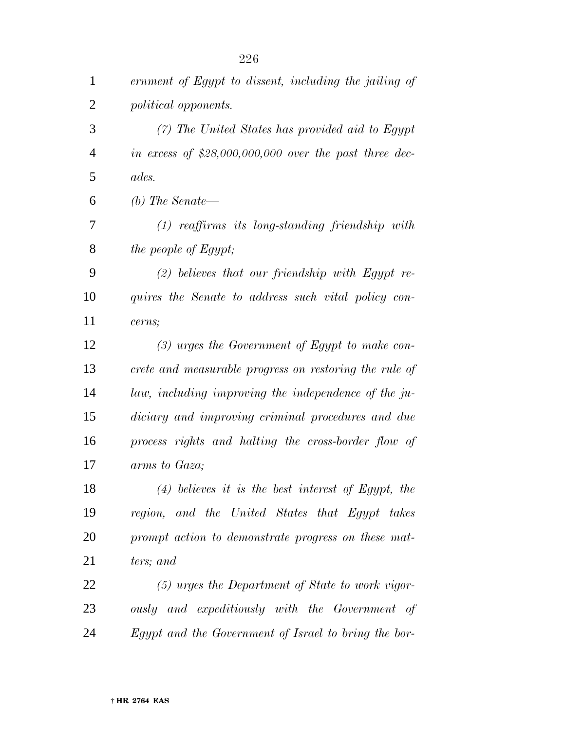*ernment of Egypt to dissent, including the jailing of political opponents.*

*(7) The United States has provided aid to Egypt in excess of $28,000,000,000 over the past three decades.*

*(b) The Senate—*

*(1) reaffirms its long-standing friendship with the people of Egypt;*

*(2) believes that our friendship with Egypt requires the Senate to address such vital policy concerns;*

*(3) urges the Government of Egypt to make concrete and measurable progress on restoring the rule of law, including improving the independence of the judiciary and improving criminal procedures and due process rights and halting the cross-border flow of arms to Gaza;*

*(4) believes it is the best interest of Egypt, the region, and the United States that Egypt takes prompt action to demonstrate progress on these matters; and*

*(5) urges the Department of State to work vigorously and expeditiously with the Government of Egypt and the Government of Israel to bring the bor-*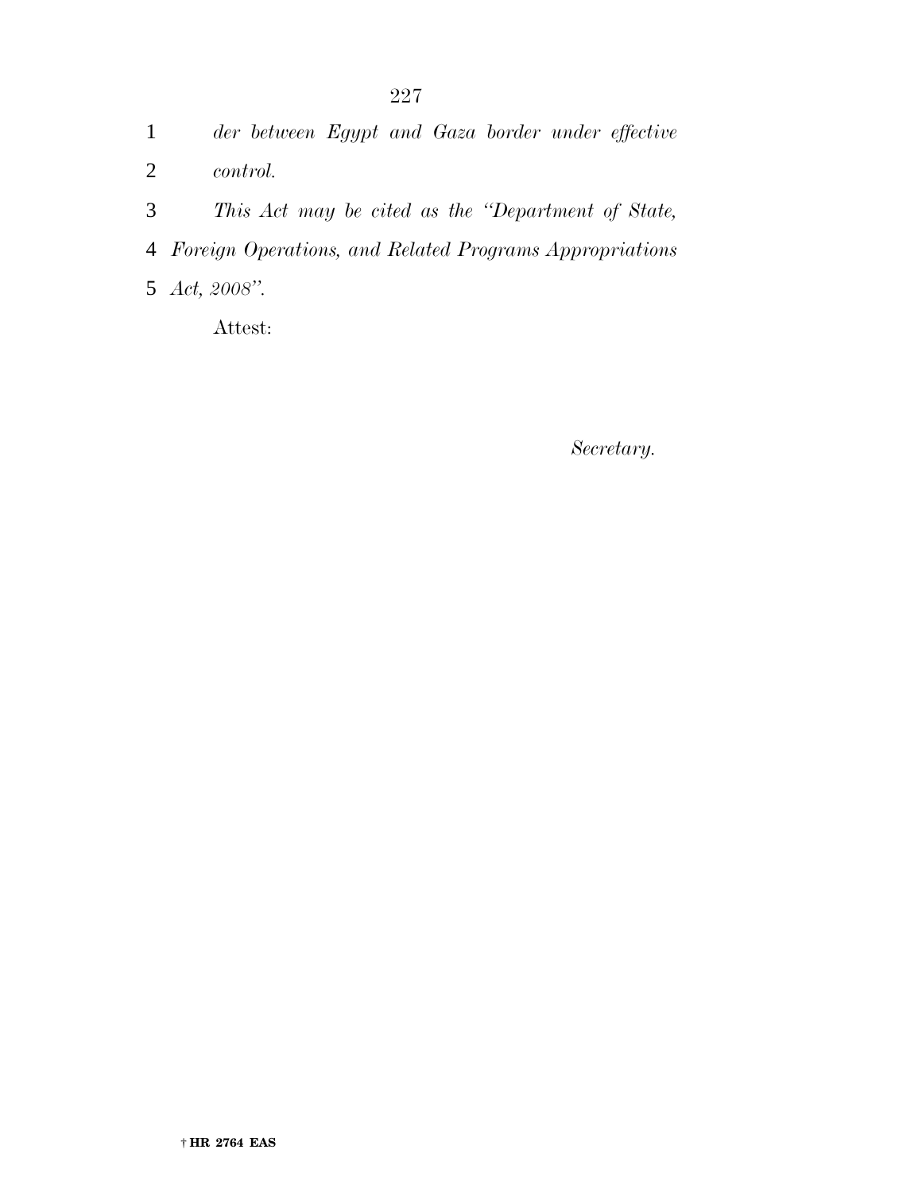*der between Egypt and Gaza border under effective control.*

*This Act may be cited as the "Department of State, Foreign Operations, and Related Programs Appropriations Act, 2008".*

Attest:

*Secretary.*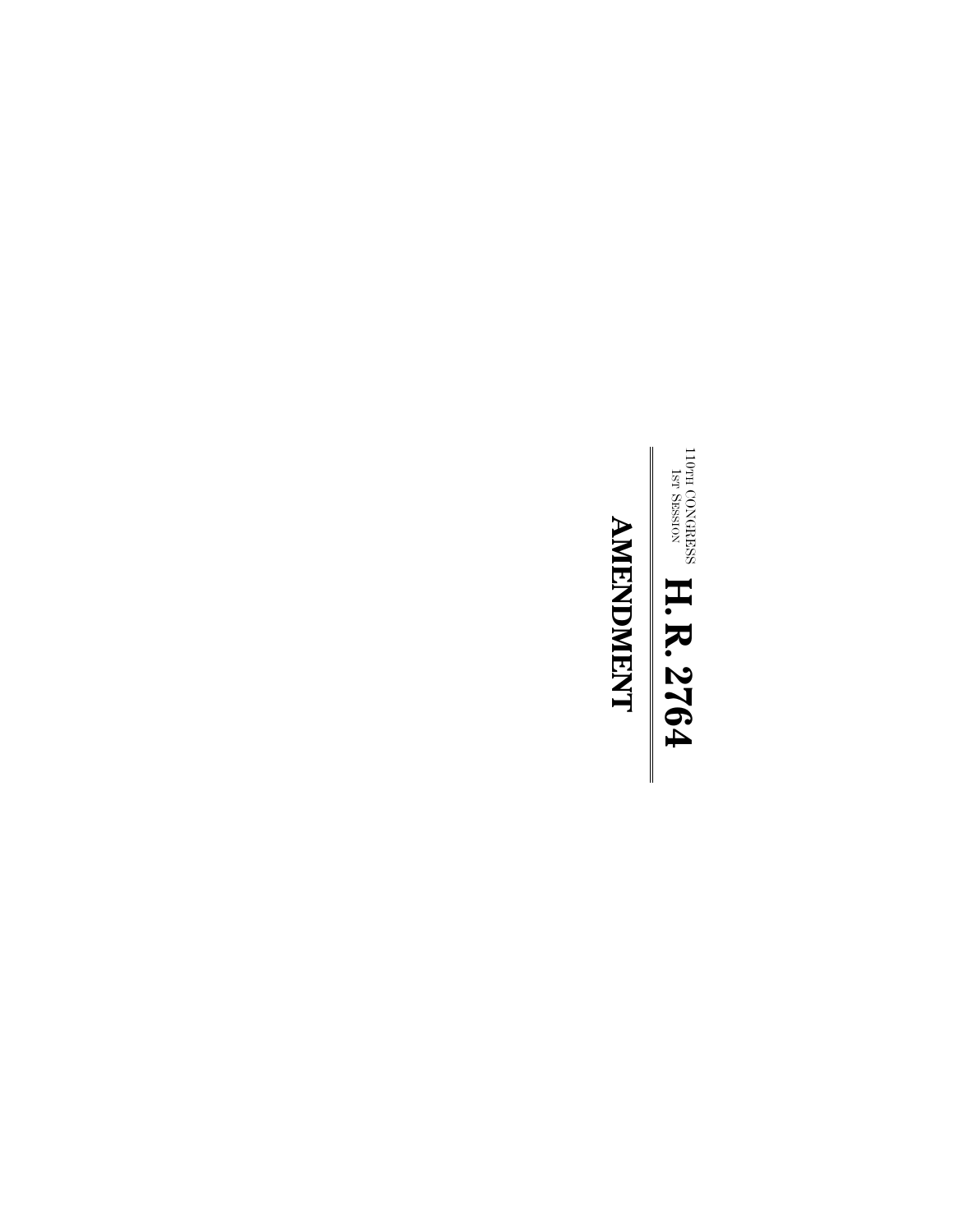110TH CONGRESS
1ST SESSION

# H. R. 2764

## AMENDMENT